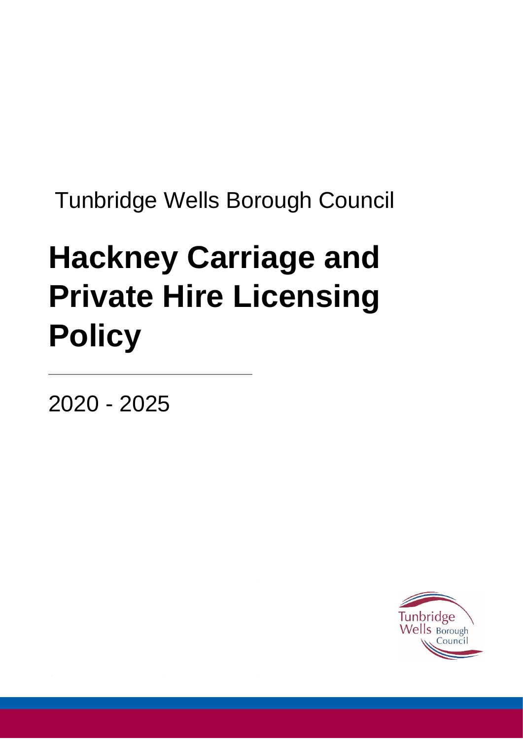Tunbridge Wells Borough Council

# Hackney Carriage and Private Hire Licensing Policy

2020 - 2025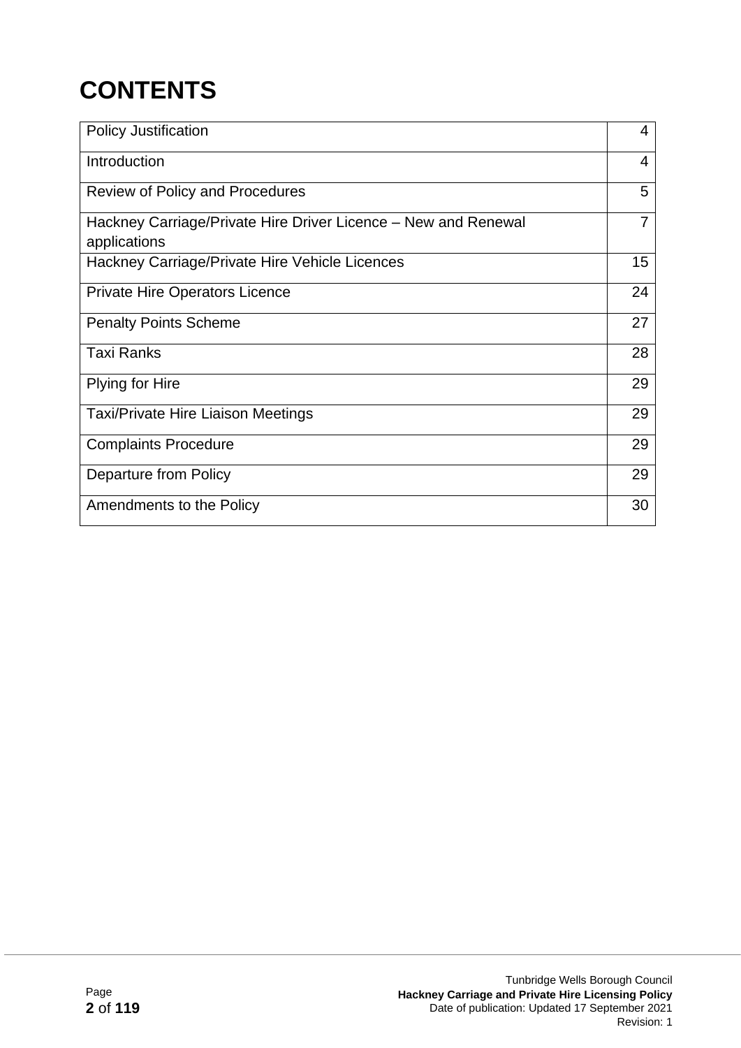# CONTENTS

| | |
|---|---|
| Policy Justification | 4 |
| Introduction | 4 |
| Review of Policy and Procedures | 5 |
| Hackney Carriage/Private Hire Driver Licence – New and Renewal applications | 7 |
| Hackney Carriage/Private Hire Vehicle Licences | 15 |
| Private Hire Operators Licence | 24 |
| Penalty Points Scheme | 27 |
| Taxi Ranks | 28 |
| Plying for Hire | 29 |
| Taxi/Private Hire Liaison Meetings | 29 |
| Complaints Procedure | 29 |
| Departure from Policy | 29 |
| Amendments to the Policy | 30 |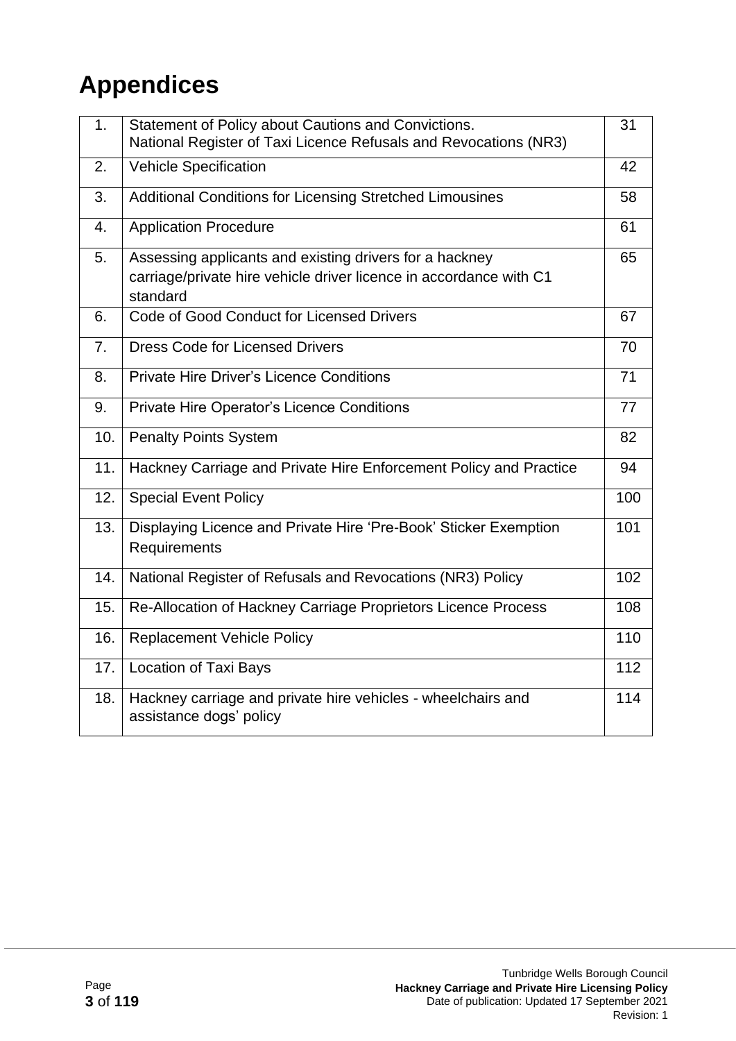# Appendices

| | | |
|---|---|---|
| 1. | Statement of Policy about Cautions and Convictions.<br>National Register of Taxi Licence Refusals and Revocations (NR3) | 31 |
| 2. | Vehicle Specification | 42 |
| 3. | Additional Conditions for Licensing Stretched Limousines | 58 |
| 4. | Application Procedure | 61 |
| 5. | Assessing applicants and existing drivers for a hackney carriage/private hire vehicle driver licence in accordance with C1 standard | 65 |
| 6. | Code of Good Conduct for Licensed Drivers | 67 |
| 7. | Dress Code for Licensed Drivers | 70 |
| 8. | Private Hire Driver's Licence Conditions | 71 |
| 9. | Private Hire Operator's Licence Conditions | 77 |
| 10. | Penalty Points System | 82 |
| 11. | Hackney Carriage and Private Hire Enforcement Policy and Practice | 94 |
| 12. | Special Event Policy | 100 |
| 13. | Displaying Licence and Private Hire 'Pre-Book' Sticker Exemption Requirements | 101 |
| 14. | National Register of Refusals and Revocations (NR3) Policy | 102 |
| 15. | Re-Allocation of Hackney Carriage Proprietors Licence Process | 108 |
| 16. | Replacement Vehicle Policy | 110 |
| 17. | Location of Taxi Bays | 112 |
| 18. | Hackney carriage and private hire vehicles - wheelchairs and assistance dogs' policy | 114 |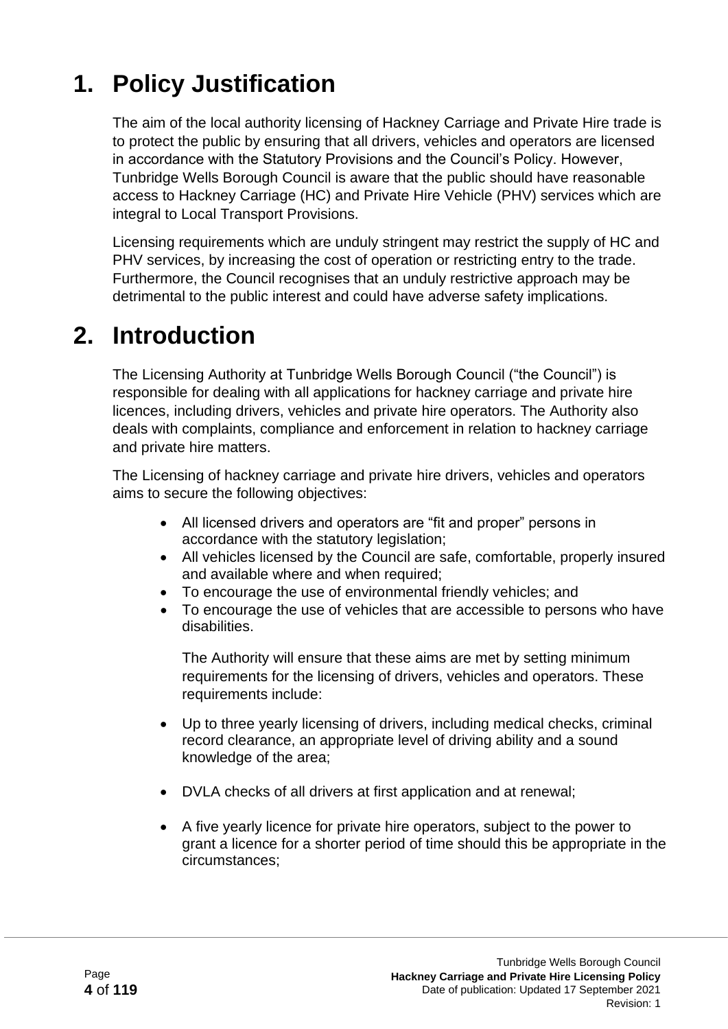# 1. Policy Justification

The aim of the local authority licensing of Hackney Carriage and Private Hire trade is to protect the public by ensuring that all drivers, vehicles and operators are licensed in accordance with the Statutory Provisions and the Council's Policy. However, Tunbridge Wells Borough Council is aware that the public should have reasonable access to Hackney Carriage (HC) and Private Hire Vehicle (PHV) services which are integral to Local Transport Provisions.

Licensing requirements which are unduly stringent may restrict the supply of HC and PHV services, by increasing the cost of operation or restricting entry to the trade. Furthermore, the Council recognises that an unduly restrictive approach may be detrimental to the public interest and could have adverse safety implications.

# 2. Introduction

The Licensing Authority at Tunbridge Wells Borough Council ("the Council") is responsible for dealing with all applications for hackney carriage and private hire licences, including drivers, vehicles and private hire operators. The Authority also deals with complaints, compliance and enforcement in relation to hackney carriage and private hire matters.

The Licensing of hackney carriage and private hire drivers, vehicles and operators aims to secure the following objectives:

- All licensed drivers and operators are "fit and proper" persons in accordance with the statutory legislation;
- All vehicles licensed by the Council are safe, comfortable, properly insured and available where and when required;
- To encourage the use of environmental friendly vehicles; and
- To encourage the use of vehicles that are accessible to persons who have disabilities.

The Authority will ensure that these aims are met by setting minimum requirements for the licensing of drivers, vehicles and operators. These requirements include:

- Up to three yearly licensing of drivers, including medical checks, criminal record clearance, an appropriate level of driving ability and a sound knowledge of the area;
- DVLA checks of all drivers at first application and at renewal;
- A five yearly licence for private hire operators, subject to the power to grant a licence for a shorter period of time should this be appropriate in the circumstances;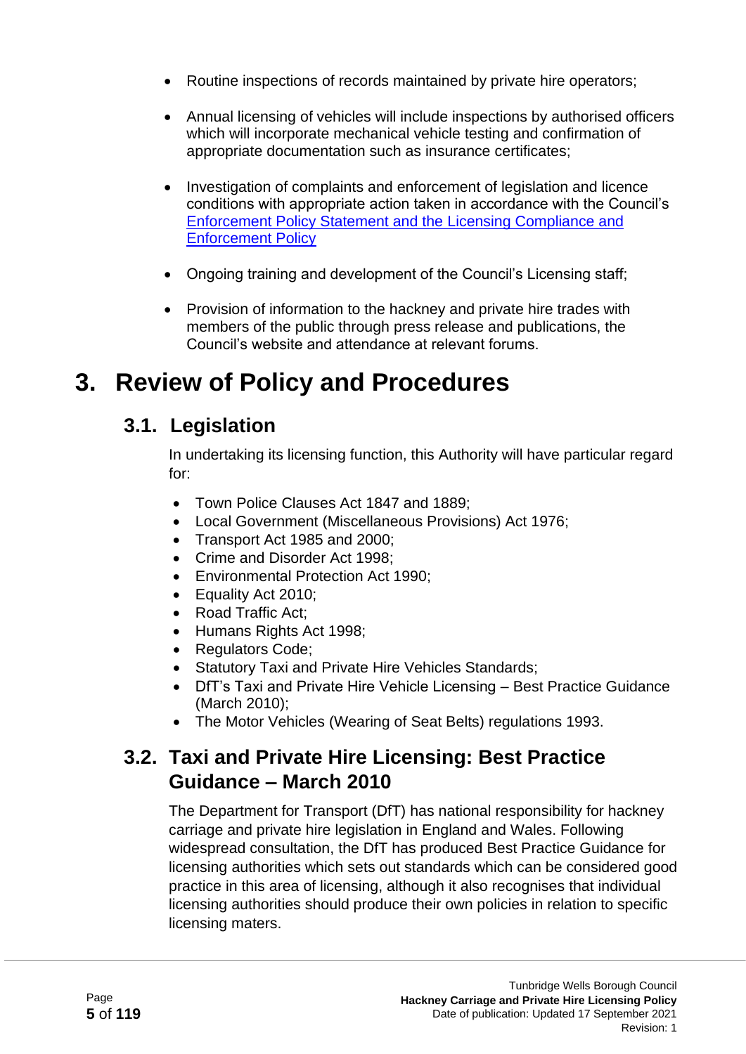- Routine inspections of records maintained by private hire operators;

- Annual licensing of vehicles will include inspections by authorised officers which will incorporate mechanical vehicle testing and confirmation of appropriate documentation such as insurance certificates;

- Investigation of complaints and enforcement of legislation and licence conditions with appropriate action taken in accordance with the Council's [Enforcement Policy Statement and the Licensing Compliance and Enforcement Policy]

- Ongoing training and development of the Council's Licensing staff;

- Provision of information to the hackney and private hire trades with members of the public through press release and publications, the Council's website and attendance at relevant forums.

# 3. Review of Policy and Procedures

## 3.1. Legislation

In undertaking its licensing function, this Authority will have particular regard for:

- Town Police Clauses Act 1847 and 1889;
- Local Government (Miscellaneous Provisions) Act 1976;
- Transport Act 1985 and 2000;
- Crime and Disorder Act 1998;
- Environmental Protection Act 1990;
- Equality Act 2010;
- Road Traffic Act;
- Humans Rights Act 1998;
- Regulators Code;
- Statutory Taxi and Private Hire Vehicles Standards;
- DfT's Taxi and Private Hire Vehicle Licensing – Best Practice Guidance (March 2010);
- The Motor Vehicles (Wearing of Seat Belts) regulations 1993.

## 3.2. Taxi and Private Hire Licensing: Best Practice Guidance – March 2010

The Department for Transport (DfT) has national responsibility for hackney carriage and private hire legislation in England and Wales. Following widespread consultation, the DfT has produced Best Practice Guidance for licensing authorities which sets out standards which can be considered good practice in this area of licensing, although it also recognises that individual licensing authorities should produce their own policies in relation to specific licensing maters.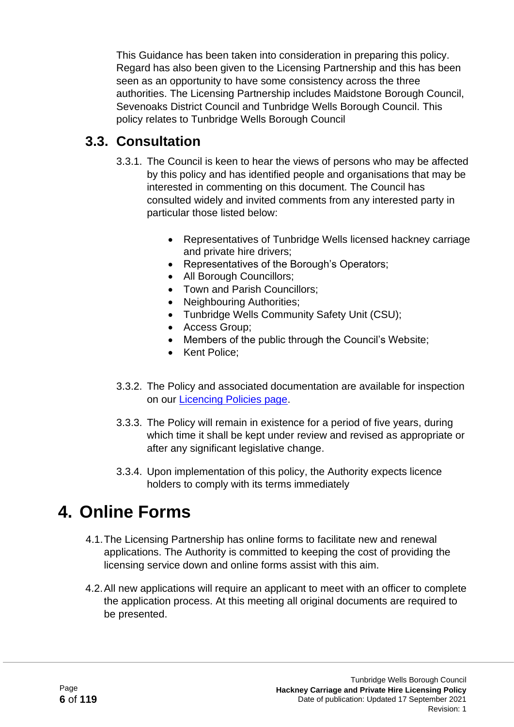This Guidance has been taken into consideration in preparing this policy. Regard has also been given to the Licensing Partnership and this has been seen as an opportunity to have some consistency across the three authorities. The Licensing Partnership includes Maidstone Borough Council, Sevenoaks District Council and Tunbridge Wells Borough Council. This policy relates to Tunbridge Wells Borough Council

## 3.3. Consultation

3.3.1. The Council is keen to hear the views of persons who may be affected by this policy and has identified people and organisations that may be interested in commenting on this document. The Council has consulted widely and invited comments from any interested party in particular those listed below:

- Representatives of Tunbridge Wells licensed hackney carriage and private hire drivers;
- Representatives of the Borough's Operators;
- All Borough Councillors;
- Town and Parish Councillors;
- Neighbouring Authorities;
- Tunbridge Wells Community Safety Unit (CSU);
- Access Group;
- Members of the public through the Council's Website;
- Kent Police;

3.3.2. The Policy and associated documentation are available for inspection on our [Licencing Policies page](Licencing Policies page).

3.3.3. The Policy will remain in existence for a period of five years, during which time it shall be kept under review and revised as appropriate or after any significant legislative change.

3.3.4. Upon implementation of this policy, the Authority expects licence holders to comply with its terms immediately

# 4. Online Forms

4.1. The Licensing Partnership has online forms to facilitate new and renewal applications. The Authority is committed to keeping the cost of providing the licensing service down and online forms assist with this aim.

4.2. All new applications will require an applicant to meet with an officer to complete the application process. At this meeting all original documents are required to be presented.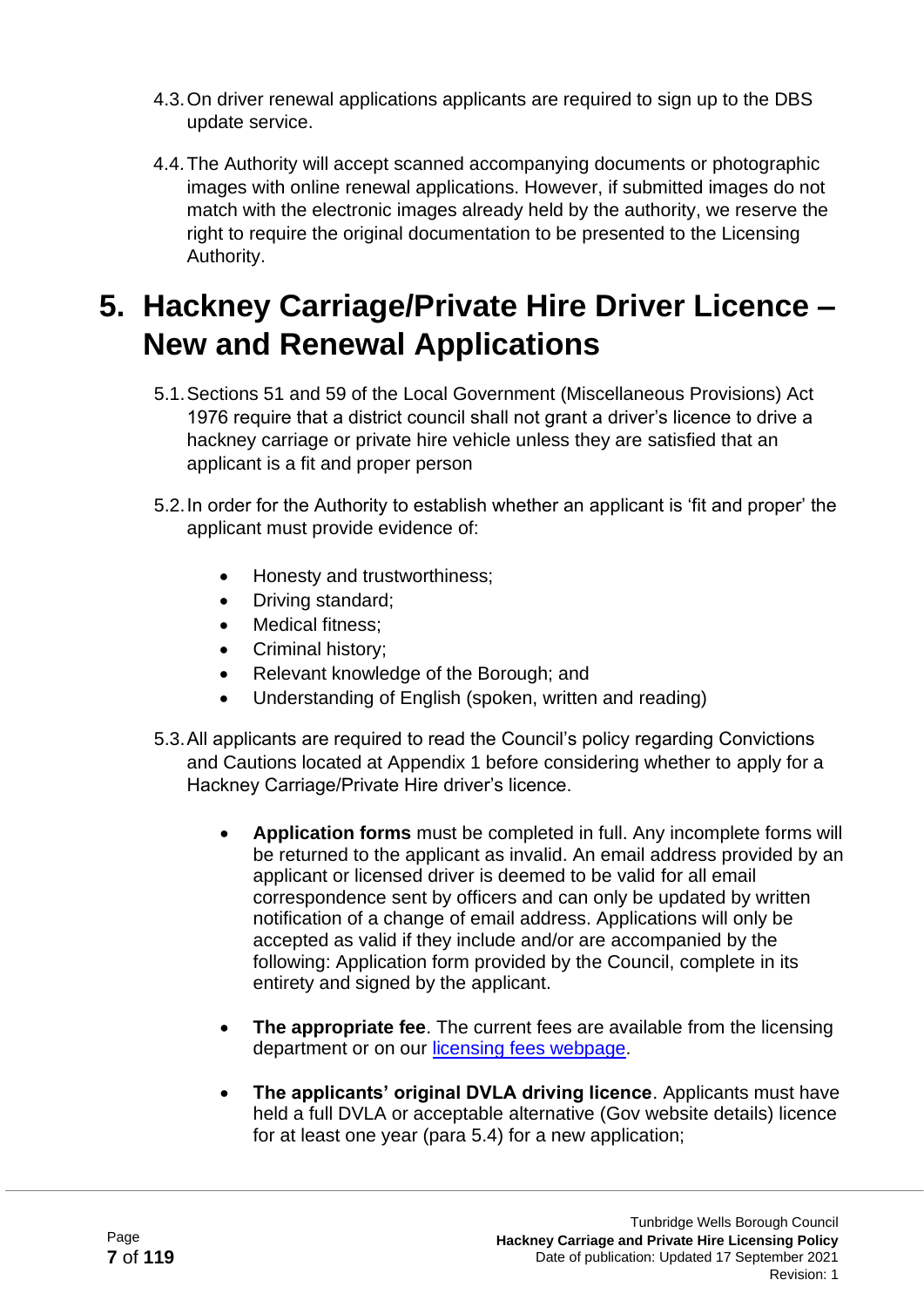4.3. On driver renewal applications applicants are required to sign up to the DBS update service.

4.4. The Authority will accept scanned accompanying documents or photographic images with online renewal applications. However, if submitted images do not match with the electronic images already held by the authority, we reserve the right to require the original documentation to be presented to the Licensing Authority.

# 5. Hackney Carriage/Private Hire Driver Licence – New and Renewal Applications

5.1. Sections 51 and 59 of the Local Government (Miscellaneous Provisions) Act 1976 require that a district council shall not grant a driver's licence to drive a hackney carriage or private hire vehicle unless they are satisfied that an applicant is a fit and proper person

5.2. In order for the Authority to establish whether an applicant is 'fit and proper' the applicant must provide evidence of:

- Honesty and trustworthiness;
- Driving standard;
- Medical fitness;
- Criminal history;
- Relevant knowledge of the Borough; and
- Understanding of English (spoken, written and reading)

5.3. All applicants are required to read the Council's policy regarding Convictions and Cautions located at Appendix 1 before considering whether to apply for a Hackney Carriage/Private Hire driver's licence.

- **Application forms** must be completed in full. Any incomplete forms will be returned to the applicant as invalid. An email address provided by an applicant or licensed driver is deemed to be valid for all email correspondence sent by officers and can only be updated by written notification of a change of email address. Applications will only be accepted as valid if they include and/or are accompanied by the following: Application form provided by the Council, complete in its entirety and signed by the applicant.

- **The appropriate fee**. The current fees are available from the licensing department or on our [licensing fees webpage](#).

- **The applicants' original DVLA driving licence**. Applicants must have held a full DVLA or acceptable alternative (Gov website details) licence for at least one year (para 5.4) for a new application;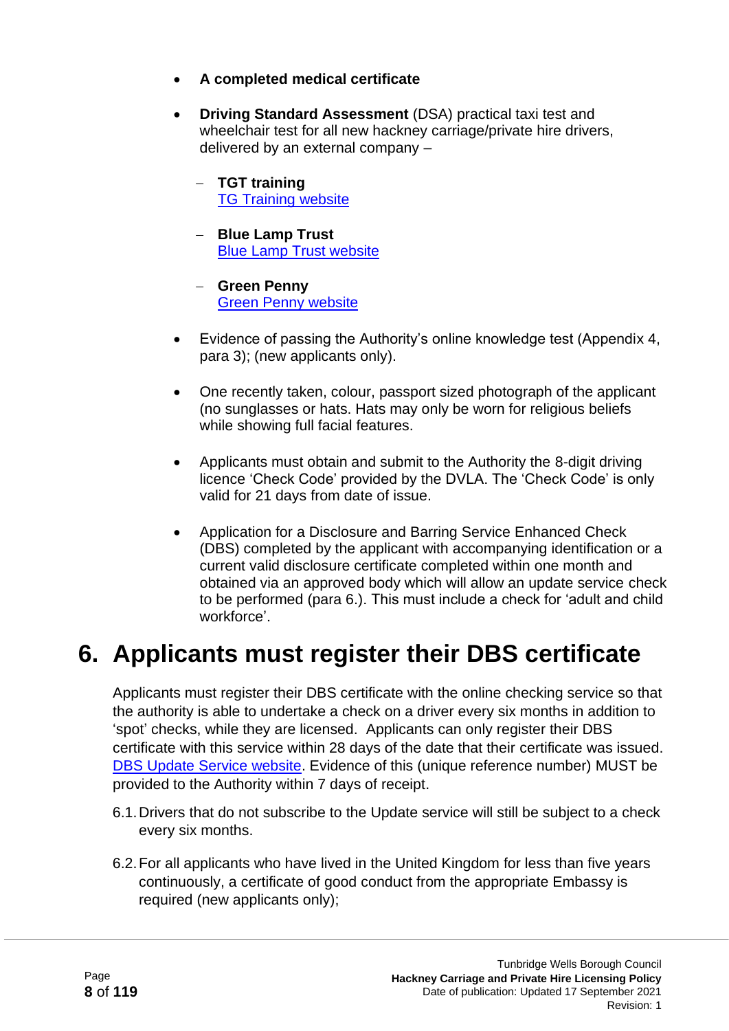- **A completed medical certificate**

- **Driving Standard Assessment** (DSA) practical taxi test and wheelchair test for all new hackney carriage/private hire drivers, delivered by an external company –

  - **TGT training**
    TG Training website

  - **Blue Lamp Trust**
    Blue Lamp Trust website

  - **Green Penny**
    Green Penny website

- Evidence of passing the Authority's online knowledge test (Appendix 4, para 3); (new applicants only).

- One recently taken, colour, passport sized photograph of the applicant (no sunglasses or hats. Hats may only be worn for religious beliefs while showing full facial features.

- Applicants must obtain and submit to the Authority the 8-digit driving licence 'Check Code' provided by the DVLA. The 'Check Code' is only valid for 21 days from date of issue.

- Application for a Disclosure and Barring Service Enhanced Check (DBS) completed by the applicant with accompanying identification or a current valid disclosure certificate completed within one month and obtained via an approved body which will allow an update service check to be performed (para 6.). This must include a check for 'adult and child workforce'.

# 6. Applicants must register their DBS certificate

Applicants must register their DBS certificate with the online checking service so that the authority is able to undertake a check on a driver every six months in addition to 'spot' checks, while they are licensed. Applicants can only register their DBS certificate with this service within 28 days of the date that their certificate was issued. DBS Update Service website. Evidence of this (unique reference number) MUST be provided to the Authority within 7 days of receipt.

6.1. Drivers that do not subscribe to the Update service will still be subject to a check every six months.

6.2. For all applicants who have lived in the United Kingdom for less than five years continuously, a certificate of good conduct from the appropriate Embassy is required (new applicants only);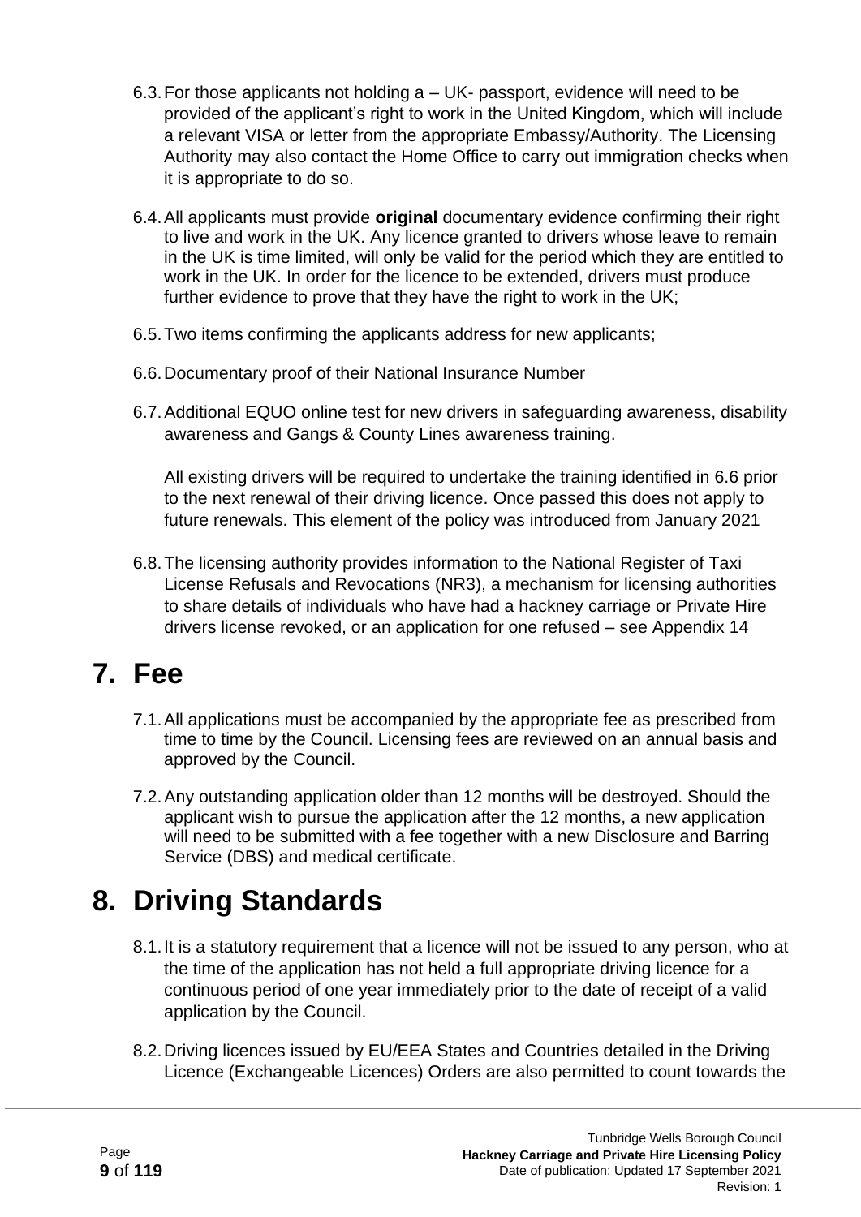6.3. For those applicants not holding a – UK- passport, evidence will need to be provided of the applicant's right to work in the United Kingdom, which will include a relevant VISA or letter from the appropriate Embassy/Authority. The Licensing Authority may also contact the Home Office to carry out immigration checks when it is appropriate to do so.

6.4. All applicants must provide **original** documentary evidence confirming their right to live and work in the UK. Any licence granted to drivers whose leave to remain in the UK is time limited, will only be valid for the period which they are entitled to work in the UK. In order for the licence to be extended, drivers must produce further evidence to prove that they have the right to work in the UK;

6.5. Two items confirming the applicants address for new applicants;

6.6. Documentary proof of their National Insurance Number

6.7. Additional EQUO online test for new drivers in safeguarding awareness, disability awareness and Gangs & County Lines awareness training.

All existing drivers will be required to undertake the training identified in 6.6 prior to the next renewal of their driving licence. Once passed this does not apply to future renewals. This element of the policy was introduced from January 2021

6.8. The licensing authority provides information to the National Register of Taxi License Refusals and Revocations (NR3), a mechanism for licensing authorities to share details of individuals who have had a hackney carriage or Private Hire drivers license revoked, or an application for one refused – see Appendix 14

# 7. Fee

7.1. All applications must be accompanied by the appropriate fee as prescribed from time to time by the Council. Licensing fees are reviewed on an annual basis and approved by the Council.

7.2. Any outstanding application older than 12 months will be destroyed. Should the applicant wish to pursue the application after the 12 months, a new application will need to be submitted with a fee together with a new Disclosure and Barring Service (DBS) and medical certificate.

# 8. Driving Standards

8.1. It is a statutory requirement that a licence will not be issued to any person, who at the time of the application has not held a full appropriate driving licence for a continuous period of one year immediately prior to the date of receipt of a valid application by the Council.

8.2. Driving licences issued by EU/EEA States and Countries detailed in the Driving Licence (Exchangeable Licences) Orders are also permitted to count towards the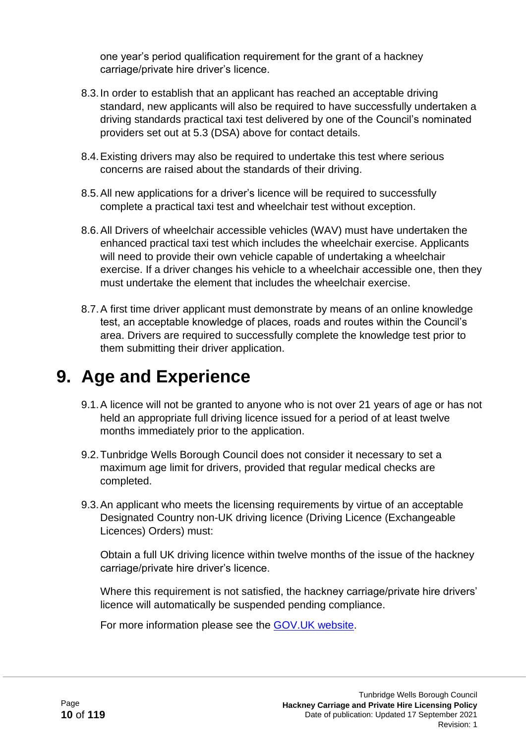one year's period qualification requirement for the grant of a hackney carriage/private hire driver's licence.

8.3. In order to establish that an applicant has reached an acceptable driving standard, new applicants will also be required to have successfully undertaken a driving standards practical taxi test delivered by one of the Council's nominated providers set out at 5.3 (DSA) above for contact details.

8.4. Existing drivers may also be required to undertake this test where serious concerns are raised about the standards of their driving.

8.5. All new applications for a driver's licence will be required to successfully complete a practical taxi test and wheelchair test without exception.

8.6. All Drivers of wheelchair accessible vehicles (WAV) must have undertaken the enhanced practical taxi test which includes the wheelchair exercise. Applicants will need to provide their own vehicle capable of undertaking a wheelchair exercise. If a driver changes his vehicle to a wheelchair accessible one, then they must undertake the element that includes the wheelchair exercise.

8.7. A first time driver applicant must demonstrate by means of an online knowledge test, an acceptable knowledge of places, roads and routes within the Council's area. Drivers are required to successfully complete the knowledge test prior to them submitting their driver application.

# 9. Age and Experience

9.1. A licence will not be granted to anyone who is not over 21 years of age or has not held an appropriate full driving licence issued for a period of at least twelve months immediately prior to the application.

9.2. Tunbridge Wells Borough Council does not consider it necessary to set a maximum age limit for drivers, provided that regular medical checks are completed.

9.3. An applicant who meets the licensing requirements by virtue of an acceptable Designated Country non-UK driving licence (Driving Licence (Exchangeable Licences) Orders) must:

Obtain a full UK driving licence within twelve months of the issue of the hackney carriage/private hire driver's licence.

Where this requirement is not satisfied, the hackney carriage/private hire drivers' licence will automatically be suspended pending compliance.

For more information please see the GOV.UK website.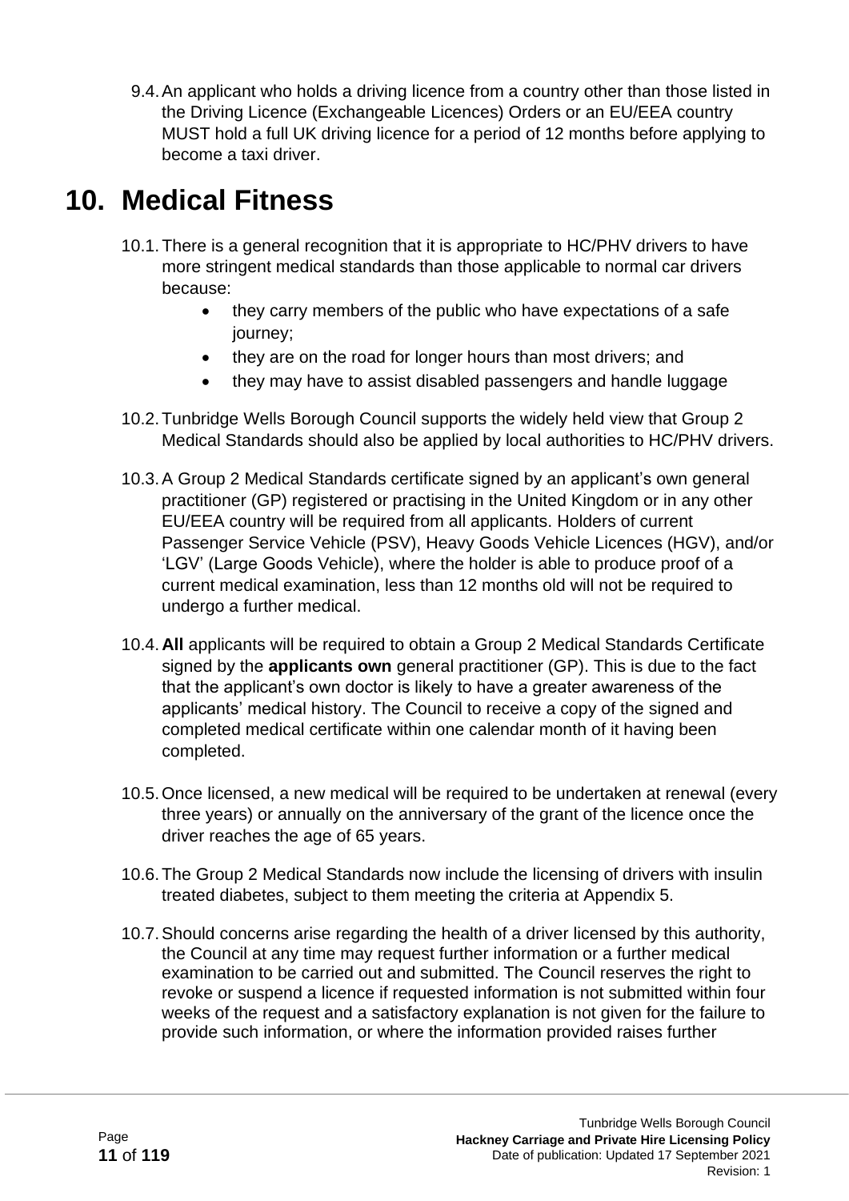9.4. An applicant who holds a driving licence from a country other than those listed in the Driving Licence (Exchangeable Licences) Orders or an EU/EEA country MUST hold a full UK driving licence for a period of 12 months before applying to become a taxi driver.

# 10. Medical Fitness

10.1. There is a general recognition that it is appropriate to HC/PHV drivers to have more stringent medical standards than those applicable to normal car drivers because:

- they carry members of the public who have expectations of a safe journey;
- they are on the road for longer hours than most drivers; and
- they may have to assist disabled passengers and handle luggage

10.2. Tunbridge Wells Borough Council supports the widely held view that Group 2 Medical Standards should also be applied by local authorities to HC/PHV drivers.

10.3. A Group 2 Medical Standards certificate signed by an applicant's own general practitioner (GP) registered or practising in the United Kingdom or in any other EU/EEA country will be required from all applicants. Holders of current Passenger Service Vehicle (PSV), Heavy Goods Vehicle Licences (HGV), and/or 'LGV' (Large Goods Vehicle), where the holder is able to produce proof of a current medical examination, less than 12 months old will not be required to undergo a further medical.

10.4. **All** applicants will be required to obtain a Group 2 Medical Standards Certificate signed by the **applicants own** general practitioner (GP). This is due to the fact that the applicant's own doctor is likely to have a greater awareness of the applicants' medical history. The Council to receive a copy of the signed and completed medical certificate within one calendar month of it having been completed.

10.5. Once licensed, a new medical will be required to be undertaken at renewal (every three years) or annually on the anniversary of the grant of the licence once the driver reaches the age of 65 years.

10.6. The Group 2 Medical Standards now include the licensing of drivers with insulin treated diabetes, subject to them meeting the criteria at Appendix 5.

10.7. Should concerns arise regarding the health of a driver licensed by this authority, the Council at any time may request further information or a further medical examination to be carried out and submitted. The Council reserves the right to revoke or suspend a licence if requested information is not submitted within four weeks of the request and a satisfactory explanation is not given for the failure to provide such information, or where the information provided raises further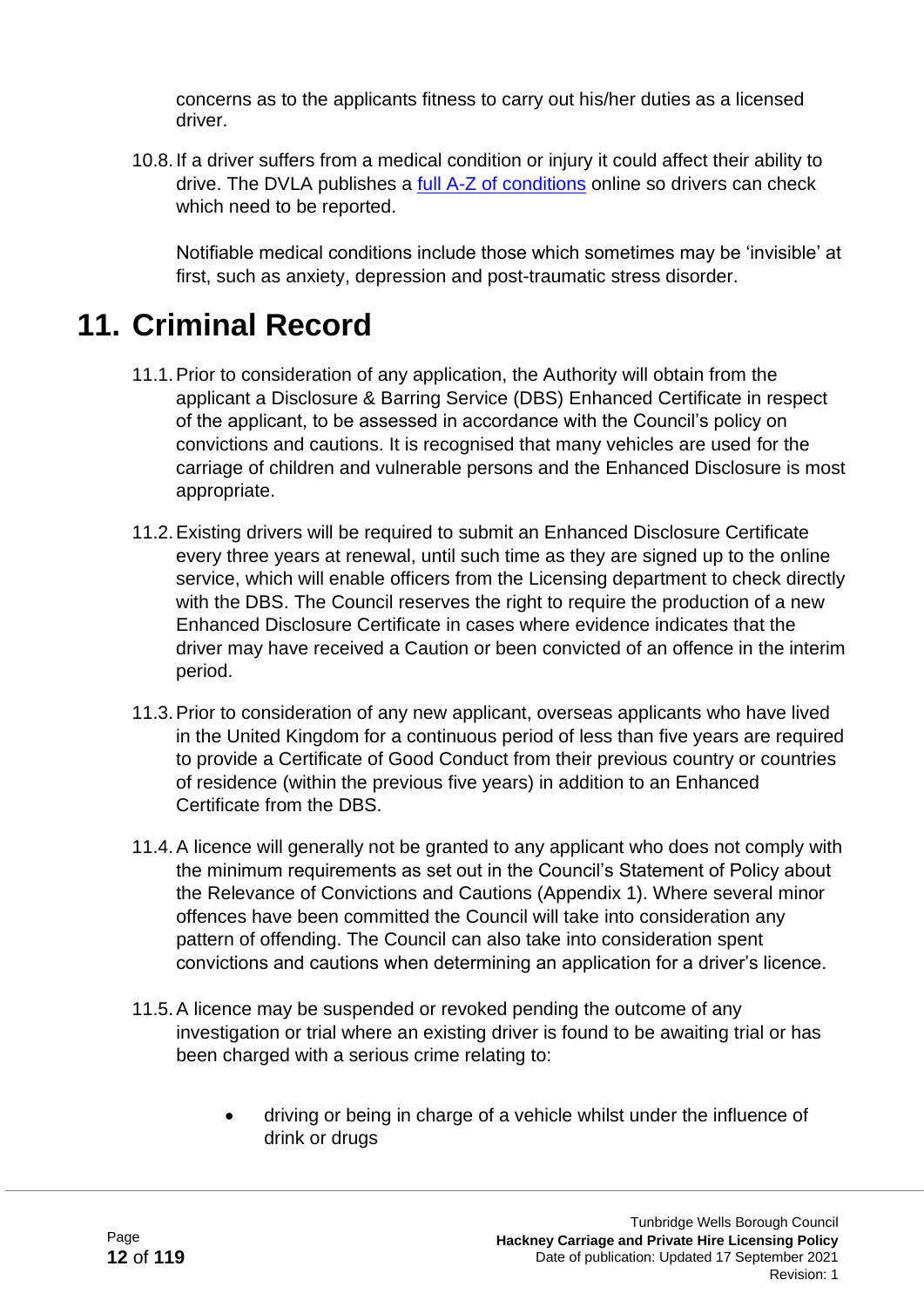concerns as to the applicants fitness to carry out his/her duties as a licensed driver.

10.8. If a driver suffers from a medical condition or injury it could affect their ability to drive. The DVLA publishes a [full A-Z of conditions] online so drivers can check which need to be reported.

Notifiable medical conditions include those which sometimes may be 'invisible' at first, such as anxiety, depression and post-traumatic stress disorder.

# 11. Criminal Record

11.1. Prior to consideration of any application, the Authority will obtain from the applicant a Disclosure & Barring Service (DBS) Enhanced Certificate in respect of the applicant, to be assessed in accordance with the Council's policy on convictions and cautions. It is recognised that many vehicles are used for the carriage of children and vulnerable persons and the Enhanced Disclosure is most appropriate.

11.2. Existing drivers will be required to submit an Enhanced Disclosure Certificate every three years at renewal, until such time as they are signed up to the online service, which will enable officers from the Licensing department to check directly with the DBS. The Council reserves the right to require the production of a new Enhanced Disclosure Certificate in cases where evidence indicates that the driver may have received a Caution or been convicted of an offence in the interim period.

11.3. Prior to consideration of any new applicant, overseas applicants who have lived in the United Kingdom for a continuous period of less than five years are required to provide a Certificate of Good Conduct from their previous country or countries of residence (within the previous five years) in addition to an Enhanced Certificate from the DBS.

11.4. A licence will generally not be granted to any applicant who does not comply with the minimum requirements as set out in the Council's Statement of Policy about the Relevance of Convictions and Cautions (Appendix 1). Where several minor offences have been committed the Council will take into consideration any pattern of offending. The Council can also take into consideration spent convictions and cautions when determining an application for a driver's licence.

11.5. A licence may be suspended or revoked pending the outcome of any investigation or trial where an existing driver is found to be awaiting trial or has been charged with a serious crime relating to:

- driving or being in charge of a vehicle whilst under the influence of drink or drugs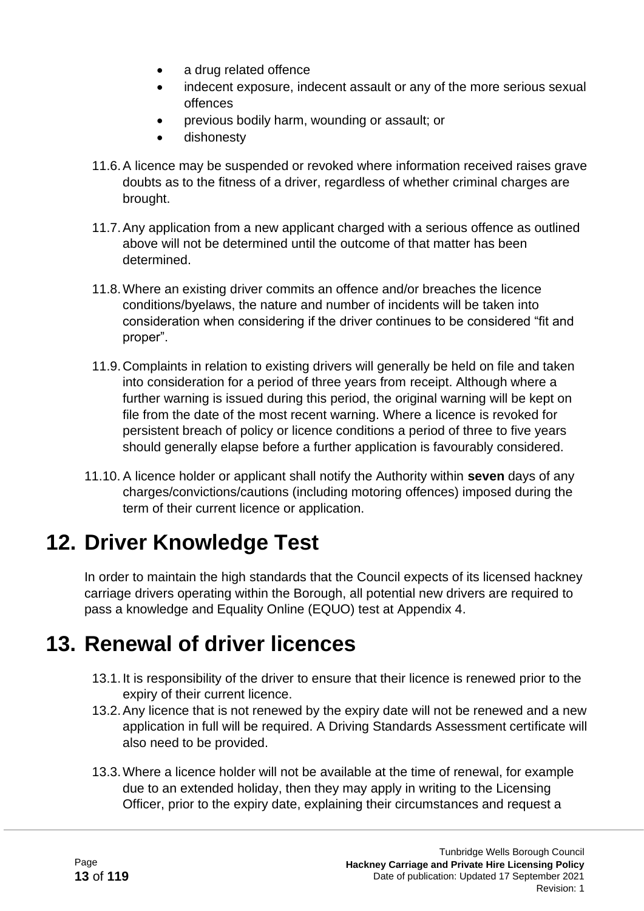- a drug related offence
- indecent exposure, indecent assault or any of the more serious sexual offences
- previous bodily harm, wounding or assault; or
- dishonesty

11.6. A licence may be suspended or revoked where information received raises grave doubts as to the fitness of a driver, regardless of whether criminal charges are brought.

11.7. Any application from a new applicant charged with a serious offence as outlined above will not be determined until the outcome of that matter has been determined.

11.8. Where an existing driver commits an offence and/or breaches the licence conditions/byelaws, the nature and number of incidents will be taken into consideration when considering if the driver continues to be considered "fit and proper".

11.9. Complaints in relation to existing drivers will generally be held on file and taken into consideration for a period of three years from receipt. Although where a further warning is issued during this period, the original warning will be kept on file from the date of the most recent warning. Where a licence is revoked for persistent breach of policy or licence conditions a period of three to five years should generally elapse before a further application is favourably considered.

11.10. A licence holder or applicant shall notify the Authority within **seven** days of any charges/convictions/cautions (including motoring offences) imposed during the term of their current licence or application.

# 12. Driver Knowledge Test

In order to maintain the high standards that the Council expects of its licensed hackney carriage drivers operating within the Borough, all potential new drivers are required to pass a knowledge and Equality Online (EQUO) test at Appendix 4.

# 13. Renewal of driver licences

13.1. It is responsibility of the driver to ensure that their licence is renewed prior to the expiry of their current licence.

13.2. Any licence that is not renewed by the expiry date will not be renewed and a new application in full will be required. A Driving Standards Assessment certificate will also need to be provided.

13.3. Where a licence holder will not be available at the time of renewal, for example due to an extended holiday, then they may apply in writing to the Licensing Officer, prior to the expiry date, explaining their circumstances and request a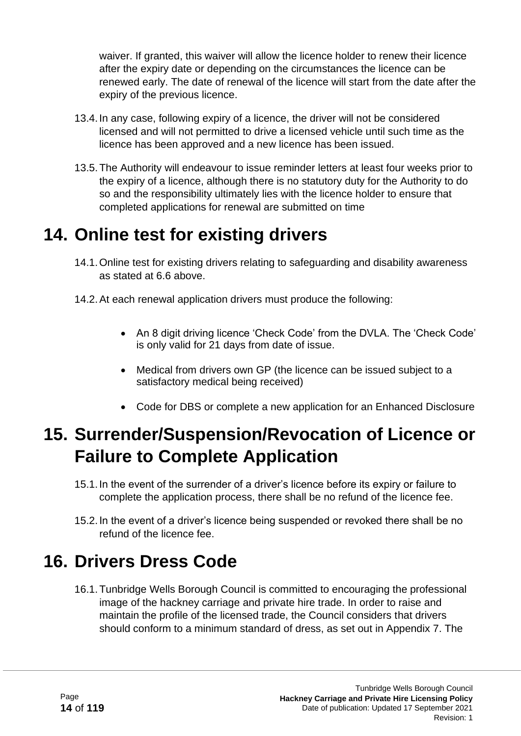waiver. If granted, this waiver will allow the licence holder to renew their licence after the expiry date or depending on the circumstances the licence can be renewed early. The date of renewal of the licence will start from the date after the expiry of the previous licence.

13.4. In any case, following expiry of a licence, the driver will not be considered licensed and will not permitted to drive a licensed vehicle until such time as the licence has been approved and a new licence has been issued.

13.5. The Authority will endeavour to issue reminder letters at least four weeks prior to the expiry of a licence, although there is no statutory duty for the Authority to do so and the responsibility ultimately lies with the licence holder to ensure that completed applications for renewal are submitted on time

# 14. Online test for existing drivers

14.1. Online test for existing drivers relating to safeguarding and disability awareness as stated at 6.6 above.

14.2. At each renewal application drivers must produce the following:

- An 8 digit driving licence 'Check Code' from the DVLA. The 'Check Code' is only valid for 21 days from date of issue.
- Medical from drivers own GP (the licence can be issued subject to a satisfactory medical being received)
- Code for DBS or complete a new application for an Enhanced Disclosure

# 15. Surrender/Suspension/Revocation of Licence or Failure to Complete Application

15.1. In the event of the surrender of a driver's licence before its expiry or failure to complete the application process, there shall be no refund of the licence fee.

15.2. In the event of a driver's licence being suspended or revoked there shall be no refund of the licence fee.

# 16. Drivers Dress Code

16.1. Tunbridge Wells Borough Council is committed to encouraging the professional image of the hackney carriage and private hire trade. In order to raise and maintain the profile of the licensed trade, the Council considers that drivers should conform to a minimum standard of dress, as set out in Appendix 7. The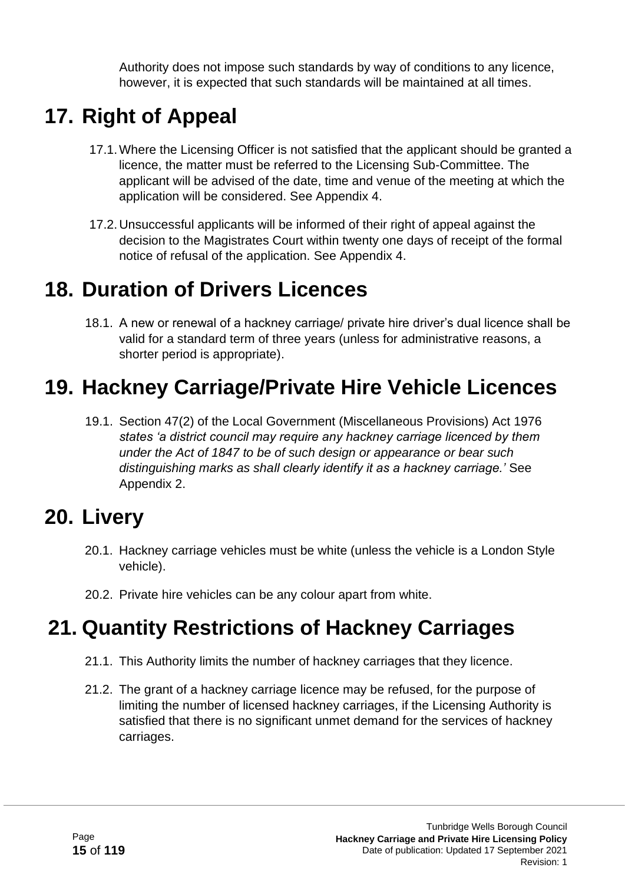Authority does not impose such standards by way of conditions to any licence, however, it is expected that such standards will be maintained at all times.

# 17. Right of Appeal

17.1. Where the Licensing Officer is not satisfied that the applicant should be granted a licence, the matter must be referred to the Licensing Sub-Committee. The applicant will be advised of the date, time and venue of the meeting at which the application will be considered. See Appendix 4.

17.2. Unsuccessful applicants will be informed of their right of appeal against the decision to the Magistrates Court within twenty one days of receipt of the formal notice of refusal of the application. See Appendix 4.

# 18. Duration of Drivers Licences

18.1. A new or renewal of a hackney carriage/ private hire driver's dual licence shall be valid for a standard term of three years (unless for administrative reasons, a shorter period is appropriate).

# 19. Hackney Carriage/Private Hire Vehicle Licences

19.1. Section 47(2) of the Local Government (Miscellaneous Provisions) Act 1976 *states 'a district council may require any hackney carriage licenced by them under the Act of 1847 to be of such design or appearance or bear such distinguishing marks as shall clearly identify it as a hackney carriage.'* See Appendix 2.

# 20. Livery

20.1. Hackney carriage vehicles must be white (unless the vehicle is a London Style vehicle).

20.2. Private hire vehicles can be any colour apart from white.

# 21. Quantity Restrictions of Hackney Carriages

21.1. This Authority limits the number of hackney carriages that they licence.

21.2. The grant of a hackney carriage licence may be refused, for the purpose of limiting the number of licensed hackney carriages, if the Licensing Authority is satisfied that there is no significant unmet demand for the services of hackney carriages.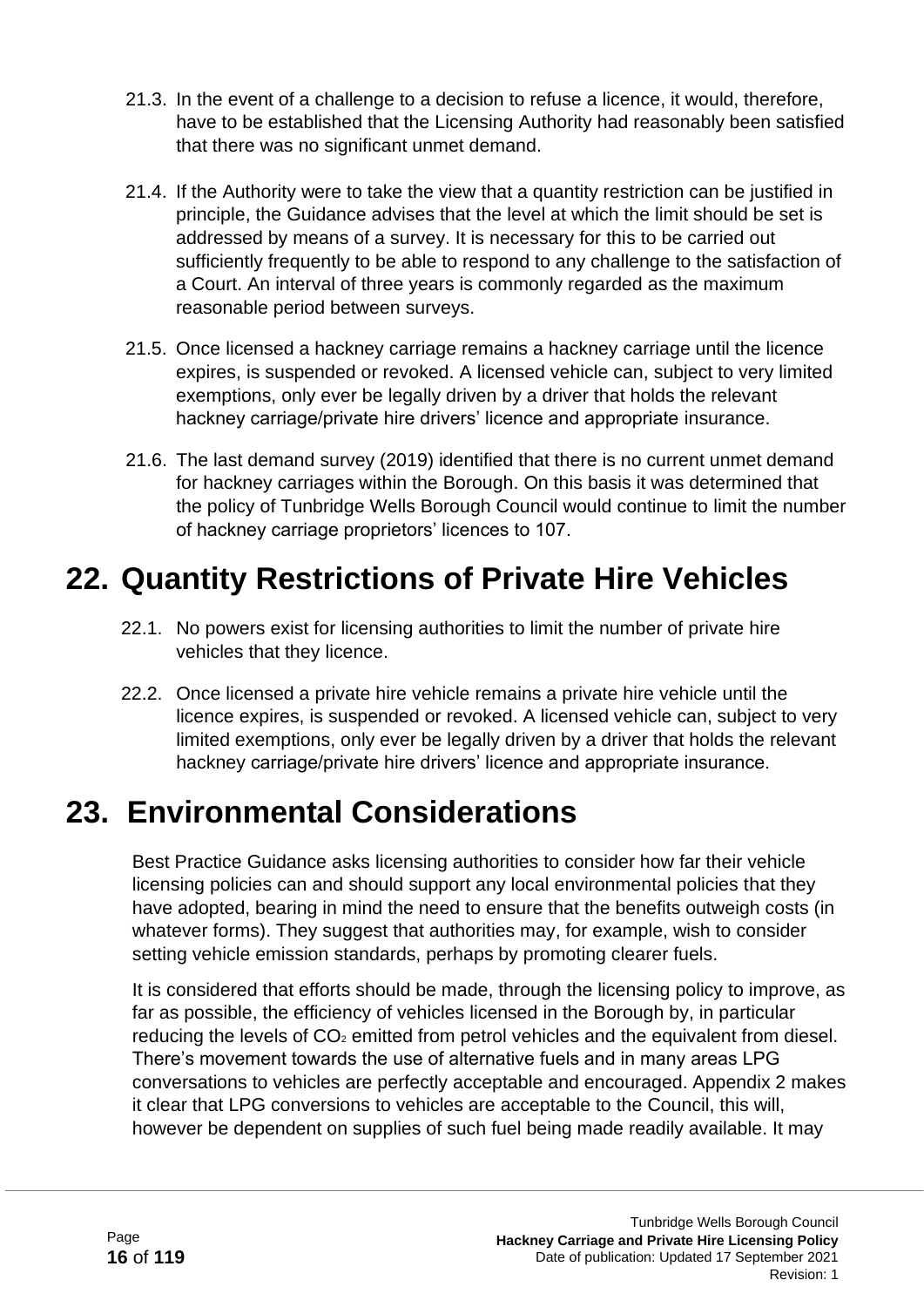21.3. In the event of a challenge to a decision to refuse a licence, it would, therefore, have to be established that the Licensing Authority had reasonably been satisfied that there was no significant unmet demand.

21.4. If the Authority were to take the view that a quantity restriction can be justified in principle, the Guidance advises that the level at which the limit should be set is addressed by means of a survey. It is necessary for this to be carried out sufficiently frequently to be able to respond to any challenge to the satisfaction of a Court. An interval of three years is commonly regarded as the maximum reasonable period between surveys.

21.5. Once licensed a hackney carriage remains a hackney carriage until the licence expires, is suspended or revoked. A licensed vehicle can, subject to very limited exemptions, only ever be legally driven by a driver that holds the relevant hackney carriage/private hire drivers' licence and appropriate insurance.

21.6. The last demand survey (2019) identified that there is no current unmet demand for hackney carriages within the Borough. On this basis it was determined that the policy of Tunbridge Wells Borough Council would continue to limit the number of hackney carriage proprietors' licences to 107.

# 22. Quantity Restrictions of Private Hire Vehicles

22.1. No powers exist for licensing authorities to limit the number of private hire vehicles that they licence.

22.2. Once licensed a private hire vehicle remains a private hire vehicle until the licence expires, is suspended or revoked. A licensed vehicle can, subject to very limited exemptions, only ever be legally driven by a driver that holds the relevant hackney carriage/private hire drivers' licence and appropriate insurance.

# 23. Environmental Considerations

Best Practice Guidance asks licensing authorities to consider how far their vehicle licensing policies can and should support any local environmental policies that they have adopted, bearing in mind the need to ensure that the benefits outweigh costs (in whatever forms). They suggest that authorities may, for example, wish to consider setting vehicle emission standards, perhaps by promoting clearer fuels.

It is considered that efforts should be made, through the licensing policy to improve, as far as possible, the efficiency of vehicles licensed in the Borough by, in particular reducing the levels of $CO_2$ emitted from petrol vehicles and the equivalent from diesel. There's movement towards the use of alternative fuels and in many areas LPG conversations to vehicles are perfectly acceptable and encouraged. Appendix 2 makes it clear that LPG conversions to vehicles are acceptable to the Council, this will, however be dependent on supplies of such fuel being made readily available. It may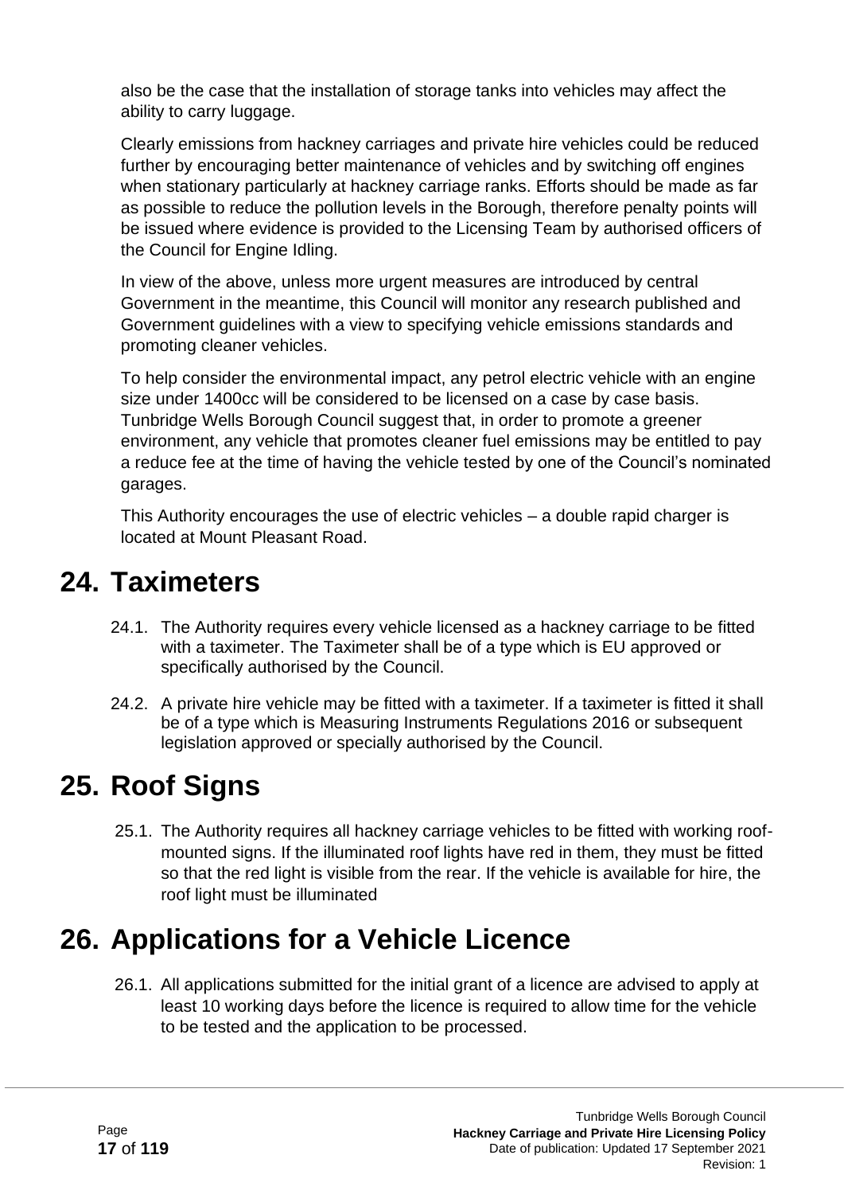also be the case that the installation of storage tanks into vehicles may affect the ability to carry luggage.

Clearly emissions from hackney carriages and private hire vehicles could be reduced further by encouraging better maintenance of vehicles and by switching off engines when stationary particularly at hackney carriage ranks. Efforts should be made as far as possible to reduce the pollution levels in the Borough, therefore penalty points will be issued where evidence is provided to the Licensing Team by authorised officers of the Council for Engine Idling.

In view of the above, unless more urgent measures are introduced by central Government in the meantime, this Council will monitor any research published and Government guidelines with a view to specifying vehicle emissions standards and promoting cleaner vehicles.

To help consider the environmental impact, any petrol electric vehicle with an engine size under 1400cc will be considered to be licensed on a case by case basis. Tunbridge Wells Borough Council suggest that, in order to promote a greener environment, any vehicle that promotes cleaner fuel emissions may be entitled to pay a reduce fee at the time of having the vehicle tested by one of the Council's nominated garages.

This Authority encourages the use of electric vehicles – a double rapid charger is located at Mount Pleasant Road.

# 24. Taximeters

24.1. The Authority requires every vehicle licensed as a hackney carriage to be fitted with a taximeter. The Taximeter shall be of a type which is EU approved or specifically authorised by the Council.

24.2. A private hire vehicle may be fitted with a taximeter. If a taximeter is fitted it shall be of a type which is Measuring Instruments Regulations 2016 or subsequent legislation approved or specially authorised by the Council.

# 25. Roof Signs

25.1. The Authority requires all hackney carriage vehicles to be fitted with working roof-mounted signs. If the illuminated roof lights have red in them, they must be fitted so that the red light is visible from the rear. If the vehicle is available for hire, the roof light must be illuminated

# 26. Applications for a Vehicle Licence

26.1. All applications submitted for the initial grant of a licence are advised to apply at least 10 working days before the licence is required to allow time for the vehicle to be tested and the application to be processed.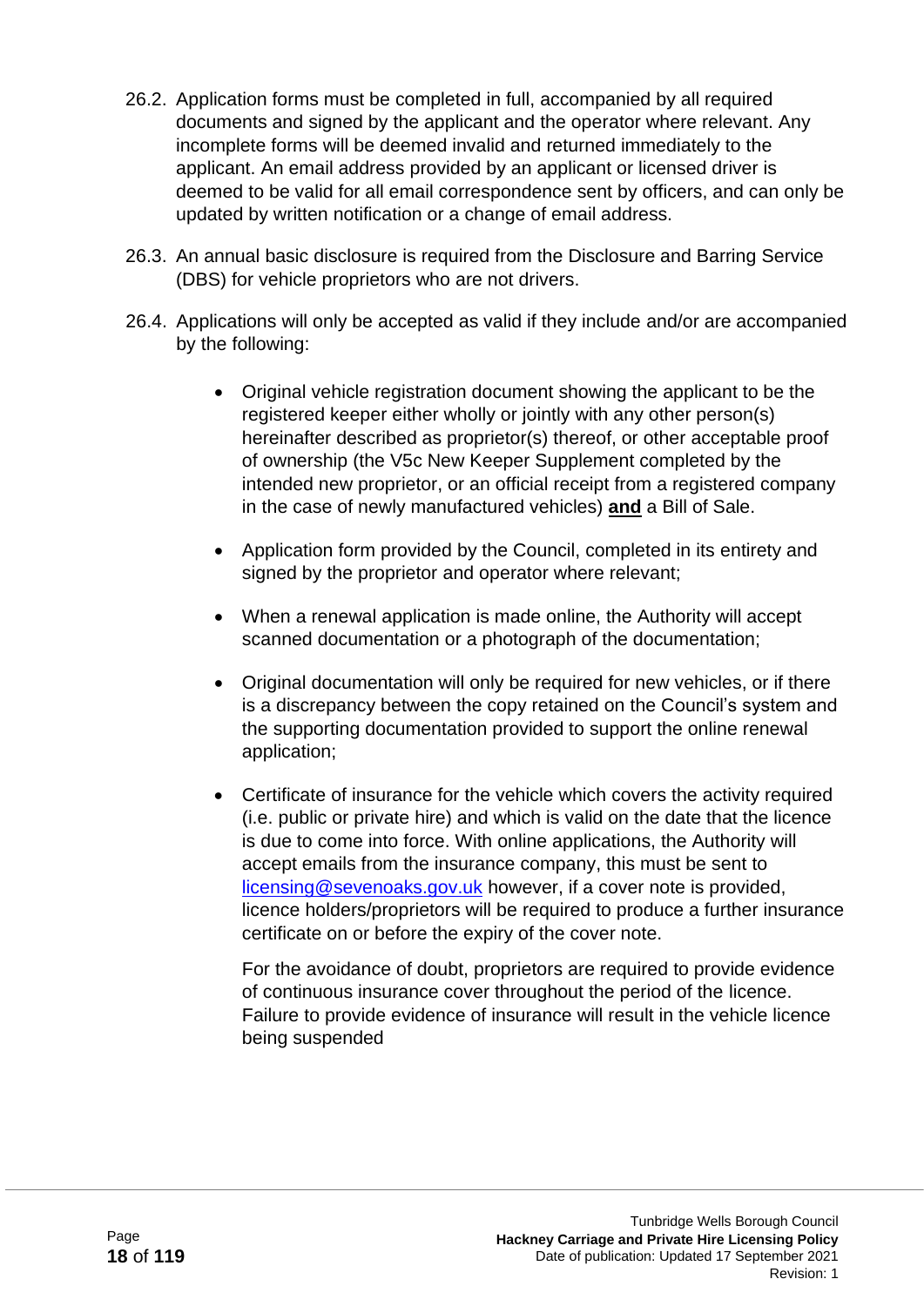26.2. Application forms must be completed in full, accompanied by all required documents and signed by the applicant and the operator where relevant. Any incomplete forms will be deemed invalid and returned immediately to the applicant. An email address provided by an applicant or licensed driver is deemed to be valid for all email correspondence sent by officers, and can only be updated by written notification or a change of email address.

26.3. An annual basic disclosure is required from the Disclosure and Barring Service (DBS) for vehicle proprietors who are not drivers.

26.4. Applications will only be accepted as valid if they include and/or are accompanied by the following:

- Original vehicle registration document showing the applicant to be the registered keeper either wholly or jointly with any other person(s) hereinafter described as proprietor(s) thereof, or other acceptable proof of ownership (the V5c New Keeper Supplement completed by the intended new proprietor, or an official receipt from a registered company in the case of newly manufactured vehicles) **and** a Bill of Sale.

- Application form provided by the Council, completed in its entirety and signed by the proprietor and operator where relevant;

- When a renewal application is made online, the Authority will accept scanned documentation or a photograph of the documentation;

- Original documentation will only be required for new vehicles, or if there is a discrepancy between the copy retained on the Council's system and the supporting documentation provided to support the online renewal application;

- Certificate of insurance for the vehicle which covers the activity required (i.e. public or private hire) and which is valid on the date that the licence is due to come into force. With online applications, the Authority will accept emails from the insurance company, this must be sent to licensing@sevenoaks.gov.uk however, if a cover note is provided, licence holders/proprietors will be required to produce a further insurance certificate on or before the expiry of the cover note.

  For the avoidance of doubt, proprietors are required to provide evidence of continuous insurance cover throughout the period of the licence. Failure to provide evidence of insurance will result in the vehicle licence being suspended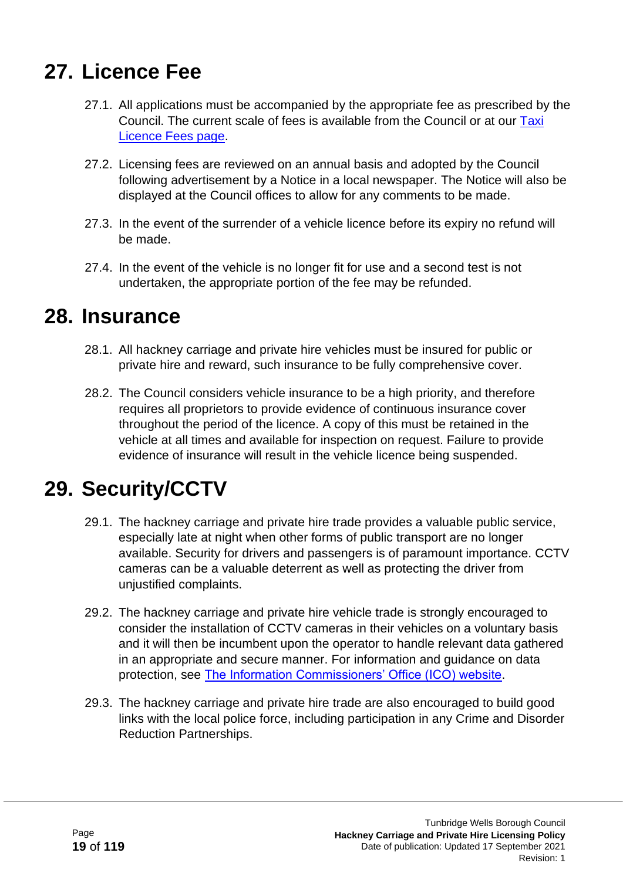# 27. Licence Fee

27.1. All applications must be accompanied by the appropriate fee as prescribed by the Council. The current scale of fees is available from the Council or at our [Taxi Licence Fees page](#).

27.2. Licensing fees are reviewed on an annual basis and adopted by the Council following advertisement by a Notice in a local newspaper. The Notice will also be displayed at the Council offices to allow for any comments to be made.

27.3. In the event of the surrender of a vehicle licence before its expiry no refund will be made.

27.4. In the event of the vehicle is no longer fit for use and a second test is not undertaken, the appropriate portion of the fee may be refunded.

# 28. Insurance

28.1. All hackney carriage and private hire vehicles must be insured for public or private hire and reward, such insurance to be fully comprehensive cover.

28.2. The Council considers vehicle insurance to be a high priority, and therefore requires all proprietors to provide evidence of continuous insurance cover throughout the period of the licence. A copy of this must be retained in the vehicle at all times and available for inspection on request. Failure to provide evidence of insurance will result in the vehicle licence being suspended.

# 29. Security/CCTV

29.1. The hackney carriage and private hire trade provides a valuable public service, especially late at night when other forms of public transport are no longer available. Security for drivers and passengers is of paramount importance. CCTV cameras can be a valuable deterrent as well as protecting the driver from unjustified complaints.

29.2. The hackney carriage and private hire vehicle trade is strongly encouraged to consider the installation of CCTV cameras in their vehicles on a voluntary basis and it will then be incumbent upon the operator to handle relevant data gathered in an appropriate and secure manner. For information and guidance on data protection, see [The Information Commissioners' Office (ICO) website](#).

29.3. The hackney carriage and private hire trade are also encouraged to build good links with the local police force, including participation in any Crime and Disorder Reduction Partnerships.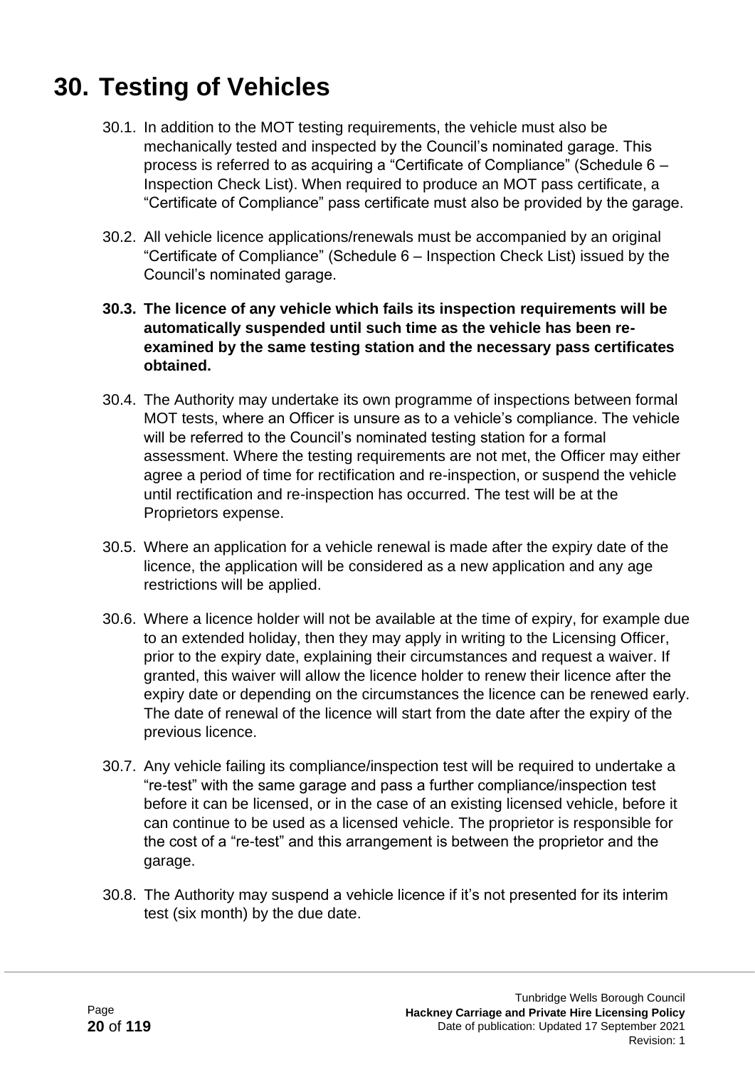# 30. Testing of Vehicles

30.1. In addition to the MOT testing requirements, the vehicle must also be mechanically tested and inspected by the Council's nominated garage. This process is referred to as acquiring a "Certificate of Compliance" (Schedule 6 – Inspection Check List). When required to produce an MOT pass certificate, a "Certificate of Compliance" pass certificate must also be provided by the garage.

30.2. All vehicle licence applications/renewals must be accompanied by an original "Certificate of Compliance" (Schedule 6 – Inspection Check List) issued by the Council's nominated garage.

**30.3. The licence of any vehicle which fails its inspection requirements will be automatically suspended until such time as the vehicle has been re-examined by the same testing station and the necessary pass certificates obtained.**

30.4. The Authority may undertake its own programme of inspections between formal MOT tests, where an Officer is unsure as to a vehicle's compliance. The vehicle will be referred to the Council's nominated testing station for a formal assessment. Where the testing requirements are not met, the Officer may either agree a period of time for rectification and re-inspection, or suspend the vehicle until rectification and re-inspection has occurred. The test will be at the Proprietors expense.

30.5. Where an application for a vehicle renewal is made after the expiry date of the licence, the application will be considered as a new application and any age restrictions will be applied.

30.6. Where a licence holder will not be available at the time of expiry, for example due to an extended holiday, then they may apply in writing to the Licensing Officer, prior to the expiry date, explaining their circumstances and request a waiver. If granted, this waiver will allow the licence holder to renew their licence after the expiry date or depending on the circumstances the licence can be renewed early. The date of renewal of the licence will start from the date after the expiry of the previous licence.

30.7. Any vehicle failing its compliance/inspection test will be required to undertake a "re-test" with the same garage and pass a further compliance/inspection test before it can be licensed, or in the case of an existing licensed vehicle, before it can continue to be used as a licensed vehicle. The proprietor is responsible for the cost of a "re-test" and this arrangement is between the proprietor and the garage.

30.8. The Authority may suspend a vehicle licence if it's not presented for its interim test (six month) by the due date.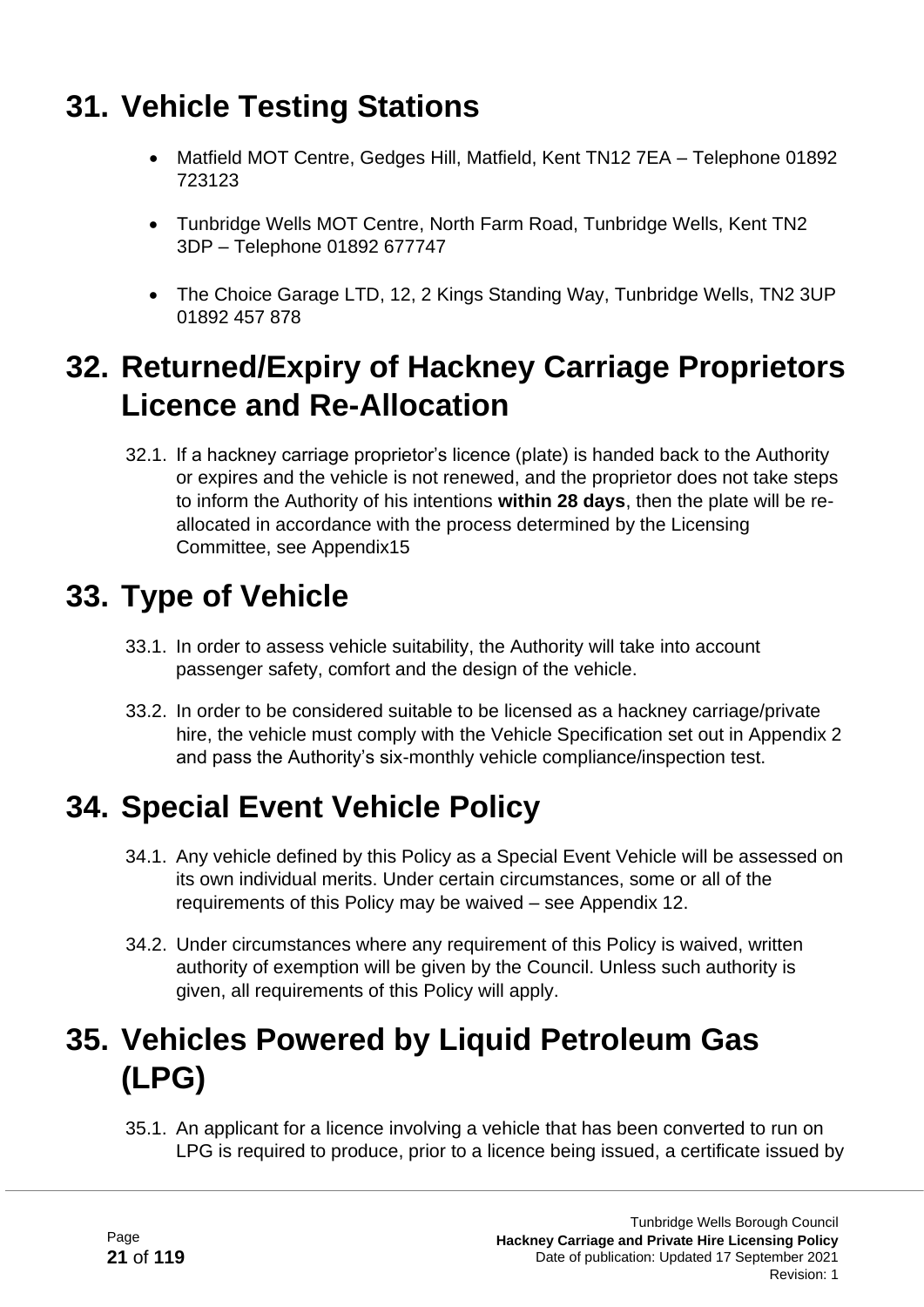# 31. Vehicle Testing Stations

- Matfield MOT Centre, Gedges Hill, Matfield, Kent TN12 7EA – Telephone 01892 723123
- Tunbridge Wells MOT Centre, North Farm Road, Tunbridge Wells, Kent TN2 3DP – Telephone 01892 677747
- The Choice Garage LTD, 12, 2 Kings Standing Way, Tunbridge Wells, TN2 3UP 01892 457 878

# 32. Returned/Expiry of Hackney Carriage Proprietors Licence and Re-Allocation

32.1. If a hackney carriage proprietor's licence (plate) is handed back to the Authority or expires and the vehicle is not renewed, and the proprietor does not take steps to inform the Authority of his intentions **within 28 days**, then the plate will be re-allocated in accordance with the process determined by the Licensing Committee, see Appendix15

# 33. Type of Vehicle

33.1. In order to assess vehicle suitability, the Authority will take into account passenger safety, comfort and the design of the vehicle.

33.2. In order to be considered suitable to be licensed as a hackney carriage/private hire, the vehicle must comply with the Vehicle Specification set out in Appendix 2 and pass the Authority's six-monthly vehicle compliance/inspection test.

# 34. Special Event Vehicle Policy

34.1. Any vehicle defined by this Policy as a Special Event Vehicle will be assessed on its own individual merits. Under certain circumstances, some or all of the requirements of this Policy may be waived – see Appendix 12.

34.2. Under circumstances where any requirement of this Policy is waived, written authority of exemption will be given by the Council. Unless such authority is given, all requirements of this Policy will apply.

# 35. Vehicles Powered by Liquid Petroleum Gas (LPG)

35.1. An applicant for a licence involving a vehicle that has been converted to run on LPG is required to produce, prior to a licence being issued, a certificate issued by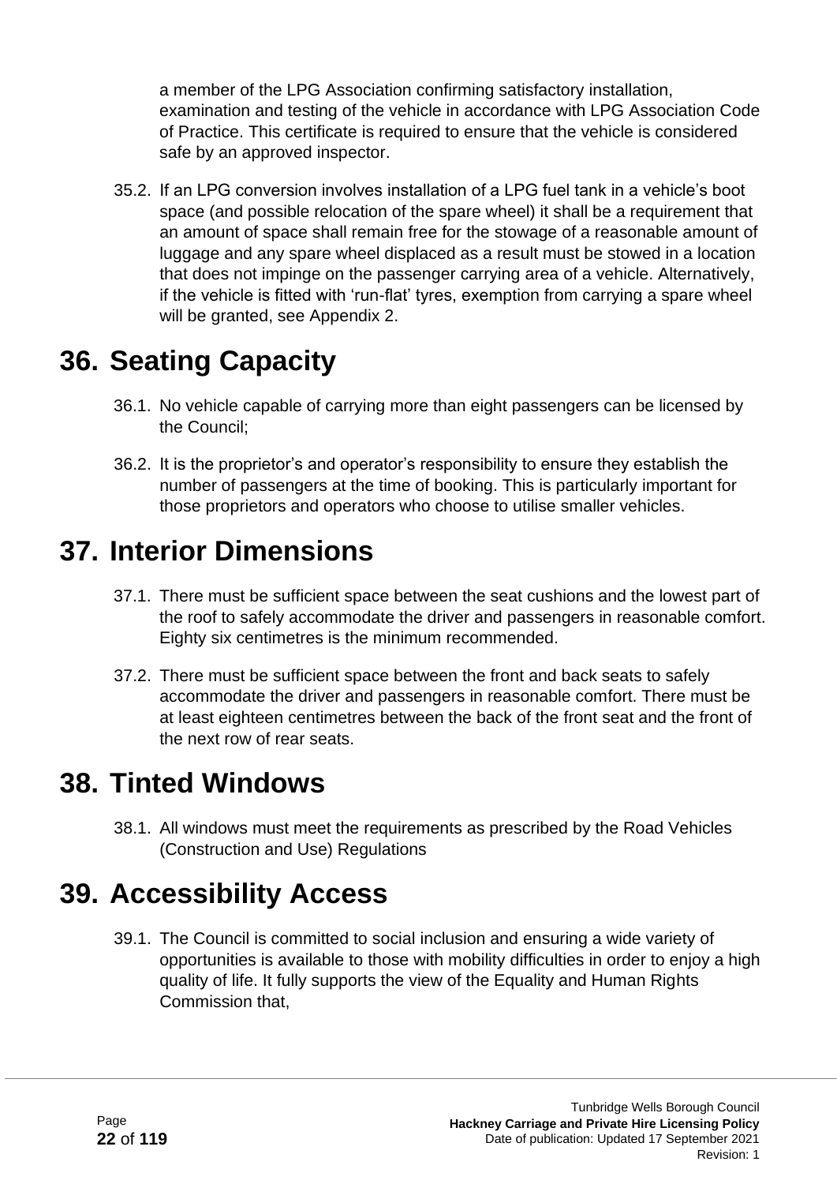a member of the LPG Association confirming satisfactory installation, examination and testing of the vehicle in accordance with LPG Association Code of Practice. This certificate is required to ensure that the vehicle is considered safe by an approved inspector.

35.2. If an LPG conversion involves installation of a LPG fuel tank in a vehicle's boot space (and possible relocation of the spare wheel) it shall be a requirement that an amount of space shall remain free for the stowage of a reasonable amount of luggage and any spare wheel displaced as a result must be stowed in a location that does not impinge on the passenger carrying area of a vehicle. Alternatively, if the vehicle is fitted with 'run-flat' tyres, exemption from carrying a spare wheel will be granted, see Appendix 2.

# 36. Seating Capacity

36.1. No vehicle capable of carrying more than eight passengers can be licensed by the Council;

36.2. It is the proprietor's and operator's responsibility to ensure they establish the number of passengers at the time of booking. This is particularly important for those proprietors and operators who choose to utilise smaller vehicles.

# 37. Interior Dimensions

37.1. There must be sufficient space between the seat cushions and the lowest part of the roof to safely accommodate the driver and passengers in reasonable comfort. Eighty six centimetres is the minimum recommended.

37.2. There must be sufficient space between the front and back seats to safely accommodate the driver and passengers in reasonable comfort. There must be at least eighteen centimetres between the back of the front seat and the front of the next row of rear seats.

# 38. Tinted Windows

38.1. All windows must meet the requirements as prescribed by the Road Vehicles (Construction and Use) Regulations

# 39. Accessibility Access

39.1. The Council is committed to social inclusion and ensuring a wide variety of opportunities is available to those with mobility difficulties in order to enjoy a high quality of life. It fully supports the view of the Equality and Human Rights Commission that,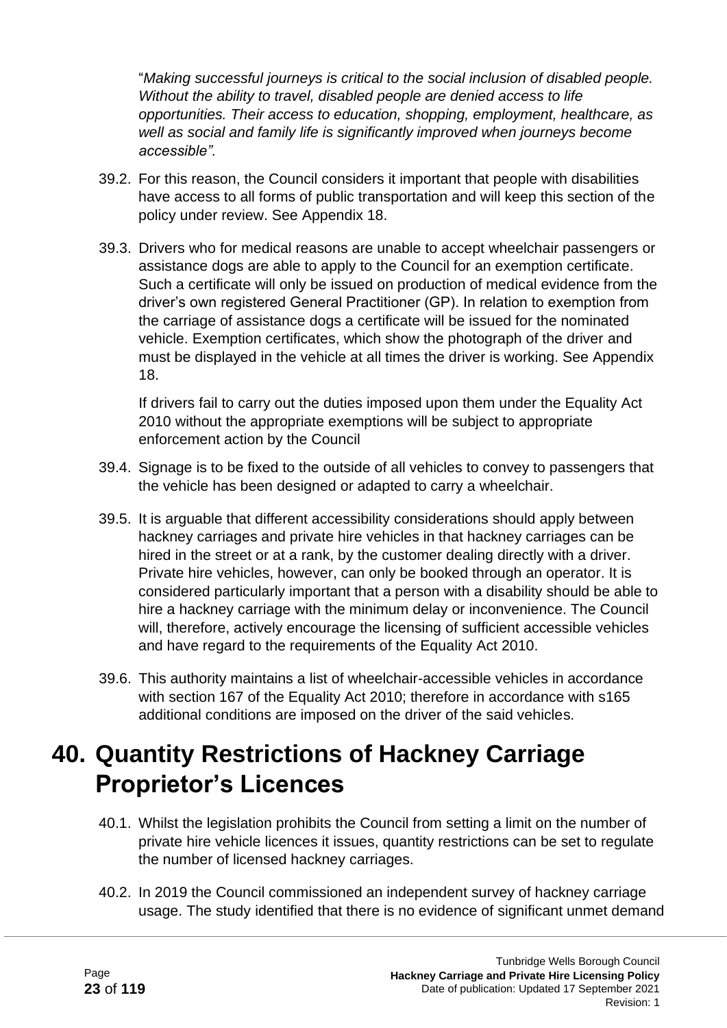"*Making successful journeys is critical to the social inclusion of disabled people. Without the ability to travel, disabled people are denied access to life opportunities. Their access to education, shopping, employment, healthcare, as well as social and family life is significantly improved when journeys become accessible"*.

39.2. For this reason, the Council considers it important that people with disabilities have access to all forms of public transportation and will keep this section of the policy under review. See Appendix 18.

39.3. Drivers who for medical reasons are unable to accept wheelchair passengers or assistance dogs are able to apply to the Council for an exemption certificate. Such a certificate will only be issued on production of medical evidence from the driver's own registered General Practitioner (GP). In relation to exemption from the carriage of assistance dogs a certificate will be issued for the nominated vehicle. Exemption certificates, which show the photograph of the driver and must be displayed in the vehicle at all times the driver is working. See Appendix 18.

If drivers fail to carry out the duties imposed upon them under the Equality Act 2010 without the appropriate exemptions will be subject to appropriate enforcement action by the Council

39.4. Signage is to be fixed to the outside of all vehicles to convey to passengers that the vehicle has been designed or adapted to carry a wheelchair.

39.5. It is arguable that different accessibility considerations should apply between hackney carriages and private hire vehicles in that hackney carriages can be hired in the street or at a rank, by the customer dealing directly with a driver. Private hire vehicles, however, can only be booked through an operator. It is considered particularly important that a person with a disability should be able to hire a hackney carriage with the minimum delay or inconvenience. The Council will, therefore, actively encourage the licensing of sufficient accessible vehicles and have regard to the requirements of the Equality Act 2010.

39.6. This authority maintains a list of wheelchair-accessible vehicles in accordance with section 167 of the Equality Act 2010; therefore in accordance with s165 additional conditions are imposed on the driver of the said vehicles.

# 40. Quantity Restrictions of Hackney Carriage Proprietor's Licences

40.1. Whilst the legislation prohibits the Council from setting a limit on the number of private hire vehicle licences it issues, quantity restrictions can be set to regulate the number of licensed hackney carriages.

40.2. In 2019 the Council commissioned an independent survey of hackney carriage usage. The study identified that there is no evidence of significant unmet demand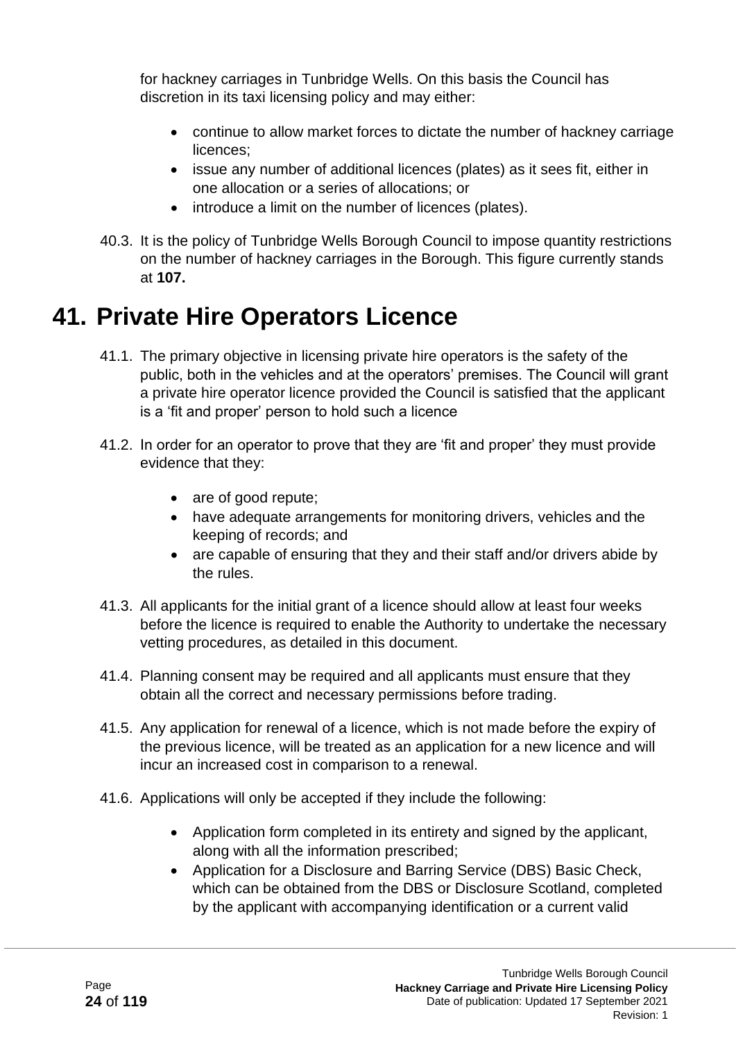for hackney carriages in Tunbridge Wells. On this basis the Council has discretion in its taxi licensing policy and may either:

- continue to allow market forces to dictate the number of hackney carriage licences;
- issue any number of additional licences (plates) as it sees fit, either in one allocation or a series of allocations; or
- introduce a limit on the number of licences (plates).

40.3. It is the policy of Tunbridge Wells Borough Council to impose quantity restrictions on the number of hackney carriages in the Borough. This figure currently stands at **107.**

# 41. Private Hire Operators Licence

41.1. The primary objective in licensing private hire operators is the safety of the public, both in the vehicles and at the operators' premises. The Council will grant a private hire operator licence provided the Council is satisfied that the applicant is a 'fit and proper' person to hold such a licence

41.2. In order for an operator to prove that they are 'fit and proper' they must provide evidence that they:

- are of good repute;
- have adequate arrangements for monitoring drivers, vehicles and the keeping of records; and
- are capable of ensuring that they and their staff and/or drivers abide by the rules.

41.3. All applicants for the initial grant of a licence should allow at least four weeks before the licence is required to enable the Authority to undertake the necessary vetting procedures, as detailed in this document.

41.4. Planning consent may be required and all applicants must ensure that they obtain all the correct and necessary permissions before trading.

41.5. Any application for renewal of a licence, which is not made before the expiry of the previous licence, will be treated as an application for a new licence and will incur an increased cost in comparison to a renewal.

41.6. Applications will only be accepted if they include the following:

- Application form completed in its entirety and signed by the applicant, along with all the information prescribed;
- Application for a Disclosure and Barring Service (DBS) Basic Check, which can be obtained from the DBS or Disclosure Scotland, completed by the applicant with accompanying identification or a current valid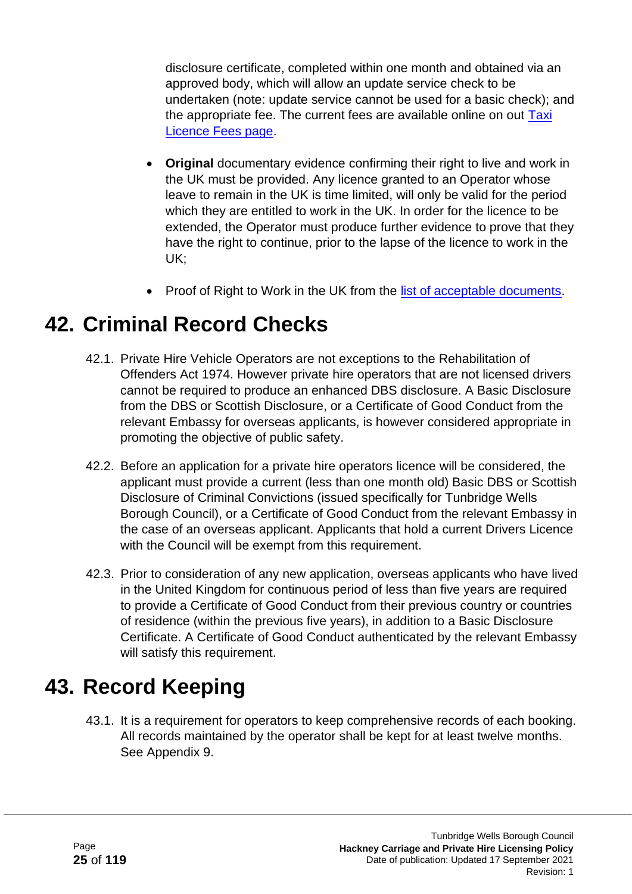disclosure certificate, completed within one month and obtained via an approved body, which will allow an update service check to be undertaken (note: update service cannot be used for a basic check); and the appropriate fee. The current fees are available online on out [Taxi Licence Fees page](Taxi Licence Fees page).

- **Original** documentary evidence confirming their right to live and work in the UK must be provided. Any licence granted to an Operator whose leave to remain in the UK is time limited, will only be valid for the period which they are entitled to work in the UK. In order for the licence to be extended, the Operator must produce further evidence to prove that they have the right to continue, prior to the lapse of the licence to work in the UK;

- Proof of Right to Work in the UK from the [list of acceptable documents](list of acceptable documents).

# 42. Criminal Record Checks

42.1. Private Hire Vehicle Operators are not exceptions to the Rehabilitation of Offenders Act 1974. However private hire operators that are not licensed drivers cannot be required to produce an enhanced DBS disclosure. A Basic Disclosure from the DBS or Scottish Disclosure, or a Certificate of Good Conduct from the relevant Embassy for overseas applicants, is however considered appropriate in promoting the objective of public safety.

42.2. Before an application for a private hire operators licence will be considered, the applicant must provide a current (less than one month old) Basic DBS or Scottish Disclosure of Criminal Convictions (issued specifically for Tunbridge Wells Borough Council), or a Certificate of Good Conduct from the relevant Embassy in the case of an overseas applicant. Applicants that hold a current Drivers Licence with the Council will be exempt from this requirement.

42.3. Prior to consideration of any new application, overseas applicants who have lived in the United Kingdom for continuous period of less than five years are required to provide a Certificate of Good Conduct from their previous country or countries of residence (within the previous five years), in addition to a Basic Disclosure Certificate. A Certificate of Good Conduct authenticated by the relevant Embassy will satisfy this requirement.

# 43. Record Keeping

43.1. It is a requirement for operators to keep comprehensive records of each booking. All records maintained by the operator shall be kept for at least twelve months. See Appendix 9.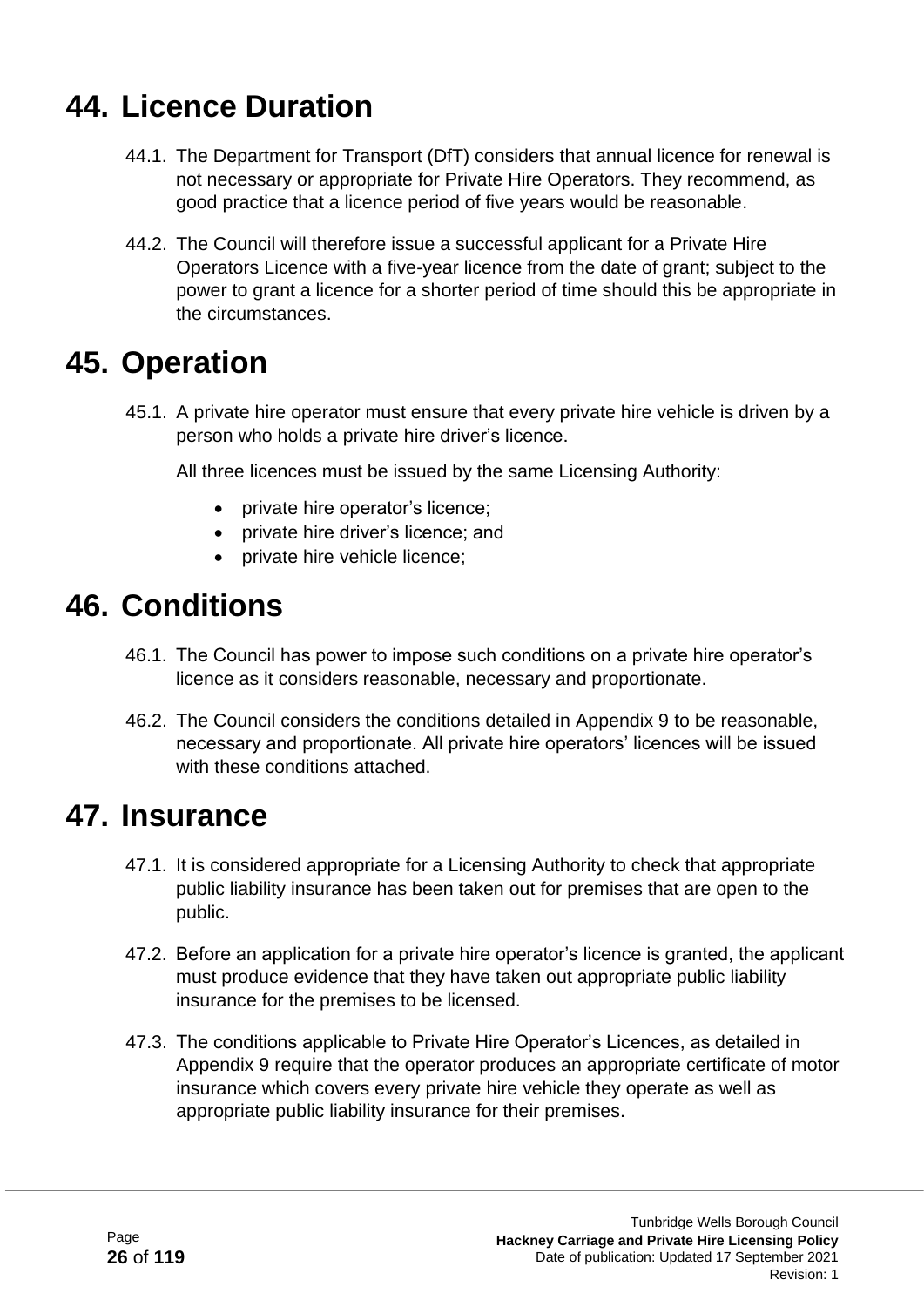# 44. Licence Duration

44.1. The Department for Transport (DfT) considers that annual licence for renewal is not necessary or appropriate for Private Hire Operators. They recommend, as good practice that a licence period of five years would be reasonable.

44.2. The Council will therefore issue a successful applicant for a Private Hire Operators Licence with a five-year licence from the date of grant; subject to the power to grant a licence for a shorter period of time should this be appropriate in the circumstances.

# 45. Operation

45.1. A private hire operator must ensure that every private hire vehicle is driven by a person who holds a private hire driver's licence.

All three licences must be issued by the same Licensing Authority:

- private hire operator's licence;
- private hire driver's licence; and
- private hire vehicle licence;

# 46. Conditions

46.1. The Council has power to impose such conditions on a private hire operator's licence as it considers reasonable, necessary and proportionate.

46.2. The Council considers the conditions detailed in Appendix 9 to be reasonable, necessary and proportionate. All private hire operators' licences will be issued with these conditions attached.

# 47. Insurance

47.1. It is considered appropriate for a Licensing Authority to check that appropriate public liability insurance has been taken out for premises that are open to the public.

47.2. Before an application for a private hire operator's licence is granted, the applicant must produce evidence that they have taken out appropriate public liability insurance for the premises to be licensed.

47.3. The conditions applicable to Private Hire Operator's Licences, as detailed in Appendix 9 require that the operator produces an appropriate certificate of motor insurance which covers every private hire vehicle they operate as well as appropriate public liability insurance for their premises.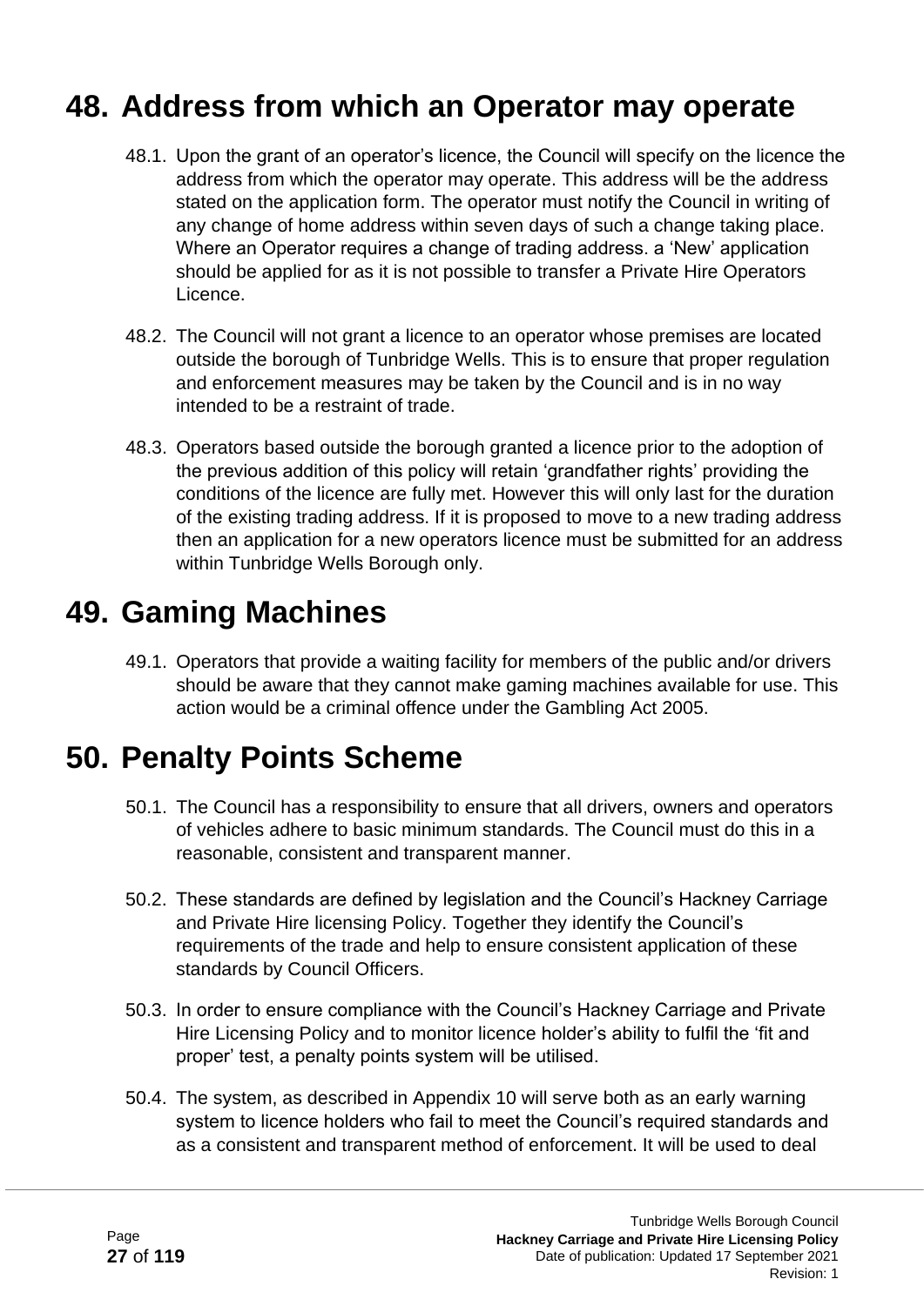# 48. Address from which an Operator may operate

48.1. Upon the grant of an operator's licence, the Council will specify on the licence the address from which the operator may operate. This address will be the address stated on the application form. The operator must notify the Council in writing of any change of home address within seven days of such a change taking place. Where an Operator requires a change of trading address. a 'New' application should be applied for as it is not possible to transfer a Private Hire Operators Licence.

48.2. The Council will not grant a licence to an operator whose premises are located outside the borough of Tunbridge Wells. This is to ensure that proper regulation and enforcement measures may be taken by the Council and is in no way intended to be a restraint of trade.

48.3. Operators based outside the borough granted a licence prior to the adoption of the previous addition of this policy will retain 'grandfather rights' providing the conditions of the licence are fully met. However this will only last for the duration of the existing trading address. If it is proposed to move to a new trading address then an application for a new operators licence must be submitted for an address within Tunbridge Wells Borough only.

# 49. Gaming Machines

49.1. Operators that provide a waiting facility for members of the public and/or drivers should be aware that they cannot make gaming machines available for use. This action would be a criminal offence under the Gambling Act 2005.

# 50. Penalty Points Scheme

50.1. The Council has a responsibility to ensure that all drivers, owners and operators of vehicles adhere to basic minimum standards. The Council must do this in a reasonable, consistent and transparent manner.

50.2. These standards are defined by legislation and the Council's Hackney Carriage and Private Hire licensing Policy. Together they identify the Council's requirements of the trade and help to ensure consistent application of these standards by Council Officers.

50.3. In order to ensure compliance with the Council's Hackney Carriage and Private Hire Licensing Policy and to monitor licence holder's ability to fulfil the 'fit and proper' test, a penalty points system will be utilised.

50.4. The system, as described in Appendix 10 will serve both as an early warning system to licence holders who fail to meet the Council's required standards and as a consistent and transparent method of enforcement. It will be used to deal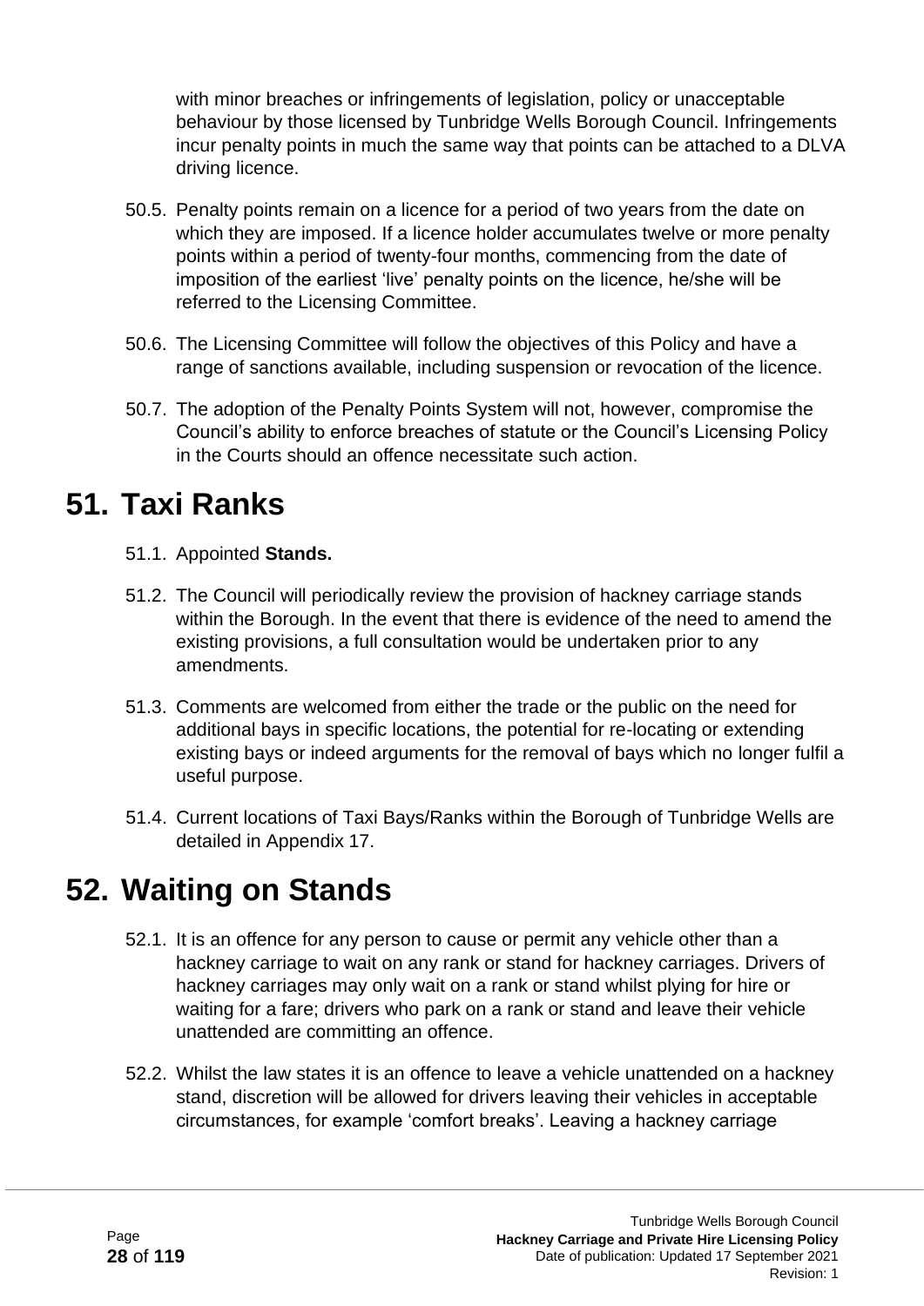with minor breaches or infringements of legislation, policy or unacceptable behaviour by those licensed by Tunbridge Wells Borough Council. Infringements incur penalty points in much the same way that points can be attached to a DLVA driving licence.

50.5. Penalty points remain on a licence for a period of two years from the date on which they are imposed. If a licence holder accumulates twelve or more penalty points within a period of twenty-four months, commencing from the date of imposition of the earliest 'live' penalty points on the licence, he/she will be referred to the Licensing Committee.

50.6. The Licensing Committee will follow the objectives of this Policy and have a range of sanctions available, including suspension or revocation of the licence.

50.7. The adoption of the Penalty Points System will not, however, compromise the Council's ability to enforce breaches of statute or the Council's Licensing Policy in the Courts should an offence necessitate such action.

# 51. Taxi Ranks

51.1. Appointed **Stands.**

51.2. The Council will periodically review the provision of hackney carriage stands within the Borough. In the event that there is evidence of the need to amend the existing provisions, a full consultation would be undertaken prior to any amendments.

51.3. Comments are welcomed from either the trade or the public on the need for additional bays in specific locations, the potential for re-locating or extending existing bays or indeed arguments for the removal of bays which no longer fulfil a useful purpose.

51.4. Current locations of Taxi Bays/Ranks within the Borough of Tunbridge Wells are detailed in Appendix 17.

# 52. Waiting on Stands

52.1. It is an offence for any person to cause or permit any vehicle other than a hackney carriage to wait on any rank or stand for hackney carriages. Drivers of hackney carriages may only wait on a rank or stand whilst plying for hire or waiting for a fare; drivers who park on a rank or stand and leave their vehicle unattended are committing an offence.

52.2. Whilst the law states it is an offence to leave a vehicle unattended on a hackney stand, discretion will be allowed for drivers leaving their vehicles in acceptable circumstances, for example 'comfort breaks'. Leaving a hackney carriage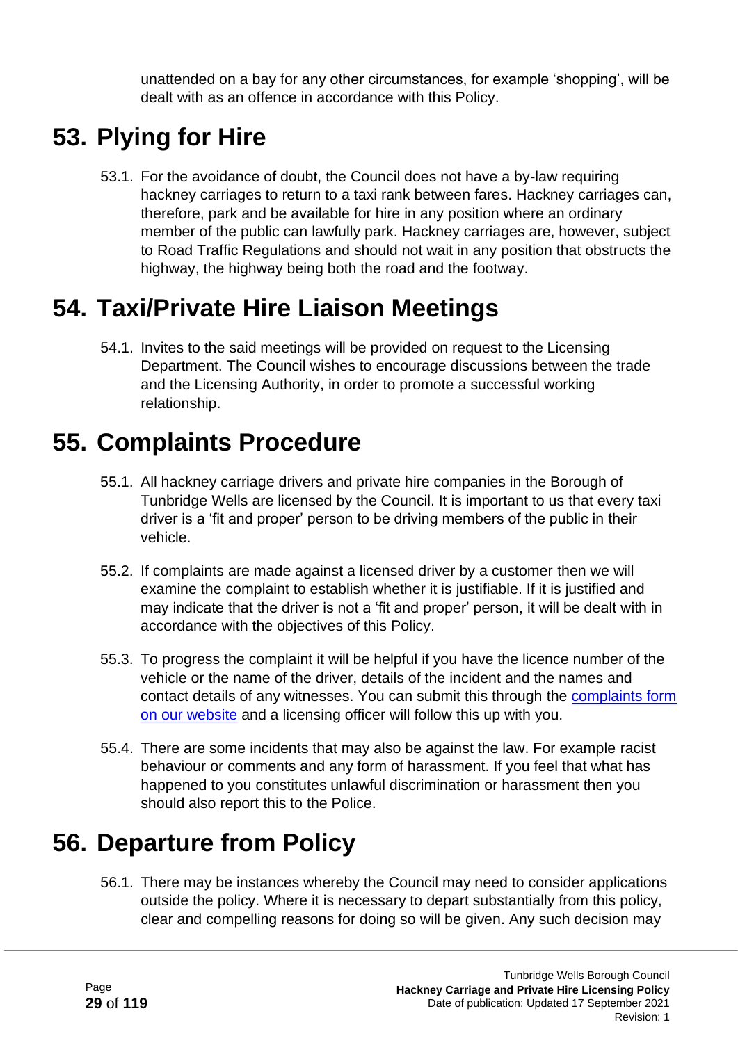unattended on a bay for any other circumstances, for example 'shopping', will be dealt with as an offence in accordance with this Policy.

# 53. Plying for Hire

53.1. For the avoidance of doubt, the Council does not have a by-law requiring hackney carriages to return to a taxi rank between fares. Hackney carriages can, therefore, park and be available for hire in any position where an ordinary member of the public can lawfully park. Hackney carriages are, however, subject to Road Traffic Regulations and should not wait in any position that obstructs the highway, the highway being both the road and the footway.

# 54. Taxi/Private Hire Liaison Meetings

54.1. Invites to the said meetings will be provided on request to the Licensing Department. The Council wishes to encourage discussions between the trade and the Licensing Authority, in order to promote a successful working relationship.

# 55. Complaints Procedure

55.1. All hackney carriage drivers and private hire companies in the Borough of Tunbridge Wells are licensed by the Council. It is important to us that every taxi driver is a 'fit and proper' person to be driving members of the public in their vehicle.

55.2. If complaints are made against a licensed driver by a customer then we will examine the complaint to establish whether it is justifiable. If it is justified and may indicate that the driver is not a 'fit and proper' person, it will be dealt with in accordance with the objectives of this Policy.

55.3. To progress the complaint it will be helpful if you have the licence number of the vehicle or the name of the driver, details of the incident and the names and contact details of any witnesses. You can submit this through the complaints form on our website and a licensing officer will follow this up with you.

55.4. There are some incidents that may also be against the law. For example racist behaviour or comments and any form of harassment. If you feel that what has happened to you constitutes unlawful discrimination or harassment then you should also report this to the Police.

# 56. Departure from Policy

56.1. There may be instances whereby the Council may need to consider applications outside the policy. Where it is necessary to depart substantially from this policy, clear and compelling reasons for doing so will be given. Any such decision may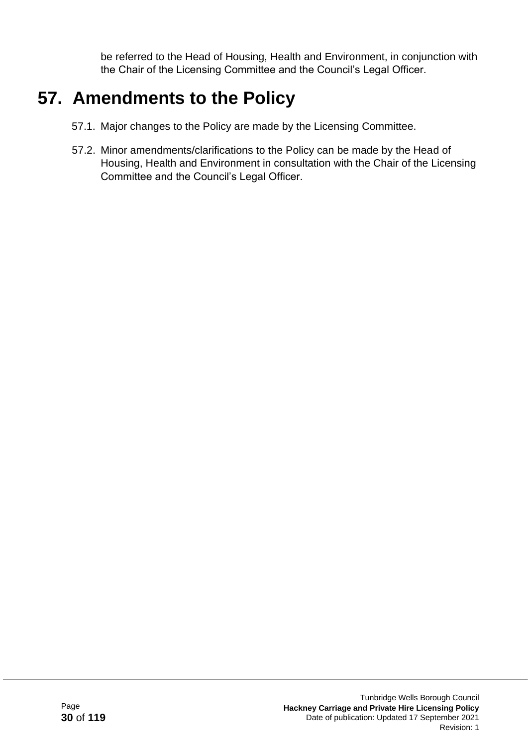be referred to the Head of Housing, Health and Environment, in conjunction with the Chair of the Licensing Committee and the Council's Legal Officer.

# 57. Amendments to the Policy

57.1. Major changes to the Policy are made by the Licensing Committee.

57.2. Minor amendments/clarifications to the Policy can be made by the Head of Housing, Health and Environment in consultation with the Chair of the Licensing Committee and the Council's Legal Officer.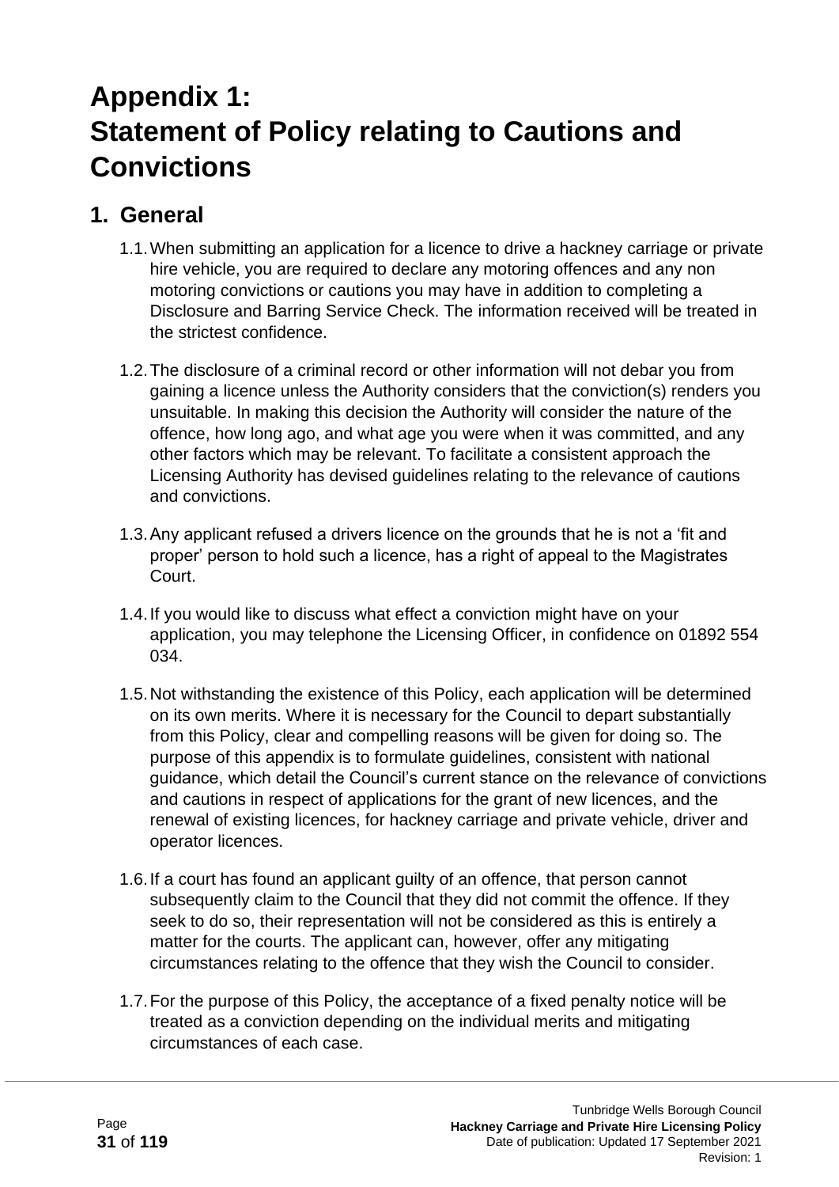# Appendix 1: Statement of Policy relating to Cautions and Convictions

## 1. General

1.1. When submitting an application for a licence to drive a hackney carriage or private hire vehicle, you are required to declare any motoring offences and any non motoring convictions or cautions you may have in addition to completing a Disclosure and Barring Service Check. The information received will be treated in the strictest confidence.

1.2. The disclosure of a criminal record or other information will not debar you from gaining a licence unless the Authority considers that the conviction(s) renders you unsuitable. In making this decision the Authority will consider the nature of the offence, how long ago, and what age you were when it was committed, and any other factors which may be relevant. To facilitate a consistent approach the Licensing Authority has devised guidelines relating to the relevance of cautions and convictions.

1.3. Any applicant refused a drivers licence on the grounds that he is not a 'fit and proper' person to hold such a licence, has a right of appeal to the Magistrates Court.

1.4. If you would like to discuss what effect a conviction might have on your application, you may telephone the Licensing Officer, in confidence on 01892 554 034.

1.5. Not withstanding the existence of this Policy, each application will be determined on its own merits. Where it is necessary for the Council to depart substantially from this Policy, clear and compelling reasons will be given for doing so. The purpose of this appendix is to formulate guidelines, consistent with national guidance, which detail the Council's current stance on the relevance of convictions and cautions in respect of applications for the grant of new licences, and the renewal of existing licences, for hackney carriage and private vehicle, driver and operator licences.

1.6. If a court has found an applicant guilty of an offence, that person cannot subsequently claim to the Council that they did not commit the offence. If they seek to do so, their representation will not be considered as this is entirely a matter for the courts. The applicant can, however, offer any mitigating circumstances relating to the offence that they wish the Council to consider.

1.7. For the purpose of this Policy, the acceptance of a fixed penalty notice will be treated as a conviction depending on the individual merits and mitigating circumstances of each case.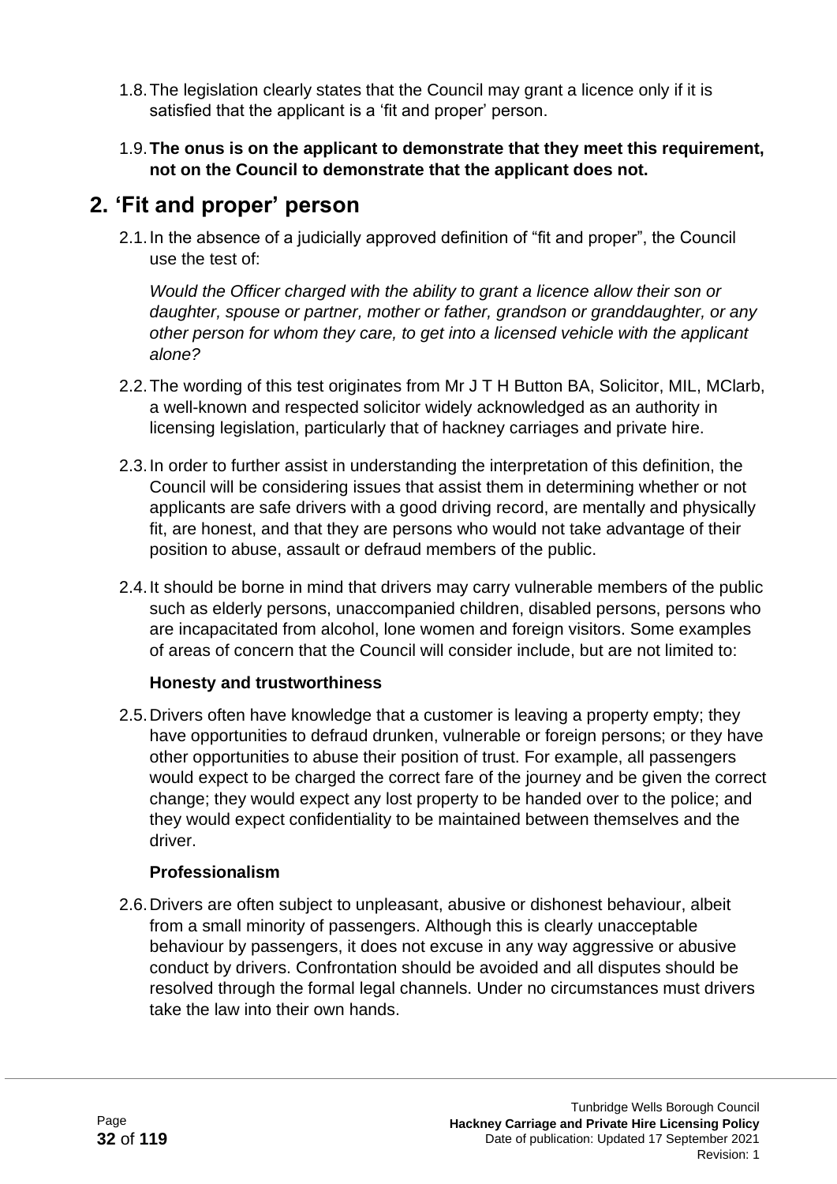1.8. The legislation clearly states that the Council may grant a licence only if it is satisfied that the applicant is a 'fit and proper' person.

1.9. **The onus is on the applicant to demonstrate that they meet this requirement, not on the Council to demonstrate that the applicant does not.**

## 2. 'Fit and proper' person

2.1. In the absence of a judicially approved definition of "fit and proper", the Council use the test of:

*Would the Officer charged with the ability to grant a licence allow their son or daughter, spouse or partner, mother or father, grandson or granddaughter, or any other person for whom they care, to get into a licensed vehicle with the applicant alone?*

2.2. The wording of this test originates from Mr J T H Button BA, Solicitor, MIL, MClarb, a well-known and respected solicitor widely acknowledged as an authority in licensing legislation, particularly that of hackney carriages and private hire.

2.3. In order to further assist in understanding the interpretation of this definition, the Council will be considering issues that assist them in determining whether or not applicants are safe drivers with a good driving record, are mentally and physically fit, are honest, and that they are persons who would not take advantage of their position to abuse, assault or defraud members of the public.

2.4. It should be borne in mind that drivers may carry vulnerable members of the public such as elderly persons, unaccompanied children, disabled persons, persons who are incapacitated from alcohol, lone women and foreign visitors. Some examples of areas of concern that the Council will consider include, but are not limited to:

**Honesty and trustworthiness**

2.5. Drivers often have knowledge that a customer is leaving a property empty; they have opportunities to defraud drunken, vulnerable or foreign persons; or they have other opportunities to abuse their position of trust. For example, all passengers would expect to be charged the correct fare of the journey and be given the correct change; they would expect any lost property to be handed over to the police; and they would expect confidentiality to be maintained between themselves and the driver.

**Professionalism**

2.6. Drivers are often subject to unpleasant, abusive or dishonest behaviour, albeit from a small minority of passengers. Although this is clearly unacceptable behaviour by passengers, it does not excuse in any way aggressive or abusive conduct by drivers. Confrontation should be avoided and all disputes should be resolved through the formal legal channels. Under no circumstances must drivers take the law into their own hands.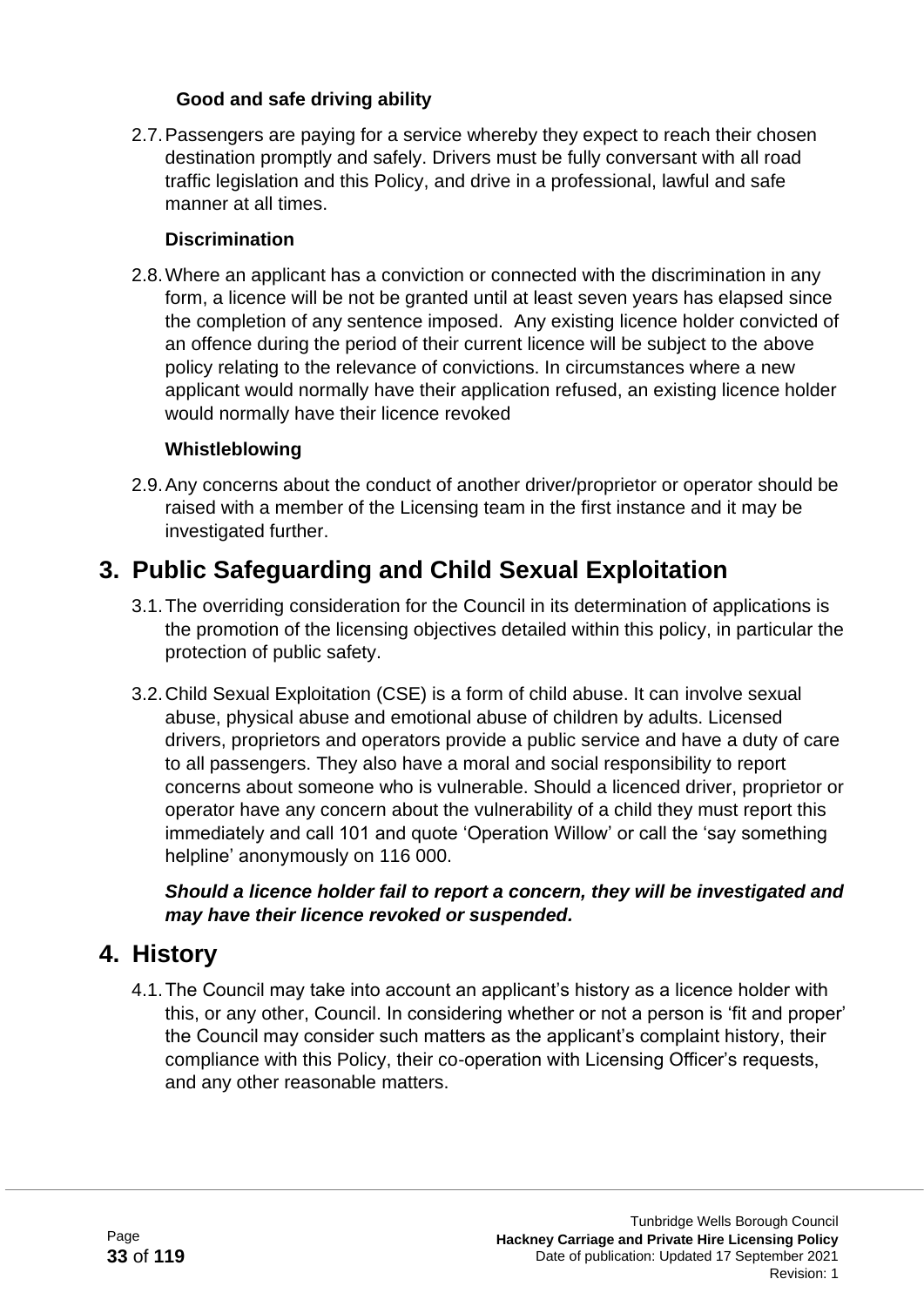### Good and safe driving ability

2.7. Passengers are paying for a service whereby they expect to reach their chosen destination promptly and safely. Drivers must be fully conversant with all road traffic legislation and this Policy, and drive in a professional, lawful and safe manner at all times.

### Discrimination

2.8. Where an applicant has a conviction or connected with the discrimination in any form, a licence will be not be granted until at least seven years has elapsed since the completion of any sentence imposed. Any existing licence holder convicted of an offence during the period of their current licence will be subject to the above policy relating to the relevance of convictions. In circumstances where a new applicant would normally have their application refused, an existing licence holder would normally have their licence revoked

### Whistleblowing

2.9. Any concerns about the conduct of another driver/proprietor or operator should be raised with a member of the Licensing team in the first instance and it may be investigated further.

## 3. Public Safeguarding and Child Sexual Exploitation

3.1. The overriding consideration for the Council in its determination of applications is the promotion of the licensing objectives detailed within this policy, in particular the protection of public safety.

3.2. Child Sexual Exploitation (CSE) is a form of child abuse. It can involve sexual abuse, physical abuse and emotional abuse of children by adults. Licensed drivers, proprietors and operators provide a public service and have a duty of care to all passengers. They also have a moral and social responsibility to report concerns about someone who is vulnerable. Should a licenced driver, proprietor or operator have any concern about the vulnerability of a child they must report this immediately and call 101 and quote 'Operation Willow' or call the 'say something helpline' anonymously on 116 000.

***Should a licence holder fail to report a concern, they will be investigated and may have their licence revoked or suspended.***

## 4. History

4.1. The Council may take into account an applicant's history as a licence holder with this, or any other, Council. In considering whether or not a person is 'fit and proper' the Council may consider such matters as the applicant's complaint history, their compliance with this Policy, their co-operation with Licensing Officer's requests, and any other reasonable matters.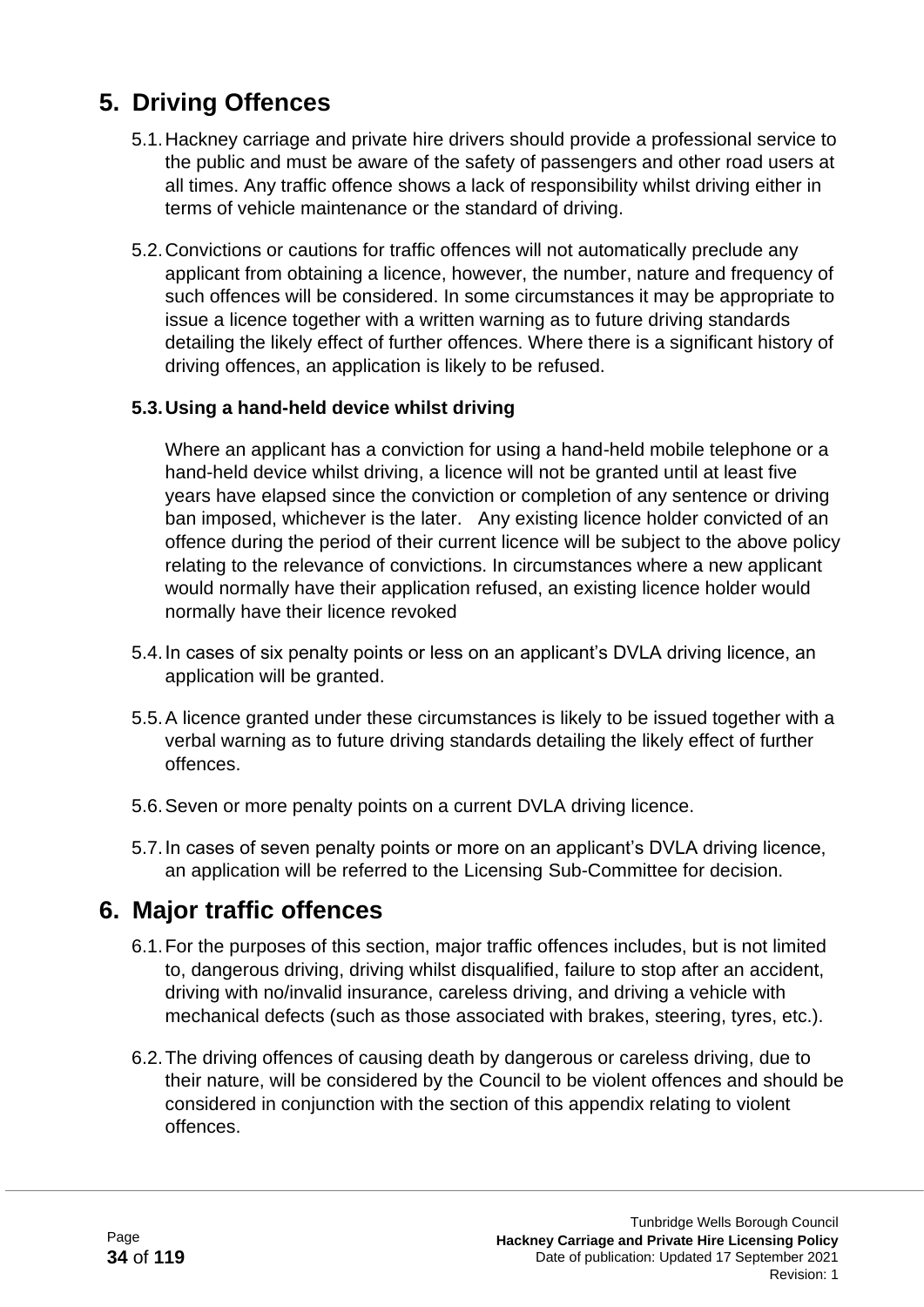## 5. Driving Offences

5.1. Hackney carriage and private hire drivers should provide a professional service to the public and must be aware of the safety of passengers and other road users at all times. Any traffic offence shows a lack of responsibility whilst driving either in terms of vehicle maintenance or the standard of driving.

5.2. Convictions or cautions for traffic offences will not automatically preclude any applicant from obtaining a licence, however, the number, nature and frequency of such offences will be considered. In some circumstances it may be appropriate to issue a licence together with a written warning as to future driving standards detailing the likely effect of further offences. Where there is a significant history of driving offences, an application is likely to be refused.

### 5.3. Using a hand-held device whilst driving

Where an applicant has a conviction for using a hand-held mobile telephone or a hand-held device whilst driving, a licence will not be granted until at least five years have elapsed since the conviction or completion of any sentence or driving ban imposed, whichever is the later. Any existing licence holder convicted of an offence during the period of their current licence will be subject to the above policy relating to the relevance of convictions. In circumstances where a new applicant would normally have their application refused, an existing licence holder would normally have their licence revoked

5.4. In cases of six penalty points or less on an applicant's DVLA driving licence, an application will be granted.

5.5. A licence granted under these circumstances is likely to be issued together with a verbal warning as to future driving standards detailing the likely effect of further offences.

5.6. Seven or more penalty points on a current DVLA driving licence.

5.7. In cases of seven penalty points or more on an applicant's DVLA driving licence, an application will be referred to the Licensing Sub-Committee for decision.

## 6. Major traffic offences

6.1. For the purposes of this section, major traffic offences includes, but is not limited to, dangerous driving, driving whilst disqualified, failure to stop after an accident, driving with no/invalid insurance, careless driving, and driving a vehicle with mechanical defects (such as those associated with brakes, steering, tyres, etc.).

6.2. The driving offences of causing death by dangerous or careless driving, due to their nature, will be considered by the Council to be violent offences and should be considered in conjunction with the section of this appendix relating to violent offences.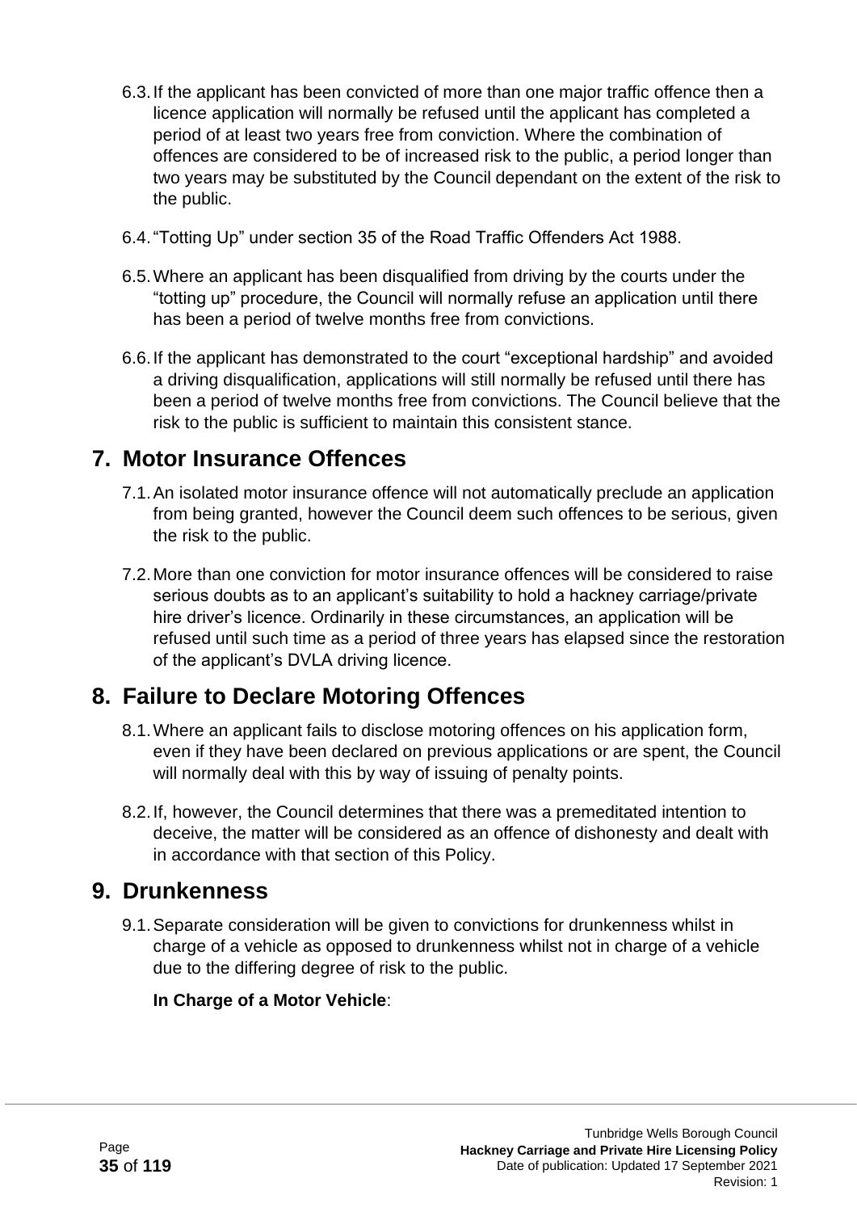6.3. If the applicant has been convicted of more than one major traffic offence then a licence application will normally be refused until the applicant has completed a period of at least two years free from conviction. Where the combination of offences are considered to be of increased risk to the public, a period longer than two years may be substituted by the Council dependant on the extent of the risk to the public.

6.4. "Totting Up" under section 35 of the Road Traffic Offenders Act 1988.

6.5. Where an applicant has been disqualified from driving by the courts under the "totting up" procedure, the Council will normally refuse an application until there has been a period of twelve months free from convictions.

6.6. If the applicant has demonstrated to the court "exceptional hardship" and avoided a driving disqualification, applications will still normally be refused until there has been a period of twelve months free from convictions. The Council believe that the risk to the public is sufficient to maintain this consistent stance.

## 7. Motor Insurance Offences

7.1. An isolated motor insurance offence will not automatically preclude an application from being granted, however the Council deem such offences to be serious, given the risk to the public.

7.2. More than one conviction for motor insurance offences will be considered to raise serious doubts as to an applicant's suitability to hold a hackney carriage/private hire driver's licence. Ordinarily in these circumstances, an application will be refused until such time as a period of three years has elapsed since the restoration of the applicant's DVLA driving licence.

## 8. Failure to Declare Motoring Offences

8.1. Where an applicant fails to disclose motoring offences on his application form, even if they have been declared on previous applications or are spent, the Council will normally deal with this by way of issuing of penalty points.

8.2. If, however, the Council determines that there was a premeditated intention to deceive, the matter will be considered as an offence of dishonesty and dealt with in accordance with that section of this Policy.

## 9. Drunkenness

9.1. Separate consideration will be given to convictions for drunkenness whilst in charge of a vehicle as opposed to drunkenness whilst not in charge of a vehicle due to the differing degree of risk to the public.

**In Charge of a Motor Vehicle**: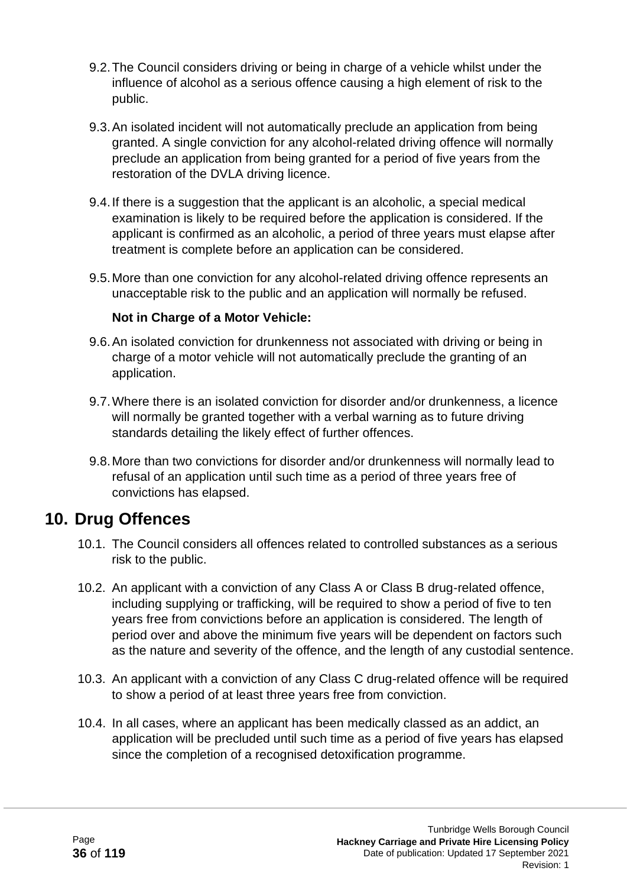9.2. The Council considers driving or being in charge of a vehicle whilst under the influence of alcohol as a serious offence causing a high element of risk to the public.

9.3. An isolated incident will not automatically preclude an application from being granted. A single conviction for any alcohol-related driving offence will normally preclude an application from being granted for a period of five years from the restoration of the DVLA driving licence.

9.4. If there is a suggestion that the applicant is an alcoholic, a special medical examination is likely to be required before the application is considered. If the applicant is confirmed as an alcoholic, a period of three years must elapse after treatment is complete before an application can be considered.

9.5. More than one conviction for any alcohol-related driving offence represents an unacceptable risk to the public and an application will normally be refused.

**Not in Charge of a Motor Vehicle:**

9.6. An isolated conviction for drunkenness not associated with driving or being in charge of a motor vehicle will not automatically preclude the granting of an application.

9.7. Where there is an isolated conviction for disorder and/or drunkenness, a licence will normally be granted together with a verbal warning as to future driving standards detailing the likely effect of further offences.

9.8. More than two convictions for disorder and/or drunkenness will normally lead to refusal of an application until such time as a period of three years free of convictions has elapsed.

## 10. Drug Offences

10.1. The Council considers all offences related to controlled substances as a serious risk to the public.

10.2. An applicant with a conviction of any Class A or Class B drug-related offence, including supplying or trafficking, will be required to show a period of five to ten years free from convictions before an application is considered. The length of period over and above the minimum five years will be dependent on factors such as the nature and severity of the offence, and the length of any custodial sentence.

10.3. An applicant with a conviction of any Class C drug-related offence will be required to show a period of at least three years free from conviction.

10.4. In all cases, where an applicant has been medically classed as an addict, an application will be precluded until such time as a period of five years has elapsed since the completion of a recognised detoxification programme.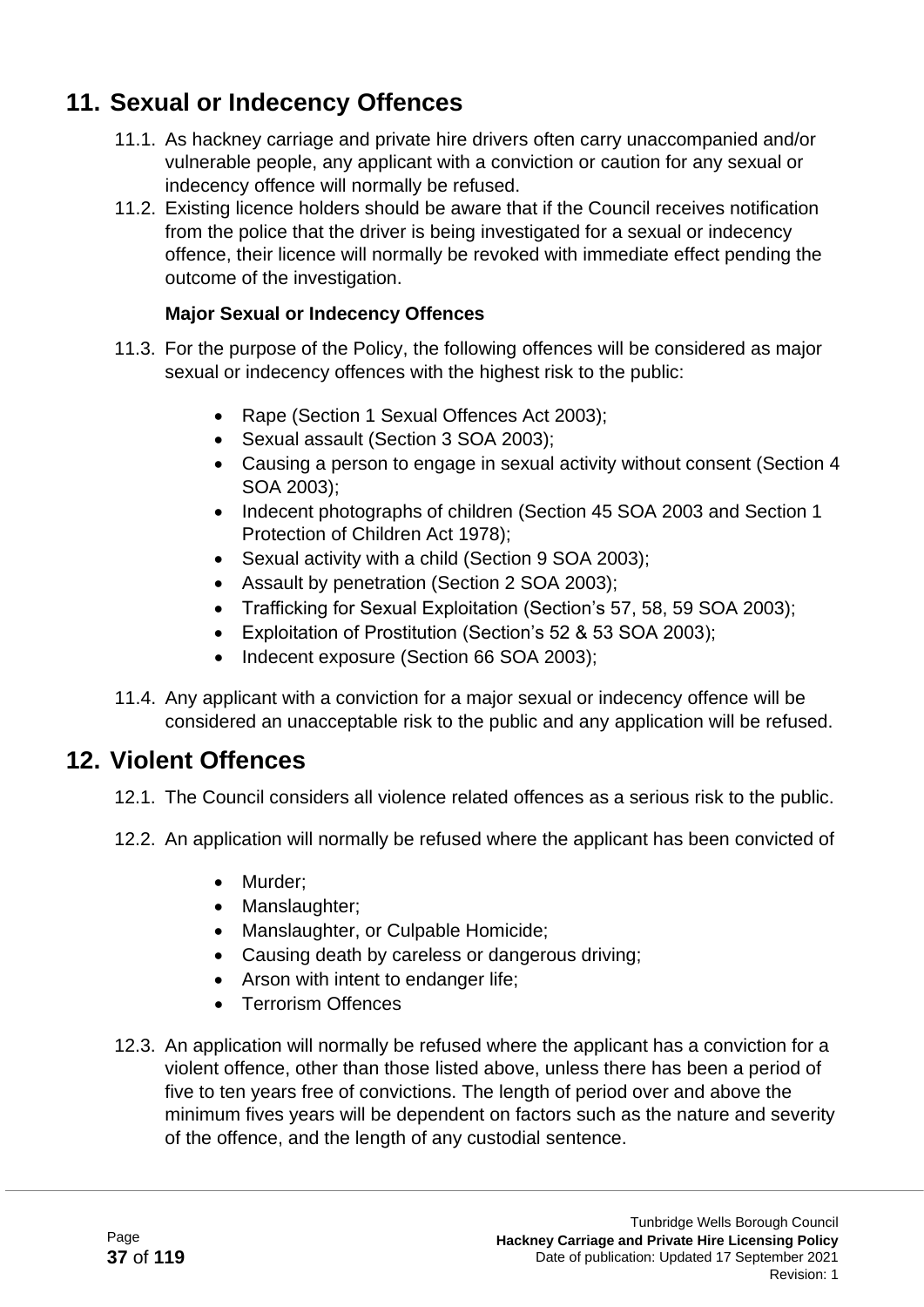# 11. Sexual or Indecency Offences

11.1. As hackney carriage and private hire drivers often carry unaccompanied and/or vulnerable people, any applicant with a conviction or caution for any sexual or indecency offence will normally be refused.

11.2. Existing licence holders should be aware that if the Council receives notification from the police that the driver is being investigated for a sexual or indecency offence, their licence will normally be revoked with immediate effect pending the outcome of the investigation.

**Major Sexual or Indecency Offences**

11.3. For the purpose of the Policy, the following offences will be considered as major sexual or indecency offences with the highest risk to the public:

- Rape (Section 1 Sexual Offences Act 2003);
- Sexual assault (Section 3 SOA 2003);
- Causing a person to engage in sexual activity without consent (Section 4 SOA 2003);
- Indecent photographs of children (Section 45 SOA 2003 and Section 1 Protection of Children Act 1978);
- Sexual activity with a child (Section 9 SOA 2003);
- Assault by penetration (Section 2 SOA 2003);
- Trafficking for Sexual Exploitation (Section's 57, 58, 59 SOA 2003);
- Exploitation of Prostitution (Section's 52 & 53 SOA 2003);
- Indecent exposure (Section 66 SOA 2003);

11.4. Any applicant with a conviction for a major sexual or indecency offence will be considered an unacceptable risk to the public and any application will be refused.

# 12. Violent Offences

12.1. The Council considers all violence related offences as a serious risk to the public.

12.2. An application will normally be refused where the applicant has been convicted of

- Murder;
- Manslaughter;
- Manslaughter, or Culpable Homicide;
- Causing death by careless or dangerous driving;
- Arson with intent to endanger life;
- Terrorism Offences

12.3. An application will normally be refused where the applicant has a conviction for a violent offence, other than those listed above, unless there has been a period of five to ten years free of convictions. The length of period over and above the minimum fives years will be dependent on factors such as the nature and severity of the offence, and the length of any custodial sentence.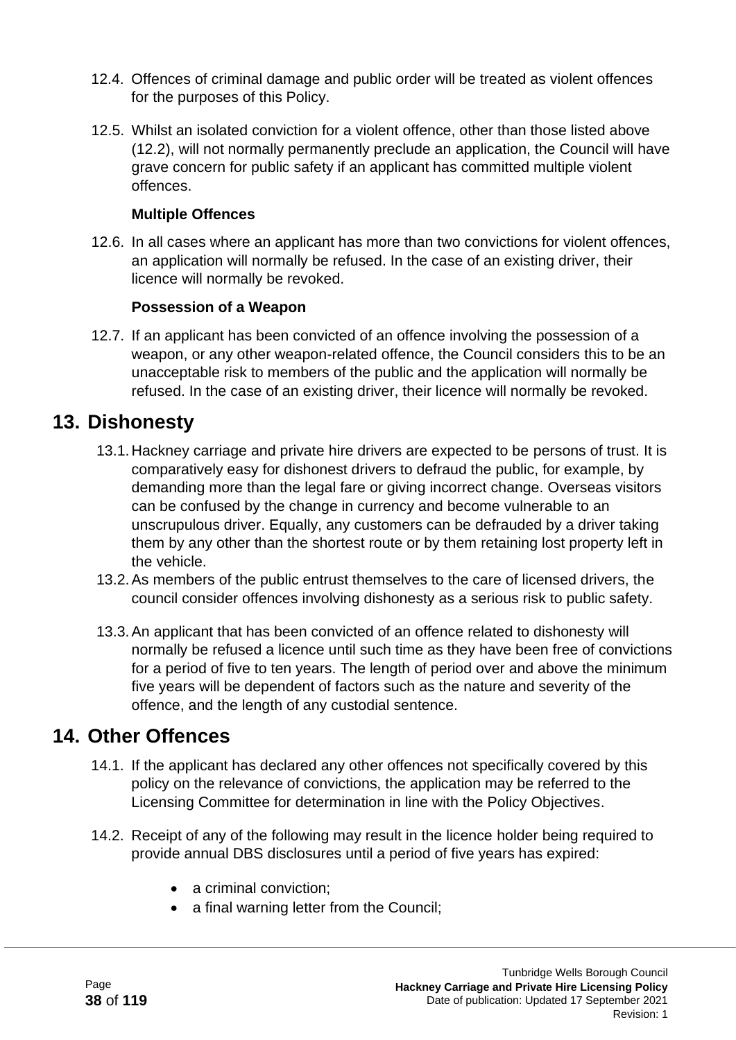12.4. Offences of criminal damage and public order will be treated as violent offences for the purposes of this Policy.

12.5. Whilst an isolated conviction for a violent offence, other than those listed above (12.2), will not normally permanently preclude an application, the Council will have grave concern for public safety if an applicant has committed multiple violent offences.

**Multiple Offences**

12.6. In all cases where an applicant has more than two convictions for violent offences, an application will normally be refused. In the case of an existing driver, their licence will normally be revoked.

**Possession of a Weapon**

12.7. If an applicant has been convicted of an offence involving the possession of a weapon, or any other weapon-related offence, the Council considers this to be an unacceptable risk to members of the public and the application will normally be refused. In the case of an existing driver, their licence will normally be revoked.

# 13. Dishonesty

13.1. Hackney carriage and private hire drivers are expected to be persons of trust. It is comparatively easy for dishonest drivers to defraud the public, for example, by demanding more than the legal fare or giving incorrect change. Overseas visitors can be confused by the change in currency and become vulnerable to an unscrupulous driver. Equally, any customers can be defrauded by a driver taking them by any other than the shortest route or by them retaining lost property left in the vehicle.

13.2. As members of the public entrust themselves to the care of licensed drivers, the council consider offences involving dishonesty as a serious risk to public safety.

13.3. An applicant that has been convicted of an offence related to dishonesty will normally be refused a licence until such time as they have been free of convictions for a period of five to ten years. The length of period over and above the minimum five years will be dependent of factors such as the nature and severity of the offence, and the length of any custodial sentence.

# 14. Other Offences

14.1. If the applicant has declared any other offences not specifically covered by this policy on the relevance of convictions, the application may be referred to the Licensing Committee for determination in line with the Policy Objectives.

14.2. Receipt of any of the following may result in the licence holder being required to provide annual DBS disclosures until a period of five years has expired:

- a criminal conviction;
- a final warning letter from the Council;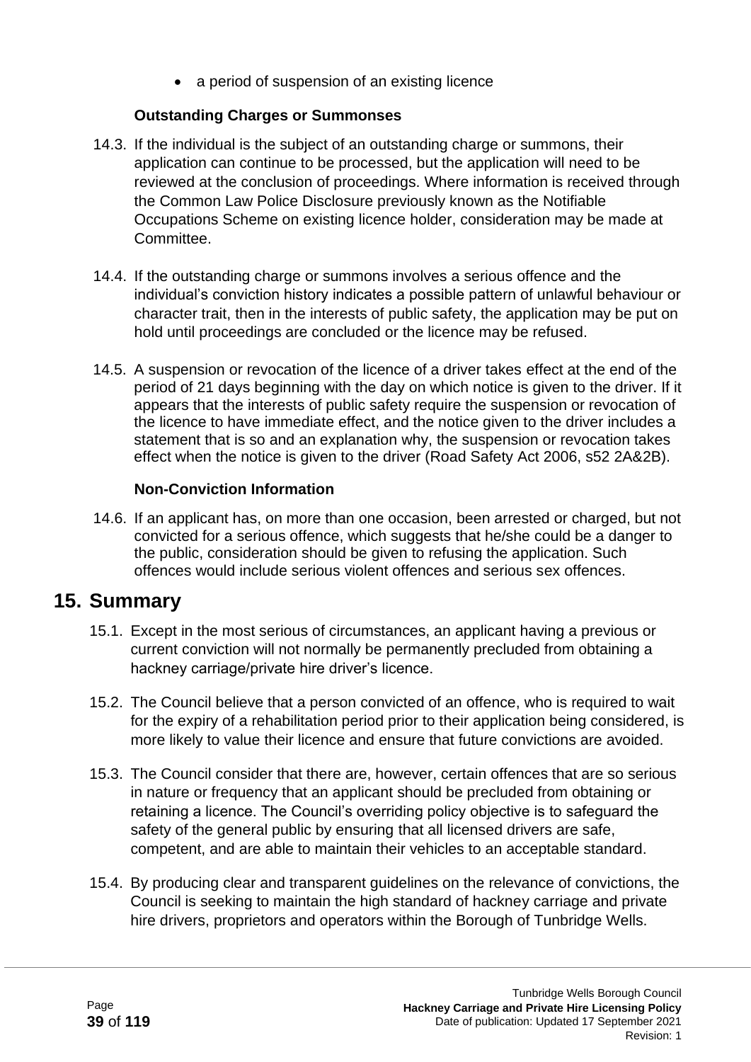- a period of suspension of an existing licence

**Outstanding Charges or Summonses**

14.3. If the individual is the subject of an outstanding charge or summons, their application can continue to be processed, but the application will need to be reviewed at the conclusion of proceedings. Where information is received through the Common Law Police Disclosure previously known as the Notifiable Occupations Scheme on existing licence holder, consideration may be made at Committee.

14.4. If the outstanding charge or summons involves a serious offence and the individual's conviction history indicates a possible pattern of unlawful behaviour or character trait, then in the interests of public safety, the application may be put on hold until proceedings are concluded or the licence may be refused.

14.5. A suspension or revocation of the licence of a driver takes effect at the end of the period of 21 days beginning with the day on which notice is given to the driver. If it appears that the interests of public safety require the suspension or revocation of the licence to have immediate effect, and the notice given to the driver includes a statement that is so and an explanation why, the suspension or revocation takes effect when the notice is given to the driver (Road Safety Act 2006, s52 2A&2B).

**Non-Conviction Information**

14.6. If an applicant has, on more than one occasion, been arrested or charged, but not convicted for a serious offence, which suggests that he/she could be a danger to the public, consideration should be given to refusing the application. Such offences would include serious violent offences and serious sex offences.

# 15. Summary

15.1. Except in the most serious of circumstances, an applicant having a previous or current conviction will not normally be permanently precluded from obtaining a hackney carriage/private hire driver's licence.

15.2. The Council believe that a person convicted of an offence, who is required to wait for the expiry of a rehabilitation period prior to their application being considered, is more likely to value their licence and ensure that future convictions are avoided.

15.3. The Council consider that there are, however, certain offences that are so serious in nature or frequency that an applicant should be precluded from obtaining or retaining a licence. The Council's overriding policy objective is to safeguard the safety of the general public by ensuring that all licensed drivers are safe, competent, and are able to maintain their vehicles to an acceptable standard.

15.4. By producing clear and transparent guidelines on the relevance of convictions, the Council is seeking to maintain the high standard of hackney carriage and private hire drivers, proprietors and operators within the Borough of Tunbridge Wells.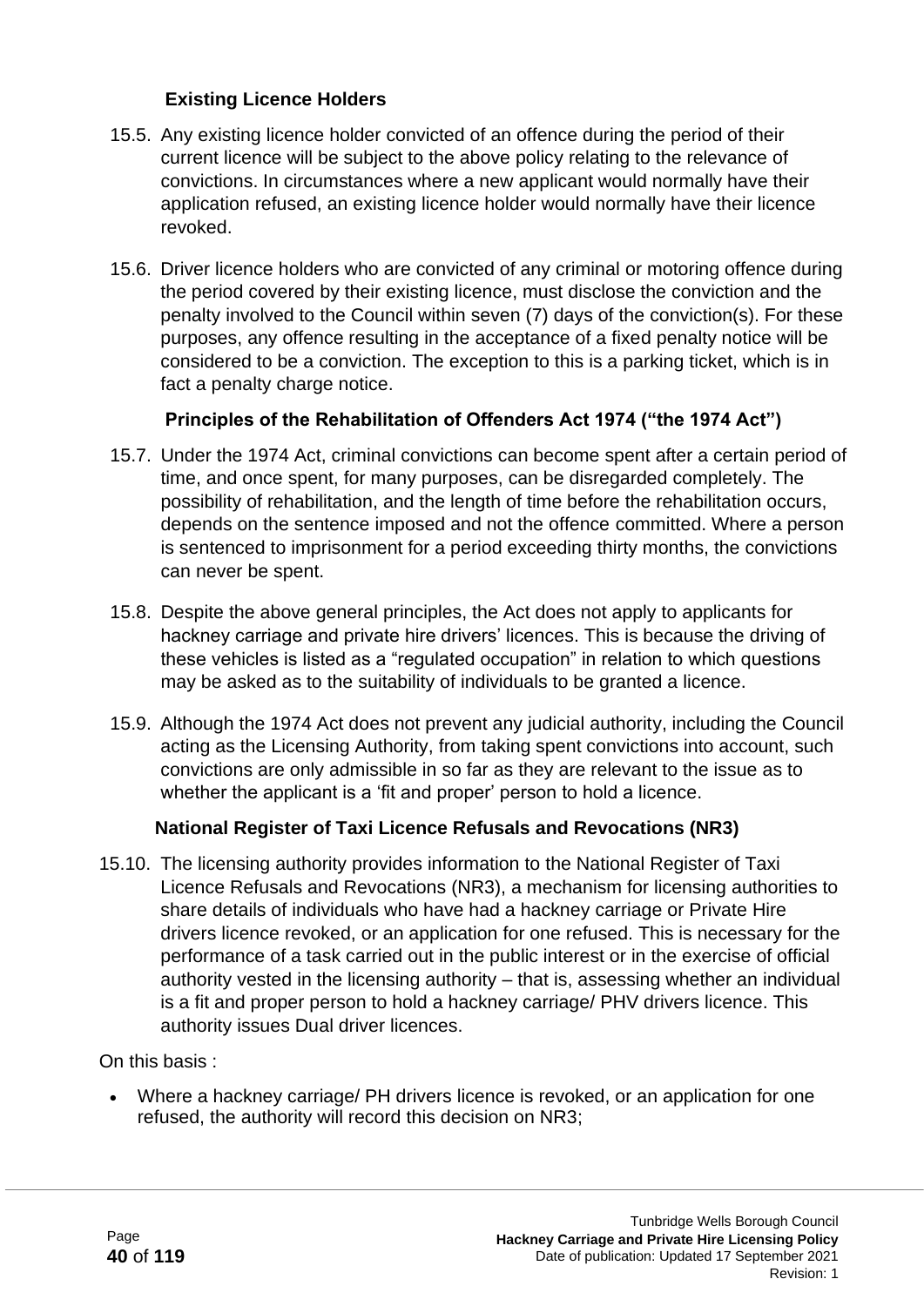### Existing Licence Holders

15.5. Any existing licence holder convicted of an offence during the period of their current licence will be subject to the above policy relating to the relevance of convictions. In circumstances where a new applicant would normally have their application refused, an existing licence holder would normally have their licence revoked.

15.6. Driver licence holders who are convicted of any criminal or motoring offence during the period covered by their existing licence, must disclose the conviction and the penalty involved to the Council within seven (7) days of the conviction(s). For these purposes, any offence resulting in the acceptance of a fixed penalty notice will be considered to be a conviction. The exception to this is a parking ticket, which is in fact a penalty charge notice.

### Principles of the Rehabilitation of Offenders Act 1974 ("the 1974 Act")

15.7. Under the 1974 Act, criminal convictions can become spent after a certain period of time, and once spent, for many purposes, can be disregarded completely. The possibility of rehabilitation, and the length of time before the rehabilitation occurs, depends on the sentence imposed and not the offence committed. Where a person is sentenced to imprisonment for a period exceeding thirty months, the convictions can never be spent.

15.8. Despite the above general principles, the Act does not apply to applicants for hackney carriage and private hire drivers' licences. This is because the driving of these vehicles is listed as a "regulated occupation" in relation to which questions may be asked as to the suitability of individuals to be granted a licence.

15.9. Although the 1974 Act does not prevent any judicial authority, including the Council acting as the Licensing Authority, from taking spent convictions into account, such convictions are only admissible in so far as they are relevant to the issue as to whether the applicant is a 'fit and proper' person to hold a licence.

### National Register of Taxi Licence Refusals and Revocations (NR3)

15.10. The licensing authority provides information to the National Register of Taxi Licence Refusals and Revocations (NR3), a mechanism for licensing authorities to share details of individuals who have had a hackney carriage or Private Hire drivers licence revoked, or an application for one refused. This is necessary for the performance of a task carried out in the public interest or in the exercise of official authority vested in the licensing authority – that is, assessing whether an individual is a fit and proper person to hold a hackney carriage/ PHV drivers licence. This authority issues Dual driver licences.

On this basis :

- Where a hackney carriage/ PH drivers licence is revoked, or an application for one refused, the authority will record this decision on NR3;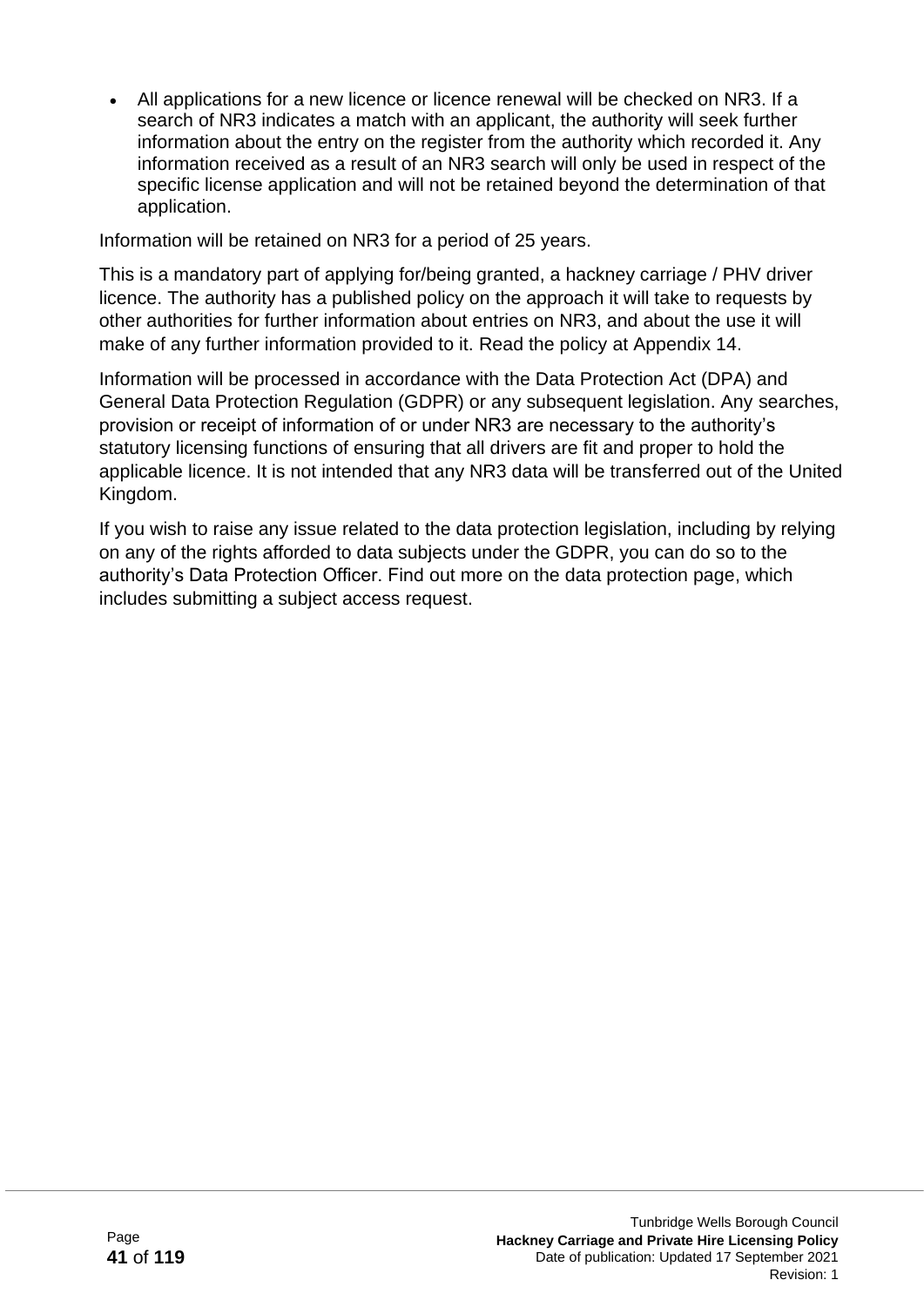- All applications for a new licence or licence renewal will be checked on NR3. If a search of NR3 indicates a match with an applicant, the authority will seek further information about the entry on the register from the authority which recorded it. Any information received as a result of an NR3 search will only be used in respect of the specific license application and will not be retained beyond the determination of that application.

Information will be retained on NR3 for a period of 25 years.

This is a mandatory part of applying for/being granted, a hackney carriage / PHV driver licence. The authority has a published policy on the approach it will take to requests by other authorities for further information about entries on NR3, and about the use it will make of any further information provided to it. Read the policy at Appendix 14.

Information will be processed in accordance with the Data Protection Act (DPA) and General Data Protection Regulation (GDPR) or any subsequent legislation. Any searches, provision or receipt of information of or under NR3 are necessary to the authority's statutory licensing functions of ensuring that all drivers are fit and proper to hold the applicable licence. It is not intended that any NR3 data will be transferred out of the United Kingdom.

If you wish to raise any issue related to the data protection legislation, including by relying on any of the rights afforded to data subjects under the GDPR, you can do so to the authority's Data Protection Officer. Find out more on the data protection page, which includes submitting a subject access request.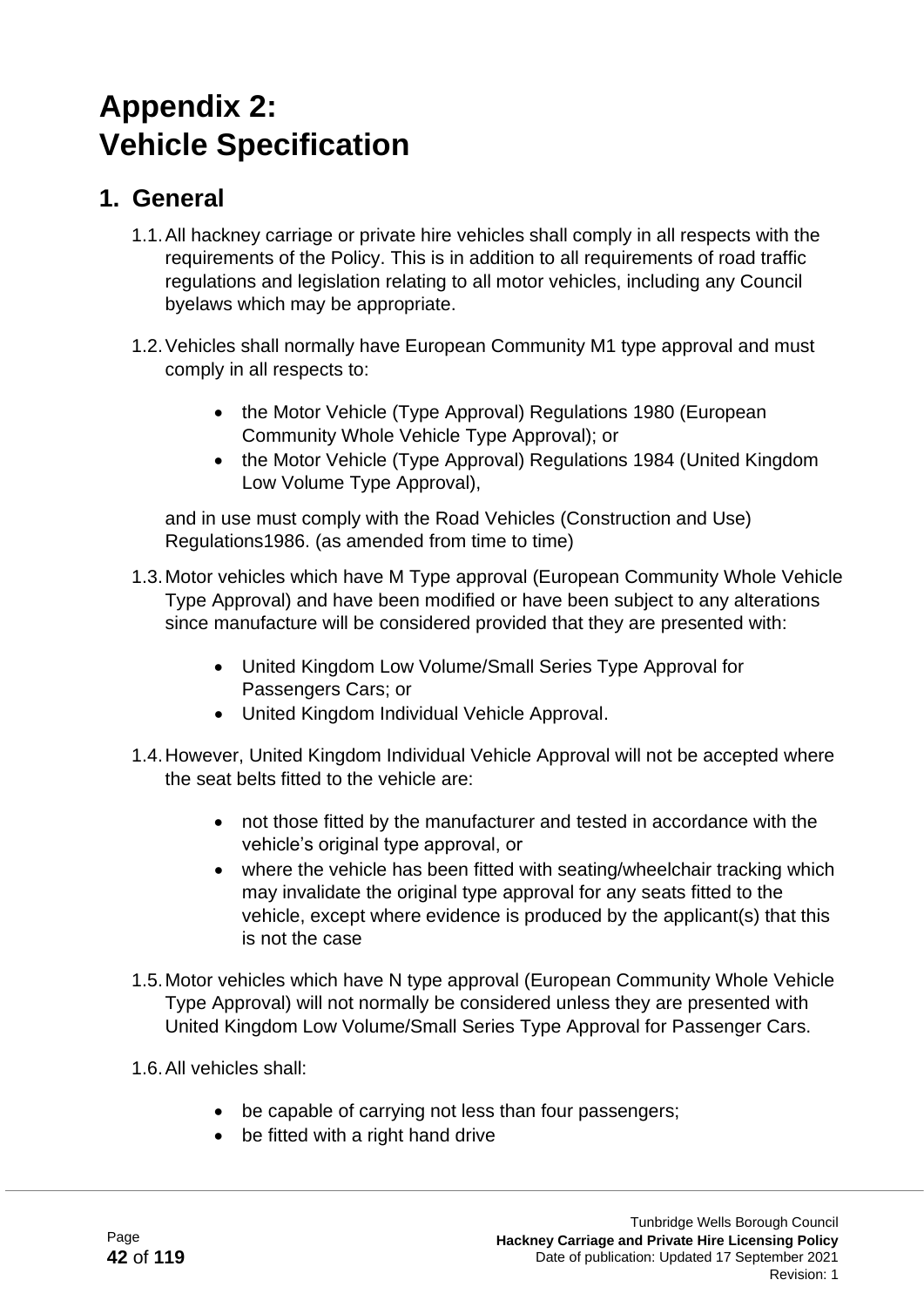# Appendix 2: Vehicle Specification

## 1. General

1.1. All hackney carriage or private hire vehicles shall comply in all respects with the requirements of the Policy. This is in addition to all requirements of road traffic regulations and legislation relating to all motor vehicles, including any Council byelaws which may be appropriate.

1.2. Vehicles shall normally have European Community M1 type approval and must comply in all respects to:

- the Motor Vehicle (Type Approval) Regulations 1980 (European Community Whole Vehicle Type Approval); or
- the Motor Vehicle (Type Approval) Regulations 1984 (United Kingdom Low Volume Type Approval),

and in use must comply with the Road Vehicles (Construction and Use) Regulations1986. (as amended from time to time)

1.3. Motor vehicles which have M Type approval (European Community Whole Vehicle Type Approval) and have been modified or have been subject to any alterations since manufacture will be considered provided that they are presented with:

- United Kingdom Low Volume/Small Series Type Approval for Passengers Cars; or
- United Kingdom Individual Vehicle Approval.

1.4. However, United Kingdom Individual Vehicle Approval will not be accepted where the seat belts fitted to the vehicle are:

- not those fitted by the manufacturer and tested in accordance with the vehicle's original type approval, or
- where the vehicle has been fitted with seating/wheelchair tracking which may invalidate the original type approval for any seats fitted to the vehicle, except where evidence is produced by the applicant(s) that this is not the case

1.5. Motor vehicles which have N type approval (European Community Whole Vehicle Type Approval) will not normally be considered unless they are presented with United Kingdom Low Volume/Small Series Type Approval for Passenger Cars.

1.6. All vehicles shall:

- be capable of carrying not less than four passengers;
- be fitted with a right hand drive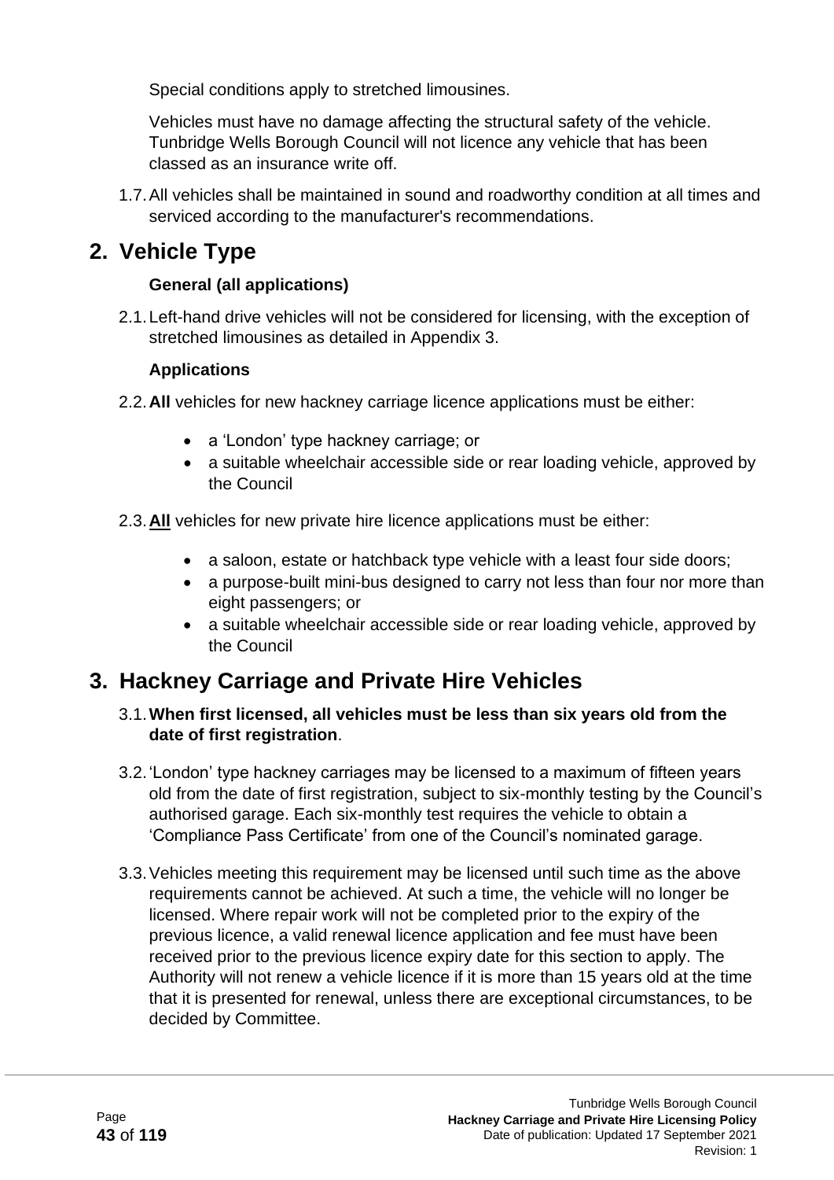Special conditions apply to stretched limousines.

Vehicles must have no damage affecting the structural safety of the vehicle. Tunbridge Wells Borough Council will not licence any vehicle that has been classed as an insurance write off.

1.7. All vehicles shall be maintained in sound and roadworthy condition at all times and serviced according to the manufacturer's recommendations.

## 2. Vehicle Type

**General (all applications)**

2.1. Left-hand drive vehicles will not be considered for licensing, with the exception of stretched limousines as detailed in Appendix 3.

**Applications**

2.2. **All** vehicles for new hackney carriage licence applications must be either:

- a 'London' type hackney carriage; or
- a suitable wheelchair accessible side or rear loading vehicle, approved by the Council

2.3. **<u>All</u>** vehicles for new private hire licence applications must be either:

- a saloon, estate or hatchback type vehicle with a least four side doors;
- a purpose-built mini-bus designed to carry not less than four nor more than eight passengers; or
- a suitable wheelchair accessible side or rear loading vehicle, approved by the Council

## 3. Hackney Carriage and Private Hire Vehicles

3.1. **When first licensed, all vehicles must be less than six years old from the date of first registration**.

3.2. 'London' type hackney carriages may be licensed to a maximum of fifteen years old from the date of first registration, subject to six-monthly testing by the Council's authorised garage. Each six-monthly test requires the vehicle to obtain a 'Compliance Pass Certificate' from one of the Council's nominated garage.

3.3. Vehicles meeting this requirement may be licensed until such time as the above requirements cannot be achieved. At such a time, the vehicle will no longer be licensed. Where repair work will not be completed prior to the expiry of the previous licence, a valid renewal licence application and fee must have been received prior to the previous licence expiry date for this section to apply. The Authority will not renew a vehicle licence if it is more than 15 years old at the time that it is presented for renewal, unless there are exceptional circumstances, to be decided by Committee.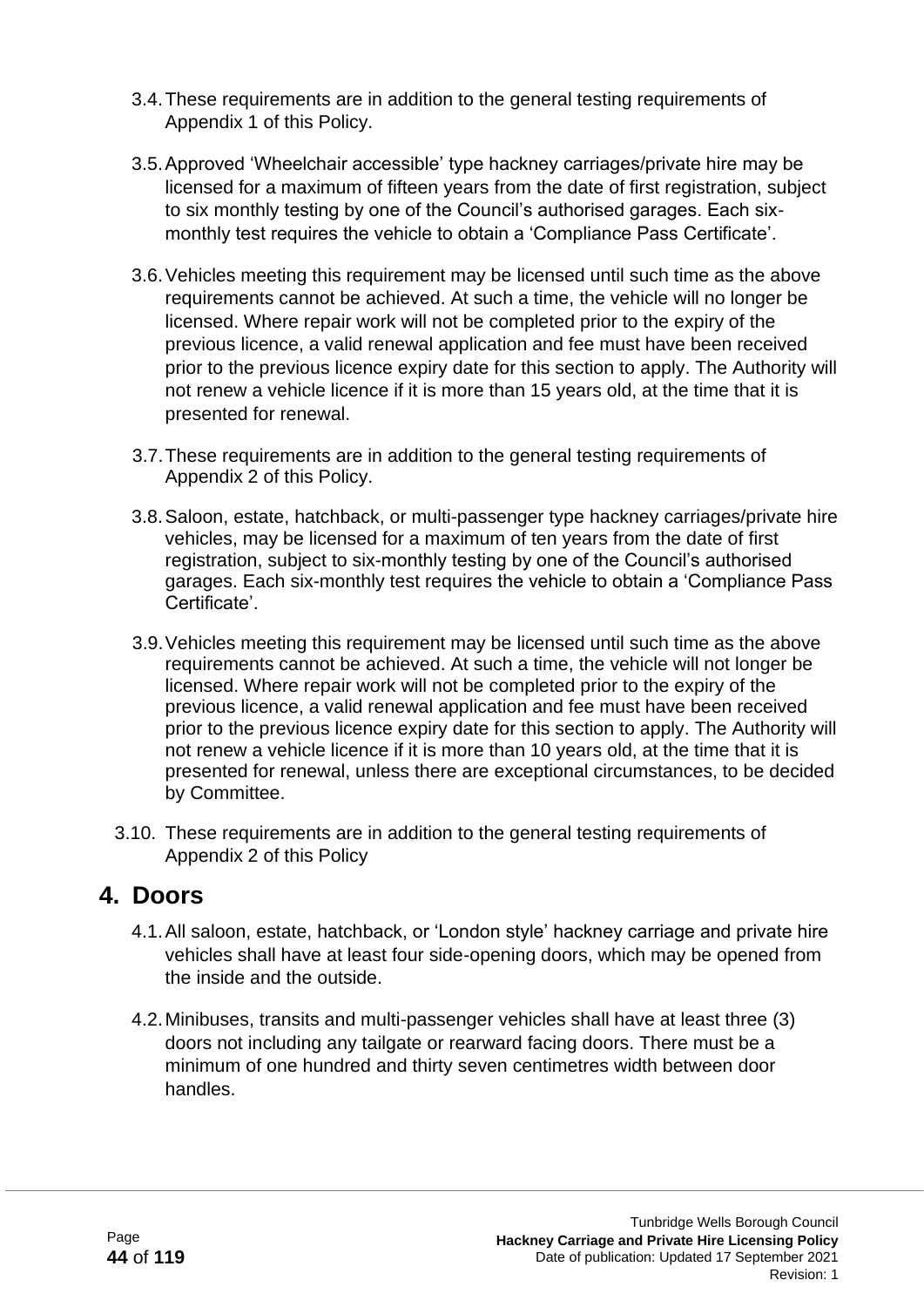3.4. These requirements are in addition to the general testing requirements of Appendix 1 of this Policy.

3.5. Approved 'Wheelchair accessible' type hackney carriages/private hire may be licensed for a maximum of fifteen years from the date of first registration, subject to six monthly testing by one of the Council's authorised garages. Each six-monthly test requires the vehicle to obtain a 'Compliance Pass Certificate'.

3.6. Vehicles meeting this requirement may be licensed until such time as the above requirements cannot be achieved. At such a time, the vehicle will no longer be licensed. Where repair work will not be completed prior to the expiry of the previous licence, a valid renewal application and fee must have been received prior to the previous licence expiry date for this section to apply. The Authority will not renew a vehicle licence if it is more than 15 years old, at the time that it is presented for renewal.

3.7. These requirements are in addition to the general testing requirements of Appendix 2 of this Policy.

3.8. Saloon, estate, hatchback, or multi-passenger type hackney carriages/private hire vehicles, may be licensed for a maximum of ten years from the date of first registration, subject to six-monthly testing by one of the Council's authorised garages. Each six-monthly test requires the vehicle to obtain a 'Compliance Pass Certificate'.

3.9. Vehicles meeting this requirement may be licensed until such time as the above requirements cannot be achieved. At such a time, the vehicle will not longer be licensed. Where repair work will not be completed prior to the expiry of the previous licence, a valid renewal application and fee must have been received prior to the previous licence expiry date for this section to apply. The Authority will not renew a vehicle licence if it is more than 10 years old, at the time that it is presented for renewal, unless there are exceptional circumstances, to be decided by Committee.

3.10. These requirements are in addition to the general testing requirements of Appendix 2 of this Policy

## 4. Doors

4.1. All saloon, estate, hatchback, or 'London style' hackney carriage and private hire vehicles shall have at least four side-opening doors, which may be opened from the inside and the outside.

4.2. Minibuses, transits and multi-passenger vehicles shall have at least three (3) doors not including any tailgate or rearward facing doors. There must be a minimum of one hundred and thirty seven centimetres width between door handles.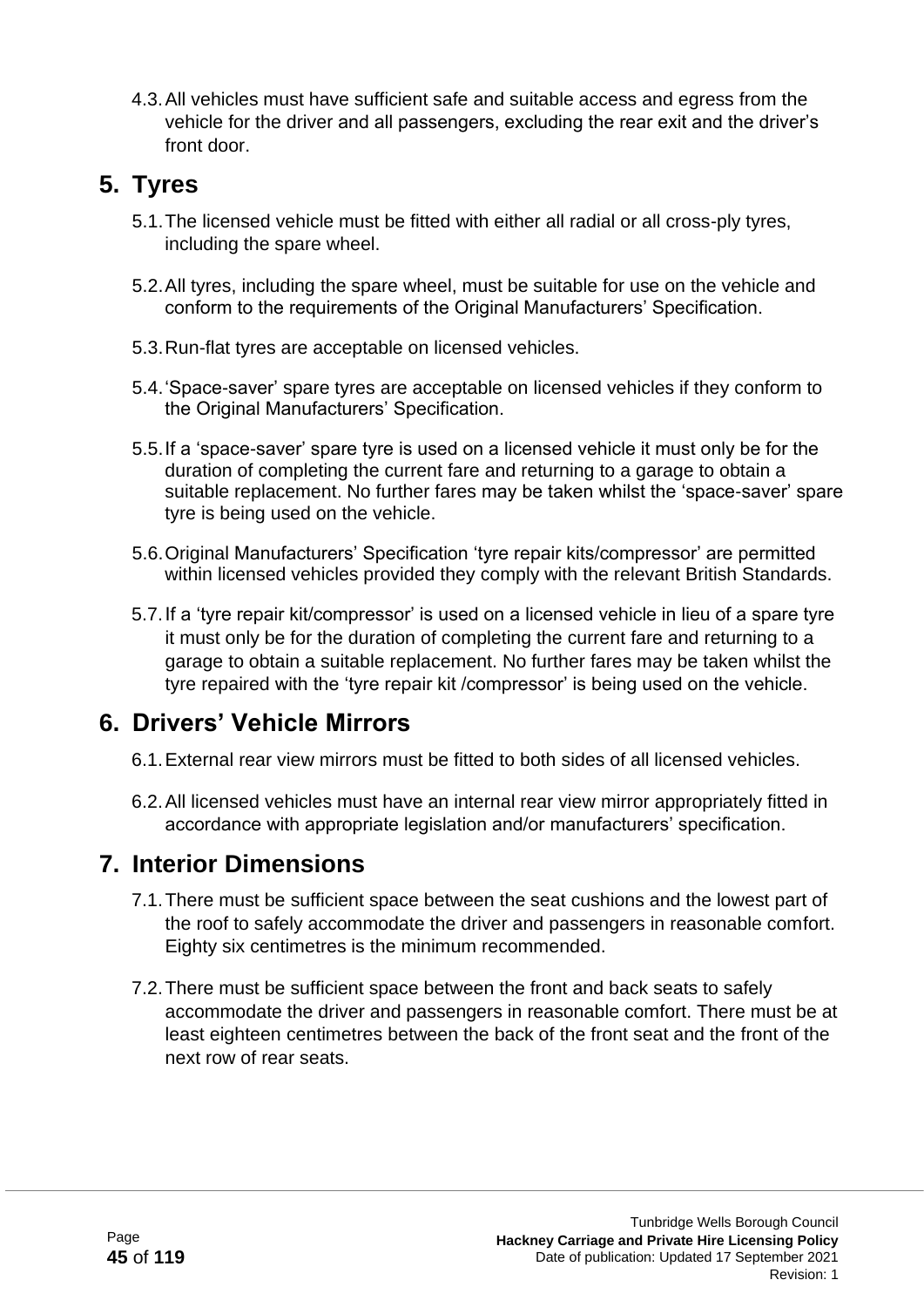4.3. All vehicles must have sufficient safe and suitable access and egress from the vehicle for the driver and all passengers, excluding the rear exit and the driver's front door.

## 5. Tyres

5.1. The licensed vehicle must be fitted with either all radial or all cross-ply tyres, including the spare wheel.

5.2. All tyres, including the spare wheel, must be suitable for use on the vehicle and conform to the requirements of the Original Manufacturers' Specification.

5.3. Run-flat tyres are acceptable on licensed vehicles.

5.4. 'Space-saver' spare tyres are acceptable on licensed vehicles if they conform to the Original Manufacturers' Specification.

5.5. If a 'space-saver' spare tyre is used on a licensed vehicle it must only be for the duration of completing the current fare and returning to a garage to obtain a suitable replacement. No further fares may be taken whilst the 'space-saver' spare tyre is being used on the vehicle.

5.6. Original Manufacturers' Specification 'tyre repair kits/compressor' are permitted within licensed vehicles provided they comply with the relevant British Standards.

5.7. If a 'tyre repair kit/compressor' is used on a licensed vehicle in lieu of a spare tyre it must only be for the duration of completing the current fare and returning to a garage to obtain a suitable replacement. No further fares may be taken whilst the tyre repaired with the 'tyre repair kit /compressor' is being used on the vehicle.

## 6. Drivers' Vehicle Mirrors

6.1. External rear view mirrors must be fitted to both sides of all licensed vehicles.

6.2. All licensed vehicles must have an internal rear view mirror appropriately fitted in accordance with appropriate legislation and/or manufacturers' specification.

## 7. Interior Dimensions

7.1. There must be sufficient space between the seat cushions and the lowest part of the roof to safely accommodate the driver and passengers in reasonable comfort. Eighty six centimetres is the minimum recommended.

7.2. There must be sufficient space between the front and back seats to safely accommodate the driver and passengers in reasonable comfort. There must be at least eighteen centimetres between the back of the front seat and the front of the next row of rear seats.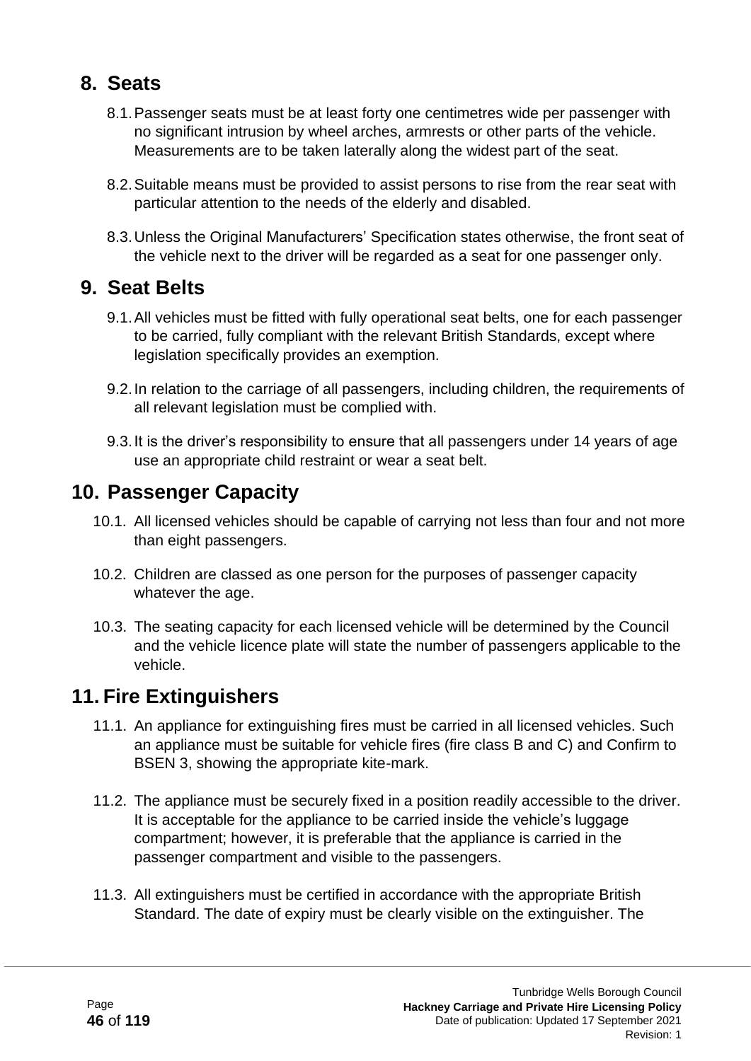## 8. Seats

8.1. Passenger seats must be at least forty one centimetres wide per passenger with no significant intrusion by wheel arches, armrests or other parts of the vehicle. Measurements are to be taken laterally along the widest part of the seat.

8.2. Suitable means must be provided to assist persons to rise from the rear seat with particular attention to the needs of the elderly and disabled.

8.3. Unless the Original Manufacturers' Specification states otherwise, the front seat of the vehicle next to the driver will be regarded as a seat for one passenger only.

## 9. Seat Belts

9.1. All vehicles must be fitted with fully operational seat belts, one for each passenger to be carried, fully compliant with the relevant British Standards, except where legislation specifically provides an exemption.

9.2. In relation to the carriage of all passengers, including children, the requirements of all relevant legislation must be complied with.

9.3. It is the driver's responsibility to ensure that all passengers under 14 years of age use an appropriate child restraint or wear a seat belt.

## 10. Passenger Capacity

10.1. All licensed vehicles should be capable of carrying not less than four and not more than eight passengers.

10.2. Children are classed as one person for the purposes of passenger capacity whatever the age.

10.3. The seating capacity for each licensed vehicle will be determined by the Council and the vehicle licence plate will state the number of passengers applicable to the vehicle.

## 11. Fire Extinguishers

11.1. An appliance for extinguishing fires must be carried in all licensed vehicles. Such an appliance must be suitable for vehicle fires (fire class B and C) and Confirm to BSEN 3, showing the appropriate kite-mark.

11.2. The appliance must be securely fixed in a position readily accessible to the driver. It is acceptable for the appliance to be carried inside the vehicle's luggage compartment; however, it is preferable that the appliance is carried in the passenger compartment and visible to the passengers.

11.3. All extinguishers must be certified in accordance with the appropriate British Standard. The date of expiry must be clearly visible on the extinguisher. The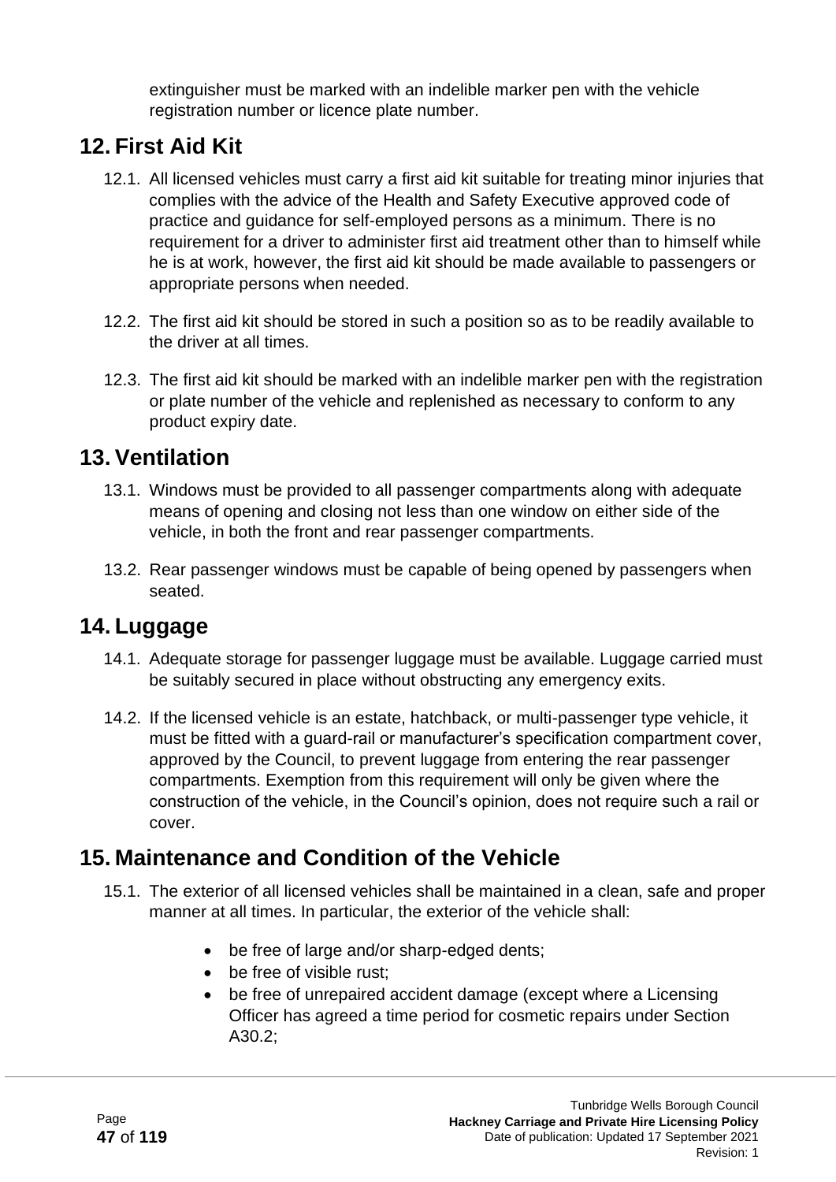extinguisher must be marked with an indelible marker pen with the vehicle registration number or licence plate number.

## 12. First Aid Kit

12.1. All licensed vehicles must carry a first aid kit suitable for treating minor injuries that complies with the advice of the Health and Safety Executive approved code of practice and guidance for self-employed persons as a minimum. There is no requirement for a driver to administer first aid treatment other than to himself while he is at work, however, the first aid kit should be made available to passengers or appropriate persons when needed.

12.2. The first aid kit should be stored in such a position so as to be readily available to the driver at all times.

12.3. The first aid kit should be marked with an indelible marker pen with the registration or plate number of the vehicle and replenished as necessary to conform to any product expiry date.

## 13. Ventilation

13.1. Windows must be provided to all passenger compartments along with adequate means of opening and closing not less than one window on either side of the vehicle, in both the front and rear passenger compartments.

13.2. Rear passenger windows must be capable of being opened by passengers when seated.

## 14. Luggage

14.1. Adequate storage for passenger luggage must be available. Luggage carried must be suitably secured in place without obstructing any emergency exits.

14.2. If the licensed vehicle is an estate, hatchback, or multi-passenger type vehicle, it must be fitted with a guard-rail or manufacturer's specification compartment cover, approved by the Council, to prevent luggage from entering the rear passenger compartments. Exemption from this requirement will only be given where the construction of the vehicle, in the Council's opinion, does not require such a rail or cover.

## 15. Maintenance and Condition of the Vehicle

15.1. The exterior of all licensed vehicles shall be maintained in a clean, safe and proper manner at all times. In particular, the exterior of the vehicle shall:

- be free of large and/or sharp-edged dents;
- be free of visible rust;
- be free of unrepaired accident damage (except where a Licensing Officer has agreed a time period for cosmetic repairs under Section A30.2;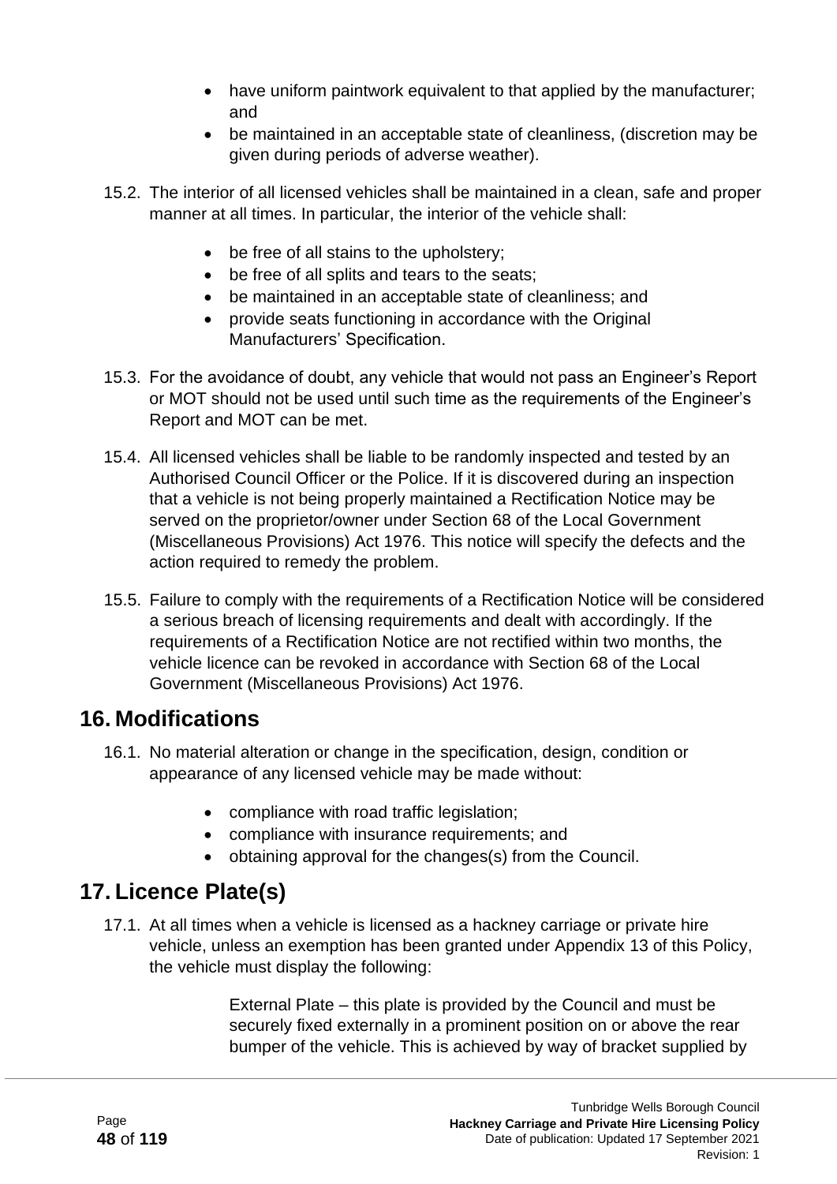- have uniform paintwork equivalent to that applied by the manufacturer; and
- be maintained in an acceptable state of cleanliness, (discretion may be given during periods of adverse weather).

15.2. The interior of all licensed vehicles shall be maintained in a clean, safe and proper manner at all times. In particular, the interior of the vehicle shall:

- be free of all stains to the upholstery;
- be free of all splits and tears to the seats;
- be maintained in an acceptable state of cleanliness; and
- provide seats functioning in accordance with the Original Manufacturers' Specification.

15.3. For the avoidance of doubt, any vehicle that would not pass an Engineer's Report or MOT should not be used until such time as the requirements of the Engineer's Report and MOT can be met.

15.4. All licensed vehicles shall be liable to be randomly inspected and tested by an Authorised Council Officer or the Police. If it is discovered during an inspection that a vehicle is not being properly maintained a Rectification Notice may be served on the proprietor/owner under Section 68 of the Local Government (Miscellaneous Provisions) Act 1976. This notice will specify the defects and the action required to remedy the problem.

15.5. Failure to comply with the requirements of a Rectification Notice will be considered a serious breach of licensing requirements and dealt with accordingly. If the requirements of a Rectification Notice are not rectified within two months, the vehicle licence can be revoked in accordance with Section 68 of the Local Government (Miscellaneous Provisions) Act 1976.

## 16. Modifications

16.1. No material alteration or change in the specification, design, condition or appearance of any licensed vehicle may be made without:

- compliance with road traffic legislation;
- compliance with insurance requirements; and
- obtaining approval for the changes(s) from the Council.

## 17. Licence Plate(s)

17.1. At all times when a vehicle is licensed as a hackney carriage or private hire vehicle, unless an exemption has been granted under Appendix 13 of this Policy, the vehicle must display the following:

External Plate – this plate is provided by the Council and must be securely fixed externally in a prominent position on or above the rear bumper of the vehicle. This is achieved by way of bracket supplied by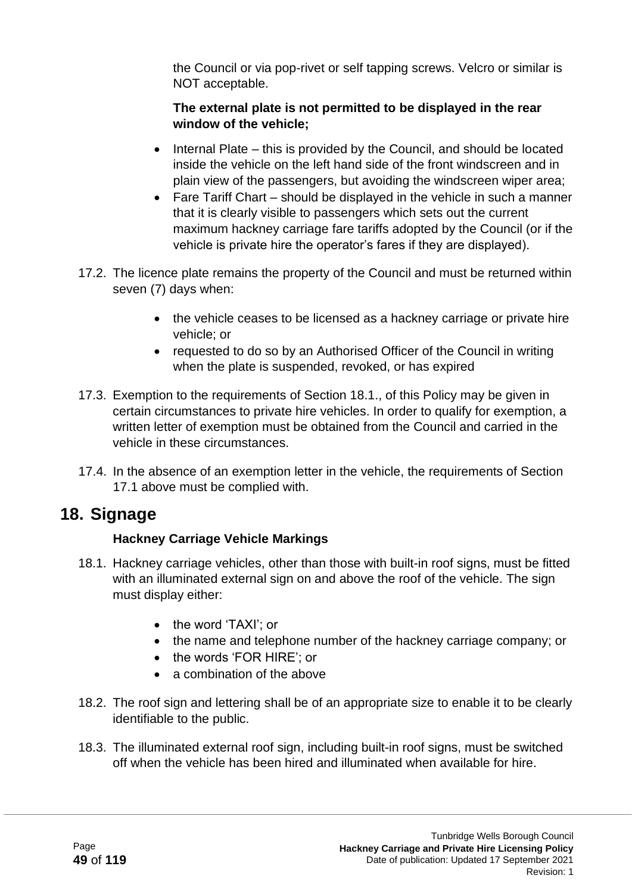the Council or via pop-rivet or self tapping screws. Velcro or similar is NOT acceptable.

**The external plate is not permitted to be displayed in the rear window of the vehicle;**

- Internal Plate – this is provided by the Council, and should be located inside the vehicle on the left hand side of the front windscreen and in plain view of the passengers, but avoiding the windscreen wiper area;
- Fare Tariff Chart – should be displayed in the vehicle in such a manner that it is clearly visible to passengers which sets out the current maximum hackney carriage fare tariffs adopted by the Council (or if the vehicle is private hire the operator's fares if they are displayed).

17.2. The licence plate remains the property of the Council and must be returned within seven (7) days when:

- the vehicle ceases to be licensed as a hackney carriage or private hire vehicle; or
- requested to do so by an Authorised Officer of the Council in writing when the plate is suspended, revoked, or has expired

17.3. Exemption to the requirements of Section 18.1., of this Policy may be given in certain circumstances to private hire vehicles. In order to qualify for exemption, a written letter of exemption must be obtained from the Council and carried in the vehicle in these circumstances.

17.4. In the absence of an exemption letter in the vehicle, the requirements of Section 17.1 above must be complied with.

# 18. Signage

### Hackney Carriage Vehicle Markings

18.1. Hackney carriage vehicles, other than those with built-in roof signs, must be fitted with an illuminated external sign on and above the roof of the vehicle. The sign must display either:

- the word 'TAXI'; or
- the name and telephone number of the hackney carriage company; or
- the words 'FOR HIRE'; or
- a combination of the above

18.2. The roof sign and lettering shall be of an appropriate size to enable it to be clearly identifiable to the public.

18.3. The illuminated external roof sign, including built-in roof signs, must be switched off when the vehicle has been hired and illuminated when available for hire.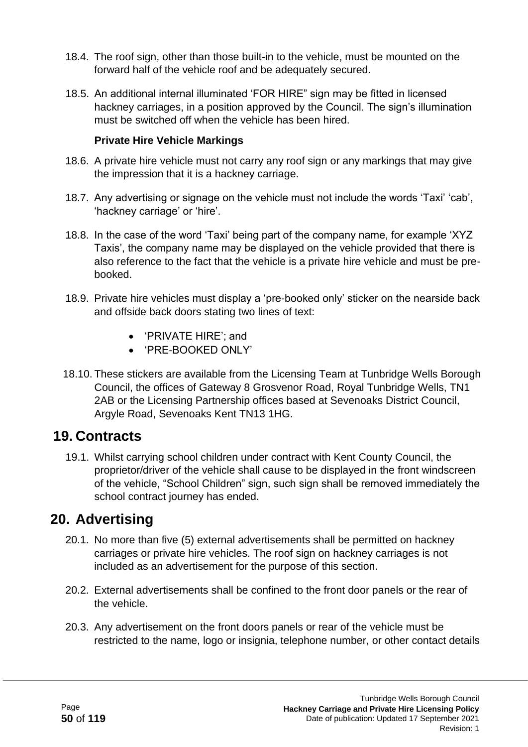18.4. The roof sign, other than those built-in to the vehicle, must be mounted on the forward half of the vehicle roof and be adequately secured.

18.5. An additional internal illuminated 'FOR HIRE" sign may be fitted in licensed hackney carriages, in a position approved by the Council. The sign's illumination must be switched off when the vehicle has been hired.

**Private Hire Vehicle Markings**

18.6. A private hire vehicle must not carry any roof sign or any markings that may give the impression that it is a hackney carriage.

18.7. Any advertising or signage on the vehicle must not include the words 'Taxi' 'cab', 'hackney carriage' or 'hire'.

18.8. In the case of the word 'Taxi' being part of the company name, for example 'XYZ Taxis', the company name may be displayed on the vehicle provided that there is also reference to the fact that the vehicle is a private hire vehicle and must be pre-booked.

18.9. Private hire vehicles must display a 'pre-booked only' sticker on the nearside back and offside back doors stating two lines of text:

- 'PRIVATE HIRE'; and
- 'PRE-BOOKED ONLY'

18.10. These stickers are available from the Licensing Team at Tunbridge Wells Borough Council, the offices of Gateway 8 Grosvenor Road, Royal Tunbridge Wells, TN1 2AB or the Licensing Partnership offices based at Sevenoaks District Council, Argyle Road, Sevenoaks Kent TN13 1HG.

## 19. Contracts

19.1. Whilst carrying school children under contract with Kent County Council, the proprietor/driver of the vehicle shall cause to be displayed in the front windscreen of the vehicle, "School Children" sign, such sign shall be removed immediately the school contract journey has ended.

## 20. Advertising

20.1. No more than five (5) external advertisements shall be permitted on hackney carriages or private hire vehicles. The roof sign on hackney carriages is not included as an advertisement for the purpose of this section.

20.2. External advertisements shall be confined to the front door panels or the rear of the vehicle.

20.3. Any advertisement on the front doors panels or rear of the vehicle must be restricted to the name, logo or insignia, telephone number, or other contact details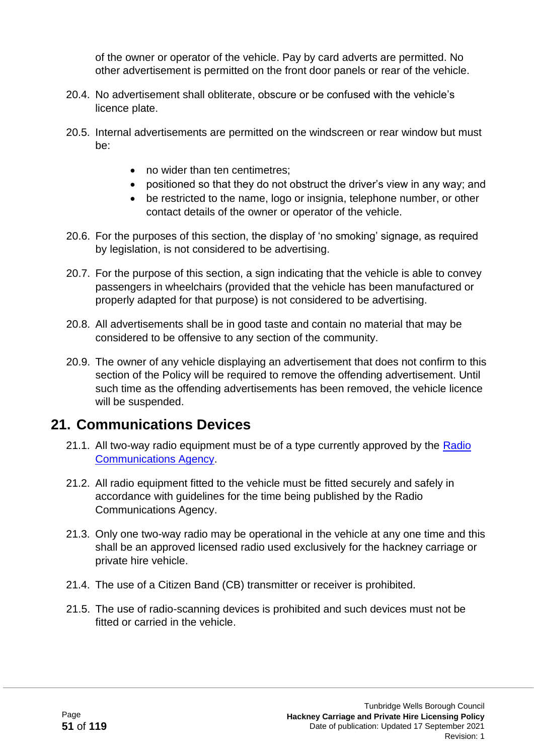of the owner or operator of the vehicle. Pay by card adverts are permitted. No other advertisement is permitted on the front door panels or rear of the vehicle.

20.4. No advertisement shall obliterate, obscure or be confused with the vehicle's licence plate.

20.5. Internal advertisements are permitted on the windscreen or rear window but must be:

- no wider than ten centimetres;
- positioned so that they do not obstruct the driver's view in any way; and
- be restricted to the name, logo or insignia, telephone number, or other contact details of the owner or operator of the vehicle.

20.6. For the purposes of this section, the display of 'no smoking' signage, as required by legislation, is not considered to be advertising.

20.7. For the purpose of this section, a sign indicating that the vehicle is able to convey passengers in wheelchairs (provided that the vehicle has been manufactured or properly adapted for that purpose) is not considered to be advertising.

20.8. All advertisements shall be in good taste and contain no material that may be considered to be offensive to any section of the community.

20.9. The owner of any vehicle displaying an advertisement that does not confirm to this section of the Policy will be required to remove the offending advertisement. Until such time as the offending advertisements has been removed, the vehicle licence will be suspended.

## 21. Communications Devices

21.1. All two-way radio equipment must be of a type currently approved by the Radio Communications Agency.

21.2. All radio equipment fitted to the vehicle must be fitted securely and safely in accordance with guidelines for the time being published by the Radio Communications Agency.

21.3. Only one two-way radio may be operational in the vehicle at any one time and this shall be an approved licensed radio used exclusively for the hackney carriage or private hire vehicle.

21.4. The use of a Citizen Band (CB) transmitter or receiver is prohibited.

21.5. The use of radio-scanning devices is prohibited and such devices must not be fitted or carried in the vehicle.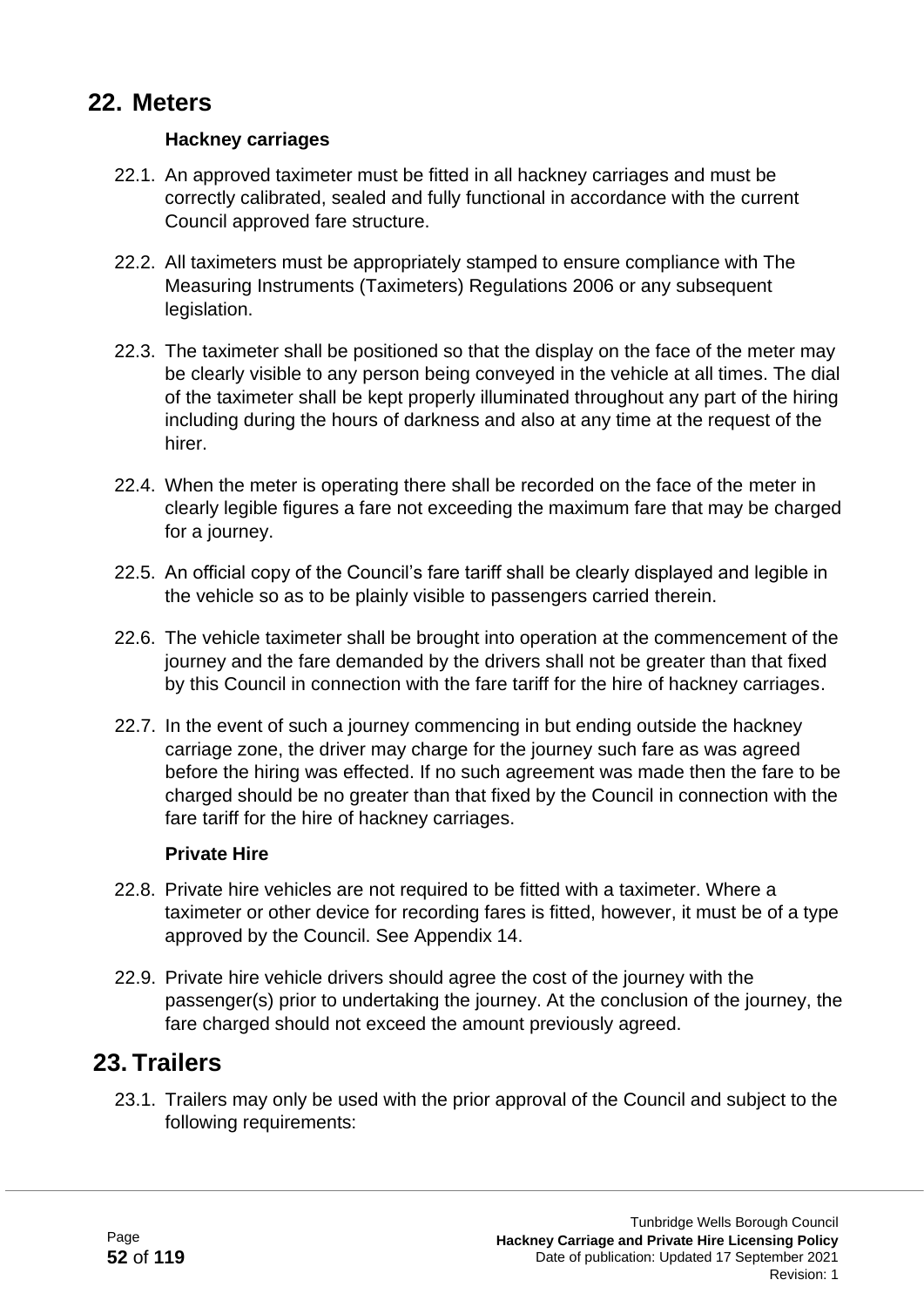## 22. Meters

**Hackney carriages**

22.1. An approved taximeter must be fitted in all hackney carriages and must be correctly calibrated, sealed and fully functional in accordance with the current Council approved fare structure.

22.2. All taximeters must be appropriately stamped to ensure compliance with The Measuring Instruments (Taximeters) Regulations 2006 or any subsequent legislation.

22.3. The taximeter shall be positioned so that the display on the face of the meter may be clearly visible to any person being conveyed in the vehicle at all times. The dial of the taximeter shall be kept properly illuminated throughout any part of the hiring including during the hours of darkness and also at any time at the request of the hirer.

22.4. When the meter is operating there shall be recorded on the face of the meter in clearly legible figures a fare not exceeding the maximum fare that may be charged for a journey.

22.5. An official copy of the Council's fare tariff shall be clearly displayed and legible in the vehicle so as to be plainly visible to passengers carried therein.

22.6. The vehicle taximeter shall be brought into operation at the commencement of the journey and the fare demanded by the drivers shall not be greater than that fixed by this Council in connection with the fare tariff for the hire of hackney carriages.

22.7. In the event of such a journey commencing in but ending outside the hackney carriage zone, the driver may charge for the journey such fare as was agreed before the hiring was effected. If no such agreement was made then the fare to be charged should be no greater than that fixed by the Council in connection with the fare tariff for the hire of hackney carriages.

**Private Hire**

22.8. Private hire vehicles are not required to be fitted with a taximeter. Where a taximeter or other device for recording fares is fitted, however, it must be of a type approved by the Council. See Appendix 14.

22.9. Private hire vehicle drivers should agree the cost of the journey with the passenger(s) prior to undertaking the journey. At the conclusion of the journey, the fare charged should not exceed the amount previously agreed.

## 23. Trailers

23.1. Trailers may only be used with the prior approval of the Council and subject to the following requirements: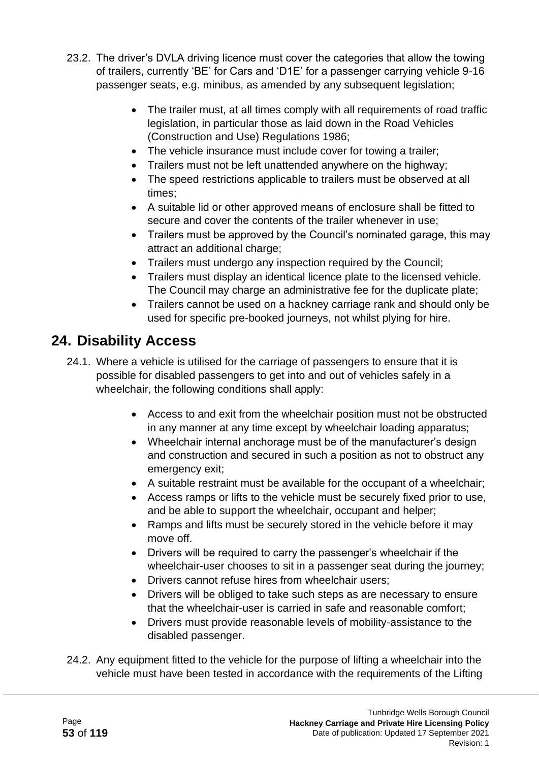23.2. The driver's DVLA driving licence must cover the categories that allow the towing of trailers, currently 'BE' for Cars and 'D1E' for a passenger carrying vehicle 9-16 passenger seats, e.g. minibus, as amended by any subsequent legislation;

- The trailer must, at all times comply with all requirements of road traffic legislation, in particular those as laid down in the Road Vehicles (Construction and Use) Regulations 1986;
- The vehicle insurance must include cover for towing a trailer;
- Trailers must not be left unattended anywhere on the highway;
- The speed restrictions applicable to trailers must be observed at all times;
- A suitable lid or other approved means of enclosure shall be fitted to secure and cover the contents of the trailer whenever in use;
- Trailers must be approved by the Council's nominated garage, this may attract an additional charge;
- Trailers must undergo any inspection required by the Council;
- Trailers must display an identical licence plate to the licensed vehicle. The Council may charge an administrative fee for the duplicate plate;
- Trailers cannot be used on a hackney carriage rank and should only be used for specific pre-booked journeys, not whilst plying for hire.

# 24. Disability Access

24.1. Where a vehicle is utilised for the carriage of passengers to ensure that it is possible for disabled passengers to get into and out of vehicles safely in a wheelchair, the following conditions shall apply:

- Access to and exit from the wheelchair position must not be obstructed in any manner at any time except by wheelchair loading apparatus;
- Wheelchair internal anchorage must be of the manufacturer's design and construction and secured in such a position as not to obstruct any emergency exit;
- A suitable restraint must be available for the occupant of a wheelchair;
- Access ramps or lifts to the vehicle must be securely fixed prior to use, and be able to support the wheelchair, occupant and helper;
- Ramps and lifts must be securely stored in the vehicle before it may move off.
- Drivers will be required to carry the passenger's wheelchair if the wheelchair-user chooses to sit in a passenger seat during the journey;
- Drivers cannot refuse hires from wheelchair users;
- Drivers will be obliged to take such steps as are necessary to ensure that the wheelchair-user is carried in safe and reasonable comfort;
- Drivers must provide reasonable levels of mobility-assistance to the disabled passenger.

24.2. Any equipment fitted to the vehicle for the purpose of lifting a wheelchair into the vehicle must have been tested in accordance with the requirements of the Lifting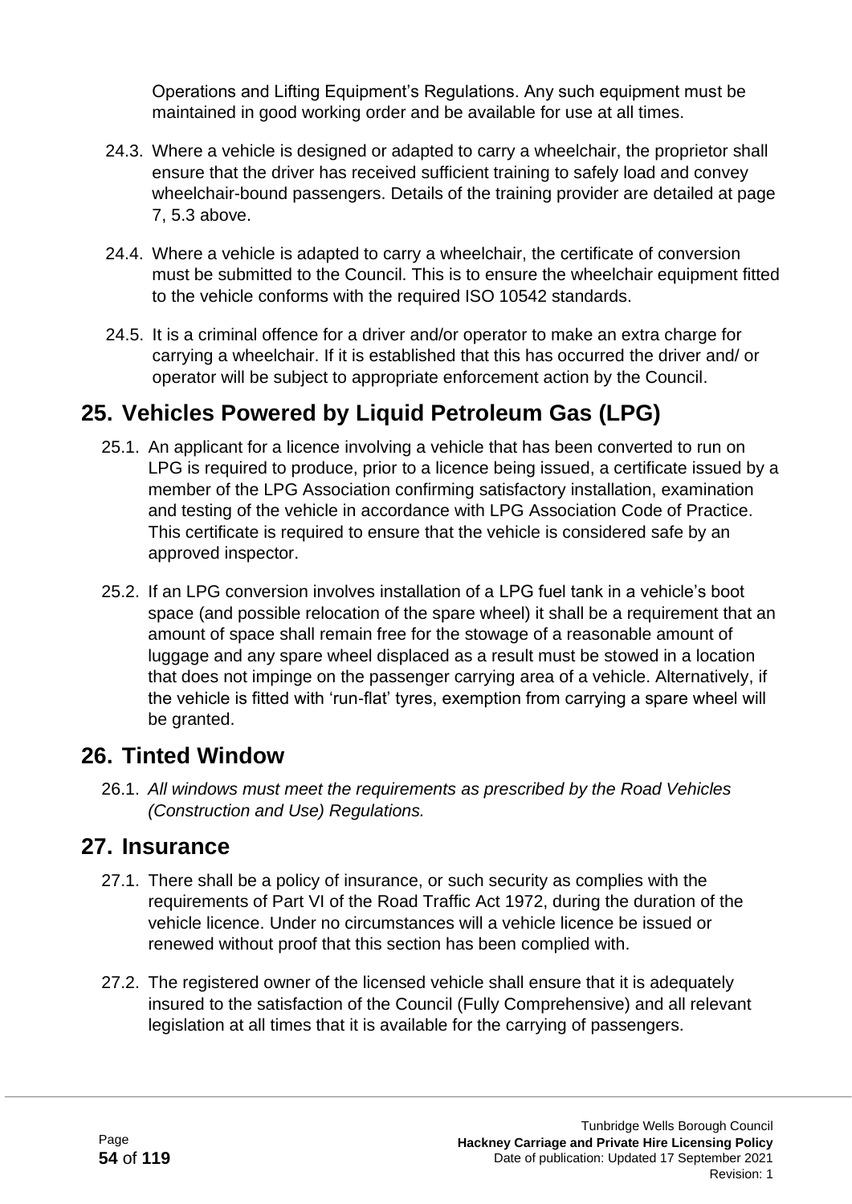Operations and Lifting Equipment's Regulations. Any such equipment must be maintained in good working order and be available for use at all times.

24.3. Where a vehicle is designed or adapted to carry a wheelchair, the proprietor shall ensure that the driver has received sufficient training to safely load and convey wheelchair-bound passengers. Details of the training provider are detailed at page 7, 5.3 above.

24.4. Where a vehicle is adapted to carry a wheelchair, the certificate of conversion must be submitted to the Council. This is to ensure the wheelchair equipment fitted to the vehicle conforms with the required ISO 10542 standards.

24.5. It is a criminal offence for a driver and/or operator to make an extra charge for carrying a wheelchair. If it is established that this has occurred the driver and/ or operator will be subject to appropriate enforcement action by the Council.

## 25. Vehicles Powered by Liquid Petroleum Gas (LPG)

25.1. An applicant for a licence involving a vehicle that has been converted to run on LPG is required to produce, prior to a licence being issued, a certificate issued by a member of the LPG Association confirming satisfactory installation, examination and testing of the vehicle in accordance with LPG Association Code of Practice. This certificate is required to ensure that the vehicle is considered safe by an approved inspector.

25.2. If an LPG conversion involves installation of a LPG fuel tank in a vehicle's boot space (and possible relocation of the spare wheel) it shall be a requirement that an amount of space shall remain free for the stowage of a reasonable amount of luggage and any spare wheel displaced as a result must be stowed in a location that does not impinge on the passenger carrying area of a vehicle. Alternatively, if the vehicle is fitted with 'run-flat' tyres, exemption from carrying a spare wheel will be granted.

## 26. Tinted Window

26.1. *All windows must meet the requirements as prescribed by the Road Vehicles (Construction and Use) Regulations.*

## 27. Insurance

27.1. There shall be a policy of insurance, or such security as complies with the requirements of Part VI of the Road Traffic Act 1972, during the duration of the vehicle licence. Under no circumstances will a vehicle licence be issued or renewed without proof that this section has been complied with.

27.2. The registered owner of the licensed vehicle shall ensure that it is adequately insured to the satisfaction of the Council (Fully Comprehensive) and all relevant legislation at all times that it is available for the carrying of passengers.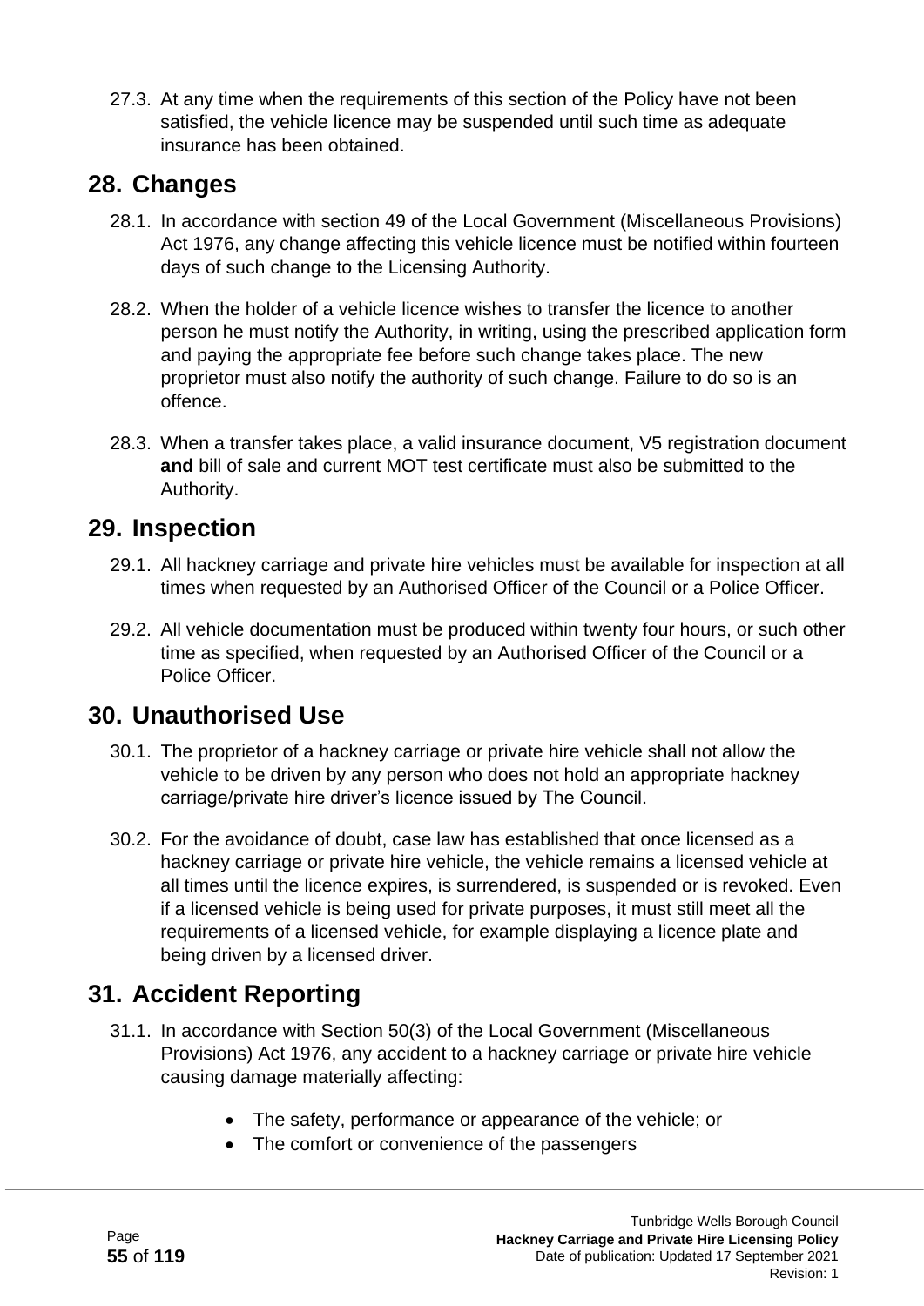27.3. At any time when the requirements of this section of the Policy have not been satisfied, the vehicle licence may be suspended until such time as adequate insurance has been obtained.

## 28. Changes

28.1. In accordance with section 49 of the Local Government (Miscellaneous Provisions) Act 1976, any change affecting this vehicle licence must be notified within fourteen days of such change to the Licensing Authority.

28.2. When the holder of a vehicle licence wishes to transfer the licence to another person he must notify the Authority, in writing, using the prescribed application form and paying the appropriate fee before such change takes place. The new proprietor must also notify the authority of such change. Failure to do so is an offence.

28.3. When a transfer takes place, a valid insurance document, V5 registration document **and** bill of sale and current MOT test certificate must also be submitted to the Authority.

## 29. Inspection

29.1. All hackney carriage and private hire vehicles must be available for inspection at all times when requested by an Authorised Officer of the Council or a Police Officer.

29.2. All vehicle documentation must be produced within twenty four hours, or such other time as specified, when requested by an Authorised Officer of the Council or a Police Officer.

## 30. Unauthorised Use

30.1. The proprietor of a hackney carriage or private hire vehicle shall not allow the vehicle to be driven by any person who does not hold an appropriate hackney carriage/private hire driver's licence issued by The Council.

30.2. For the avoidance of doubt, case law has established that once licensed as a hackney carriage or private hire vehicle, the vehicle remains a licensed vehicle at all times until the licence expires, is surrendered, is suspended or is revoked. Even if a licensed vehicle is being used for private purposes, it must still meet all the requirements of a licensed vehicle, for example displaying a licence plate and being driven by a licensed driver.

## 31. Accident Reporting

31.1. In accordance with Section 50(3) of the Local Government (Miscellaneous Provisions) Act 1976, any accident to a hackney carriage or private hire vehicle causing damage materially affecting:

- The safety, performance or appearance of the vehicle; or
- The comfort or convenience of the passengers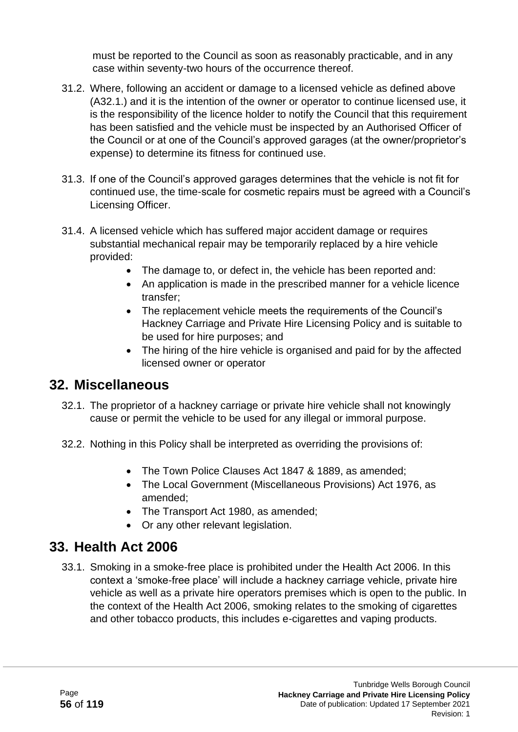must be reported to the Council as soon as reasonably practicable, and in any case within seventy-two hours of the occurrence thereof.

31.2. Where, following an accident or damage to a licensed vehicle as defined above (A32.1.) and it is the intention of the owner or operator to continue licensed use, it is the responsibility of the licence holder to notify the Council that this requirement has been satisfied and the vehicle must be inspected by an Authorised Officer of the Council or at one of the Council's approved garages (at the owner/proprietor's expense) to determine its fitness for continued use.

31.3. If one of the Council's approved garages determines that the vehicle is not fit for continued use, the time-scale for cosmetic repairs must be agreed with a Council's Licensing Officer.

31.4. A licensed vehicle which has suffered major accident damage or requires substantial mechanical repair may be temporarily replaced by a hire vehicle provided:

- The damage to, or defect in, the vehicle has been reported and:
- An application is made in the prescribed manner for a vehicle licence transfer;
- The replacement vehicle meets the requirements of the Council's Hackney Carriage and Private Hire Licensing Policy and is suitable to be used for hire purposes; and
- The hiring of the hire vehicle is organised and paid for by the affected licensed owner or operator

## 32. Miscellaneous

32.1. The proprietor of a hackney carriage or private hire vehicle shall not knowingly cause or permit the vehicle to be used for any illegal or immoral purpose.

32.2. Nothing in this Policy shall be interpreted as overriding the provisions of:

- The Town Police Clauses Act 1847 & 1889, as amended;
- The Local Government (Miscellaneous Provisions) Act 1976, as amended;
- The Transport Act 1980, as amended;
- Or any other relevant legislation.

## 33. Health Act 2006

33.1. Smoking in a smoke-free place is prohibited under the Health Act 2006. In this context a 'smoke-free place' will include a hackney carriage vehicle, private hire vehicle as well as a private hire operators premises which is open to the public. In the context of the Health Act 2006, smoking relates to the smoking of cigarettes and other tobacco products, this includes e-cigarettes and vaping products.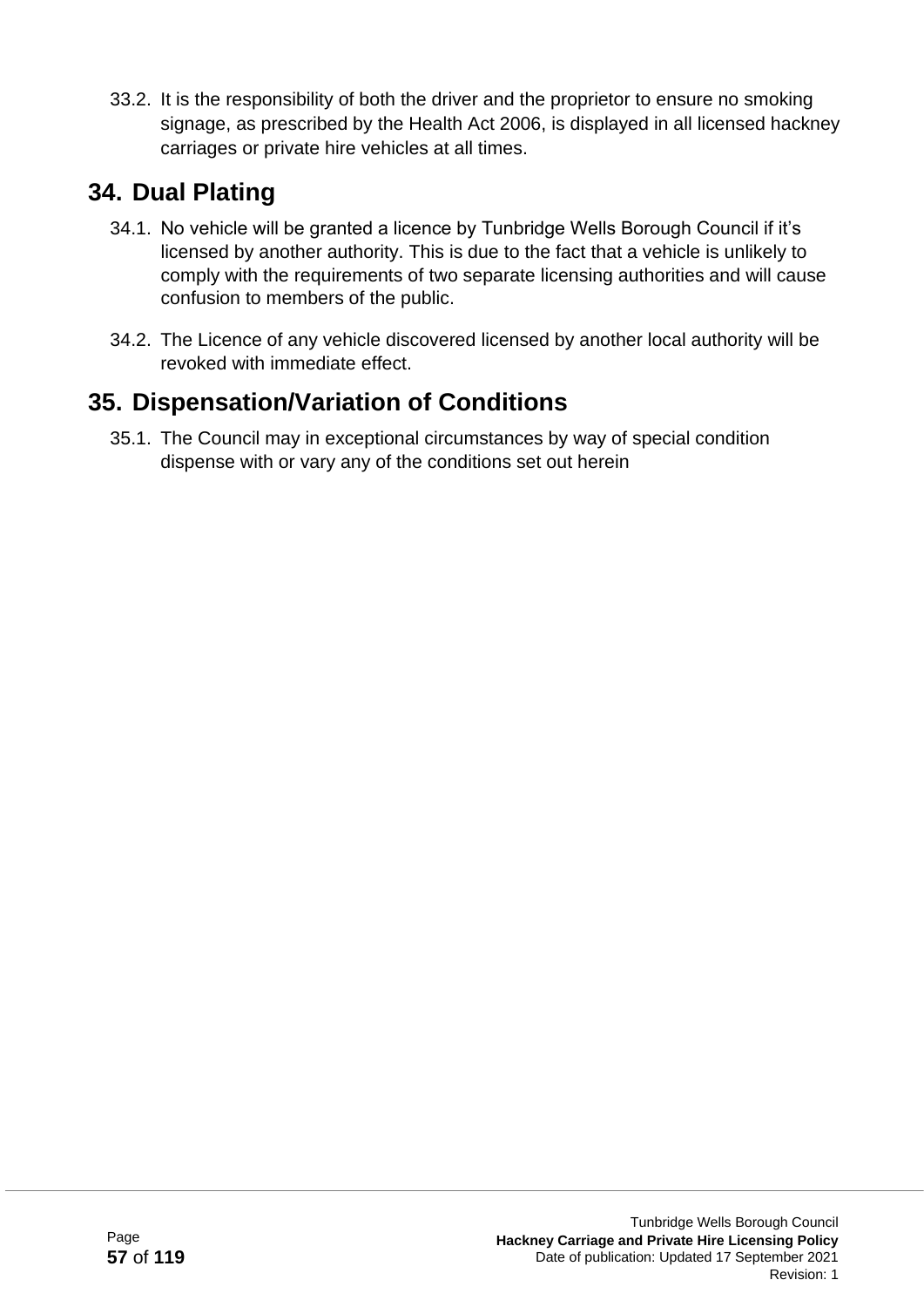33.2. It is the responsibility of both the driver and the proprietor to ensure no smoking signage, as prescribed by the Health Act 2006, is displayed in all licensed hackney carriages or private hire vehicles at all times.

## 34. Dual Plating

34.1. No vehicle will be granted a licence by Tunbridge Wells Borough Council if it's licensed by another authority. This is due to the fact that a vehicle is unlikely to comply with the requirements of two separate licensing authorities and will cause confusion to members of the public.

34.2. The Licence of any vehicle discovered licensed by another local authority will be revoked with immediate effect.

## 35. Dispensation/Variation of Conditions

35.1. The Council may in exceptional circumstances by way of special condition dispense with or vary any of the conditions set out herein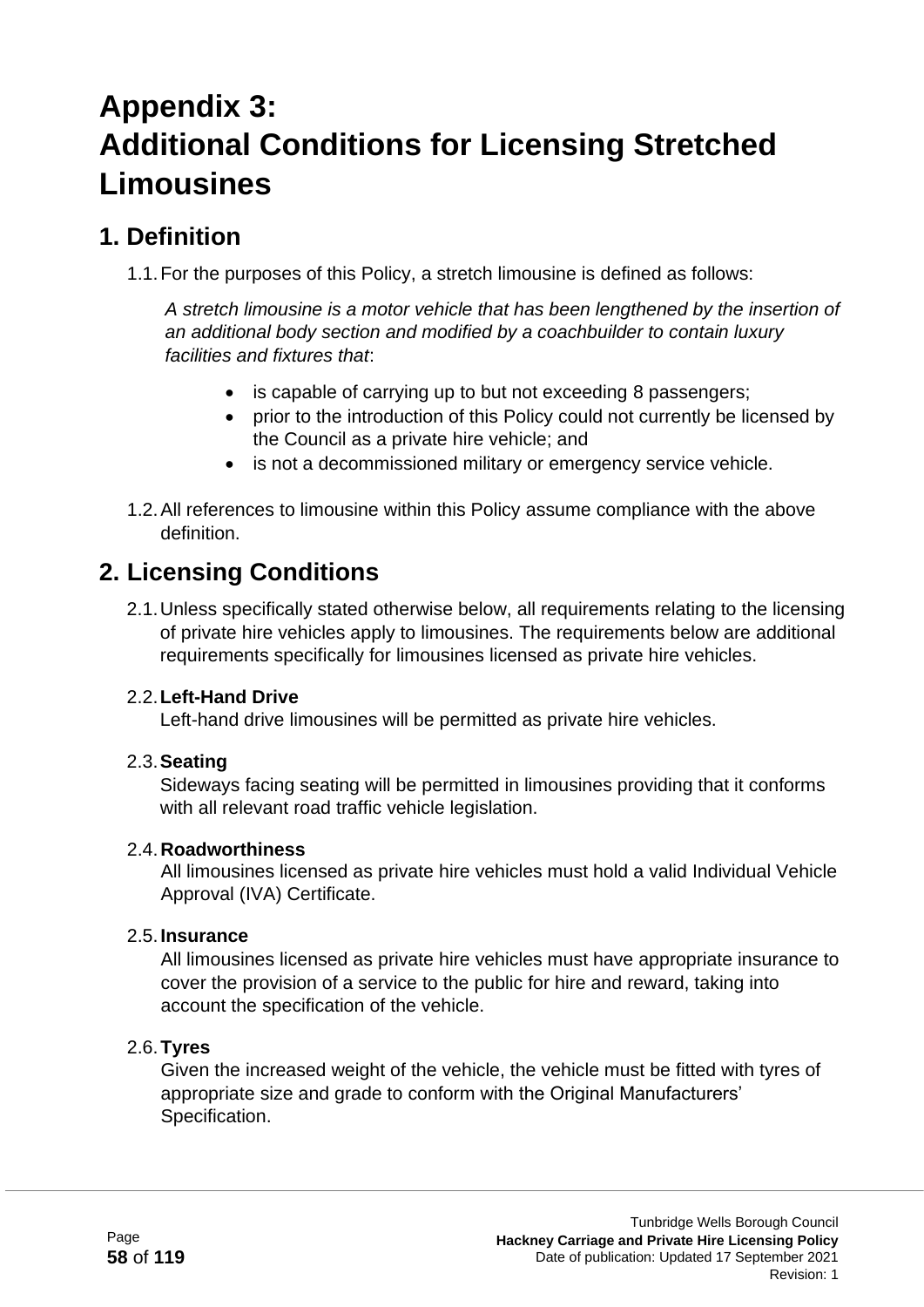# Appendix 3: Additional Conditions for Licensing Stretched Limousines

## 1. Definition

1.1. For the purposes of this Policy, a stretch limousine is defined as follows:

*A stretch limousine is a motor vehicle that has been lengthened by the insertion of an additional body section and modified by a coachbuilder to contain luxury facilities and fixtures that*:

- is capable of carrying up to but not exceeding 8 passengers;
- prior to the introduction of this Policy could not currently be licensed by the Council as a private hire vehicle; and
- is not a decommissioned military or emergency service vehicle.

1.2. All references to limousine within this Policy assume compliance with the above definition.

## 2. Licensing Conditions

2.1. Unless specifically stated otherwise below, all requirements relating to the licensing of private hire vehicles apply to limousines. The requirements below are additional requirements specifically for limousines licensed as private hire vehicles.

2.2. **Left-Hand Drive**
Left-hand drive limousines will be permitted as private hire vehicles.

2.3. **Seating**
Sideways facing seating will be permitted in limousines providing that it conforms with all relevant road traffic vehicle legislation.

2.4. **Roadworthiness**
All limousines licensed as private hire vehicles must hold a valid Individual Vehicle Approval (IVA) Certificate.

2.5. **Insurance**
All limousines licensed as private hire vehicles must have appropriate insurance to cover the provision of a service to the public for hire and reward, taking into account the specification of the vehicle.

2.6. **Tyres**
Given the increased weight of the vehicle, the vehicle must be fitted with tyres of appropriate size and grade to conform with the Original Manufacturers' Specification.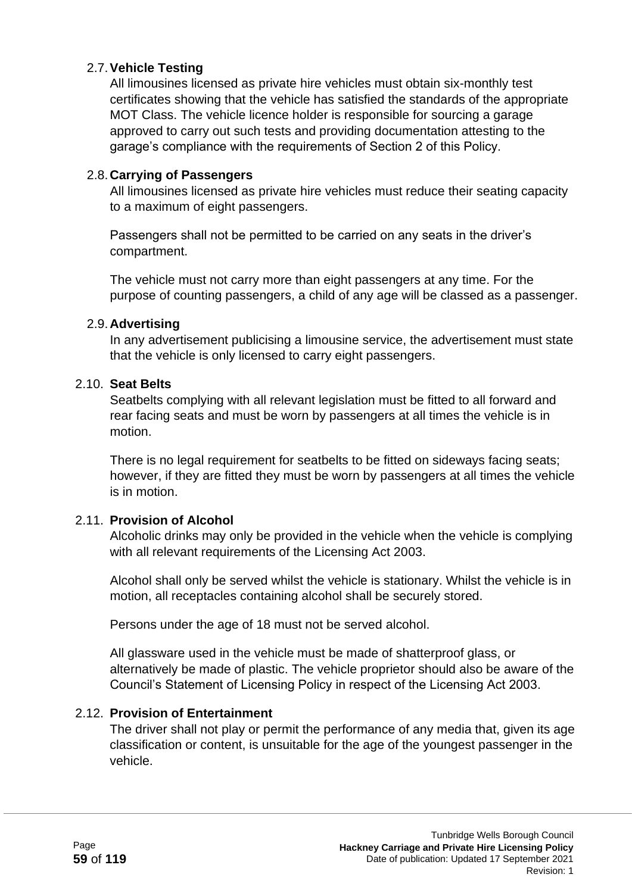### 2.7. Vehicle Testing

All limousines licensed as private hire vehicles must obtain six-monthly test certificates showing that the vehicle has satisfied the standards of the appropriate MOT Class. The vehicle licence holder is responsible for sourcing a garage approved to carry out such tests and providing documentation attesting to the garage's compliance with the requirements of Section 2 of this Policy.

### 2.8. Carrying of Passengers

All limousines licensed as private hire vehicles must reduce their seating capacity to a maximum of eight passengers.

Passengers shall not be permitted to be carried on any seats in the driver's compartment.

The vehicle must not carry more than eight passengers at any time. For the purpose of counting passengers, a child of any age will be classed as a passenger.

### 2.9. Advertising

In any advertisement publicising a limousine service, the advertisement must state that the vehicle is only licensed to carry eight passengers.

### 2.10. Seat Belts

Seatbelts complying with all relevant legislation must be fitted to all forward and rear facing seats and must be worn by passengers at all times the vehicle is in motion.

There is no legal requirement for seatbelts to be fitted on sideways facing seats; however, if they are fitted they must be worn by passengers at all times the vehicle is in motion.

### 2.11. Provision of Alcohol

Alcoholic drinks may only be provided in the vehicle when the vehicle is complying with all relevant requirements of the Licensing Act 2003.

Alcohol shall only be served whilst the vehicle is stationary. Whilst the vehicle is in motion, all receptacles containing alcohol shall be securely stored.

Persons under the age of 18 must not be served alcohol.

All glassware used in the vehicle must be made of shatterproof glass, or alternatively be made of plastic. The vehicle proprietor should also be aware of the Council's Statement of Licensing Policy in respect of the Licensing Act 2003.

### 2.12. Provision of Entertainment

The driver shall not play or permit the performance of any media that, given its age classification or content, is unsuitable for the age of the youngest passenger in the vehicle.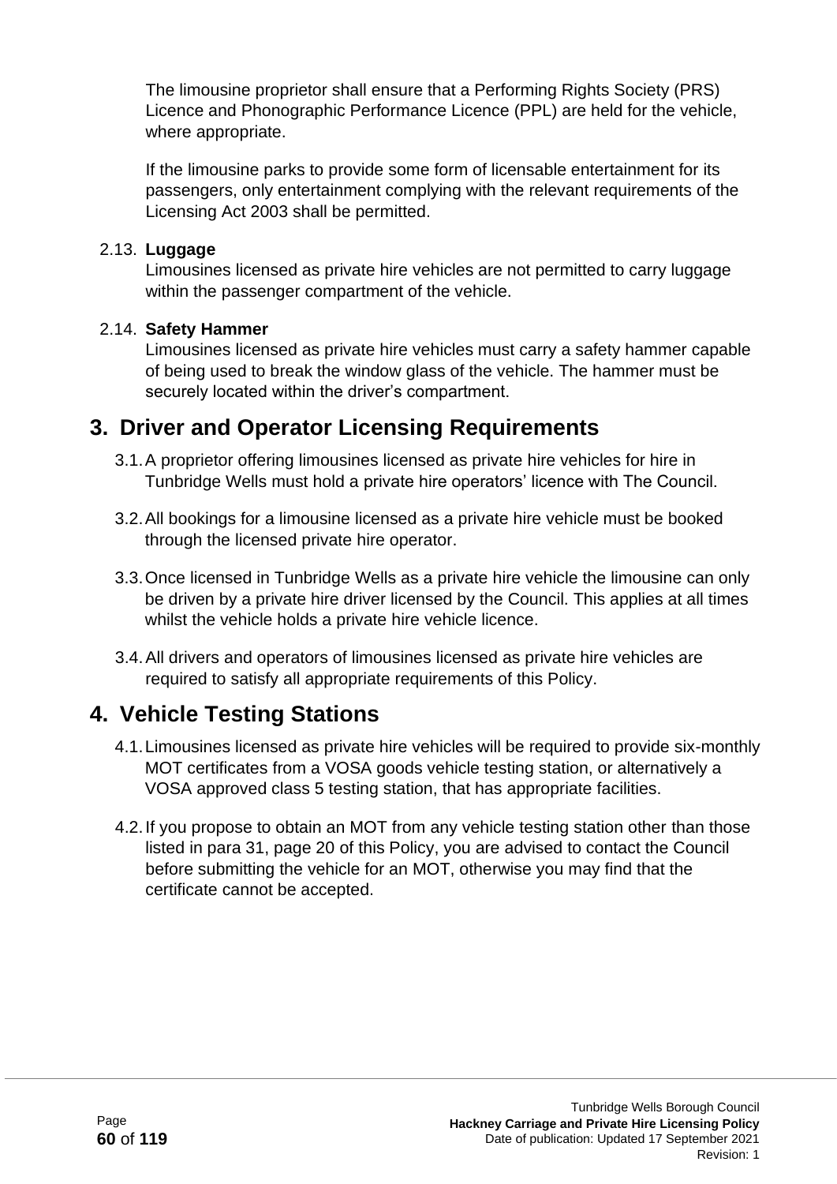The limousine proprietor shall ensure that a Performing Rights Society (PRS) Licence and Phonographic Performance Licence (PPL) are held for the vehicle, where appropriate.

If the limousine parks to provide some form of licensable entertainment for its passengers, only entertainment complying with the relevant requirements of the Licensing Act 2003 shall be permitted.

2.13. **Luggage**
Limousines licensed as private hire vehicles are not permitted to carry luggage within the passenger compartment of the vehicle.

2.14. **Safety Hammer**
Limousines licensed as private hire vehicles must carry a safety hammer capable of being used to break the window glass of the vehicle. The hammer must be securely located within the driver's compartment.

## 3. Driver and Operator Licensing Requirements

3.1. A proprietor offering limousines licensed as private hire vehicles for hire in Tunbridge Wells must hold a private hire operators' licence with The Council.

3.2. All bookings for a limousine licensed as a private hire vehicle must be booked through the licensed private hire operator.

3.3. Once licensed in Tunbridge Wells as a private hire vehicle the limousine can only be driven by a private hire driver licensed by the Council. This applies at all times whilst the vehicle holds a private hire vehicle licence.

3.4. All drivers and operators of limousines licensed as private hire vehicles are required to satisfy all appropriate requirements of this Policy.

## 4. Vehicle Testing Stations

4.1. Limousines licensed as private hire vehicles will be required to provide six-monthly MOT certificates from a VOSA goods vehicle testing station, or alternatively a VOSA approved class 5 testing station, that has appropriate facilities.

4.2. If you propose to obtain an MOT from any vehicle testing station other than those listed in para 31, page 20 of this Policy, you are advised to contact the Council before submitting the vehicle for an MOT, otherwise you may find that the certificate cannot be accepted.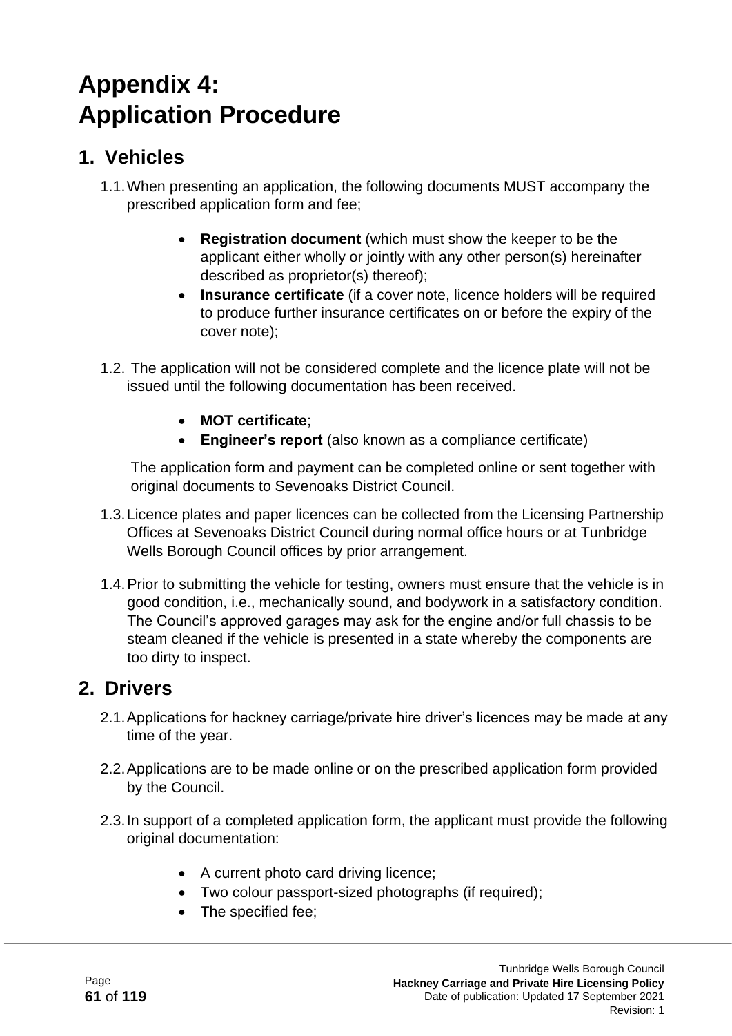# Appendix 4:
# Application Procedure

## 1. Vehicles

1.1. When presenting an application, the following documents MUST accompany the prescribed application form and fee;

- **Registration document** (which must show the keeper to be the applicant either wholly or jointly with any other person(s) hereinafter described as proprietor(s) thereof);
- **Insurance certificate** (if a cover note, licence holders will be required to produce further insurance certificates on or before the expiry of the cover note);

1.2. The application will not be considered complete and the licence plate will not be issued until the following documentation has been received.

- **MOT certificate**;
- **Engineer's report** (also known as a compliance certificate)

The application form and payment can be completed online or sent together with original documents to Sevenoaks District Council.

1.3. Licence plates and paper licences can be collected from the Licensing Partnership Offices at Sevenoaks District Council during normal office hours or at Tunbridge Wells Borough Council offices by prior arrangement.

1.4. Prior to submitting the vehicle for testing, owners must ensure that the vehicle is in good condition, i.e., mechanically sound, and bodywork in a satisfactory condition. The Council's approved garages may ask for the engine and/or full chassis to be steam cleaned if the vehicle is presented in a state whereby the components are too dirty to inspect.

## 2. Drivers

2.1. Applications for hackney carriage/private hire driver's licences may be made at any time of the year.

2.2. Applications are to be made online or on the prescribed application form provided by the Council.

2.3. In support of a completed application form, the applicant must provide the following original documentation:

- A current photo card driving licence;
- Two colour passport-sized photographs (if required);
- The specified fee;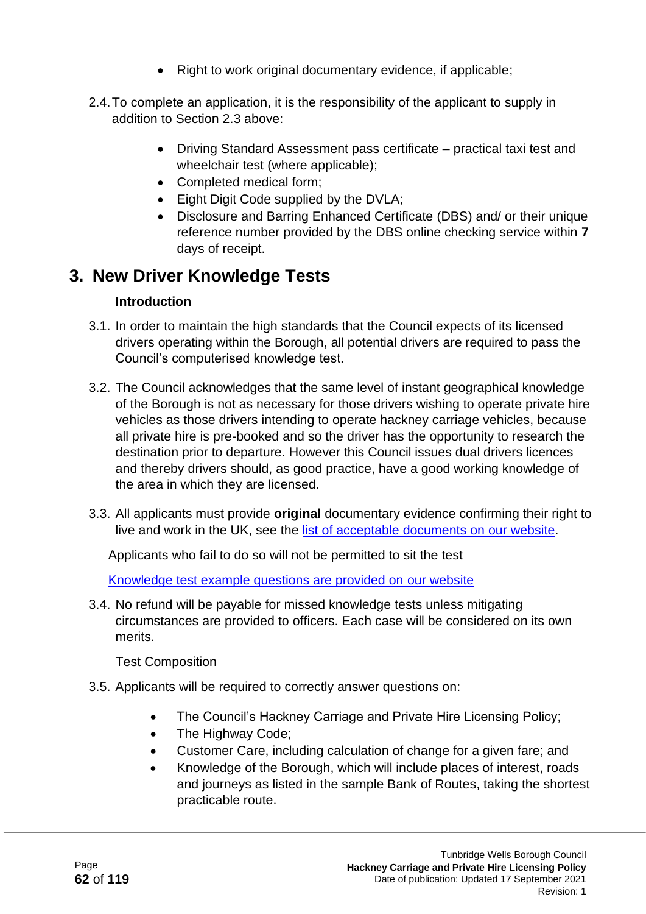- Right to work original documentary evidence, if applicable;

2.4. To complete an application, it is the responsibility of the applicant to supply in addition to Section 2.3 above:

- Driving Standard Assessment pass certificate – practical taxi test and wheelchair test (where applicable);
- Completed medical form;
- Eight Digit Code supplied by the DVLA;
- Disclosure and Barring Enhanced Certificate (DBS) and/ or their unique reference number provided by the DBS online checking service within **7** days of receipt.

# 3. New Driver Knowledge Tests

**Introduction**

3.1. In order to maintain the high standards that the Council expects of its licensed drivers operating within the Borough, all potential drivers are required to pass the Council's computerised knowledge test.

3.2. The Council acknowledges that the same level of instant geographical knowledge of the Borough is not as necessary for those drivers wishing to operate private hire vehicles as those drivers intending to operate hackney carriage vehicles, because all private hire is pre-booked and so the driver has the opportunity to research the destination prior to departure. However this Council issues dual drivers licences and thereby drivers should, as good practice, have a good working knowledge of the area in which they are licensed.

3.3. All applicants must provide **original** documentary evidence confirming their right to live and work in the UK, see the [list of acceptable documents on our website](#).

Applicants who fail to do so will not be permitted to sit the test

[Knowledge test example questions are provided on our website](#)

3.4. No refund will be payable for missed knowledge tests unless mitigating circumstances are provided to officers. Each case will be considered on its own merits.

Test Composition

3.5. Applicants will be required to correctly answer questions on:

- The Council's Hackney Carriage and Private Hire Licensing Policy;
- The Highway Code;
- Customer Care, including calculation of change for a given fare; and
- Knowledge of the Borough, which will include places of interest, roads and journeys as listed in the sample Bank of Routes, taking the shortest practicable route.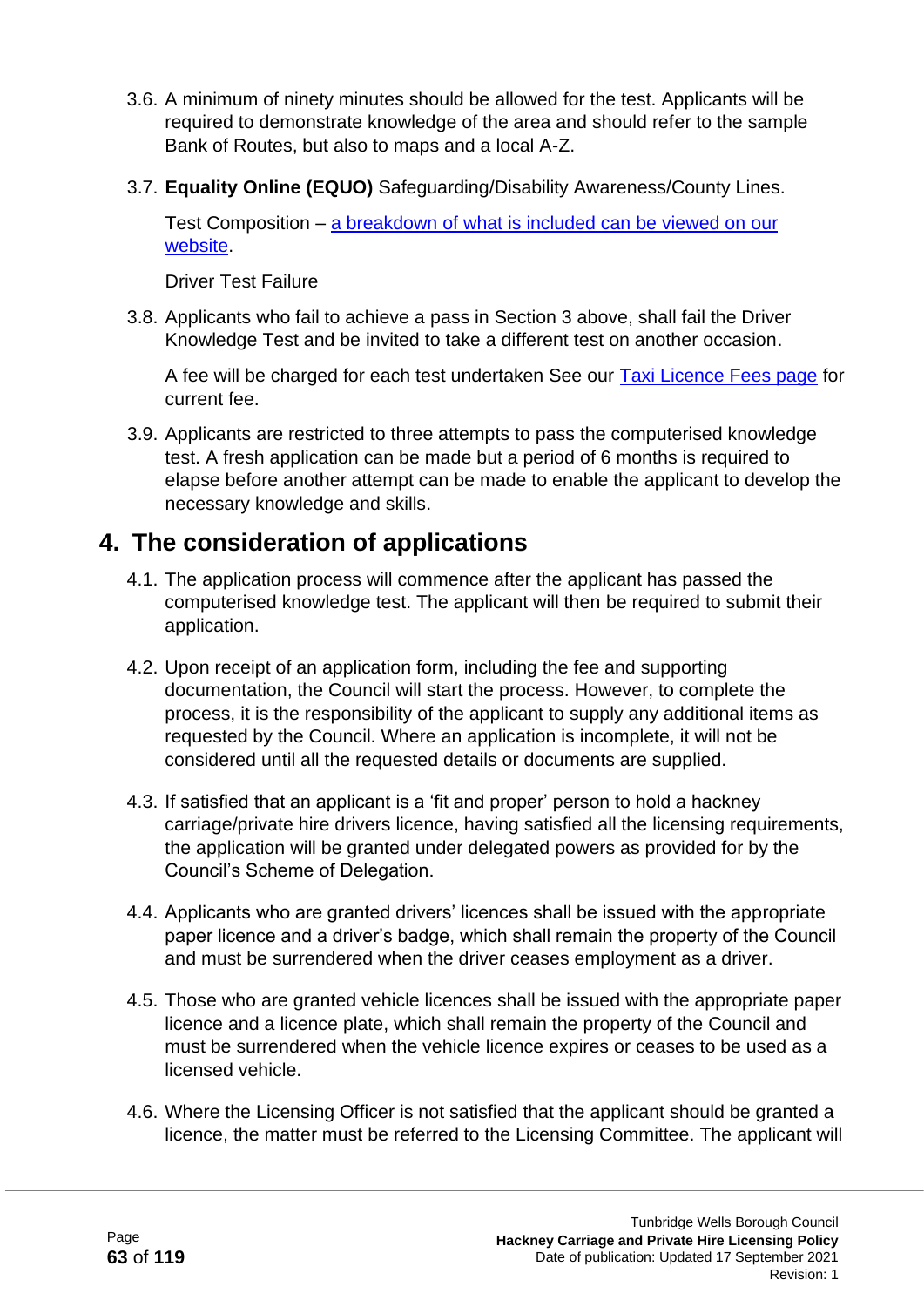3.6. A minimum of ninety minutes should be allowed for the test. Applicants will be required to demonstrate knowledge of the area and should refer to the sample Bank of Routes, but also to maps and a local A-Z.

3.7. **Equality Online (EQUO)** Safeguarding/Disability Awareness/County Lines.

Test Composition – [a breakdown of what is included can be viewed on our website](#).

Driver Test Failure

3.8. Applicants who fail to achieve a pass in Section 3 above, shall fail the Driver Knowledge Test and be invited to take a different test on another occasion.

A fee will be charged for each test undertaken See our [Taxi Licence Fees page](#) for current fee.

3.9. Applicants are restricted to three attempts to pass the computerised knowledge test. A fresh application can be made but a period of 6 months is required to elapse before another attempt can be made to enable the applicant to develop the necessary knowledge and skills.

## 4. The consideration of applications

4.1. The application process will commence after the applicant has passed the computerised knowledge test. The applicant will then be required to submit their application.

4.2. Upon receipt of an application form, including the fee and supporting documentation, the Council will start the process. However, to complete the process, it is the responsibility of the applicant to supply any additional items as requested by the Council. Where an application is incomplete, it will not be considered until all the requested details or documents are supplied.

4.3. If satisfied that an applicant is a 'fit and proper' person to hold a hackney carriage/private hire drivers licence, having satisfied all the licensing requirements, the application will be granted under delegated powers as provided for by the Council's Scheme of Delegation.

4.4. Applicants who are granted drivers' licences shall be issued with the appropriate paper licence and a driver's badge, which shall remain the property of the Council and must be surrendered when the driver ceases employment as a driver.

4.5. Those who are granted vehicle licences shall be issued with the appropriate paper licence and a licence plate, which shall remain the property of the Council and must be surrendered when the vehicle licence expires or ceases to be used as a licensed vehicle.

4.6. Where the Licensing Officer is not satisfied that the applicant should be granted a licence, the matter must be referred to the Licensing Committee. The applicant will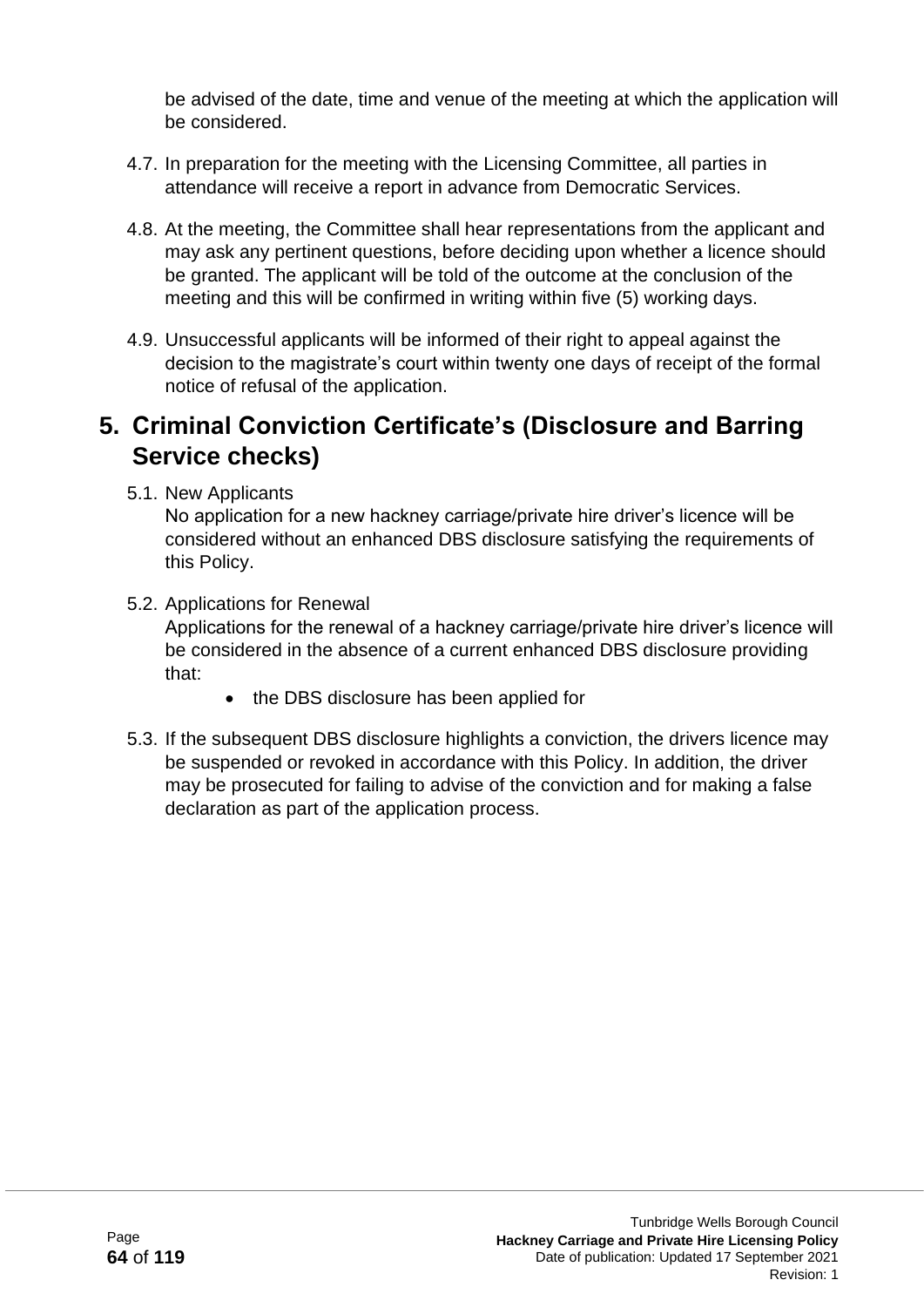be advised of the date, time and venue of the meeting at which the application will be considered.

4.7. In preparation for the meeting with the Licensing Committee, all parties in attendance will receive a report in advance from Democratic Services.

4.8. At the meeting, the Committee shall hear representations from the applicant and may ask any pertinent questions, before deciding upon whether a licence should be granted. The applicant will be told of the outcome at the conclusion of the meeting and this will be confirmed in writing within five (5) working days.

4.9. Unsuccessful applicants will be informed of their right to appeal against the decision to the magistrate's court within twenty one days of receipt of the formal notice of refusal of the application.

## 5. Criminal Conviction Certificate's (Disclosure and Barring Service checks)

5.1. New Applicants
No application for a new hackney carriage/private hire driver's licence will be considered without an enhanced DBS disclosure satisfying the requirements of this Policy.

5.2. Applications for Renewal
Applications for the renewal of a hackney carriage/private hire driver's licence will be considered in the absence of a current enhanced DBS disclosure providing that:

- the DBS disclosure has been applied for

5.3. If the subsequent DBS disclosure highlights a conviction, the drivers licence may be suspended or revoked in accordance with this Policy. In addition, the driver may be prosecuted for failing to advise of the conviction and for making a false declaration as part of the application process.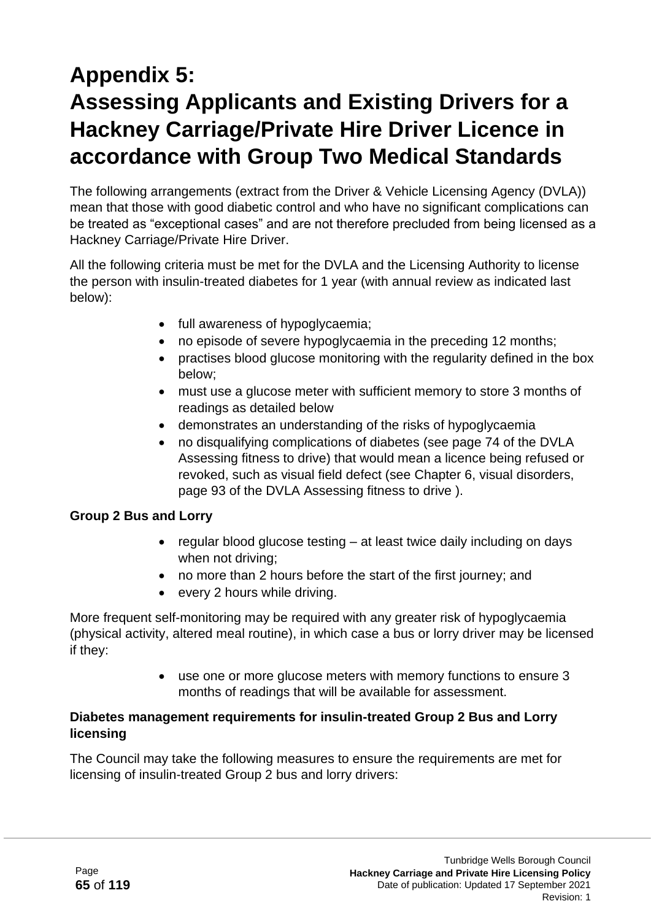# Appendix 5:
# Assessing Applicants and Existing Drivers for a Hackney Carriage/Private Hire Driver Licence in accordance with Group Two Medical Standards

The following arrangements (extract from the Driver & Vehicle Licensing Agency (DVLA)) mean that those with good diabetic control and who have no significant complications can be treated as "exceptional cases" and are not therefore precluded from being licensed as a Hackney Carriage/Private Hire Driver.

All the following criteria must be met for the DVLA and the Licensing Authority to license the person with insulin-treated diabetes for 1 year (with annual review as indicated last below):

- full awareness of hypoglycaemia;
- no episode of severe hypoglycaemia in the preceding 12 months;
- practises blood glucose monitoring with the regularity defined in the box below;
- must use a glucose meter with sufficient memory to store 3 months of readings as detailed below
- demonstrates an understanding of the risks of hypoglycaemia
- no disqualifying complications of diabetes (see page 74 of the DVLA Assessing fitness to drive) that would mean a licence being refused or revoked, such as visual field defect (see Chapter 6, visual disorders, page 93 of the DVLA Assessing fitness to drive ).

**Group 2 Bus and Lorry**

- regular blood glucose testing – at least twice daily including on days when not driving;
- no more than 2 hours before the start of the first journey; and
- every 2 hours while driving.

More frequent self-monitoring may be required with any greater risk of hypoglycaemia (physical activity, altered meal routine), in which case a bus or lorry driver may be licensed if they:

- use one or more glucose meters with memory functions to ensure 3 months of readings that will be available for assessment.

**Diabetes management requirements for insulin-treated Group 2 Bus and Lorry licensing**

The Council may take the following measures to ensure the requirements are met for licensing of insulin-treated Group 2 bus and lorry drivers: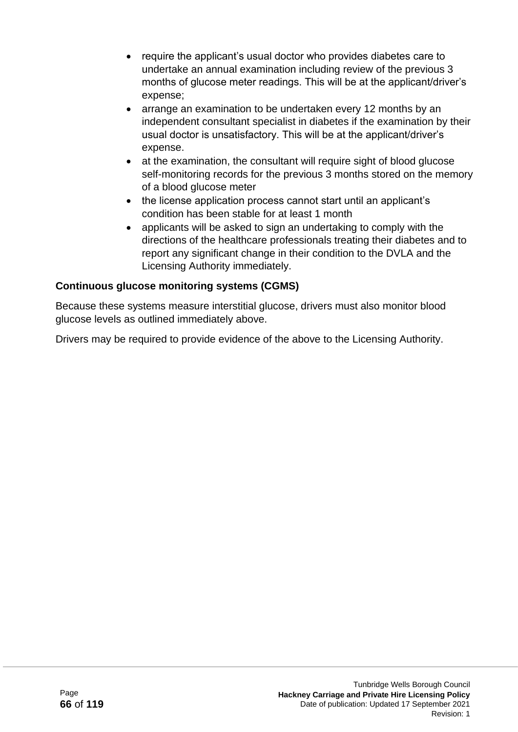- require the applicant's usual doctor who provides diabetes care to undertake an annual examination including review of the previous 3 months of glucose meter readings. This will be at the applicant/driver's expense;
- arrange an examination to be undertaken every 12 months by an independent consultant specialist in diabetes if the examination by their usual doctor is unsatisfactory. This will be at the applicant/driver's expense.
- at the examination, the consultant will require sight of blood glucose self-monitoring records for the previous 3 months stored on the memory of a blood glucose meter
- the license application process cannot start until an applicant's condition has been stable for at least 1 month
- applicants will be asked to sign an undertaking to comply with the directions of the healthcare professionals treating their diabetes and to report any significant change in their condition to the DVLA and the Licensing Authority immediately.

**Continuous glucose monitoring systems (CGMS)**

Because these systems measure interstitial glucose, drivers must also monitor blood glucose levels as outlined immediately above.

Drivers may be required to provide evidence of the above to the Licensing Authority.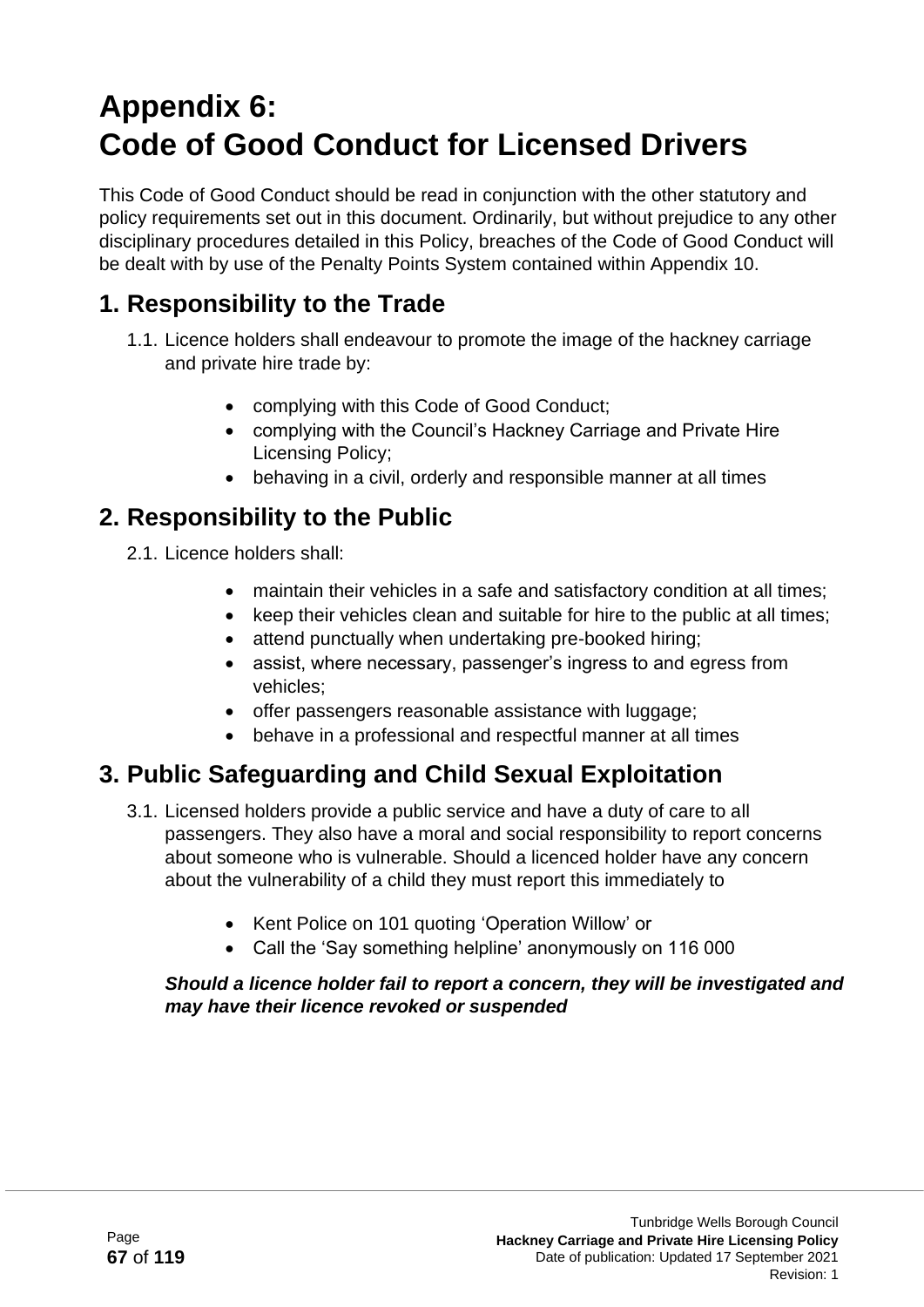# Appendix 6: Code of Good Conduct for Licensed Drivers

This Code of Good Conduct should be read in conjunction with the other statutory and policy requirements set out in this document. Ordinarily, but without prejudice to any other disciplinary procedures detailed in this Policy, breaches of the Code of Good Conduct will be dealt with by use of the Penalty Points System contained within Appendix 10.

## 1. Responsibility to the Trade

1.1. Licence holders shall endeavour to promote the image of the hackney carriage and private hire trade by:

- complying with this Code of Good Conduct;
- complying with the Council's Hackney Carriage and Private Hire Licensing Policy;
- behaving in a civil, orderly and responsible manner at all times

## 2. Responsibility to the Public

2.1. Licence holders shall:

- maintain their vehicles in a safe and satisfactory condition at all times;
- keep their vehicles clean and suitable for hire to the public at all times;
- attend punctually when undertaking pre-booked hiring;
- assist, where necessary, passenger's ingress to and egress from vehicles;
- offer passengers reasonable assistance with luggage;
- behave in a professional and respectful manner at all times

## 3. Public Safeguarding and Child Sexual Exploitation

3.1. Licensed holders provide a public service and have a duty of care to all passengers. They also have a moral and social responsibility to report concerns about someone who is vulnerable. Should a licenced holder have any concern about the vulnerability of a child they must report this immediately to

- Kent Police on 101 quoting 'Operation Willow' or
- Call the 'Say something helpline' anonymously on 116 000

***Should a licence holder fail to report a concern, they will be investigated and may have their licence revoked or suspended***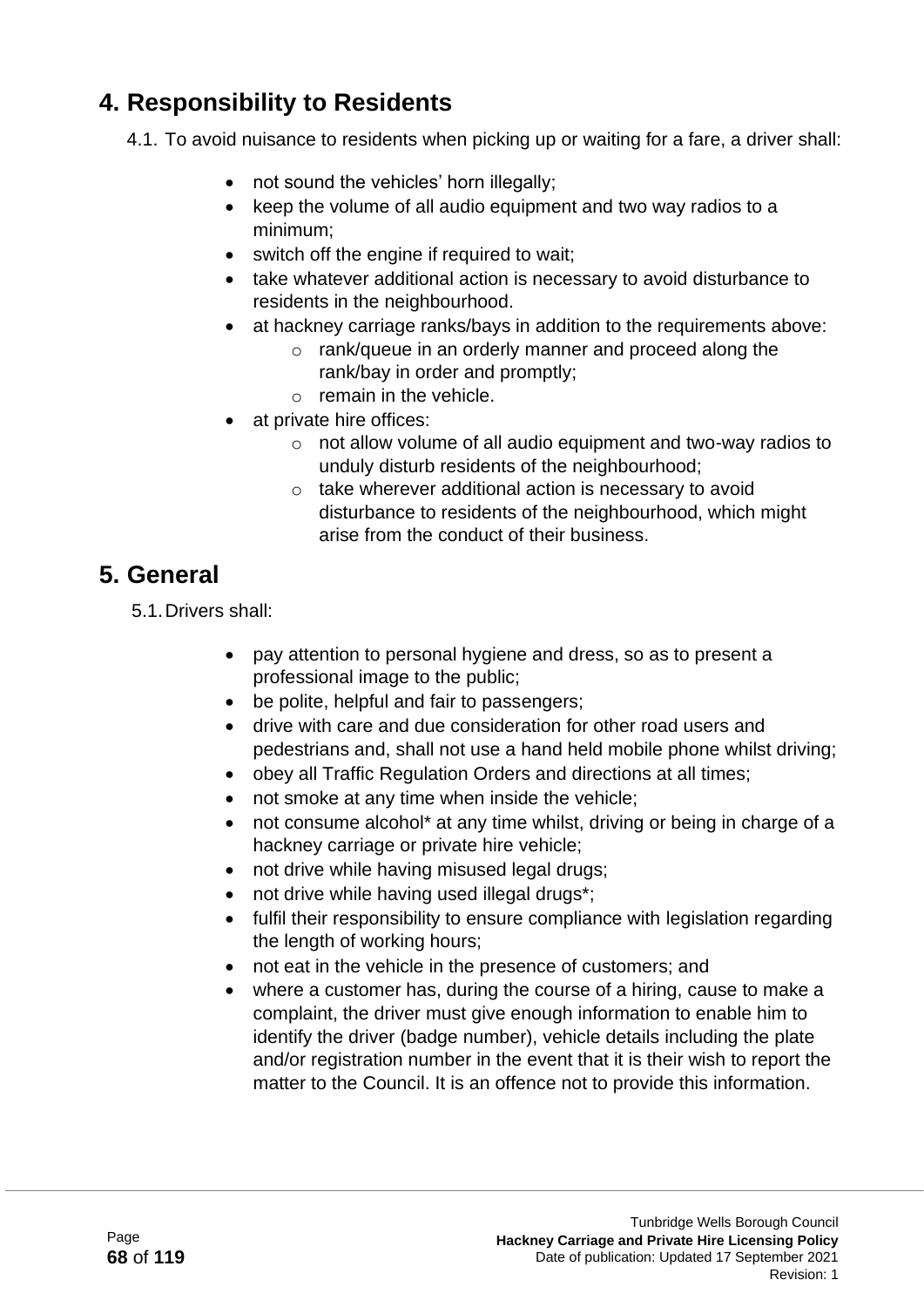## 4. Responsibility to Residents

4.1. To avoid nuisance to residents when picking up or waiting for a fare, a driver shall:

- not sound the vehicles' horn illegally;
- keep the volume of all audio equipment and two way radios to a minimum;
- switch off the engine if required to wait;
- take whatever additional action is necessary to avoid disturbance to residents in the neighbourhood.
- at hackney carriage ranks/bays in addition to the requirements above:
    - rank/queue in an orderly manner and proceed along the rank/bay in order and promptly;
    - remain in the vehicle.
- at private hire offices:
    - not allow volume of all audio equipment and two-way radios to unduly disturb residents of the neighbourhood;
    - take wherever additional action is necessary to avoid disturbance to residents of the neighbourhood, which might arise from the conduct of their business.

## 5. General

5.1. Drivers shall:

- pay attention to personal hygiene and dress, so as to present a professional image to the public;
- be polite, helpful and fair to passengers;
- drive with care and due consideration for other road users and pedestrians and, shall not use a hand held mobile phone whilst driving;
- obey all Traffic Regulation Orders and directions at all times;
- not smoke at any time when inside the vehicle;
- not consume alcohol* at any time whilst, driving or being in charge of a hackney carriage or private hire vehicle;
- not drive while having misused legal drugs;
- not drive while having used illegal drugs*;
- fulfil their responsibility to ensure compliance with legislation regarding the length of working hours;
- not eat in the vehicle in the presence of customers; and
- where a customer has, during the course of a hiring, cause to make a complaint, the driver must give enough information to enable him to identify the driver (badge number), vehicle details including the plate and/or registration number in the event that it is their wish to report the matter to the Council. It is an offence not to provide this information.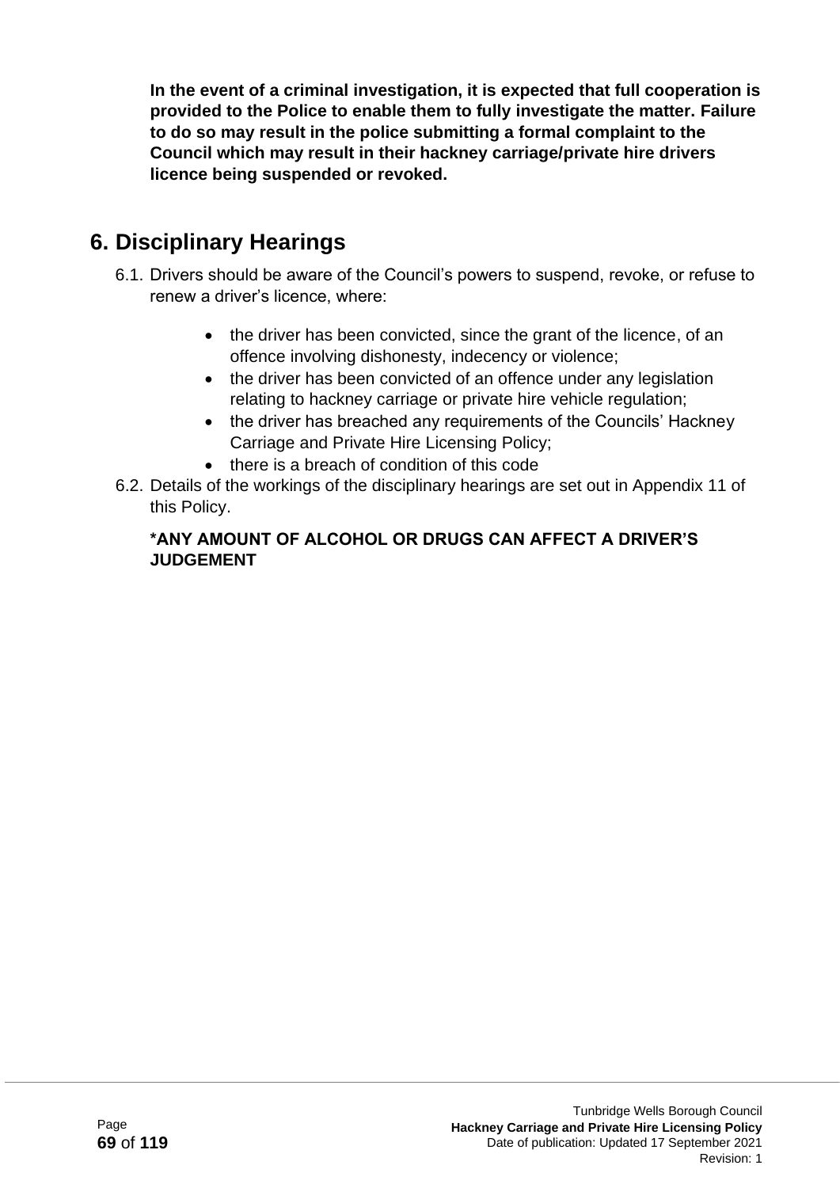**In the event of a criminal investigation, it is expected that full cooperation is provided to the Police to enable them to fully investigate the matter. Failure to do so may result in the police submitting a formal complaint to the Council which may result in their hackney carriage/private hire drivers licence being suspended or revoked.**

# 6. Disciplinary Hearings

6.1. Drivers should be aware of the Council's powers to suspend, revoke, or refuse to renew a driver's licence, where:

- the driver has been convicted, since the grant of the licence, of an offence involving dishonesty, indecency or violence;
- the driver has been convicted of an offence under any legislation relating to hackney carriage or private hire vehicle regulation;
- the driver has breached any requirements of the Councils' Hackney Carriage and Private Hire Licensing Policy;
- there is a breach of condition of this code

6.2. Details of the workings of the disciplinary hearings are set out in Appendix 11 of this Policy.

**\*ANY AMOUNT OF ALCOHOL OR DRUGS CAN AFFECT A DRIVER'S JUDGEMENT**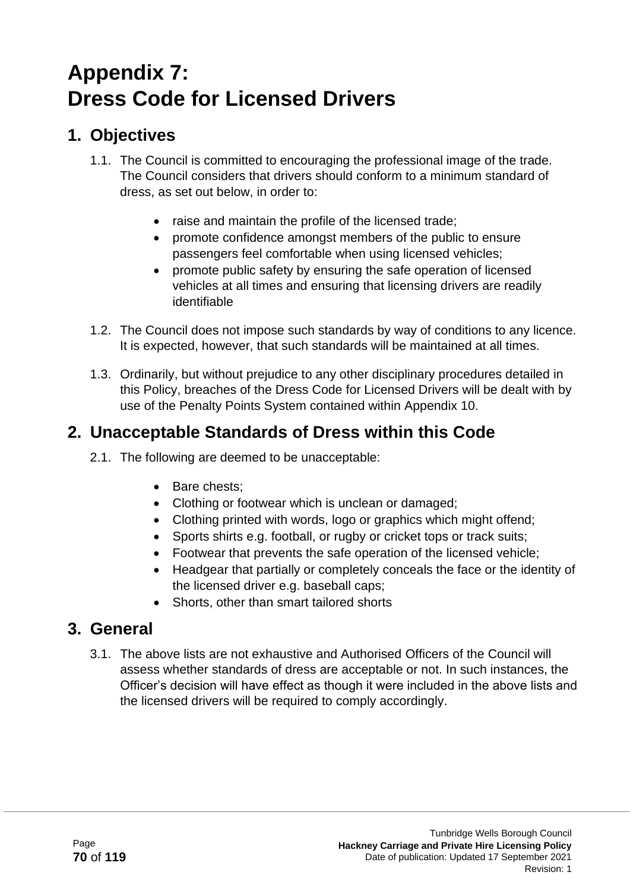# Appendix 7: Dress Code for Licensed Drivers

## 1. Objectives

1.1. The Council is committed to encouraging the professional image of the trade. The Council considers that drivers should conform to a minimum standard of dress, as set out below, in order to:

- raise and maintain the profile of the licensed trade;
- promote confidence amongst members of the public to ensure passengers feel comfortable when using licensed vehicles;
- promote public safety by ensuring the safe operation of licensed vehicles at all times and ensuring that licensing drivers are readily identifiable

1.2. The Council does not impose such standards by way of conditions to any licence. It is expected, however, that such standards will be maintained at all times.

1.3. Ordinarily, but without prejudice to any other disciplinary procedures detailed in this Policy, breaches of the Dress Code for Licensed Drivers will be dealt with by use of the Penalty Points System contained within Appendix 10.

## 2. Unacceptable Standards of Dress within this Code

2.1. The following are deemed to be unacceptable:

- Bare chests;
- Clothing or footwear which is unclean or damaged;
- Clothing printed with words, logo or graphics which might offend;
- Sports shirts e.g. football, or rugby or cricket tops or track suits;
- Footwear that prevents the safe operation of the licensed vehicle;
- Headgear that partially or completely conceals the face or the identity of the licensed driver e.g. baseball caps;
- Shorts, other than smart tailored shorts

## 3. General

3.1. The above lists are not exhaustive and Authorised Officers of the Council will assess whether standards of dress are acceptable or not. In such instances, the Officer's decision will have effect as though it were included in the above lists and the licensed drivers will be required to comply accordingly.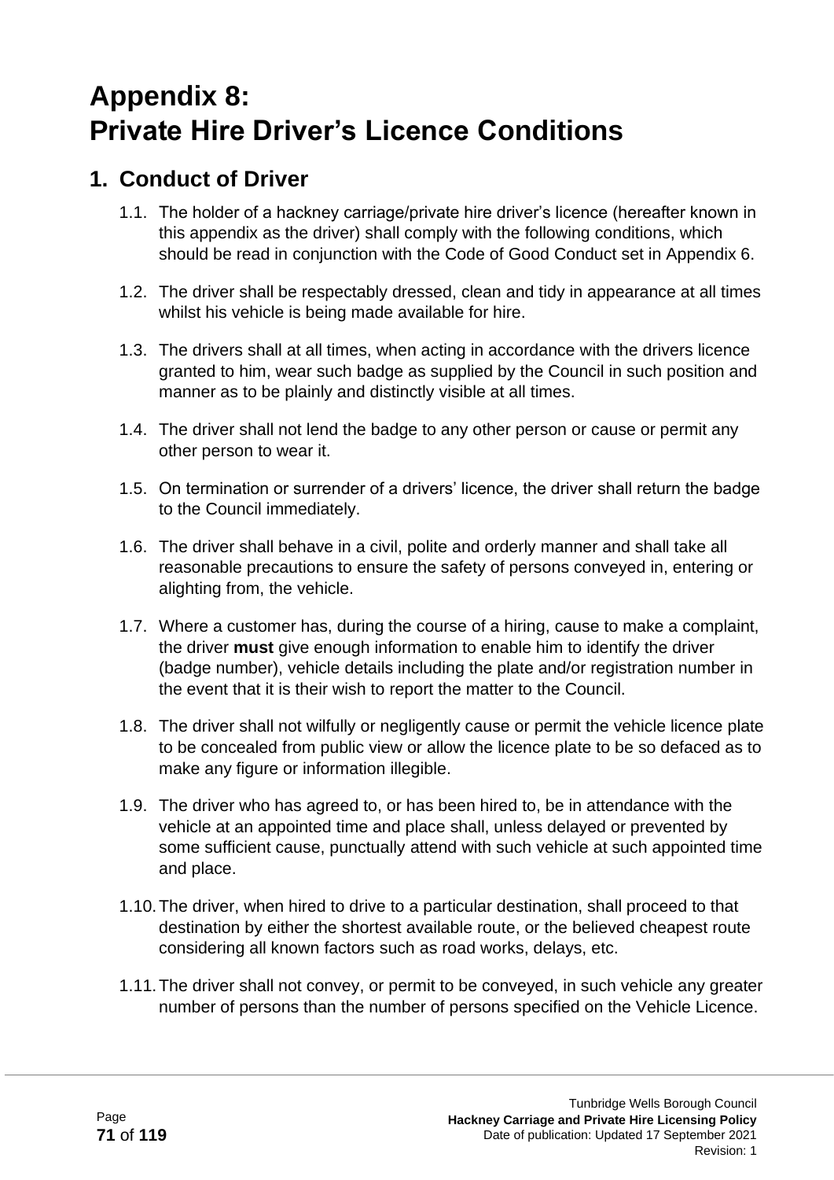# Appendix 8: Private Hire Driver's Licence Conditions

## 1. Conduct of Driver

1.1. The holder of a hackney carriage/private hire driver's licence (hereafter known in this appendix as the driver) shall comply with the following conditions, which should be read in conjunction with the Code of Good Conduct set in Appendix 6.

1.2. The driver shall be respectably dressed, clean and tidy in appearance at all times whilst his vehicle is being made available for hire.

1.3. The drivers shall at all times, when acting in accordance with the drivers licence granted to him, wear such badge as supplied by the Council in such position and manner as to be plainly and distinctly visible at all times.

1.4. The driver shall not lend the badge to any other person or cause or permit any other person to wear it.

1.5. On termination or surrender of a drivers' licence, the driver shall return the badge to the Council immediately.

1.6. The driver shall behave in a civil, polite and orderly manner and shall take all reasonable precautions to ensure the safety of persons conveyed in, entering or alighting from, the vehicle.

1.7. Where a customer has, during the course of a hiring, cause to make a complaint, the driver **must** give enough information to enable him to identify the driver (badge number), vehicle details including the plate and/or registration number in the event that it is their wish to report the matter to the Council.

1.8. The driver shall not wilfully or negligently cause or permit the vehicle licence plate to be concealed from public view or allow the licence plate to be so defaced as to make any figure or information illegible.

1.9. The driver who has agreed to, or has been hired to, be in attendance with the vehicle at an appointed time and place shall, unless delayed or prevented by some sufficient cause, punctually attend with such vehicle at such appointed time and place.

1.10. The driver, when hired to drive to a particular destination, shall proceed to that destination by either the shortest available route, or the believed cheapest route considering all known factors such as road works, delays, etc.

1.11. The driver shall not convey, or permit to be conveyed, in such vehicle any greater number of persons than the number of persons specified on the Vehicle Licence.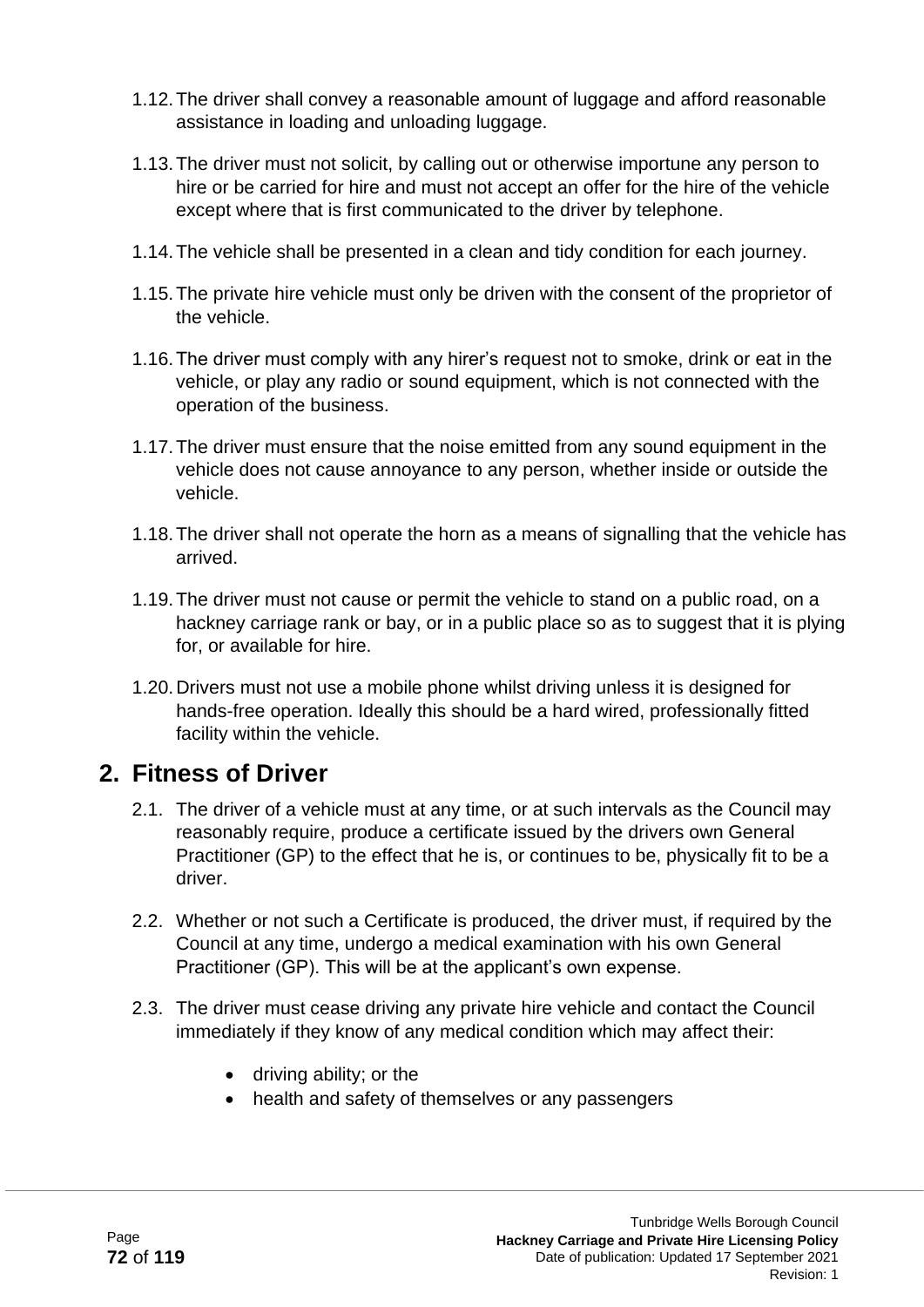1.12. The driver shall convey a reasonable amount of luggage and afford reasonable assistance in loading and unloading luggage.

1.13. The driver must not solicit, by calling out or otherwise importune any person to hire or be carried for hire and must not accept an offer for the hire of the vehicle except where that is first communicated to the driver by telephone.

1.14. The vehicle shall be presented in a clean and tidy condition for each journey.

1.15. The private hire vehicle must only be driven with the consent of the proprietor of the vehicle.

1.16. The driver must comply with any hirer's request not to smoke, drink or eat in the vehicle, or play any radio or sound equipment, which is not connected with the operation of the business.

1.17. The driver must ensure that the noise emitted from any sound equipment in the vehicle does not cause annoyance to any person, whether inside or outside the vehicle.

1.18. The driver shall not operate the horn as a means of signalling that the vehicle has arrived.

1.19. The driver must not cause or permit the vehicle to stand on a public road, on a hackney carriage rank or bay, or in a public place so as to suggest that it is plying for, or available for hire.

1.20. Drivers must not use a mobile phone whilst driving unless it is designed for hands-free operation. Ideally this should be a hard wired, professionally fitted facility within the vehicle.

## 2. Fitness of Driver

2.1. The driver of a vehicle must at any time, or at such intervals as the Council may reasonably require, produce a certificate issued by the drivers own General Practitioner (GP) to the effect that he is, or continues to be, physically fit to be a driver.

2.2. Whether or not such a Certificate is produced, the driver must, if required by the Council at any time, undergo a medical examination with his own General Practitioner (GP). This will be at the applicant's own expense.

2.3. The driver must cease driving any private hire vehicle and contact the Council immediately if they know of any medical condition which may affect their:

- driving ability; or the
- health and safety of themselves or any passengers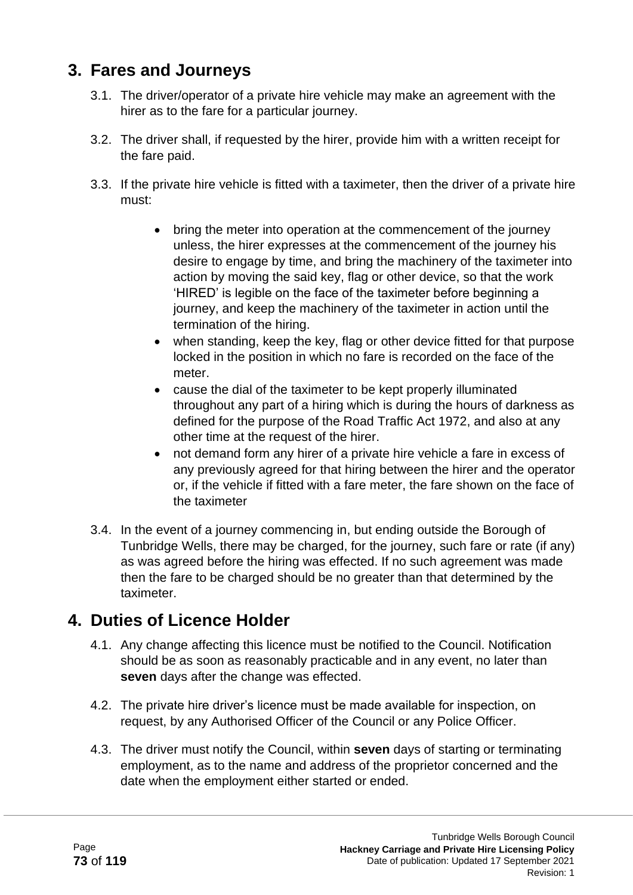# 3. Fares and Journeys

3.1. The driver/operator of a private hire vehicle may make an agreement with the hirer as to the fare for a particular journey.

3.2. The driver shall, if requested by the hirer, provide him with a written receipt for the fare paid.

3.3. If the private hire vehicle is fitted with a taximeter, then the driver of a private hire must:

- bring the meter into operation at the commencement of the journey unless, the hirer expresses at the commencement of the journey his desire to engage by time, and bring the machinery of the taximeter into action by moving the said key, flag or other device, so that the work 'HIRED' is legible on the face of the taximeter before beginning a journey, and keep the machinery of the taximeter in action until the termination of the hiring.
- when standing, keep the key, flag or other device fitted for that purpose locked in the position in which no fare is recorded on the face of the meter.
- cause the dial of the taximeter to be kept properly illuminated throughout any part of a hiring which is during the hours of darkness as defined for the purpose of the Road Traffic Act 1972, and also at any other time at the request of the hirer.
- not demand form any hirer of a private hire vehicle a fare in excess of any previously agreed for that hiring between the hirer and the operator or, if the vehicle if fitted with a fare meter, the fare shown on the face of the taximeter

3.4. In the event of a journey commencing in, but ending outside the Borough of Tunbridge Wells, there may be charged, for the journey, such fare or rate (if any) as was agreed before the hiring was effected. If no such agreement was made then the fare to be charged should be no greater than that determined by the taximeter.

# 4. Duties of Licence Holder

4.1. Any change affecting this licence must be notified to the Council. Notification should be as soon as reasonably practicable and in any event, no later than **seven** days after the change was effected.

4.2. The private hire driver's licence must be made available for inspection, on request, by any Authorised Officer of the Council or any Police Officer.

4.3. The driver must notify the Council, within **seven** days of starting or terminating employment, as to the name and address of the proprietor concerned and the date when the employment either started or ended.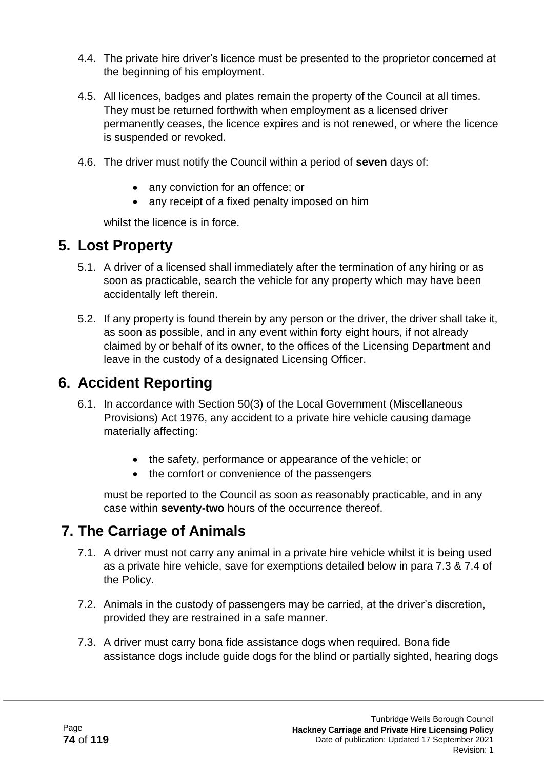4.4. The private hire driver's licence must be presented to the proprietor concerned at the beginning of his employment.

4.5. All licences, badges and plates remain the property of the Council at all times. They must be returned forthwith when employment as a licensed driver permanently ceases, the licence expires and is not renewed, or where the licence is suspended or revoked.

4.6. The driver must notify the Council within a period of **seven** days of:

- any conviction for an offence; or
- any receipt of a fixed penalty imposed on him

whilst the licence is in force.

## 5. Lost Property

5.1. A driver of a licensed shall immediately after the termination of any hiring or as soon as practicable, search the vehicle for any property which may have been accidentally left therein.

5.2. If any property is found therein by any person or the driver, the driver shall take it, as soon as possible, and in any event within forty eight hours, if not already claimed by or behalf of its owner, to the offices of the Licensing Department and leave in the custody of a designated Licensing Officer.

## 6. Accident Reporting

6.1. In accordance with Section 50(3) of the Local Government (Miscellaneous Provisions) Act 1976, any accident to a private hire vehicle causing damage materially affecting:

- the safety, performance or appearance of the vehicle; or
- the comfort or convenience of the passengers

must be reported to the Council as soon as reasonably practicable, and in any case within **seventy-two** hours of the occurrence thereof.

## 7. The Carriage of Animals

7.1. A driver must not carry any animal in a private hire vehicle whilst it is being used as a private hire vehicle, save for exemptions detailed below in para 7.3 & 7.4 of the Policy.

7.2. Animals in the custody of passengers may be carried, at the driver's discretion, provided they are restrained in a safe manner.

7.3. A driver must carry bona fide assistance dogs when required. Bona fide assistance dogs include guide dogs for the blind or partially sighted, hearing dogs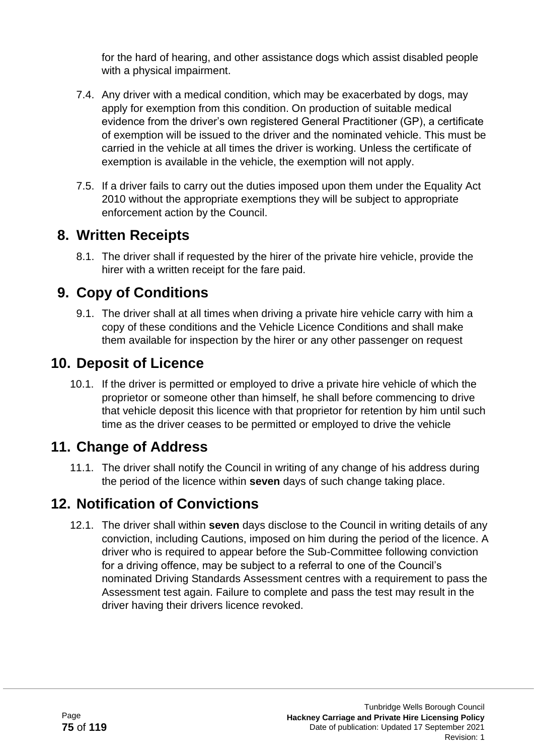for the hard of hearing, and other assistance dogs which assist disabled people with a physical impairment.

7.4. Any driver with a medical condition, which may be exacerbated by dogs, may apply for exemption from this condition. On production of suitable medical evidence from the driver's own registered General Practitioner (GP), a certificate of exemption will be issued to the driver and the nominated vehicle. This must be carried in the vehicle at all times the driver is working. Unless the certificate of exemption is available in the vehicle, the exemption will not apply.

7.5. If a driver fails to carry out the duties imposed upon them under the Equality Act 2010 without the appropriate exemptions they will be subject to appropriate enforcement action by the Council.

## 8. Written Receipts

8.1. The driver shall if requested by the hirer of the private hire vehicle, provide the hirer with a written receipt for the fare paid.

## 9. Copy of Conditions

9.1. The driver shall at all times when driving a private hire vehicle carry with him a copy of these conditions and the Vehicle Licence Conditions and shall make them available for inspection by the hirer or any other passenger on request

## 10. Deposit of Licence

10.1. If the driver is permitted or employed to drive a private hire vehicle of which the proprietor or someone other than himself, he shall before commencing to drive that vehicle deposit this licence with that proprietor for retention by him until such time as the driver ceases to be permitted or employed to drive the vehicle

## 11. Change of Address

11.1. The driver shall notify the Council in writing of any change of his address during the period of the licence within **seven** days of such change taking place.

## 12. Notification of Convictions

12.1. The driver shall within **seven** days disclose to the Council in writing details of any conviction, including Cautions, imposed on him during the period of the licence. A driver who is required to appear before the Sub-Committee following conviction for a driving offence, may be subject to a referral to one of the Council's nominated Driving Standards Assessment centres with a requirement to pass the Assessment test again. Failure to complete and pass the test may result in the driver having their drivers licence revoked.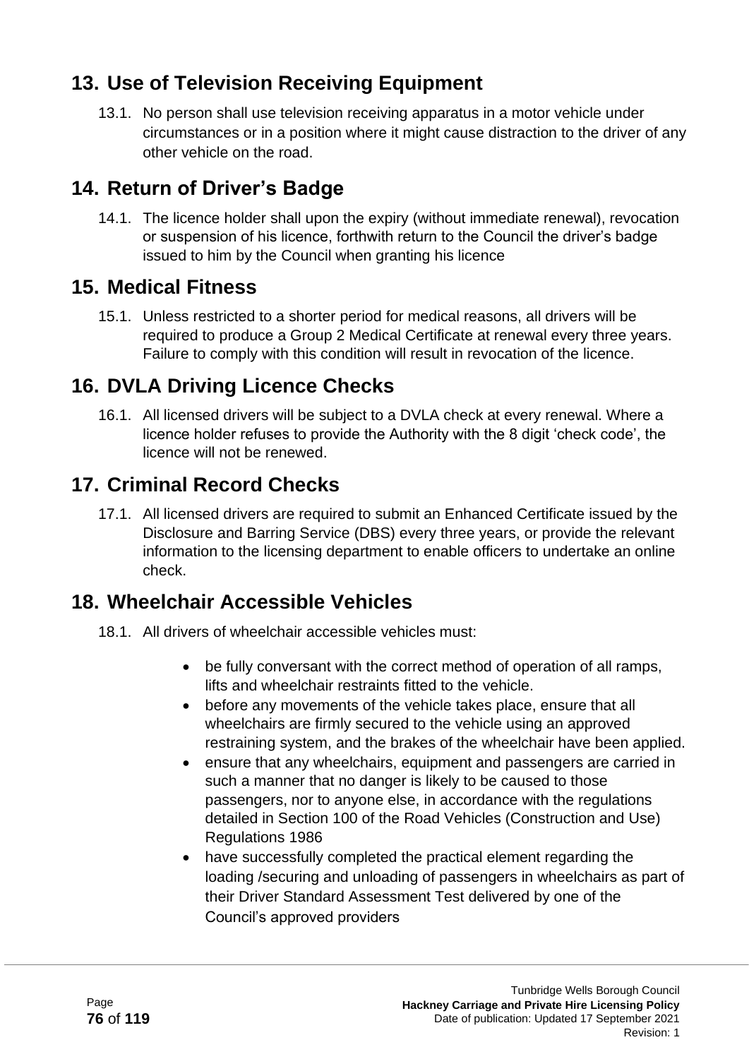## 13. Use of Television Receiving Equipment

13.1. No person shall use television receiving apparatus in a motor vehicle under circumstances or in a position where it might cause distraction to the driver of any other vehicle on the road.

## 14. Return of Driver's Badge

14.1. The licence holder shall upon the expiry (without immediate renewal), revocation or suspension of his licence, forthwith return to the Council the driver's badge issued to him by the Council when granting his licence

## 15. Medical Fitness

15.1. Unless restricted to a shorter period for medical reasons, all drivers will be required to produce a Group 2 Medical Certificate at renewal every three years. Failure to comply with this condition will result in revocation of the licence.

## 16. DVLA Driving Licence Checks

16.1. All licensed drivers will be subject to a DVLA check at every renewal. Where a licence holder refuses to provide the Authority with the 8 digit 'check code', the licence will not be renewed.

## 17. Criminal Record Checks

17.1. All licensed drivers are required to submit an Enhanced Certificate issued by the Disclosure and Barring Service (DBS) every three years, or provide the relevant information to the licensing department to enable officers to undertake an online check.

## 18. Wheelchair Accessible Vehicles

18.1. All drivers of wheelchair accessible vehicles must:

- be fully conversant with the correct method of operation of all ramps, lifts and wheelchair restraints fitted to the vehicle.
- before any movements of the vehicle takes place, ensure that all wheelchairs are firmly secured to the vehicle using an approved restraining system, and the brakes of the wheelchair have been applied.
- ensure that any wheelchairs, equipment and passengers are carried in such a manner that no danger is likely to be caused to those passengers, nor to anyone else, in accordance with the regulations detailed in Section 100 of the Road Vehicles (Construction and Use) Regulations 1986
- have successfully completed the practical element regarding the loading /securing and unloading of passengers in wheelchairs as part of their Driver Standard Assessment Test delivered by one of the Council's approved providers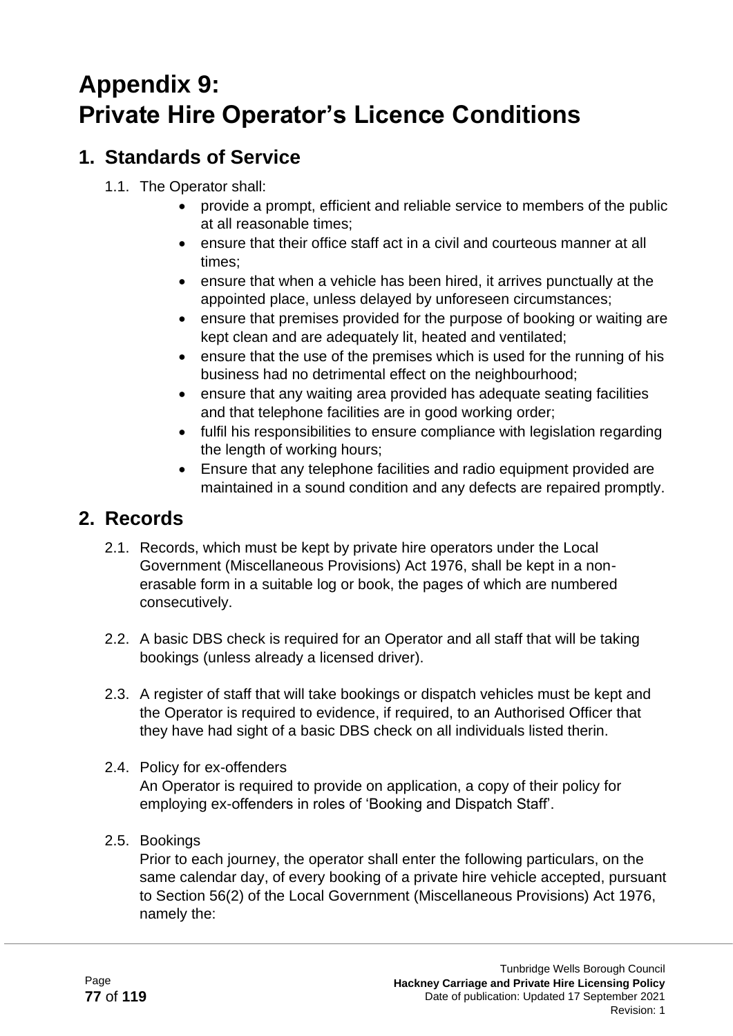# Appendix 9: Private Hire Operator's Licence Conditions

## 1. Standards of Service

1.1. The Operator shall:

- provide a prompt, efficient and reliable service to members of the public at all reasonable times;
- ensure that their office staff act in a civil and courteous manner at all times;
- ensure that when a vehicle has been hired, it arrives punctually at the appointed place, unless delayed by unforeseen circumstances;
- ensure that premises provided for the purpose of booking or waiting are kept clean and are adequately lit, heated and ventilated;
- ensure that the use of the premises which is used for the running of his business had no detrimental effect on the neighbourhood;
- ensure that any waiting area provided has adequate seating facilities and that telephone facilities are in good working order;
- fulfil his responsibilities to ensure compliance with legislation regarding the length of working hours;
- Ensure that any telephone facilities and radio equipment provided are maintained in a sound condition and any defects are repaired promptly.

## 2. Records

2.1. Records, which must be kept by private hire operators under the Local Government (Miscellaneous Provisions) Act 1976, shall be kept in a non-erasable form in a suitable log or book, the pages of which are numbered consecutively.

2.2. A basic DBS check is required for an Operator and all staff that will be taking bookings (unless already a licensed driver).

2.3. A register of staff that will take bookings or dispatch vehicles must be kept and the Operator is required to evidence, if required, to an Authorised Officer that they have had sight of a basic DBS check on all individuals listed therin.

2.4. Policy for ex-offenders

An Operator is required to provide on application, a copy of their policy for employing ex-offenders in roles of 'Booking and Dispatch Staff'.

2.5. Bookings

Prior to each journey, the operator shall enter the following particulars, on the same calendar day, of every booking of a private hire vehicle accepted, pursuant to Section 56(2) of the Local Government (Miscellaneous Provisions) Act 1976, namely the: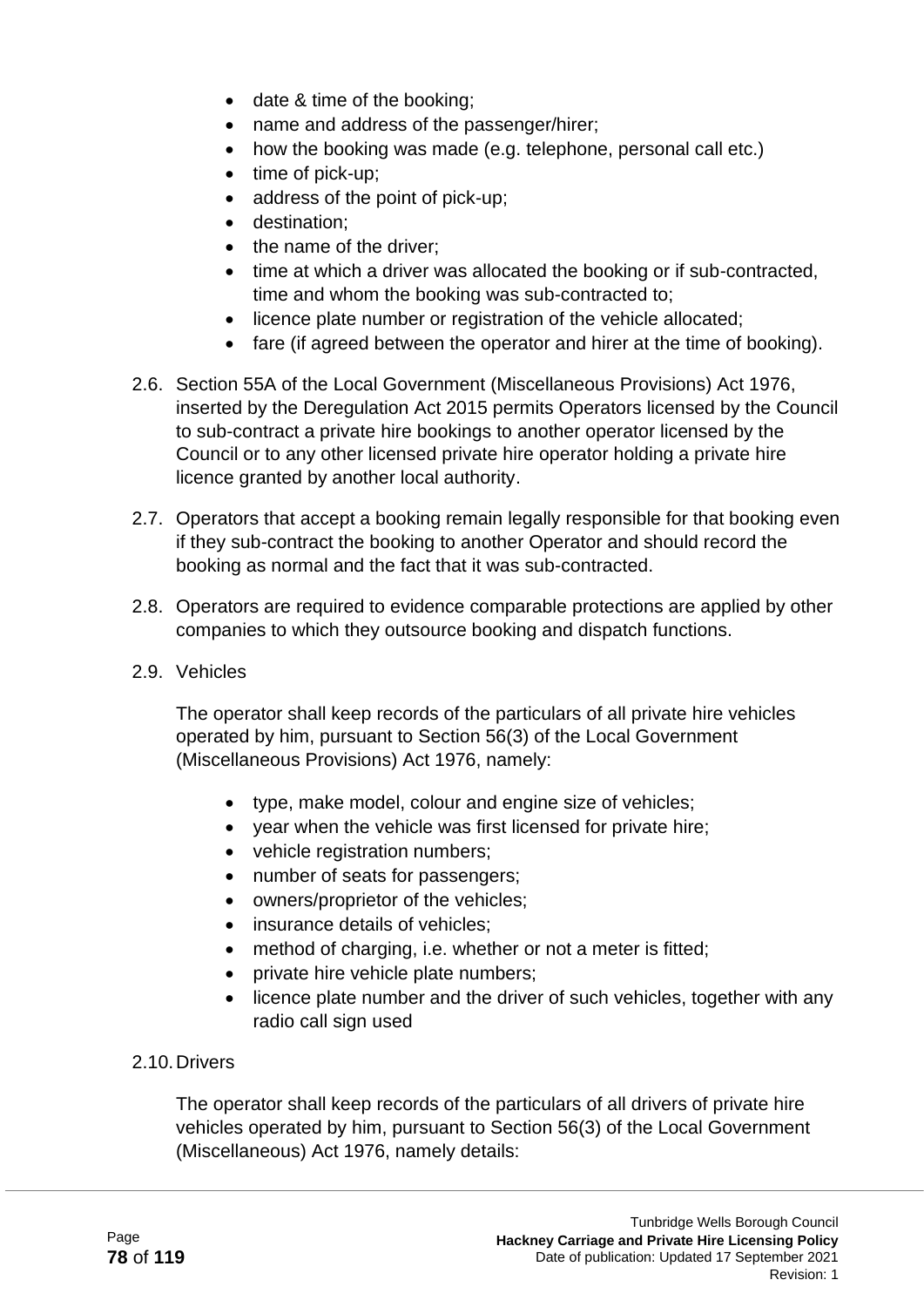- date & time of the booking;
- name and address of the passenger/hirer;
- how the booking was made (e.g. telephone, personal call etc.)
- time of pick-up;
- address of the point of pick-up;
- destination;
- the name of the driver;
- time at which a driver was allocated the booking or if sub-contracted, time and whom the booking was sub-contracted to;
- licence plate number or registration of the vehicle allocated;
- fare (if agreed between the operator and hirer at the time of booking).

2.6. Section 55A of the Local Government (Miscellaneous Provisions) Act 1976, inserted by the Deregulation Act 2015 permits Operators licensed by the Council to sub-contract a private hire bookings to another operator licensed by the Council or to any other licensed private hire operator holding a private hire licence granted by another local authority.

2.7. Operators that accept a booking remain legally responsible for that booking even if they sub-contract the booking to another Operator and should record the booking as normal and the fact that it was sub-contracted.

2.8. Operators are required to evidence comparable protections are applied by other companies to which they outsource booking and dispatch functions.

2.9. Vehicles

The operator shall keep records of the particulars of all private hire vehicles operated by him, pursuant to Section 56(3) of the Local Government (Miscellaneous Provisions) Act 1976, namely:

- type, make model, colour and engine size of vehicles;
- year when the vehicle was first licensed for private hire;
- vehicle registration numbers;
- number of seats for passengers;
- owners/proprietor of the vehicles;
- insurance details of vehicles;
- method of charging, i.e. whether or not a meter is fitted;
- private hire vehicle plate numbers;
- licence plate number and the driver of such vehicles, together with any radio call sign used

2.10. Drivers

The operator shall keep records of the particulars of all drivers of private hire vehicles operated by him, pursuant to Section 56(3) of the Local Government (Miscellaneous) Act 1976, namely details: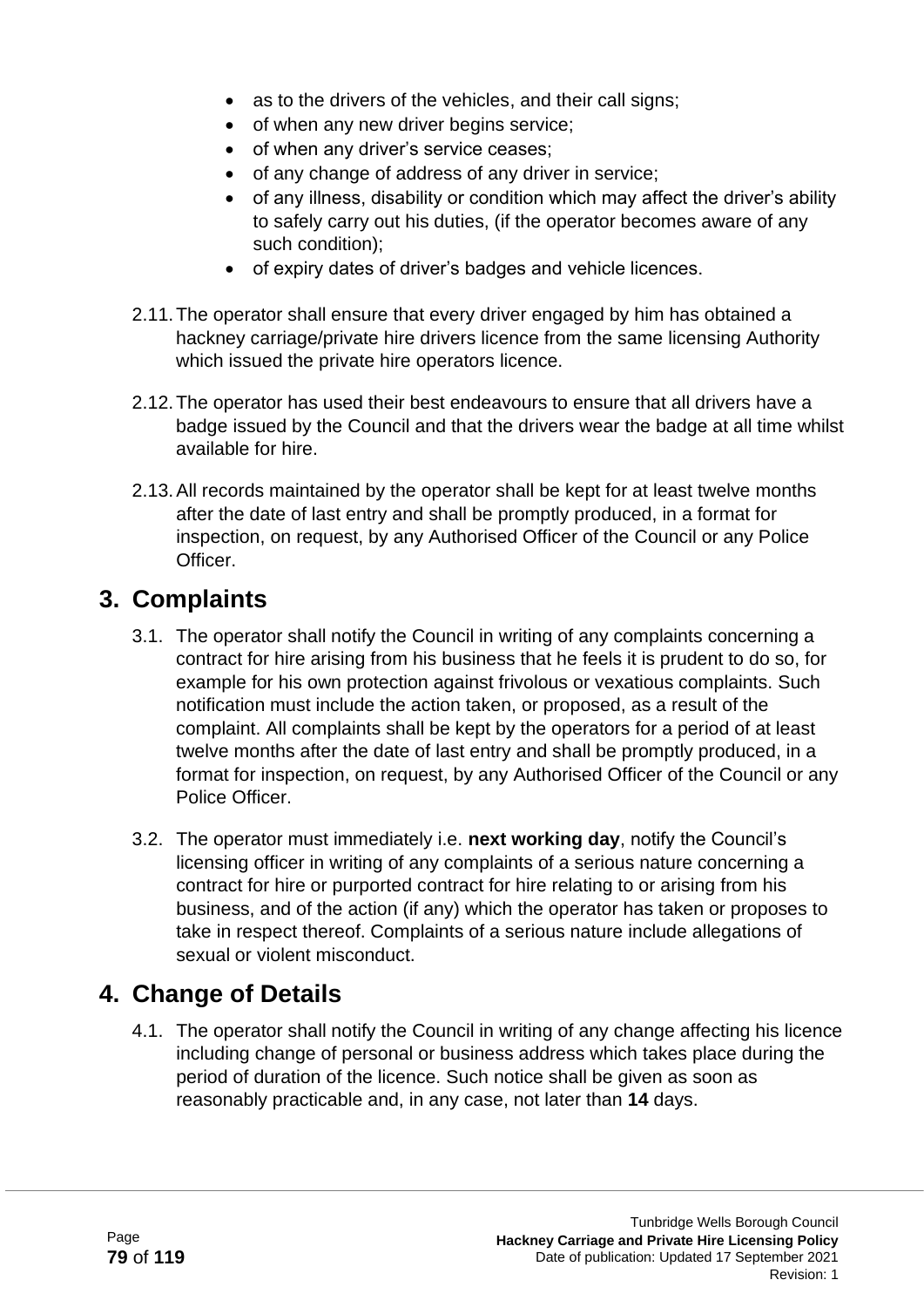- as to the drivers of the vehicles, and their call signs;
- of when any new driver begins service;
- of when any driver's service ceases;
- of any change of address of any driver in service;
- of any illness, disability or condition which may affect the driver's ability to safely carry out his duties, (if the operator becomes aware of any such condition);
- of expiry dates of driver's badges and vehicle licences.

2.11. The operator shall ensure that every driver engaged by him has obtained a hackney carriage/private hire drivers licence from the same licensing Authority which issued the private hire operators licence.

2.12. The operator has used their best endeavours to ensure that all drivers have a badge issued by the Council and that the drivers wear the badge at all time whilst available for hire.

2.13. All records maintained by the operator shall be kept for at least twelve months after the date of last entry and shall be promptly produced, in a format for inspection, on request, by any Authorised Officer of the Council or any Police Officer.

## 3. Complaints

3.1. The operator shall notify the Council in writing of any complaints concerning a contract for hire arising from his business that he feels it is prudent to do so, for example for his own protection against frivolous or vexatious complaints. Such notification must include the action taken, or proposed, as a result of the complaint. All complaints shall be kept by the operators for a period of at least twelve months after the date of last entry and shall be promptly produced, in a format for inspection, on request, by any Authorised Officer of the Council or any Police Officer.

3.2. The operator must immediately i.e. **next working day**, notify the Council's licensing officer in writing of any complaints of a serious nature concerning a contract for hire or purported contract for hire relating to or arising from his business, and of the action (if any) which the operator has taken or proposes to take in respect thereof. Complaints of a serious nature include allegations of sexual or violent misconduct.

## 4. Change of Details

4.1. The operator shall notify the Council in writing of any change affecting his licence including change of personal or business address which takes place during the period of duration of the licence. Such notice shall be given as soon as reasonably practicable and, in any case, not later than **14** days.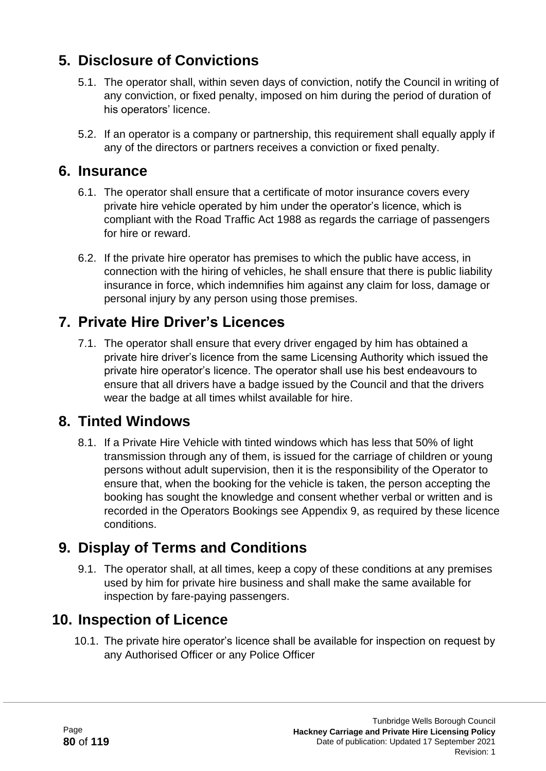## 5. Disclosure of Convictions

5.1. The operator shall, within seven days of conviction, notify the Council in writing of any conviction, or fixed penalty, imposed on him during the period of duration of his operators' licence.

5.2. If an operator is a company or partnership, this requirement shall equally apply if any of the directors or partners receives a conviction or fixed penalty.

## 6. Insurance

6.1. The operator shall ensure that a certificate of motor insurance covers every private hire vehicle operated by him under the operator's licence, which is compliant with the Road Traffic Act 1988 as regards the carriage of passengers for hire or reward.

6.2. If the private hire operator has premises to which the public have access, in connection with the hiring of vehicles, he shall ensure that there is public liability insurance in force, which indemnifies him against any claim for loss, damage or personal injury by any person using those premises.

## 7. Private Hire Driver's Licences

7.1. The operator shall ensure that every driver engaged by him has obtained a private hire driver's licence from the same Licensing Authority which issued the private hire operator's licence. The operator shall use his best endeavours to ensure that all drivers have a badge issued by the Council and that the drivers wear the badge at all times whilst available for hire.

## 8. Tinted Windows

8.1. If a Private Hire Vehicle with tinted windows which has less that 50% of light transmission through any of them, is issued for the carriage of children or young persons without adult supervision, then it is the responsibility of the Operator to ensure that, when the booking for the vehicle is taken, the person accepting the booking has sought the knowledge and consent whether verbal or written and is recorded in the Operators Bookings see Appendix 9, as required by these licence conditions.

## 9. Display of Terms and Conditions

9.1. The operator shall, at all times, keep a copy of these conditions at any premises used by him for private hire business and shall make the same available for inspection by fare-paying passengers.

## 10. Inspection of Licence

10.1. The private hire operator's licence shall be available for inspection on request by any Authorised Officer or any Police Officer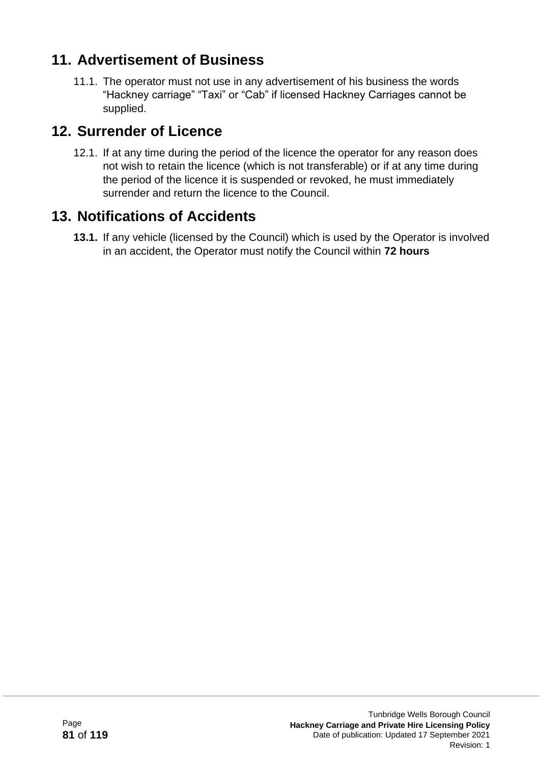## 11. Advertisement of Business

11.1. The operator must not use in any advertisement of his business the words "Hackney carriage" "Taxi" or "Cab" if licensed Hackney Carriages cannot be supplied.

## 12. Surrender of Licence

12.1. If at any time during the period of the licence the operator for any reason does not wish to retain the licence (which is not transferable) or if at any time during the period of the licence it is suspended or revoked, he must immediately surrender and return the licence to the Council.

## 13. Notifications of Accidents

**13.1.** If any vehicle (licensed by the Council) which is used by the Operator is involved in an accident, the Operator must notify the Council within **72 hours**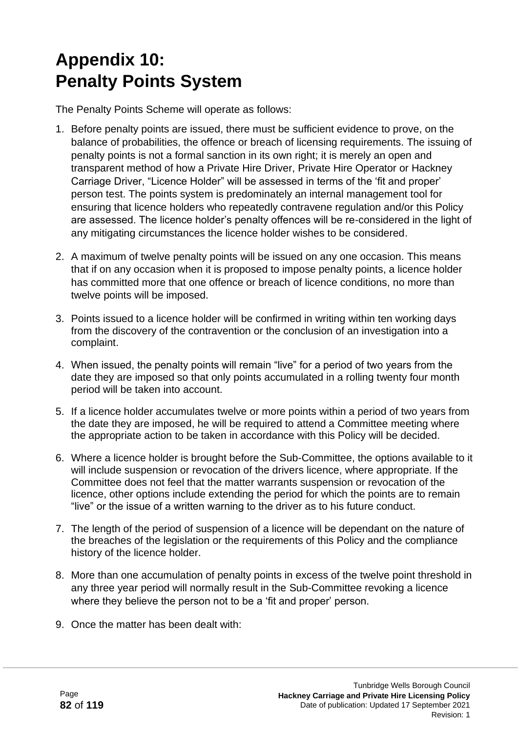# Appendix 10: Penalty Points System

The Penalty Points Scheme will operate as follows:

1. Before penalty points are issued, there must be sufficient evidence to prove, on the balance of probabilities, the offence or breach of licensing requirements. The issuing of penalty points is not a formal sanction in its own right; it is merely an open and transparent method of how a Private Hire Driver, Private Hire Operator or Hackney Carriage Driver, "Licence Holder" will be assessed in terms of the 'fit and proper' person test. The points system is predominately an internal management tool for ensuring that licence holders who repeatedly contravene regulation and/or this Policy are assessed. The licence holder's penalty offences will be re-considered in the light of any mitigating circumstances the licence holder wishes to be considered.

2. A maximum of twelve penalty points will be issued on any one occasion. This means that if on any occasion when it is proposed to impose penalty points, a licence holder has committed more that one offence or breach of licence conditions, no more than twelve points will be imposed.

3. Points issued to a licence holder will be confirmed in writing within ten working days from the discovery of the contravention or the conclusion of an investigation into a complaint.

4. When issued, the penalty points will remain "live" for a period of two years from the date they are imposed so that only points accumulated in a rolling twenty four month period will be taken into account.

5. If a licence holder accumulates twelve or more points within a period of two years from the date they are imposed, he will be required to attend a Committee meeting where the appropriate action to be taken in accordance with this Policy will be decided.

6. Where a licence holder is brought before the Sub-Committee, the options available to it will include suspension or revocation of the drivers licence, where appropriate. If the Committee does not feel that the matter warrants suspension or revocation of the licence, other options include extending the period for which the points are to remain "live" or the issue of a written warning to the driver as to his future conduct.

7. The length of the period of suspension of a licence will be dependant on the nature of the breaches of the legislation or the requirements of this Policy and the compliance history of the licence holder.

8. More than one accumulation of penalty points in excess of the twelve point threshold in any three year period will normally result in the Sub-Committee revoking a licence where they believe the person not to be a 'fit and proper' person.

9. Once the matter has been dealt with: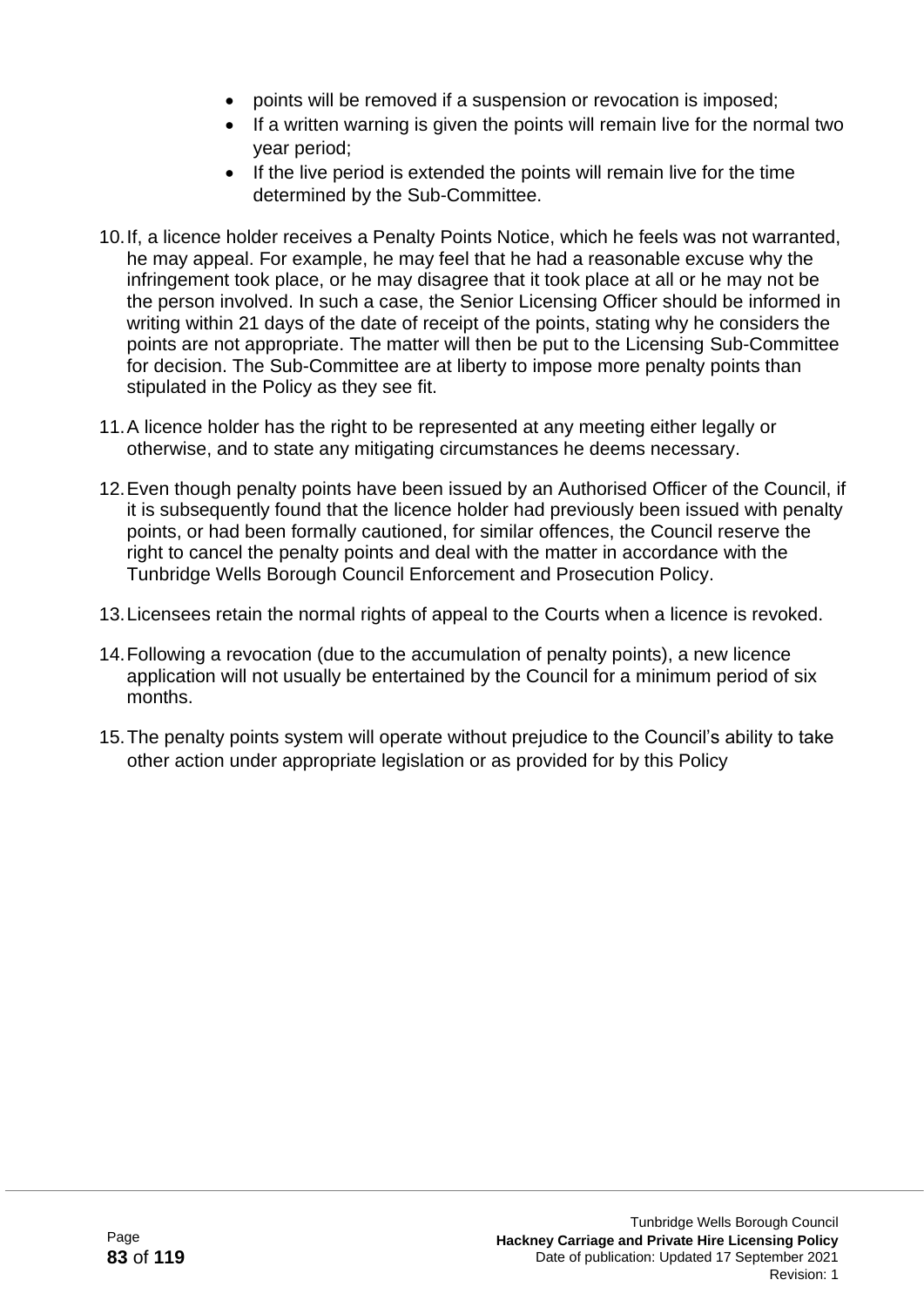- points will be removed if a suspension or revocation is imposed;
- If a written warning is given the points will remain live for the normal two year period;
- If the live period is extended the points will remain live for the time determined by the Sub-Committee.

10. If, a licence holder receives a Penalty Points Notice, which he feels was not warranted, he may appeal. For example, he may feel that he had a reasonable excuse why the infringement took place, or he may disagree that it took place at all or he may not be the person involved. In such a case, the Senior Licensing Officer should be informed in writing within 21 days of the date of receipt of the points, stating why he considers the points are not appropriate. The matter will then be put to the Licensing Sub-Committee for decision. The Sub-Committee are at liberty to impose more penalty points than stipulated in the Policy as they see fit.

11. A licence holder has the right to be represented at any meeting either legally or otherwise, and to state any mitigating circumstances he deems necessary.

12. Even though penalty points have been issued by an Authorised Officer of the Council, if it is subsequently found that the licence holder had previously been issued with penalty points, or had been formally cautioned, for similar offences, the Council reserve the right to cancel the penalty points and deal with the matter in accordance with the Tunbridge Wells Borough Council Enforcement and Prosecution Policy.

13. Licensees retain the normal rights of appeal to the Courts when a licence is revoked.

14. Following a revocation (due to the accumulation of penalty points), a new licence application will not usually be entertained by the Council for a minimum period of six months.

15. The penalty points system will operate without prejudice to the Council's ability to take other action under appropriate legislation or as provided for by this Policy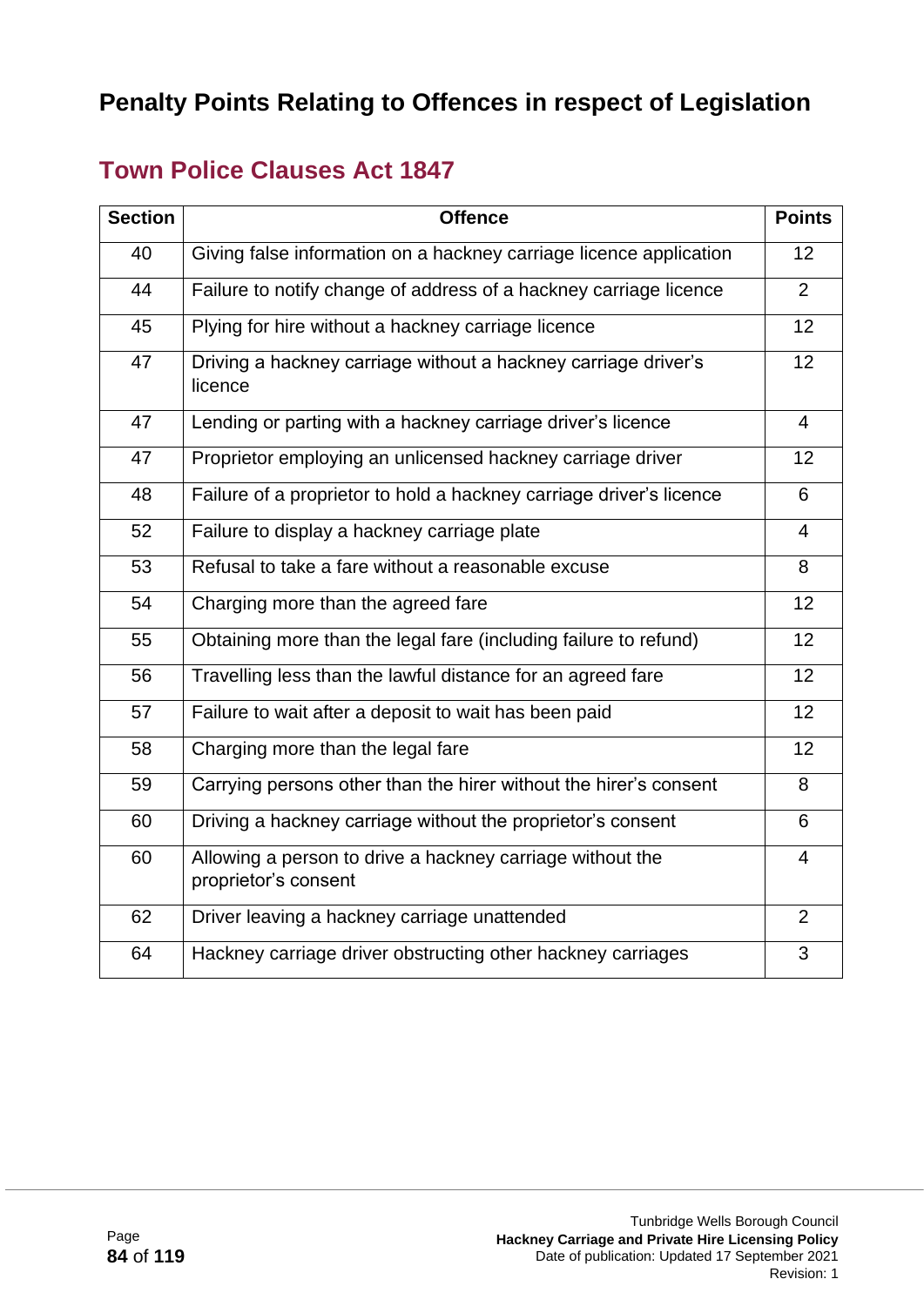# Penalty Points Relating to Offences in respect of Legislation

## Town Police Clauses Act 1847

| Section | Offence | Points |
|---|---|---|
| 40 | Giving false information on a hackney carriage licence application | 12 |
| 44 | Failure to notify change of address of a hackney carriage licence | 2 |
| 45 | Plying for hire without a hackney carriage licence | 12 |
| 47 | Driving a hackney carriage without a hackney carriage driver's licence | 12 |
| 47 | Lending or parting with a hackney carriage driver's licence | 4 |
| 47 | Proprietor employing an unlicensed hackney carriage driver | 12 |
| 48 | Failure of a proprietor to hold a hackney carriage driver's licence | 6 |
| 52 | Failure to display a hackney carriage plate | 4 |
| 53 | Refusal to take a fare without a reasonable excuse | 8 |
| 54 | Charging more than the agreed fare | 12 |
| 55 | Obtaining more than the legal fare (including failure to refund) | 12 |
| 56 | Travelling less than the lawful distance for an agreed fare | 12 |
| 57 | Failure to wait after a deposit to wait has been paid | 12 |
| 58 | Charging more than the legal fare | 12 |
| 59 | Carrying persons other than the hirer without the hirer's consent | 8 |
| 60 | Driving a hackney carriage without the proprietor's consent | 6 |
| 60 | Allowing a person to drive a hackney carriage without the proprietor's consent | 4 |
| 62 | Driver leaving a hackney carriage unattended | 2 |
| 64 | Hackney carriage driver obstructing other hackney carriages | 3 |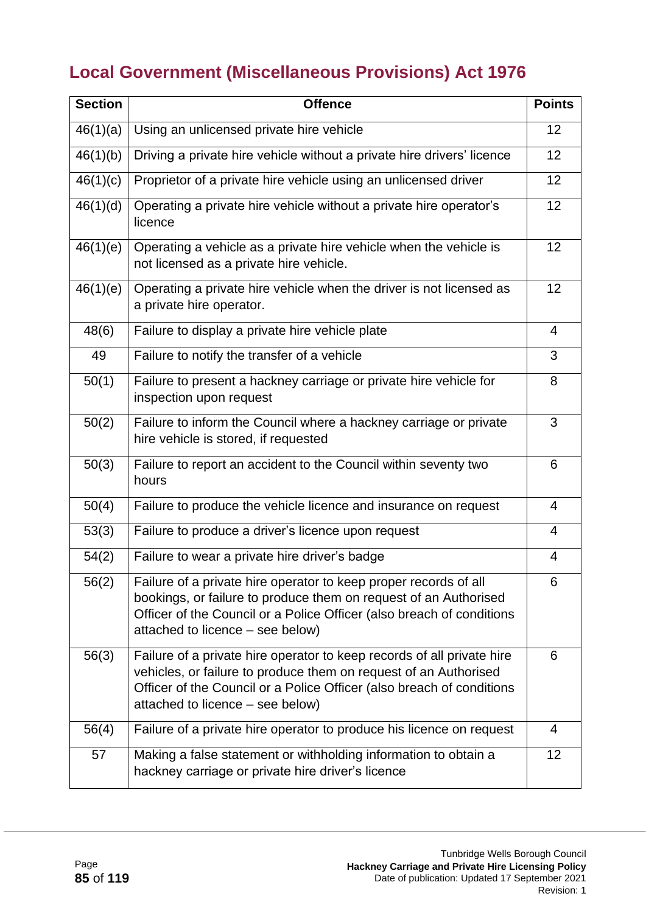## Local Government (Miscellaneous Provisions) Act 1976

| Section | Offence | Points |
|---|---|---|
| 46(1)(a) | Using an unlicensed private hire vehicle | 12 |
| 46(1)(b) | Driving a private hire vehicle without a private hire drivers' licence | 12 |
| 46(1)(c) | Proprietor of a private hire vehicle using an unlicensed driver | 12 |
| 46(1)(d) | Operating a private hire vehicle without a private hire operator's licence | 12 |
| 46(1)(e) | Operating a vehicle as a private hire vehicle when the vehicle is not licensed as a private hire vehicle. | 12 |
| 46(1)(e) | Operating a private hire vehicle when the driver is not licensed as a private hire operator. | 12 |
| 48(6) | Failure to display a private hire vehicle plate | 4 |
| 49 | Failure to notify the transfer of a vehicle | 3 |
| 50(1) | Failure to present a hackney carriage or private hire vehicle for inspection upon request | 8 |
| 50(2) | Failure to inform the Council where a hackney carriage or private hire vehicle is stored, if requested | 3 |
| 50(3) | Failure to report an accident to the Council within seventy two hours | 6 |
| 50(4) | Failure to produce the vehicle licence and insurance on request | 4 |
| 53(3) | Failure to produce a driver's licence upon request | 4 |
| 54(2) | Failure to wear a private hire driver's badge | 4 |
| 56(2) | Failure of a private hire operator to keep proper records of all bookings, or failure to produce them on request of an Authorised Officer of the Council or a Police Officer (also breach of conditions attached to licence – see below) | 6 |
| 56(3) | Failure of a private hire operator to keep records of all private hire vehicles, or failure to produce them on request of an Authorised Officer of the Council or a Police Officer (also breach of conditions attached to licence – see below) | 6 |
| 56(4) | Failure of a private hire operator to produce his licence on request | 4 |
| 57 | Making a false statement or withholding information to obtain a hackney carriage or private hire driver's licence | 12 |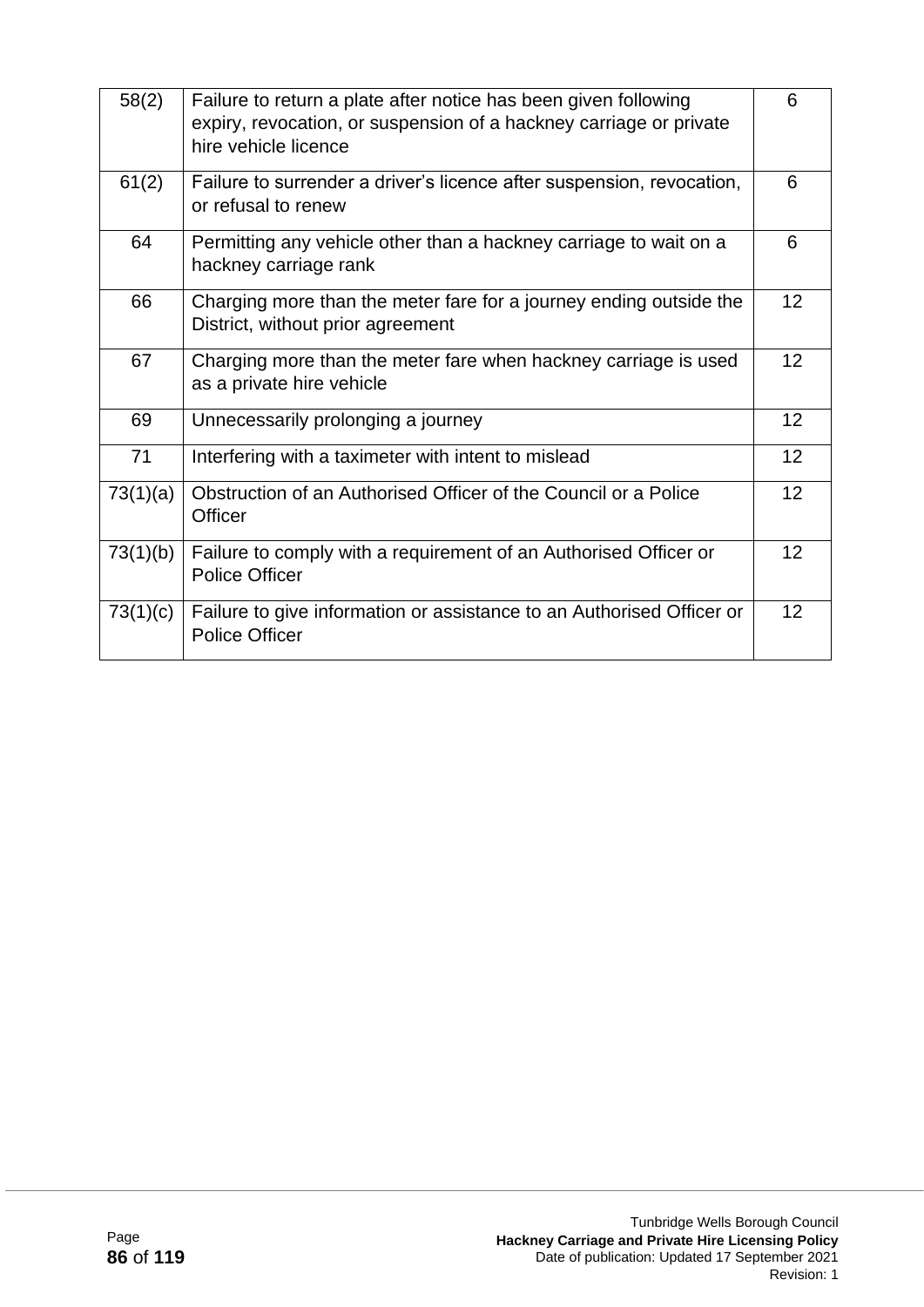| 58(2) | Failure to return a plate after notice has been given following expiry, revocation, or suspension of a hackney carriage or private hire vehicle licence | 6 |
|---|---|---|
| 61(2) | Failure to surrender a driver's licence after suspension, revocation, or refusal to renew | 6 |
| 64 | Permitting any vehicle other than a hackney carriage to wait on a hackney carriage rank | 6 |
| 66 | Charging more than the meter fare for a journey ending outside the District, without prior agreement | 12 |
| 67 | Charging more than the meter fare when hackney carriage is used as a private hire vehicle | 12 |
| 69 | Unnecessarily prolonging a journey | 12 |
| 71 | Interfering with a taximeter with intent to mislead | 12 |
| 73(1)(a) | Obstruction of an Authorised Officer of the Council or a Police Officer | 12 |
| 73(1)(b) | Failure to comply with a requirement of an Authorised Officer or Police Officer | 12 |
| 73(1)(c) | Failure to give information or assistance to an Authorised Officer or Police Officer | 12 |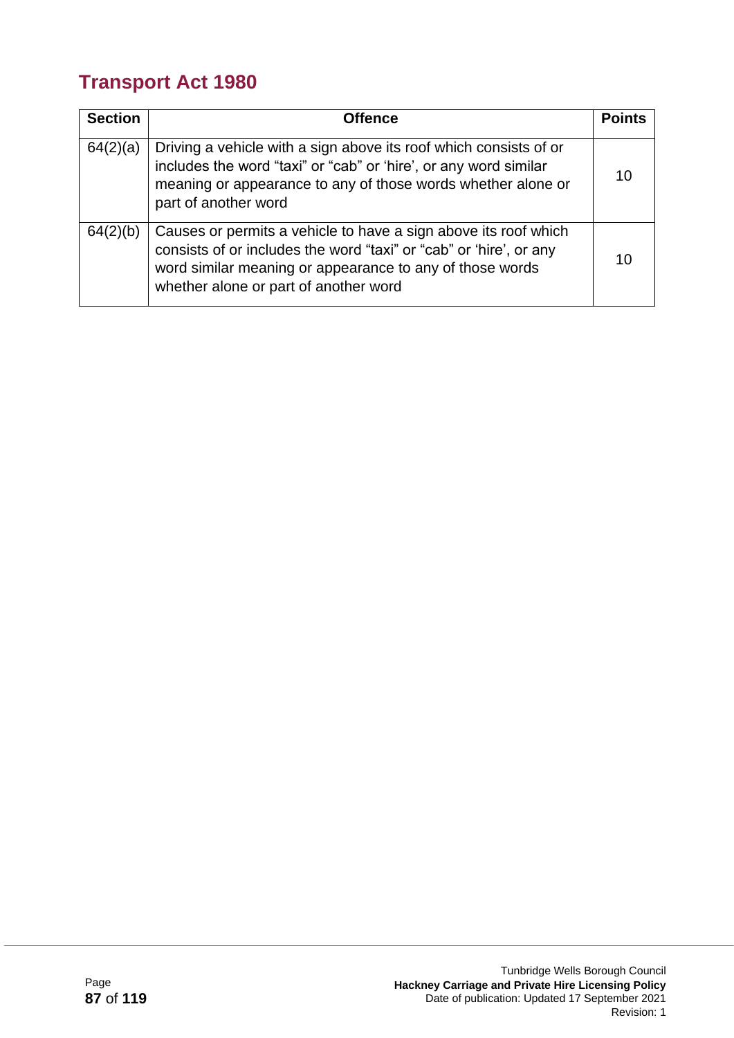## Transport Act 1980

| Section | Offence | Points |
|---|---|---|
| 64(2)(a) | Driving a vehicle with a sign above its roof which consists of or includes the word “taxi” or “cab” or ‘hire’, or any word similar meaning or appearance to any of those words whether alone or part of another word | 10 |
| 64(2)(b) | Causes or permits a vehicle to have a sign above its roof which consists of or includes the word “taxi” or “cab” or ‘hire’, or any word similar meaning or appearance to any of those words whether alone or part of another word | 10 |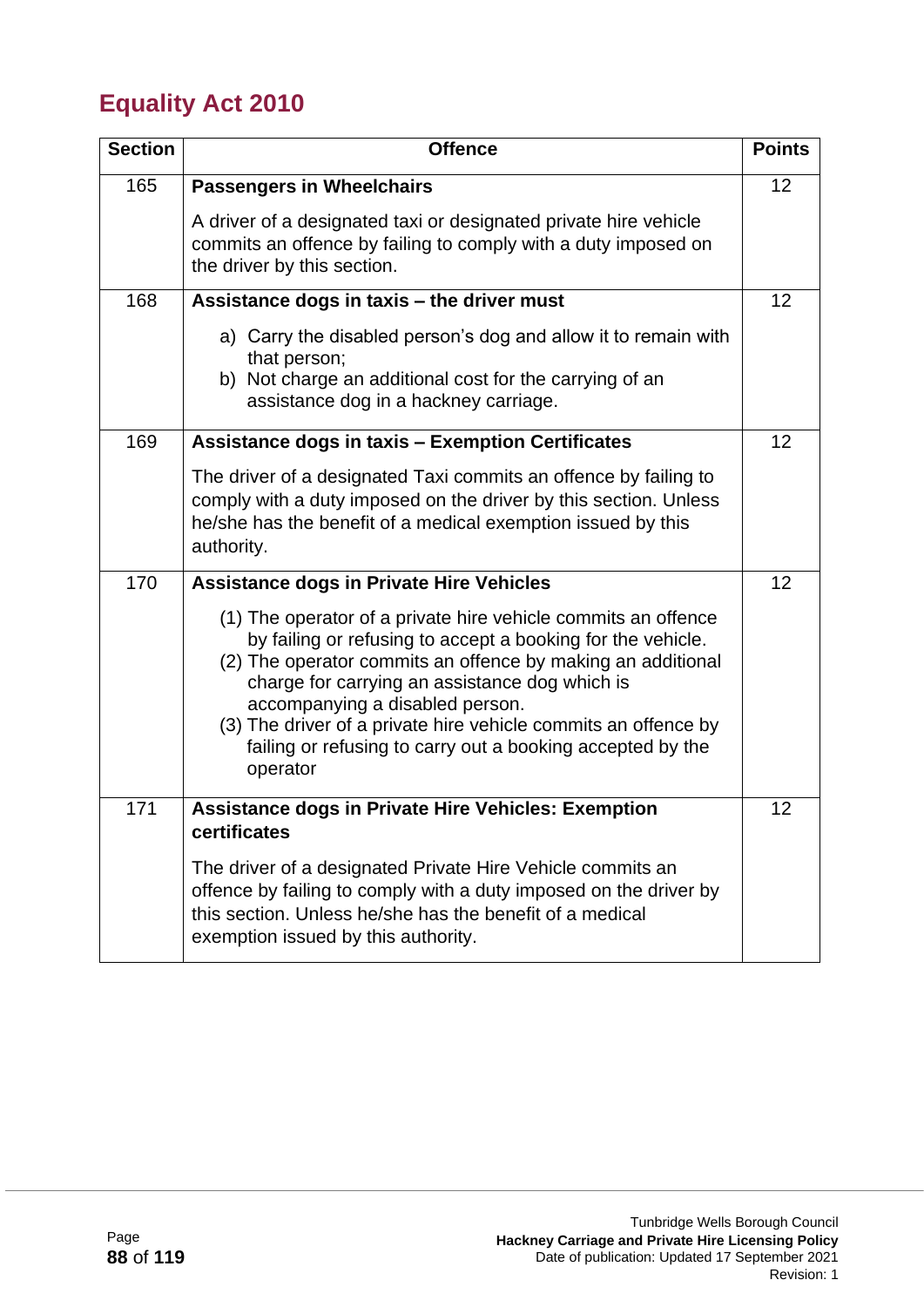## Equality Act 2010

| Section | Offence | Points |
|---|---|---|
| 165 | **Passengers in Wheelchairs**<br><br>A driver of a designated taxi or designated private hire vehicle commits an offence by failing to comply with a duty imposed on the driver by this section. | 12 |
| 168 | **Assistance dogs in taxis – the driver must**<br><br>a) Carry the disabled person's dog and allow it to remain with that person;<br>b) Not charge an additional cost for the carrying of an assistance dog in a hackney carriage. | 12 |
| 169 | **Assistance dogs in taxis – Exemption Certificates**<br><br>The driver of a designated Taxi commits an offence by failing to comply with a duty imposed on the driver by this section. Unless he/she has the benefit of a medical exemption issued by this authority. | 12 |
| 170 | **Assistance dogs in Private Hire Vehicles**<br><br>(1) The operator of a private hire vehicle commits an offence by failing or refusing to accept a booking for the vehicle.<br>(2) The operator commits an offence by making an additional charge for carrying an assistance dog which is accompanying a disabled person.<br>(3) The driver of a private hire vehicle commits an offence by failing or refusing to carry out a booking accepted by the operator | 12 |
| 171 | **Assistance dogs in Private Hire Vehicles: Exemption certificates**<br><br>The driver of a designated Private Hire Vehicle commits an offence by failing to comply with a duty imposed on the driver by this section. Unless he/she has the benefit of a medical exemption issued by this authority. | 12 |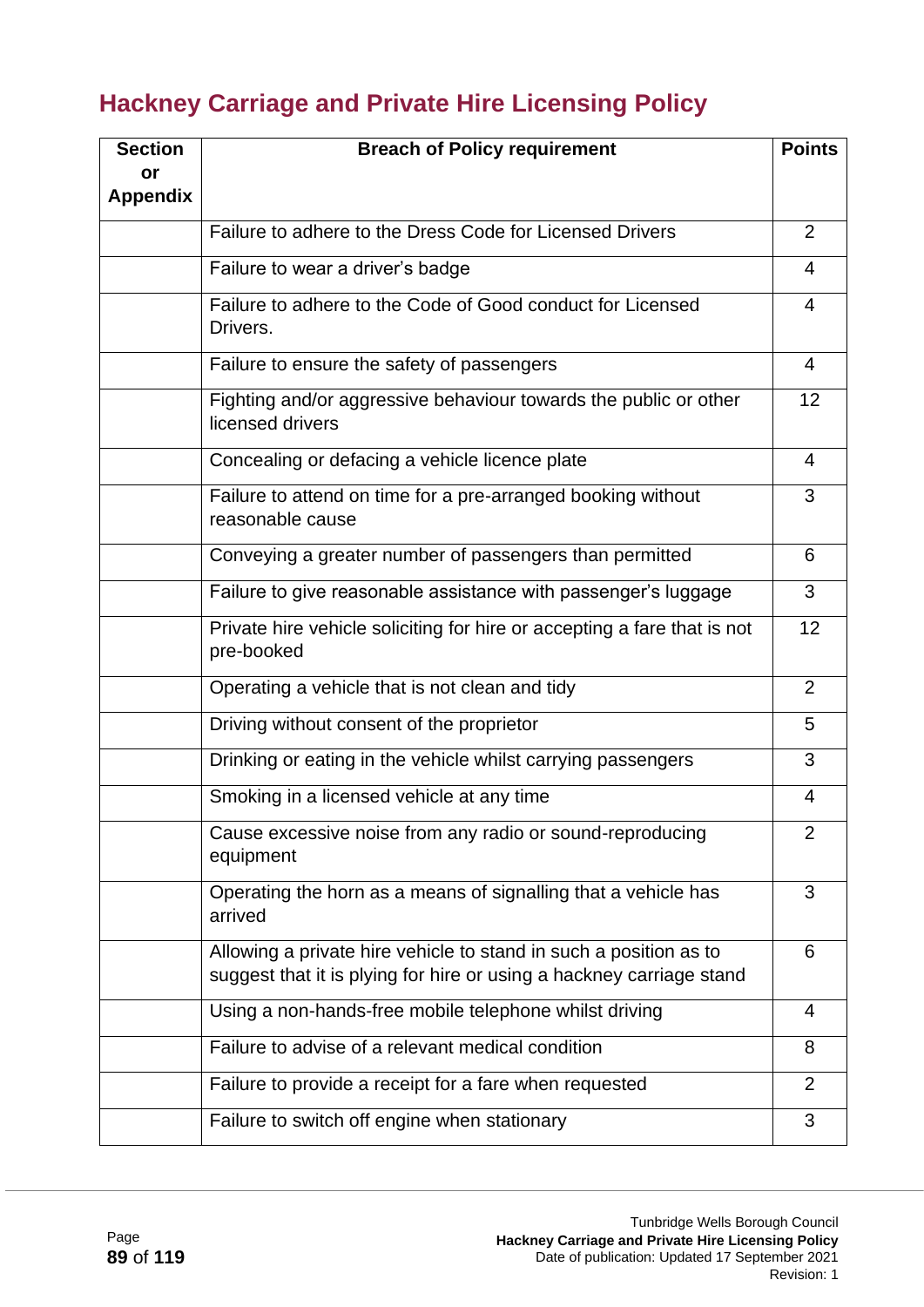## Hackney Carriage and Private Hire Licensing Policy

| Section or Appendix | Breach of Policy requirement | Points |
|---|---|---|
| | Failure to adhere to the Dress Code for Licensed Drivers | 2 |
| | Failure to wear a driver's badge | 4 |
| | Failure to adhere to the Code of Good conduct for Licensed Drivers. | 4 |
| | Failure to ensure the safety of passengers | 4 |
| | Fighting and/or aggressive behaviour towards the public or other licensed drivers | 12 |
| | Concealing or defacing a vehicle licence plate | 4 |
| | Failure to attend on time for a pre-arranged booking without reasonable cause | 3 |
| | Conveying a greater number of passengers than permitted | 6 |
| | Failure to give reasonable assistance with passenger's luggage | 3 |
| | Private hire vehicle soliciting for hire or accepting a fare that is not pre-booked | 12 |
| | Operating a vehicle that is not clean and tidy | 2 |
| | Driving without consent of the proprietor | 5 |
| | Drinking or eating in the vehicle whilst carrying passengers | 3 |
| | Smoking in a licensed vehicle at any time | 4 |
| | Cause excessive noise from any radio or sound-reproducing equipment | 2 |
| | Operating the horn as a means of signalling that a vehicle has arrived | 3 |
| | Allowing a private hire vehicle to stand in such a position as to suggest that it is plying for hire or using a hackney carriage stand | 6 |
| | Using a non-hands-free mobile telephone whilst driving | 4 |
| | Failure to advise of a relevant medical condition | 8 |
| | Failure to provide a receipt for a fare when requested | 2 |
| | Failure to switch off engine when stationary | 3 |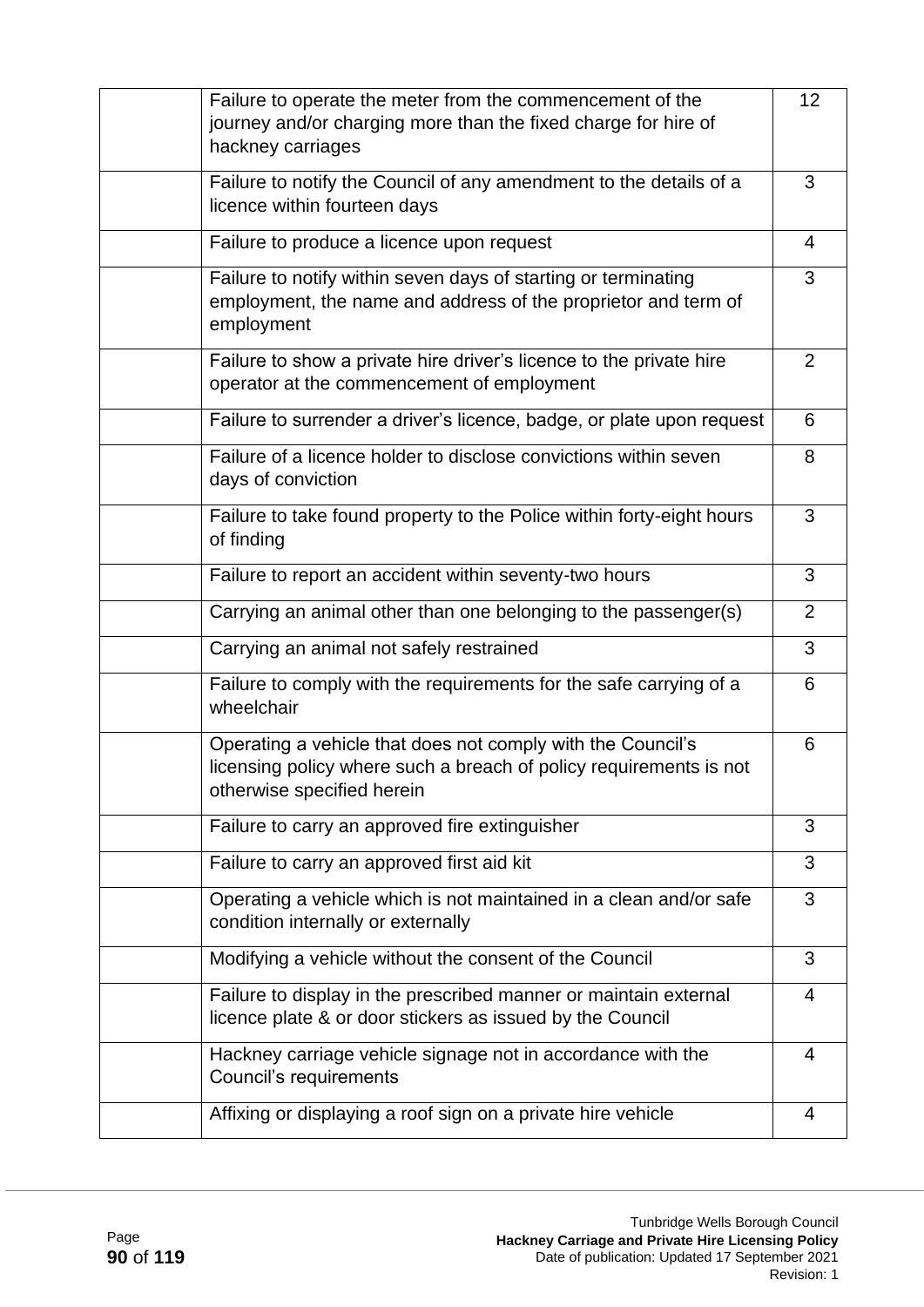| | | |
|---|---|---|
| | Failure to operate the meter from the commencement of the journey and/or charging more than the fixed charge for hire of hackney carriages | 12 |
| | Failure to notify the Council of any amendment to the details of a licence within fourteen days | 3 |
| | Failure to produce a licence upon request | 4 |
| | Failure to notify within seven days of starting or terminating employment, the name and address of the proprietor and term of employment | 3 |
| | Failure to show a private hire driver's licence to the private hire operator at the commencement of employment | 2 |
| | Failure to surrender a driver's licence, badge, or plate upon request | 6 |
| | Failure of a licence holder to disclose convictions within seven days of conviction | 8 |
| | Failure to take found property to the Police within forty-eight hours of finding | 3 |
| | Failure to report an accident within seventy-two hours | 3 |
| | Carrying an animal other than one belonging to the passenger(s) | 2 |
| | Carrying an animal not safely restrained | 3 |
| | Failure to comply with the requirements for the safe carrying of a wheelchair | 6 |
| | Operating a vehicle that does not comply with the Council's licensing policy where such a breach of policy requirements is not otherwise specified herein | 6 |
| | Failure to carry an approved fire extinguisher | 3 |
| | Failure to carry an approved first aid kit | 3 |
| | Operating a vehicle which is not maintained in a clean and/or safe condition internally or externally | 3 |
| | Modifying a vehicle without the consent of the Council | 3 |
| | Failure to display in the prescribed manner or maintain external licence plate & or door stickers as issued by the Council | 4 |
| | Hackney carriage vehicle signage not in accordance with the Council's requirements | 4 |
| | Affixing or displaying a roof sign on a private hire vehicle | 4 |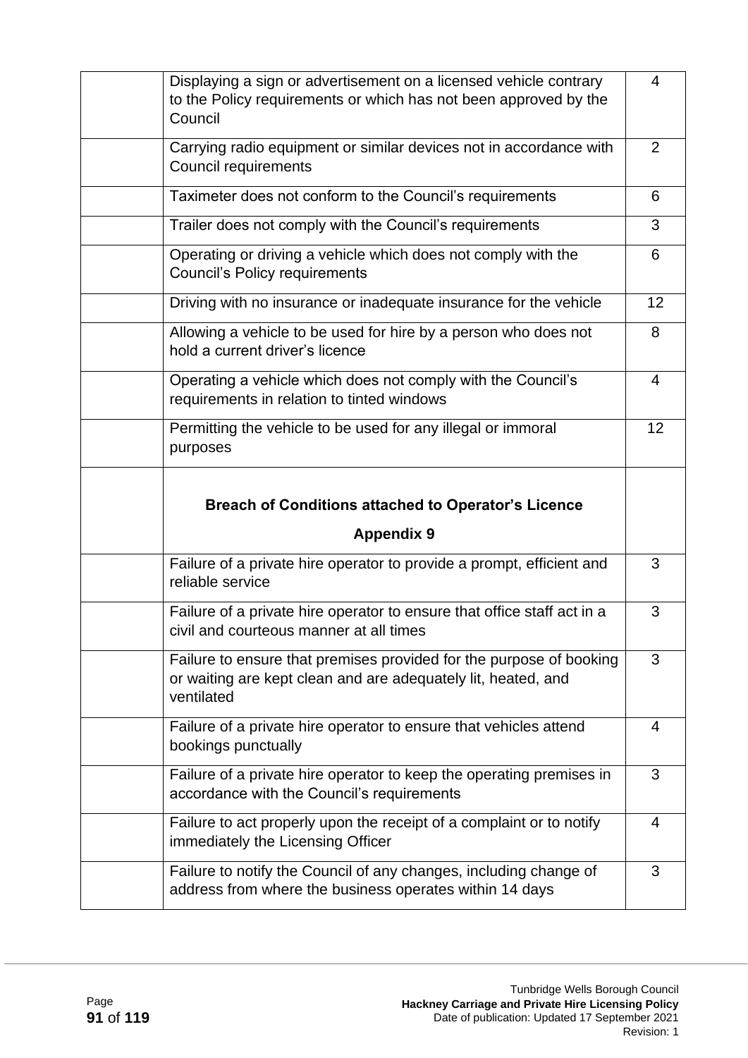| | | |
|---|---|---|
| | Displaying a sign or advertisement on a licensed vehicle contrary to the Policy requirements or which has not been approved by the Council | 4 |
| | Carrying radio equipment or similar devices not in accordance with Council requirements | 2 |
| | Taximeter does not conform to the Council's requirements | 6 |
| | Trailer does not comply with the Council's requirements | 3 |
| | Operating or driving a vehicle which does not comply with the Council's Policy requirements | 6 |
| | Driving with no insurance or inadequate insurance for the vehicle | 12 |
| | Allowing a vehicle to be used for hire by a person who does not hold a current driver's licence | 8 |
| | Operating a vehicle which does not comply with the Council's requirements in relation to tinted windows | 4 |
| | Permitting the vehicle to be used for any illegal or immoral purposes | 12 |
| | **Breach of Conditions attached to Operator's Licence**<br>**Appendix 9** | |
| | Failure of a private hire operator to provide a prompt, efficient and reliable service | 3 |
| | Failure of a private hire operator to ensure that office staff act in a civil and courteous manner at all times | 3 |
| | Failure to ensure that premises provided for the purpose of booking or waiting are kept clean and are adequately lit, heated, and ventilated | 3 |
| | Failure of a private hire operator to ensure that vehicles attend bookings punctually | 4 |
| | Failure of a private hire operator to keep the operating premises in accordance with the Council's requirements | 3 |
| | Failure to act properly upon the receipt of a complaint or to notify immediately the Licensing Officer | 4 |
| | Failure to notify the Council of any changes, including change of address from where the business operates within 14 days | 3 |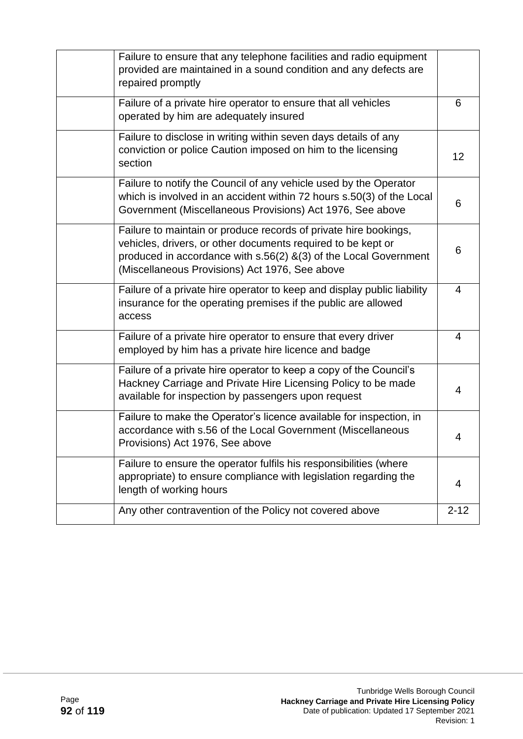| | | |
|---|---|---|
| | Failure to ensure that any telephone facilities and radio equipment provided are maintained in a sound condition and any defects are repaired promptly | |
| | Failure of a private hire operator to ensure that all vehicles operated by him are adequately insured | 6 |
| | Failure to disclose in writing within seven days details of any conviction or police Caution imposed on him to the licensing section | 12 |
| | Failure to notify the Council of any vehicle used by the Operator which is involved in an accident within 72 hours s.50(3) of the Local Government (Miscellaneous Provisions) Act 1976, See above | 6 |
| | Failure to maintain or produce records of private hire bookings, vehicles, drivers, or other documents required to be kept or produced in accordance with s.56(2) &(3) of the Local Government (Miscellaneous Provisions) Act 1976, See above | 6 |
| | Failure of a private hire operator to keep and display public liability insurance for the operating premises if the public are allowed access | 4 |
| | Failure of a private hire operator to ensure that every driver employed by him has a private hire licence and badge | 4 |
| | Failure of a private hire operator to keep a copy of the Council's Hackney Carriage and Private Hire Licensing Policy to be made available for inspection by passengers upon request | 4 |
| | Failure to make the Operator's licence available for inspection, in accordance with s.56 of the Local Government (Miscellaneous Provisions) Act 1976, See above | 4 |
| | Failure to ensure the operator fulfils his responsibilities (where appropriate) to ensure compliance with legislation regarding the length of working hours | 4 |
| | Any other contravention of the Policy not covered above | 2-12 |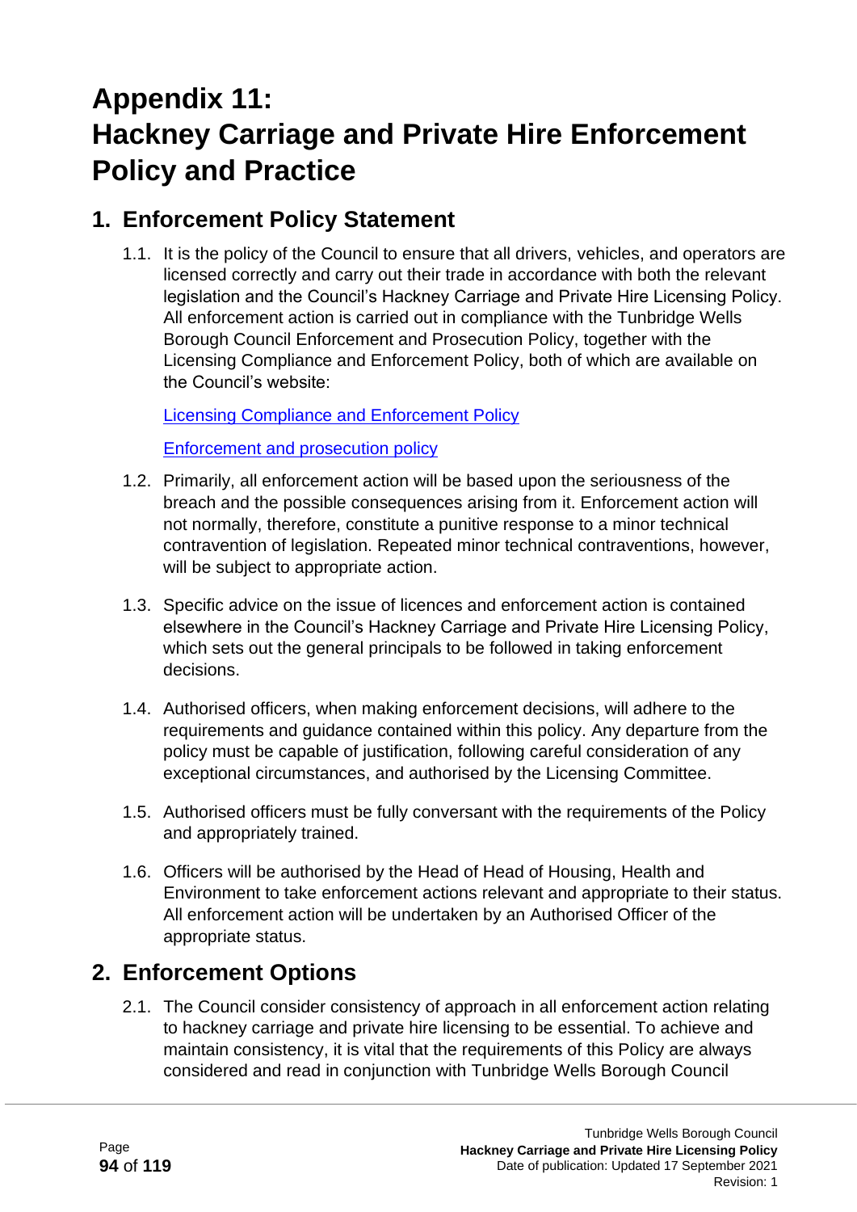# Appendix 11: Hackney Carriage and Private Hire Enforcement Policy and Practice

## 1. Enforcement Policy Statement

1.1. It is the policy of the Council to ensure that all drivers, vehicles, and operators are licensed correctly and carry out their trade in accordance with both the relevant legislation and the Council's Hackney Carriage and Private Hire Licensing Policy. All enforcement action is carried out in compliance with the Tunbridge Wells Borough Council Enforcement and Prosecution Policy, together with the Licensing Compliance and Enforcement Policy, both of which are available on the Council's website:

Licensing Compliance and Enforcement Policy

Enforcement and prosecution policy

1.2. Primarily, all enforcement action will be based upon the seriousness of the breach and the possible consequences arising from it. Enforcement action will not normally, therefore, constitute a punitive response to a minor technical contravention of legislation. Repeated minor technical contraventions, however, will be subject to appropriate action.

1.3. Specific advice on the issue of licences and enforcement action is contained elsewhere in the Council's Hackney Carriage and Private Hire Licensing Policy, which sets out the general principals to be followed in taking enforcement decisions.

1.4. Authorised officers, when making enforcement decisions, will adhere to the requirements and guidance contained within this policy. Any departure from the policy must be capable of justification, following careful consideration of any exceptional circumstances, and authorised by the Licensing Committee.

1.5. Authorised officers must be fully conversant with the requirements of the Policy and appropriately trained.

1.6. Officers will be authorised by the Head of Head of Housing, Health and Environment to take enforcement actions relevant and appropriate to their status. All enforcement action will be undertaken by an Authorised Officer of the appropriate status.

## 2. Enforcement Options

2.1. The Council consider consistency of approach in all enforcement action relating to hackney carriage and private hire licensing to be essential. To achieve and maintain consistency, it is vital that the requirements of this Policy are always considered and read in conjunction with Tunbridge Wells Borough Council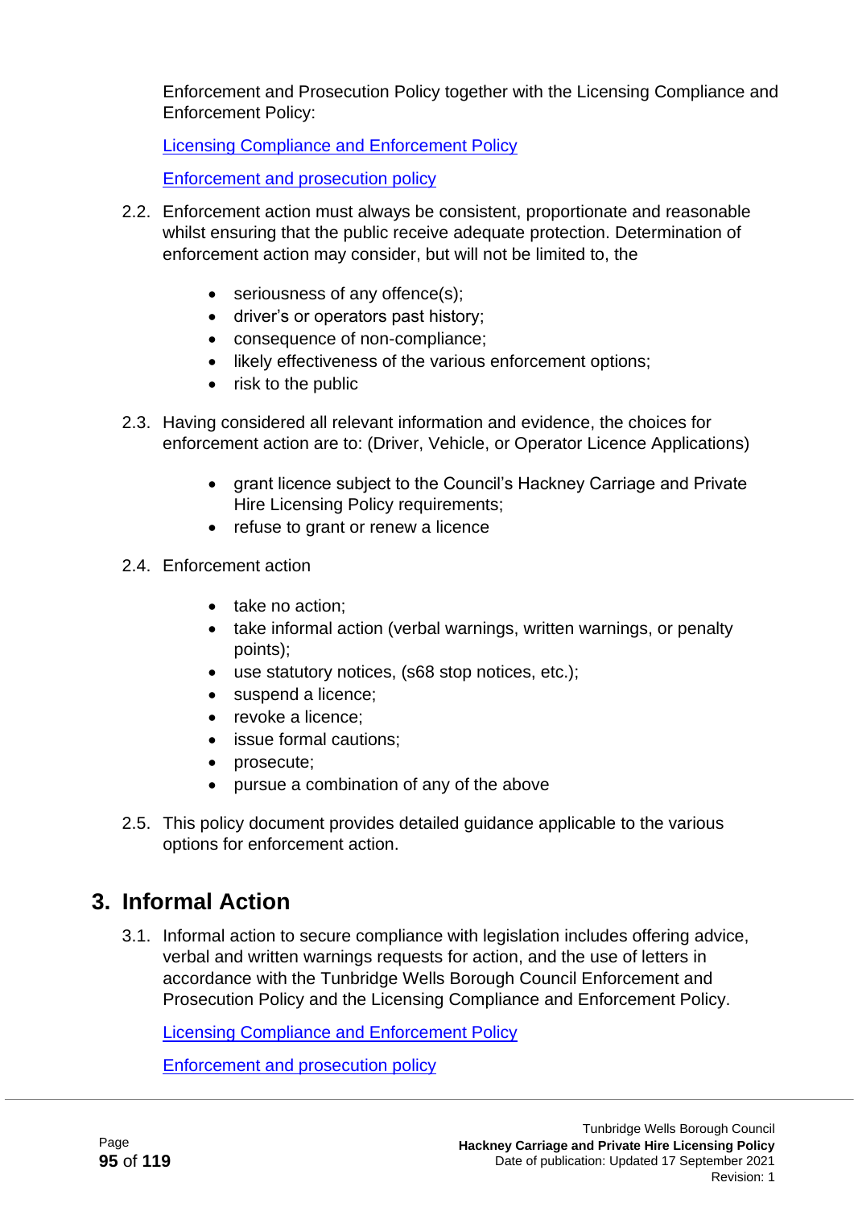Enforcement and Prosecution Policy together with the Licensing Compliance and Enforcement Policy:

[Licensing Compliance and Enforcement Policy]

[Enforcement and prosecution policy]

2.2. Enforcement action must always be consistent, proportionate and reasonable whilst ensuring that the public receive adequate protection. Determination of enforcement action may consider, but will not be limited to, the

- seriousness of any offence(s);
- driver's or operators past history;
- consequence of non-compliance;
- likely effectiveness of the various enforcement options;
- risk to the public

2.3. Having considered all relevant information and evidence, the choices for enforcement action are to: (Driver, Vehicle, or Operator Licence Applications)

- grant licence subject to the Council's Hackney Carriage and Private Hire Licensing Policy requirements;
- refuse to grant or renew a licence

2.4. Enforcement action

- take no action;
- take informal action (verbal warnings, written warnings, or penalty points);
- use statutory notices, (s68 stop notices, etc.);
- suspend a licence;
- revoke a licence;
- issue formal cautions;
- prosecute;
- pursue a combination of any of the above

2.5. This policy document provides detailed guidance applicable to the various options for enforcement action.

# 3. Informal Action

3.1. Informal action to secure compliance with legislation includes offering advice, verbal and written warnings requests for action, and the use of letters in accordance with the Tunbridge Wells Borough Council Enforcement and Prosecution Policy and the Licensing Compliance and Enforcement Policy.

[Licensing Compliance and Enforcement Policy]

[Enforcement and prosecution policy]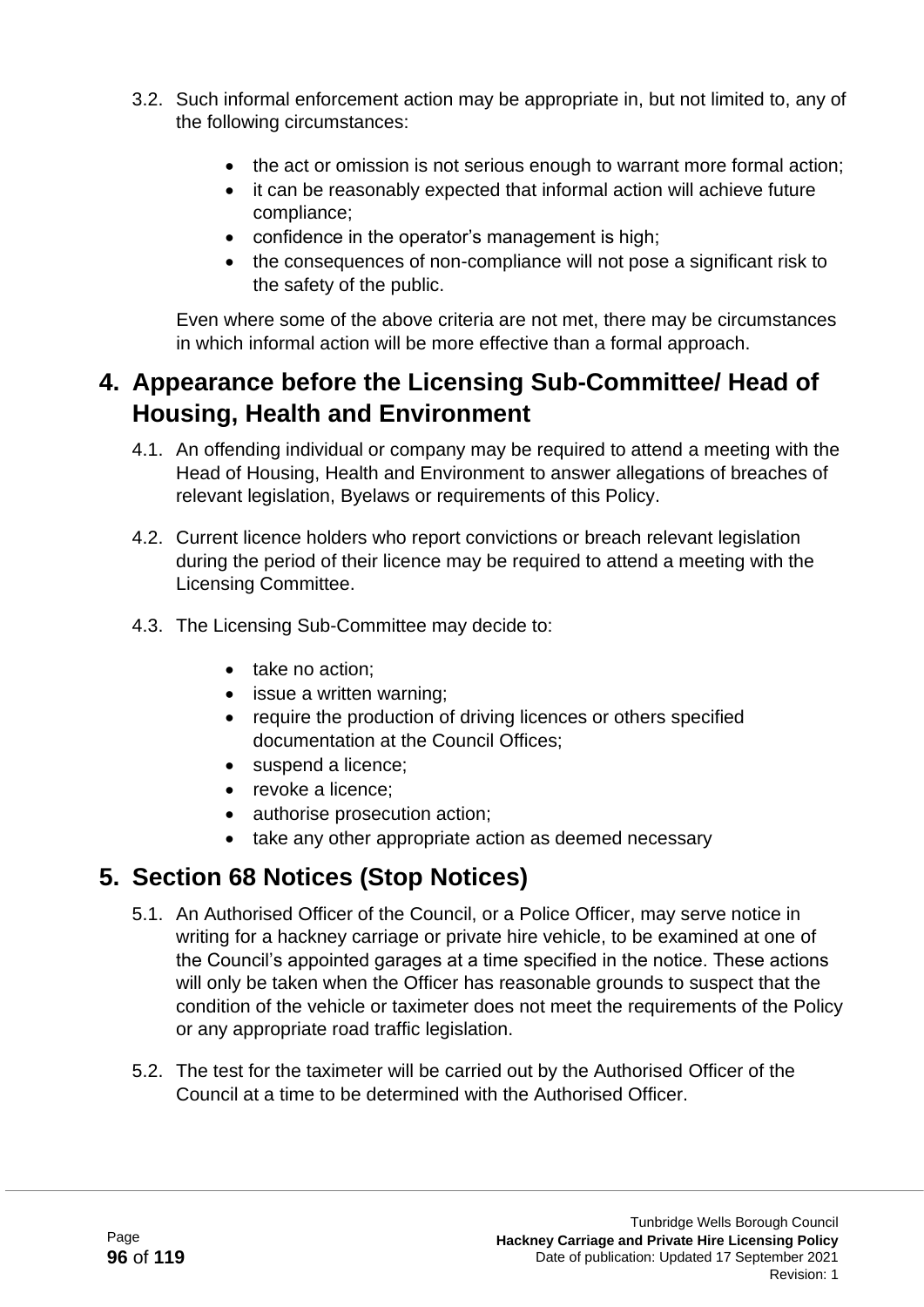3.2. Such informal enforcement action may be appropriate in, but not limited to, any of the following circumstances:

- the act or omission is not serious enough to warrant more formal action;
- it can be reasonably expected that informal action will achieve future compliance;
- confidence in the operator's management is high;
- the consequences of non-compliance will not pose a significant risk to the safety of the public.

Even where some of the above criteria are not met, there may be circumstances in which informal action will be more effective than a formal approach.

## 4. Appearance before the Licensing Sub-Committee/ Head of Housing, Health and Environment

4.1. An offending individual or company may be required to attend a meeting with the Head of Housing, Health and Environment to answer allegations of breaches of relevant legislation, Byelaws or requirements of this Policy.

4.2. Current licence holders who report convictions or breach relevant legislation during the period of their licence may be required to attend a meeting with the Licensing Committee.

4.3. The Licensing Sub-Committee may decide to:

- take no action;
- issue a written warning;
- require the production of driving licences or others specified documentation at the Council Offices;
- suspend a licence;
- revoke a licence;
- authorise prosecution action;
- take any other appropriate action as deemed necessary

## 5. Section 68 Notices (Stop Notices)

5.1. An Authorised Officer of the Council, or a Police Officer, may serve notice in writing for a hackney carriage or private hire vehicle, to be examined at one of the Council's appointed garages at a time specified in the notice. These actions will only be taken when the Officer has reasonable grounds to suspect that the condition of the vehicle or taximeter does not meet the requirements of the Policy or any appropriate road traffic legislation.

5.2. The test for the taximeter will be carried out by the Authorised Officer of the Council at a time to be determined with the Authorised Officer.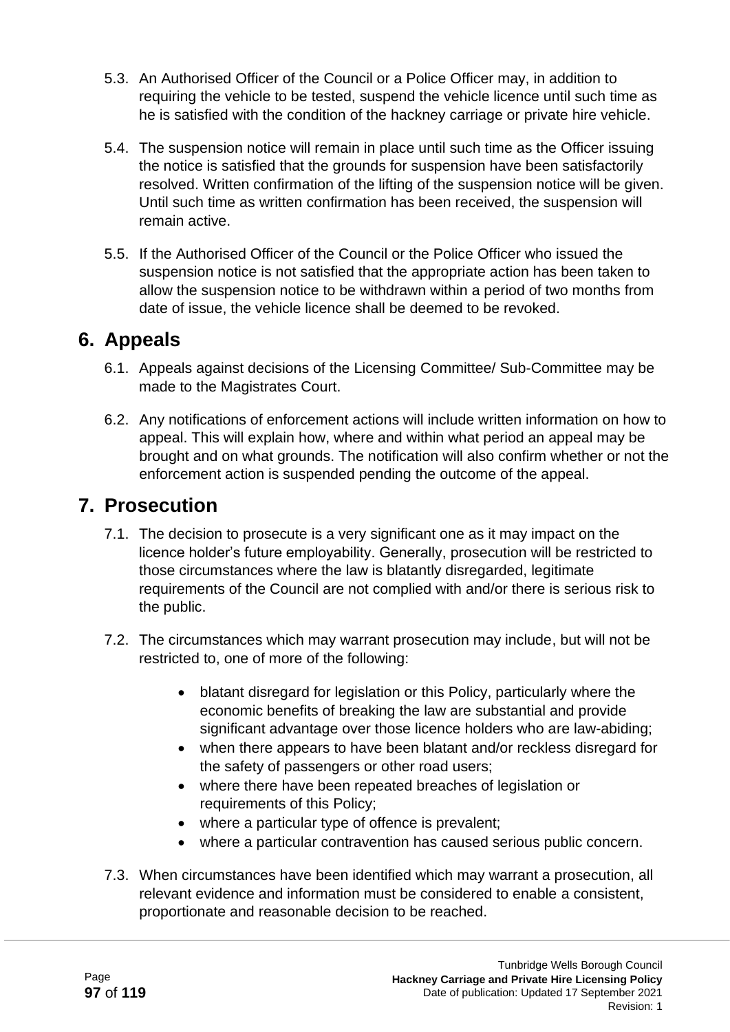5.3. An Authorised Officer of the Council or a Police Officer may, in addition to requiring the vehicle to be tested, suspend the vehicle licence until such time as he is satisfied with the condition of the hackney carriage or private hire vehicle.

5.4. The suspension notice will remain in place until such time as the Officer issuing the notice is satisfied that the grounds for suspension have been satisfactorily resolved. Written confirmation of the lifting of the suspension notice will be given. Until such time as written confirmation has been received, the suspension will remain active.

5.5. If the Authorised Officer of the Council or the Police Officer who issued the suspension notice is not satisfied that the appropriate action has been taken to allow the suspension notice to be withdrawn within a period of two months from date of issue, the vehicle licence shall be deemed to be revoked.

## 6. Appeals

6.1. Appeals against decisions of the Licensing Committee/ Sub-Committee may be made to the Magistrates Court.

6.2. Any notifications of enforcement actions will include written information on how to appeal. This will explain how, where and within what period an appeal may be brought and on what grounds. The notification will also confirm whether or not the enforcement action is suspended pending the outcome of the appeal.

## 7. Prosecution

7.1. The decision to prosecute is a very significant one as it may impact on the licence holder's future employability. Generally, prosecution will be restricted to those circumstances where the law is blatantly disregarded, legitimate requirements of the Council are not complied with and/or there is serious risk to the public.

7.2. The circumstances which may warrant prosecution may include, but will not be restricted to, one of more of the following:

- blatant disregard for legislation or this Policy, particularly where the economic benefits of breaking the law are substantial and provide significant advantage over those licence holders who are law-abiding;
- when there appears to have been blatant and/or reckless disregard for the safety of passengers or other road users;
- where there have been repeated breaches of legislation or requirements of this Policy;
- where a particular type of offence is prevalent;
- where a particular contravention has caused serious public concern.

7.3. When circumstances have been identified which may warrant a prosecution, all relevant evidence and information must be considered to enable a consistent, proportionate and reasonable decision to be reached.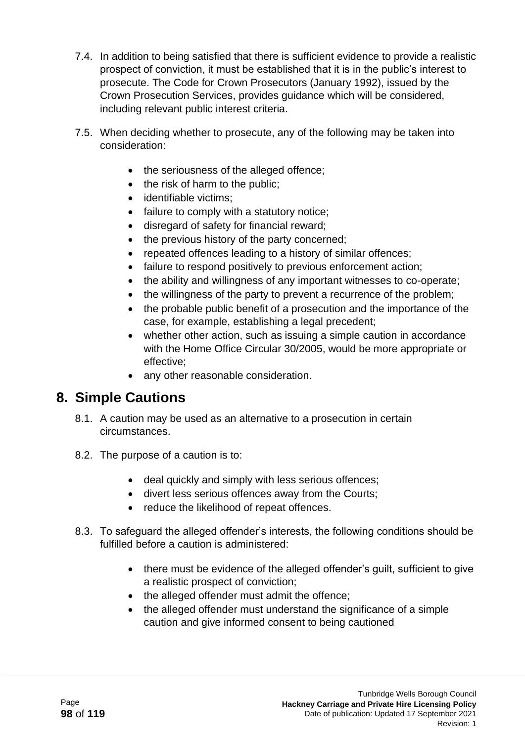7.4. In addition to being satisfied that there is sufficient evidence to provide a realistic prospect of conviction, it must be established that it is in the public's interest to prosecute. The Code for Crown Prosecutors (January 1992), issued by the Crown Prosecution Services, provides guidance which will be considered, including relevant public interest criteria.

7.5. When deciding whether to prosecute, any of the following may be taken into consideration:

- the seriousness of the alleged offence;
- the risk of harm to the public;
- identifiable victims;
- failure to comply with a statutory notice;
- disregard of safety for financial reward;
- the previous history of the party concerned;
- repeated offences leading to a history of similar offences;
- failure to respond positively to previous enforcement action;
- the ability and willingness of any important witnesses to co-operate;
- the willingness of the party to prevent a recurrence of the problem;
- the probable public benefit of a prosecution and the importance of the case, for example, establishing a legal precedent;
- whether other action, such as issuing a simple caution in accordance with the Home Office Circular 30/2005, would be more appropriate or effective;
- any other reasonable consideration.

## 8. Simple Cautions

8.1. A caution may be used as an alternative to a prosecution in certain circumstances.

8.2. The purpose of a caution is to:

- deal quickly and simply with less serious offences;
- divert less serious offences away from the Courts;
- reduce the likelihood of repeat offences.

8.3. To safeguard the alleged offender's interests, the following conditions should be fulfilled before a caution is administered:

- there must be evidence of the alleged offender's guilt, sufficient to give a realistic prospect of conviction;
- the alleged offender must admit the offence;
- the alleged offender must understand the significance of a simple caution and give informed consent to being cautioned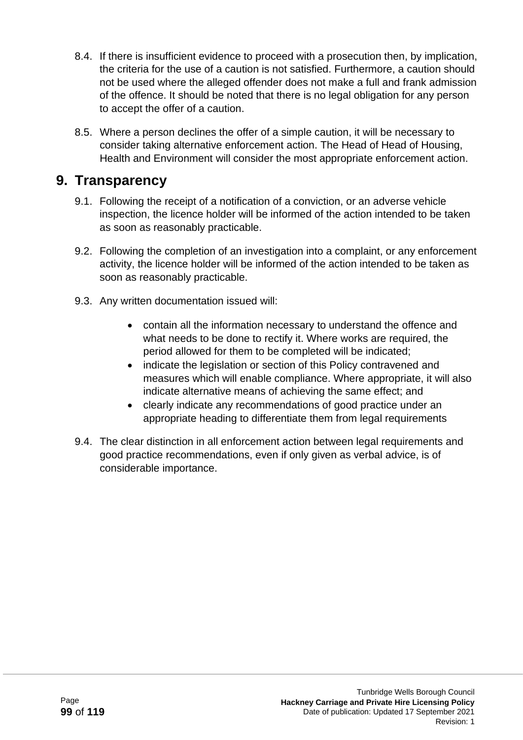8.4. If there is insufficient evidence to proceed with a prosecution then, by implication, the criteria for the use of a caution is not satisfied. Furthermore, a caution should not be used where the alleged offender does not make a full and frank admission of the offence. It should be noted that there is no legal obligation for any person to accept the offer of a caution.

8.5. Where a person declines the offer of a simple caution, it will be necessary to consider taking alternative enforcement action. The Head of Head of Housing, Health and Environment will consider the most appropriate enforcement action.

## 9. Transparency

9.1. Following the receipt of a notification of a conviction, or an adverse vehicle inspection, the licence holder will be informed of the action intended to be taken as soon as reasonably practicable.

9.2. Following the completion of an investigation into a complaint, or any enforcement activity, the licence holder will be informed of the action intended to be taken as soon as reasonably practicable.

9.3. Any written documentation issued will:

- contain all the information necessary to understand the offence and what needs to be done to rectify it. Where works are required, the period allowed for them to be completed will be indicated;
- indicate the legislation or section of this Policy contravened and measures which will enable compliance. Where appropriate, it will also indicate alternative means of achieving the same effect; and
- clearly indicate any recommendations of good practice under an appropriate heading to differentiate them from legal requirements

9.4. The clear distinction in all enforcement action between legal requirements and good practice recommendations, even if only given as verbal advice, is of considerable importance.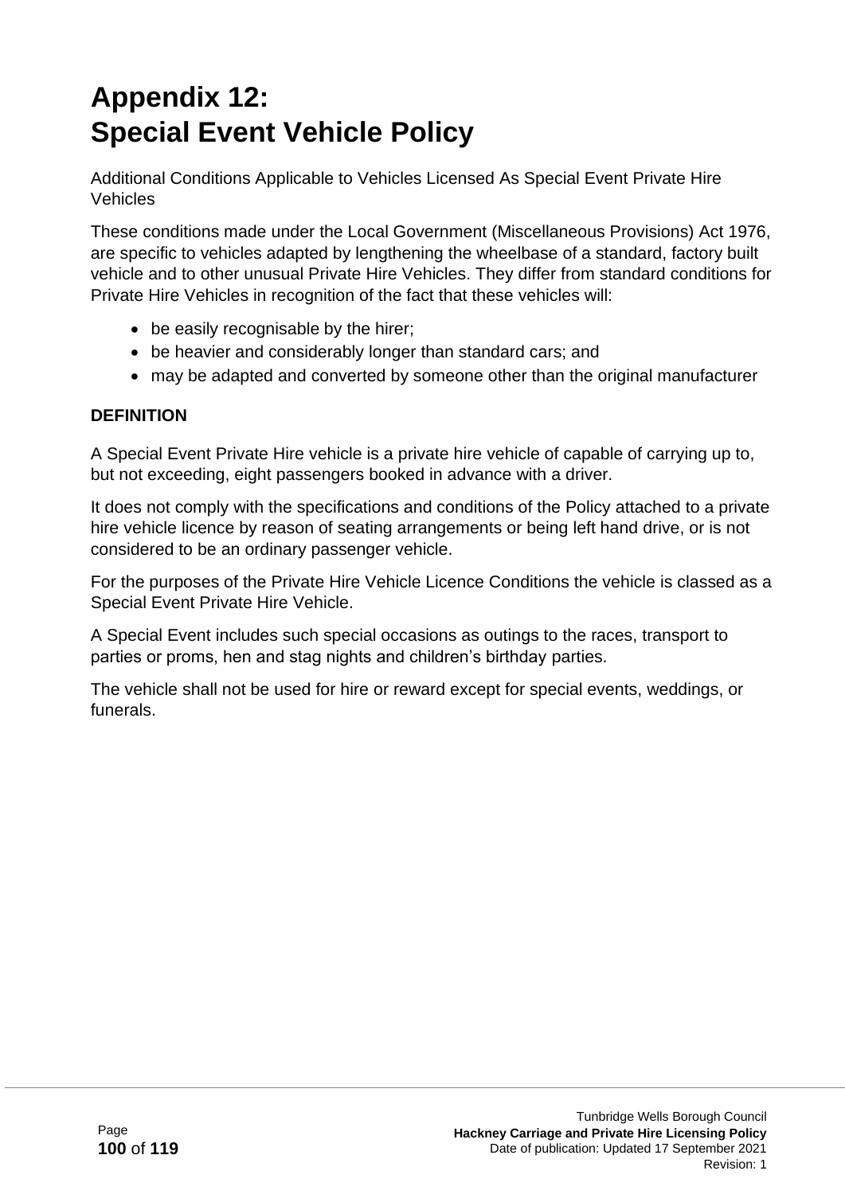# Appendix 12: Special Event Vehicle Policy

Additional Conditions Applicable to Vehicles Licensed As Special Event Private Hire Vehicles

These conditions made under the Local Government (Miscellaneous Provisions) Act 1976, are specific to vehicles adapted by lengthening the wheelbase of a standard, factory built vehicle and to other unusual Private Hire Vehicles. They differ from standard conditions for Private Hire Vehicles in recognition of the fact that these vehicles will:

- be easily recognisable by the hirer;
- be heavier and considerably longer than standard cars; and
- may be adapted and converted by someone other than the original manufacturer

**DEFINITION**

A Special Event Private Hire vehicle is a private hire vehicle of capable of carrying up to, but not exceeding, eight passengers booked in advance with a driver.

It does not comply with the specifications and conditions of the Policy attached to a private hire vehicle licence by reason of seating arrangements or being left hand drive, or is not considered to be an ordinary passenger vehicle.

For the purposes of the Private Hire Vehicle Licence Conditions the vehicle is classed as a Special Event Private Hire Vehicle.

A Special Event includes such special occasions as outings to the races, transport to parties or proms, hen and stag nights and children's birthday parties.

The vehicle shall not be used for hire or reward except for special events, weddings, or funerals.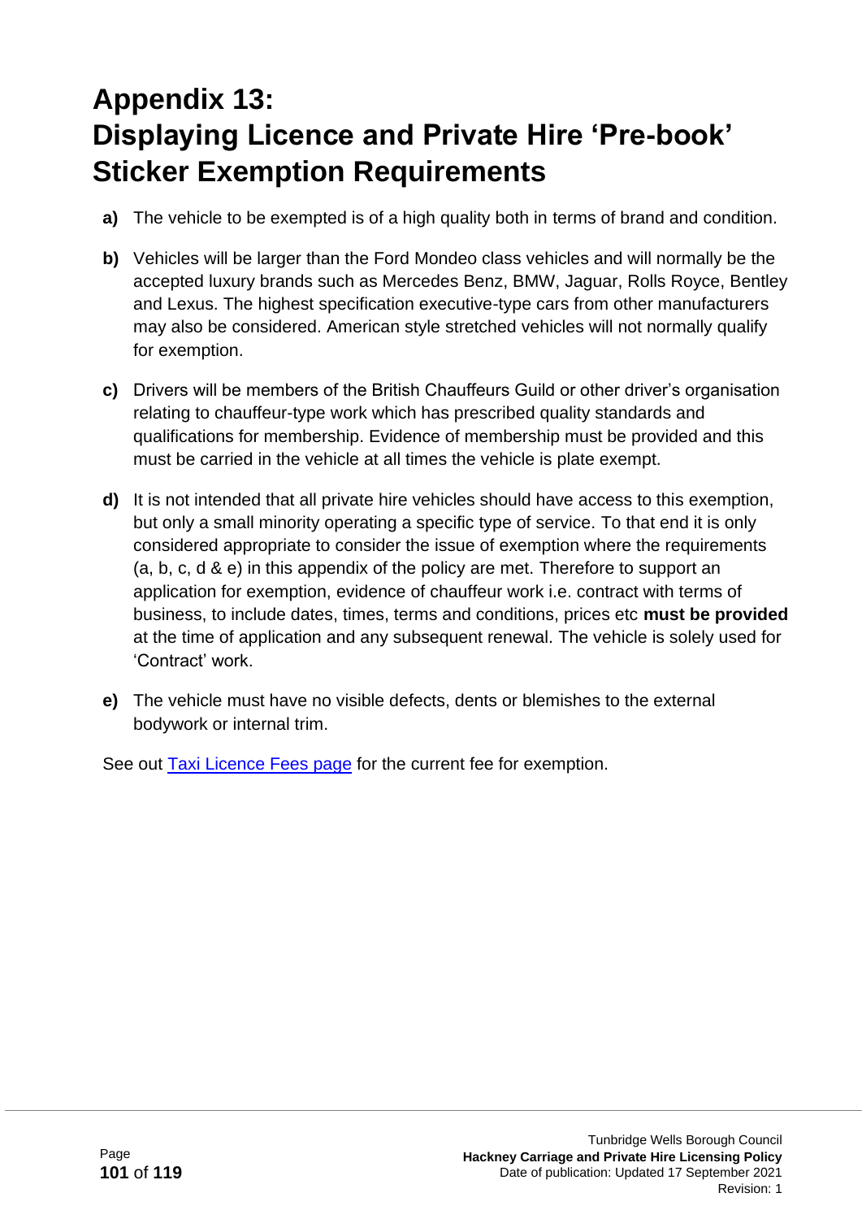# Appendix 13: Displaying Licence and Private Hire 'Pre-book' Sticker Exemption Requirements

**a)** The vehicle to be exempted is of a high quality both in terms of brand and condition.

**b)** Vehicles will be larger than the Ford Mondeo class vehicles and will normally be the accepted luxury brands such as Mercedes Benz, BMW, Jaguar, Rolls Royce, Bentley and Lexus. The highest specification executive-type cars from other manufacturers may also be considered. American style stretched vehicles will not normally qualify for exemption.

**c)** Drivers will be members of the British Chauffeurs Guild or other driver's organisation relating to chauffeur-type work which has prescribed quality standards and qualifications for membership. Evidence of membership must be provided and this must be carried in the vehicle at all times the vehicle is plate exempt.

**d)** It is not intended that all private hire vehicles should have access to this exemption, but only a small minority operating a specific type of service. To that end it is only considered appropriate to consider the issue of exemption where the requirements (a, b, c, d & e) in this appendix of the policy are met. Therefore to support an application for exemption, evidence of chauffeur work i.e. contract with terms of business, to include dates, times, terms and conditions, prices etc **must be provided** at the time of application and any subsequent renewal. The vehicle is solely used for 'Contract' work.

**e)** The vehicle must have no visible defects, dents or blemishes to the external bodywork or internal trim.

See out [Taxi Licence Fees page] for the current fee for exemption.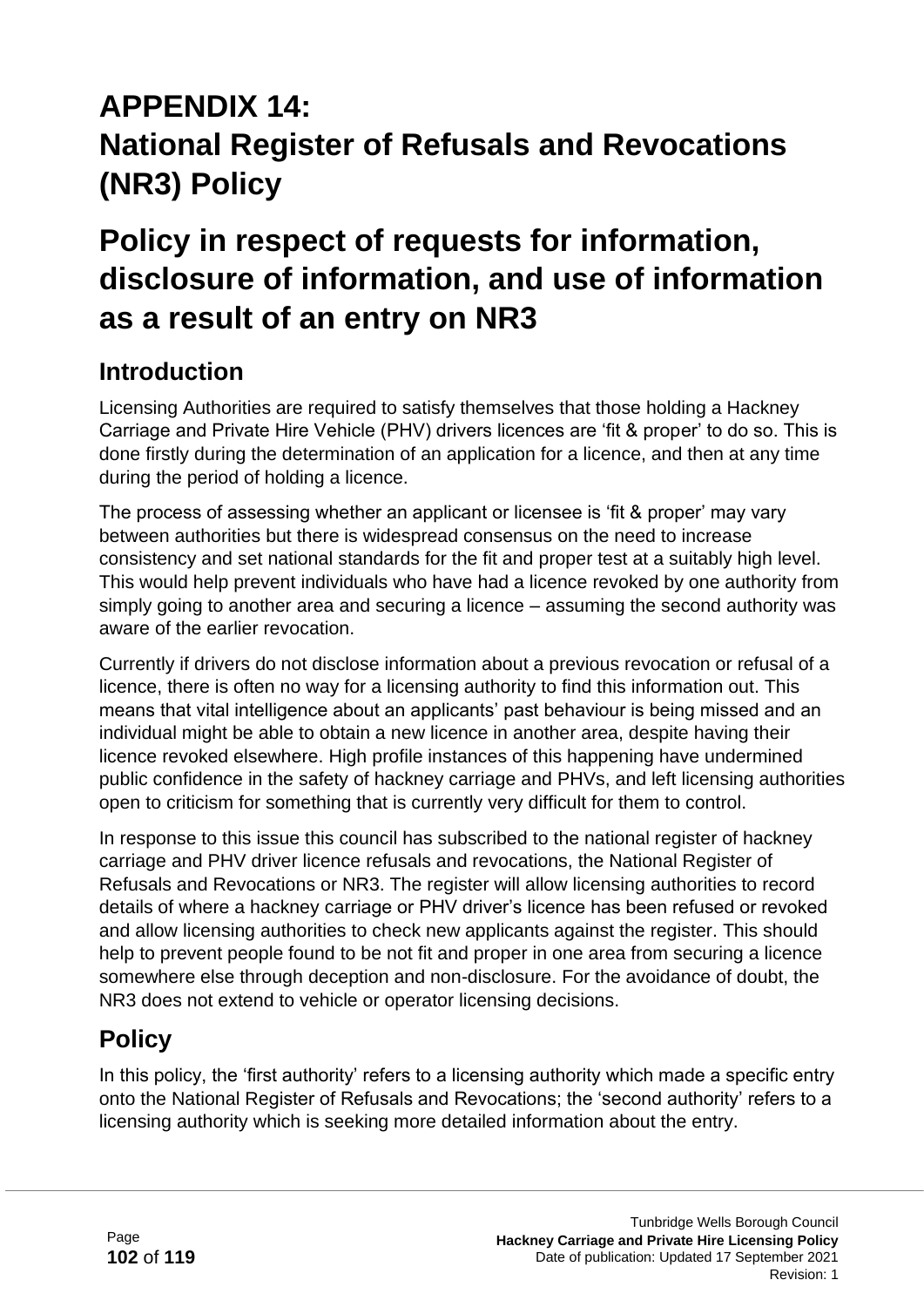# APPENDIX 14:
# National Register of Refusals and Revocations (NR3) Policy

# Policy in respect of requests for information, disclosure of information, and use of information as a result of an entry on NR3

## Introduction

Licensing Authorities are required to satisfy themselves that those holding a Hackney Carriage and Private Hire Vehicle (PHV) drivers licences are 'fit & proper' to do so. This is done firstly during the determination of an application for a licence, and then at any time during the period of holding a licence.

The process of assessing whether an applicant or licensee is 'fit & proper' may vary between authorities but there is widespread consensus on the need to increase consistency and set national standards for the fit and proper test at a suitably high level. This would help prevent individuals who have had a licence revoked by one authority from simply going to another area and securing a licence – assuming the second authority was aware of the earlier revocation.

Currently if drivers do not disclose information about a previous revocation or refusal of a licence, there is often no way for a licensing authority to find this information out. This means that vital intelligence about an applicants' past behaviour is being missed and an individual might be able to obtain a new licence in another area, despite having their licence revoked elsewhere. High profile instances of this happening have undermined public confidence in the safety of hackney carriage and PHVs, and left licensing authorities open to criticism for something that is currently very difficult for them to control.

In response to this issue this council has subscribed to the national register of hackney carriage and PHV driver licence refusals and revocations, the National Register of Refusals and Revocations or NR3. The register will allow licensing authorities to record details of where a hackney carriage or PHV driver's licence has been refused or revoked and allow licensing authorities to check new applicants against the register. This should help to prevent people found to be not fit and proper in one area from securing a licence somewhere else through deception and non-disclosure. For the avoidance of doubt, the NR3 does not extend to vehicle or operator licensing decisions.

## Policy

In this policy, the 'first authority' refers to a licensing authority which made a specific entry onto the National Register of Refusals and Revocations; the 'second authority' refers to a licensing authority which is seeking more detailed information about the entry.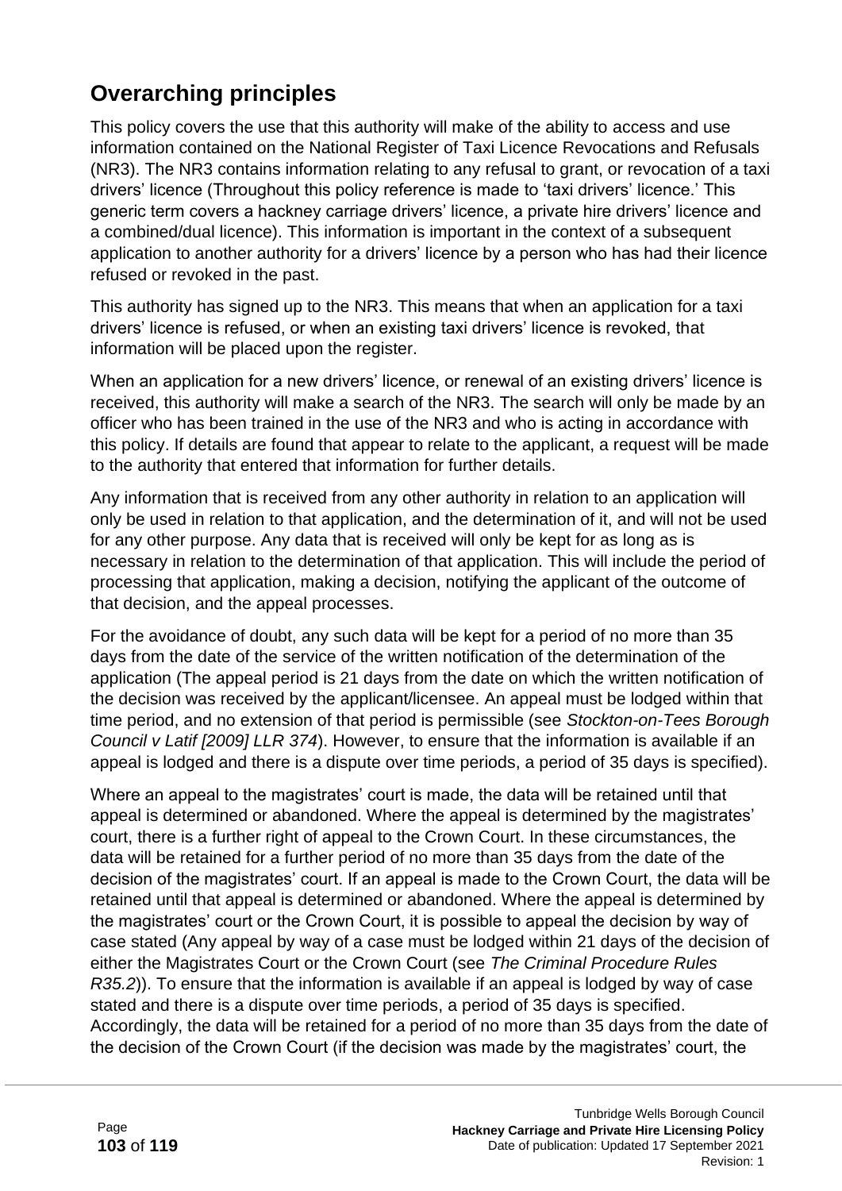## Overarching principles

This policy covers the use that this authority will make of the ability to access and use information contained on the National Register of Taxi Licence Revocations and Refusals (NR3). The NR3 contains information relating to any refusal to grant, or revocation of a taxi drivers' licence (Throughout this policy reference is made to 'taxi drivers' licence.' This generic term covers a hackney carriage drivers' licence, a private hire drivers' licence and a combined/dual licence). This information is important in the context of a subsequent application to another authority for a drivers' licence by a person who has had their licence refused or revoked in the past.

This authority has signed up to the NR3. This means that when an application for a taxi drivers' licence is refused, or when an existing taxi drivers' licence is revoked, that information will be placed upon the register.

When an application for a new drivers' licence, or renewal of an existing drivers' licence is received, this authority will make a search of the NR3. The search will only be made by an officer who has been trained in the use of the NR3 and who is acting in accordance with this policy. If details are found that appear to relate to the applicant, a request will be made to the authority that entered that information for further details.

Any information that is received from any other authority in relation to an application will only be used in relation to that application, and the determination of it, and will not be used for any other purpose. Any data that is received will only be kept for as long as is necessary in relation to the determination of that application. This will include the period of processing that application, making a decision, notifying the applicant of the outcome of that decision, and the appeal processes.

For the avoidance of doubt, any such data will be kept for a period of no more than 35 days from the date of the service of the written notification of the determination of the application (The appeal period is 21 days from the date on which the written notification of the decision was received by the applicant/licensee. An appeal must be lodged within that time period, and no extension of that period is permissible (see *Stockton-on-Tees Borough Council v Latif [2009] LLR 374*). However, to ensure that the information is available if an appeal is lodged and there is a dispute over time periods, a period of 35 days is specified).

Where an appeal to the magistrates' court is made, the data will be retained until that appeal is determined or abandoned. Where the appeal is determined by the magistrates' court, there is a further right of appeal to the Crown Court. In these circumstances, the data will be retained for a further period of no more than 35 days from the date of the decision of the magistrates' court. If an appeal is made to the Crown Court, the data will be retained until that appeal is determined or abandoned. Where the appeal is determined by the magistrates' court or the Crown Court, it is possible to appeal the decision by way of case stated (Any appeal by way of a case must be lodged within 21 days of the decision of either the Magistrates Court or the Crown Court (see *The Criminal Procedure Rules R35.2*)). To ensure that the information is available if an appeal is lodged by way of case stated and there is a dispute over time periods, a period of 35 days is specified. Accordingly, the data will be retained for a period of no more than 35 days from the date of the decision of the Crown Court (if the decision was made by the magistrates' court, the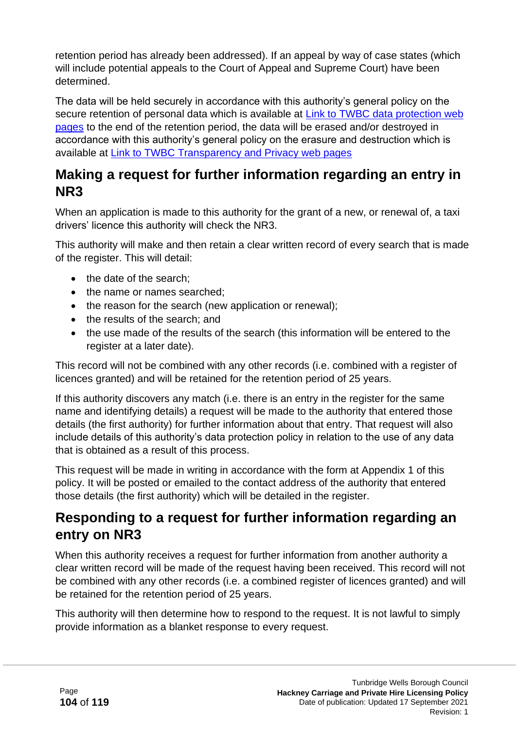retention period has already been addressed). If an appeal by way of case states (which will include potential appeals to the Court of Appeal and Supreme Court) have been determined.

The data will be held securely in accordance with this authority's general policy on the secure retention of personal data which is available at [Link to TWBC data protection web pages] to the end of the retention period, the data will be erased and/or destroyed in accordance with this authority's general policy on the erasure and destruction which is available at [Link to TWBC Transparency and Privacy web pages]

## Making a request for further information regarding an entry in NR3

When an application is made to this authority for the grant of a new, or renewal of, a taxi drivers' licence this authority will check the NR3.

This authority will make and then retain a clear written record of every search that is made of the register. This will detail:

- the date of the search;
- the name or names searched;
- the reason for the search (new application or renewal);
- the results of the search; and
- the use made of the results of the search (this information will be entered to the register at a later date).

This record will not be combined with any other records (i.e. combined with a register of licences granted) and will be retained for the retention period of 25 years.

If this authority discovers any match (i.e. there is an entry in the register for the same name and identifying details) a request will be made to the authority that entered those details (the first authority) for further information about that entry. That request will also include details of this authority's data protection policy in relation to the use of any data that is obtained as a result of this process.

This request will be made in writing in accordance with the form at Appendix 1 of this policy. It will be posted or emailed to the contact address of the authority that entered those details (the first authority) which will be detailed in the register.

## Responding to a request for further information regarding an entry on NR3

When this authority receives a request for further information from another authority a clear written record will be made of the request having been received. This record will not be combined with any other records (i.e. a combined register of licences granted) and will be retained for the retention period of 25 years.

This authority will then determine how to respond to the request. It is not lawful to simply provide information as a blanket response to every request.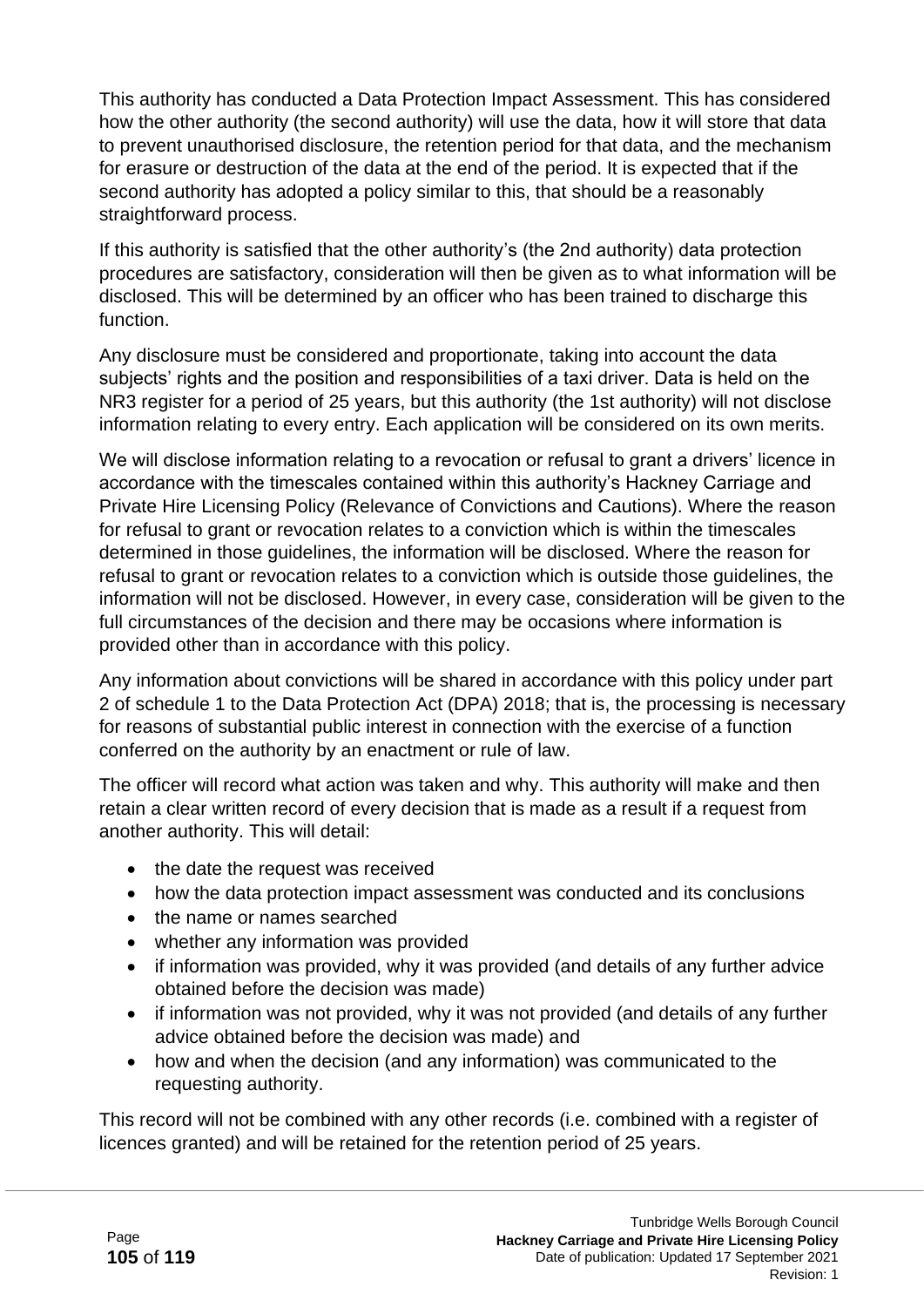This authority has conducted a Data Protection Impact Assessment. This has considered how the other authority (the second authority) will use the data, how it will store that data to prevent unauthorised disclosure, the retention period for that data, and the mechanism for erasure or destruction of the data at the end of the period. It is expected that if the second authority has adopted a policy similar to this, that should be a reasonably straightforward process.

If this authority is satisfied that the other authority's (the 2nd authority) data protection procedures are satisfactory, consideration will then be given as to what information will be disclosed. This will be determined by an officer who has been trained to discharge this function.

Any disclosure must be considered and proportionate, taking into account the data subjects' rights and the position and responsibilities of a taxi driver. Data is held on the NR3 register for a period of 25 years, but this authority (the 1st authority) will not disclose information relating to every entry. Each application will be considered on its own merits.

We will disclose information relating to a revocation or refusal to grant a drivers' licence in accordance with the timescales contained within this authority's Hackney Carriage and Private Hire Licensing Policy (Relevance of Convictions and Cautions). Where the reason for refusal to grant or revocation relates to a conviction which is within the timescales determined in those guidelines, the information will be disclosed. Where the reason for refusal to grant or revocation relates to a conviction which is outside those guidelines, the information will not be disclosed. However, in every case, consideration will be given to the full circumstances of the decision and there may be occasions where information is provided other than in accordance with this policy.

Any information about convictions will be shared in accordance with this policy under part 2 of schedule 1 to the Data Protection Act (DPA) 2018; that is, the processing is necessary for reasons of substantial public interest in connection with the exercise of a function conferred on the authority by an enactment or rule of law.

The officer will record what action was taken and why. This authority will make and then retain a clear written record of every decision that is made as a result if a request from another authority. This will detail:

- the date the request was received
- how the data protection impact assessment was conducted and its conclusions
- the name or names searched
- whether any information was provided
- if information was provided, why it was provided (and details of any further advice obtained before the decision was made)
- if information was not provided, why it was not provided (and details of any further advice obtained before the decision was made) and
- how and when the decision (and any information) was communicated to the requesting authority.

This record will not be combined with any other records (i.e. combined with a register of licences granted) and will be retained for the retention period of 25 years.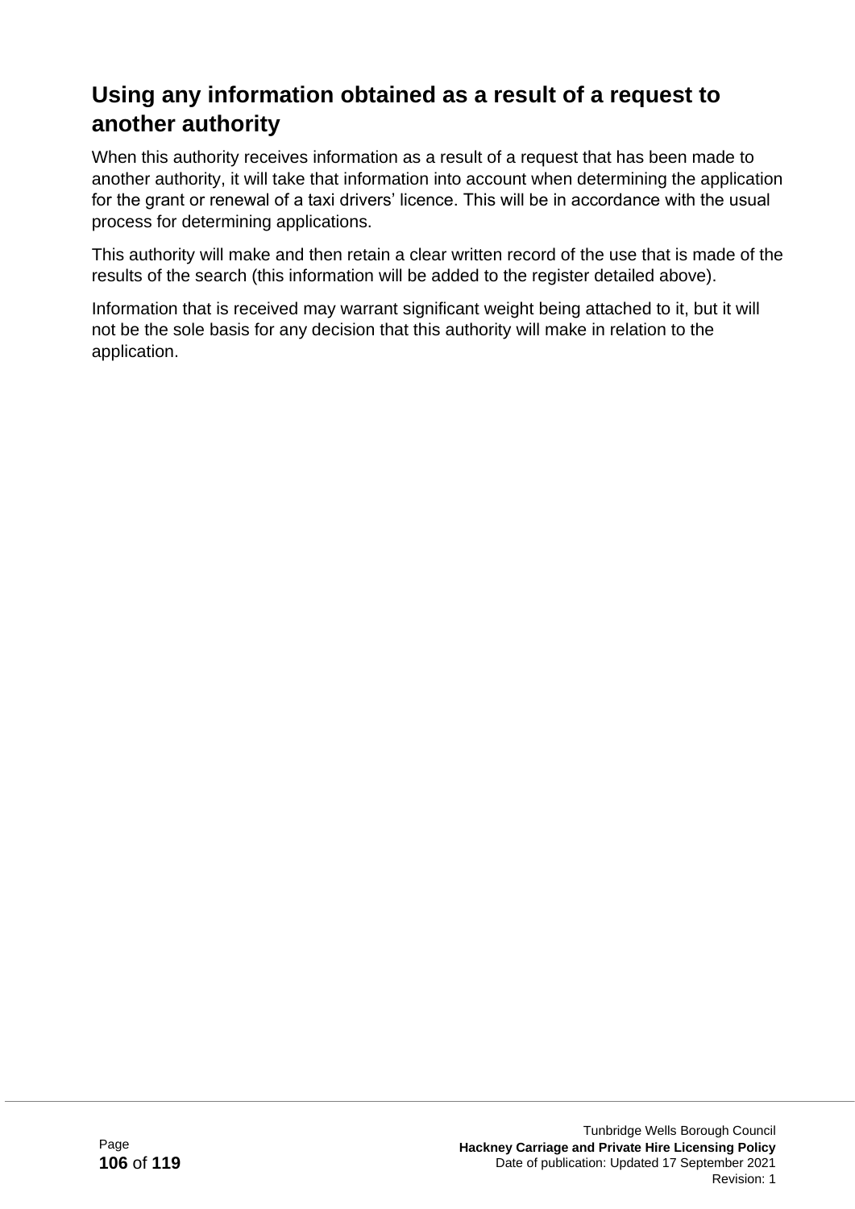## Using any information obtained as a result of a request to another authority

When this authority receives information as a result of a request that has been made to another authority, it will take that information into account when determining the application for the grant or renewal of a taxi drivers' licence. This will be in accordance with the usual process for determining applications.

This authority will make and then retain a clear written record of the use that is made of the results of the search (this information will be added to the register detailed above).

Information that is received may warrant significant weight being attached to it, but it will not be the sole basis for any decision that this authority will make in relation to the application.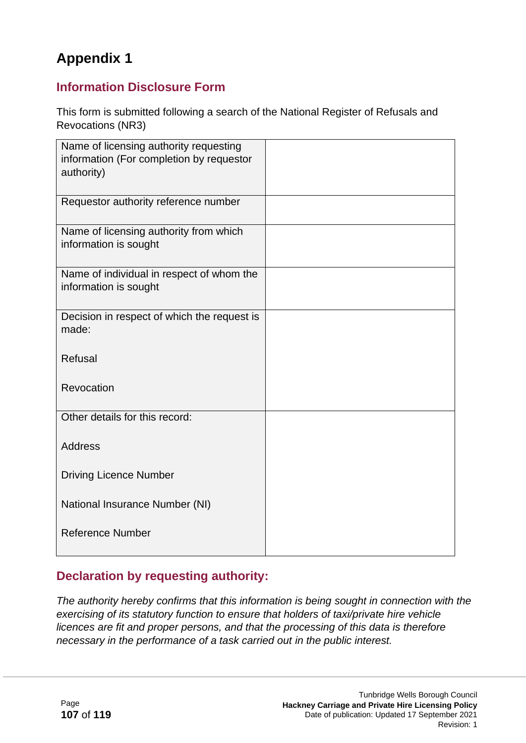# Appendix 1

## Information Disclosure Form

This form is submitted following a search of the National Register of Refusals and Revocations (NR3)

| | |
|---|---|
| Name of licensing authority requesting information (For completion by requestor authority) | |
| Requestor authority reference number | |
| Name of licensing authority from which information is sought | |
| Name of individual in respect of whom the information is sought | |
| Decision in respect of which the request is made:<br><br>Refusal<br><br>Revocation | |
| Other details for this record:<br><br>Address<br><br>Driving Licence Number<br><br>National Insurance Number (NI)<br><br>Reference Number | |

## Declaration by requesting authority:

*The authority hereby confirms that this information is being sought in connection with the exercising of its statutory function to ensure that holders of taxi/private hire vehicle licences are fit and proper persons, and that the processing of this data is therefore necessary in the performance of a task carried out in the public interest.*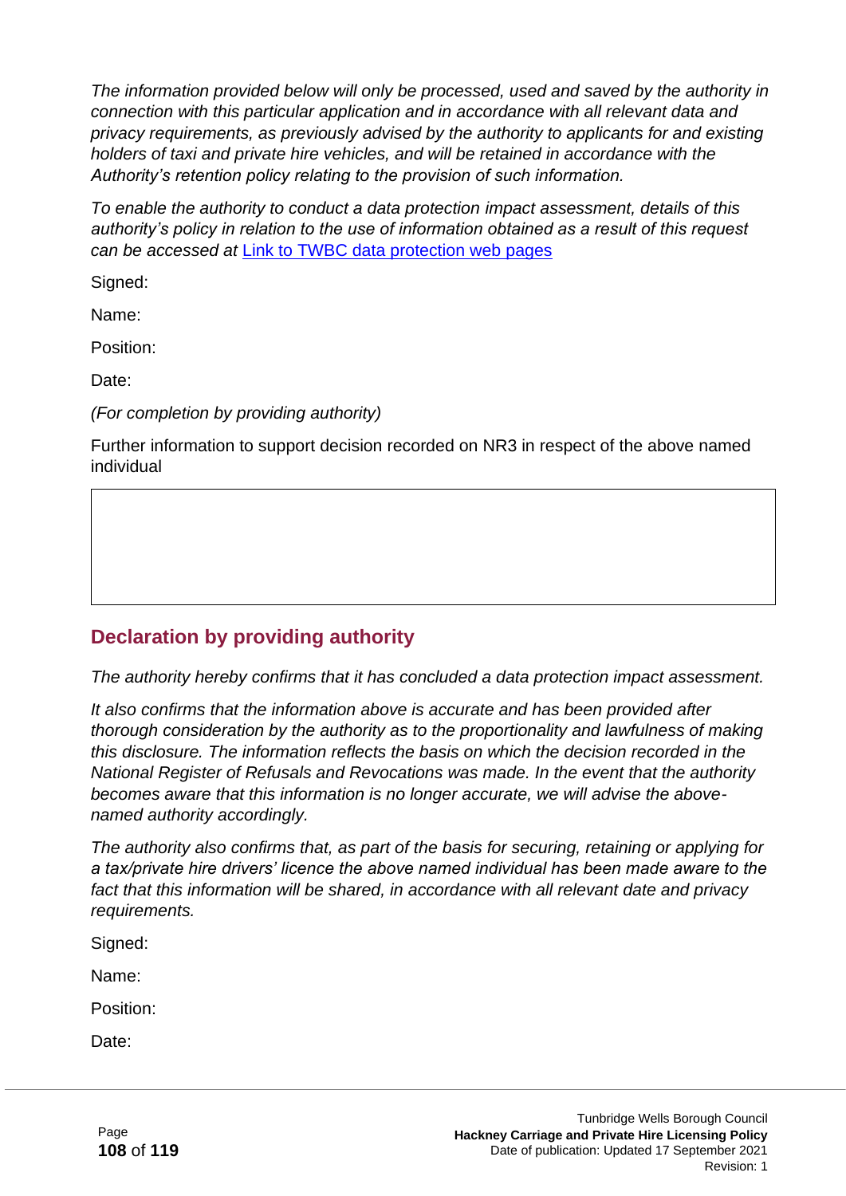*The information provided below will only be processed, used and saved by the authority in connection with this particular application and in accordance with all relevant data and privacy requirements, as previously advised by the authority to applicants for and existing holders of taxi and private hire vehicles, and will be retained in accordance with the Authority's retention policy relating to the provision of such information.*

*To enable the authority to conduct a data protection impact assessment, details of this authority's policy in relation to the use of information obtained as a result of this request can be accessed at* [Link to TWBC data protection web pages]()

Signed:

Name:

Position:

Date:

*(For completion by providing authority)*

Further information to support decision recorded on NR3 in respect of the above named individual

| |
|---|
| |

## Declaration by providing authority

*The authority hereby confirms that it has concluded a data protection impact assessment.*

*It also confirms that the information above is accurate and has been provided after thorough consideration by the authority as to the proportionality and lawfulness of making this disclosure. The information reflects the basis on which the decision recorded in the National Register of Refusals and Revocations was made. In the event that the authority becomes aware that this information is no longer accurate, we will advise the above-named authority accordingly.*

*The authority also confirms that, as part of the basis for securing, retaining or applying for a tax/private hire drivers' licence the above named individual has been made aware to the fact that this information will be shared, in accordance with all relevant date and privacy requirements.*

Signed:

Name:

Position:

Date: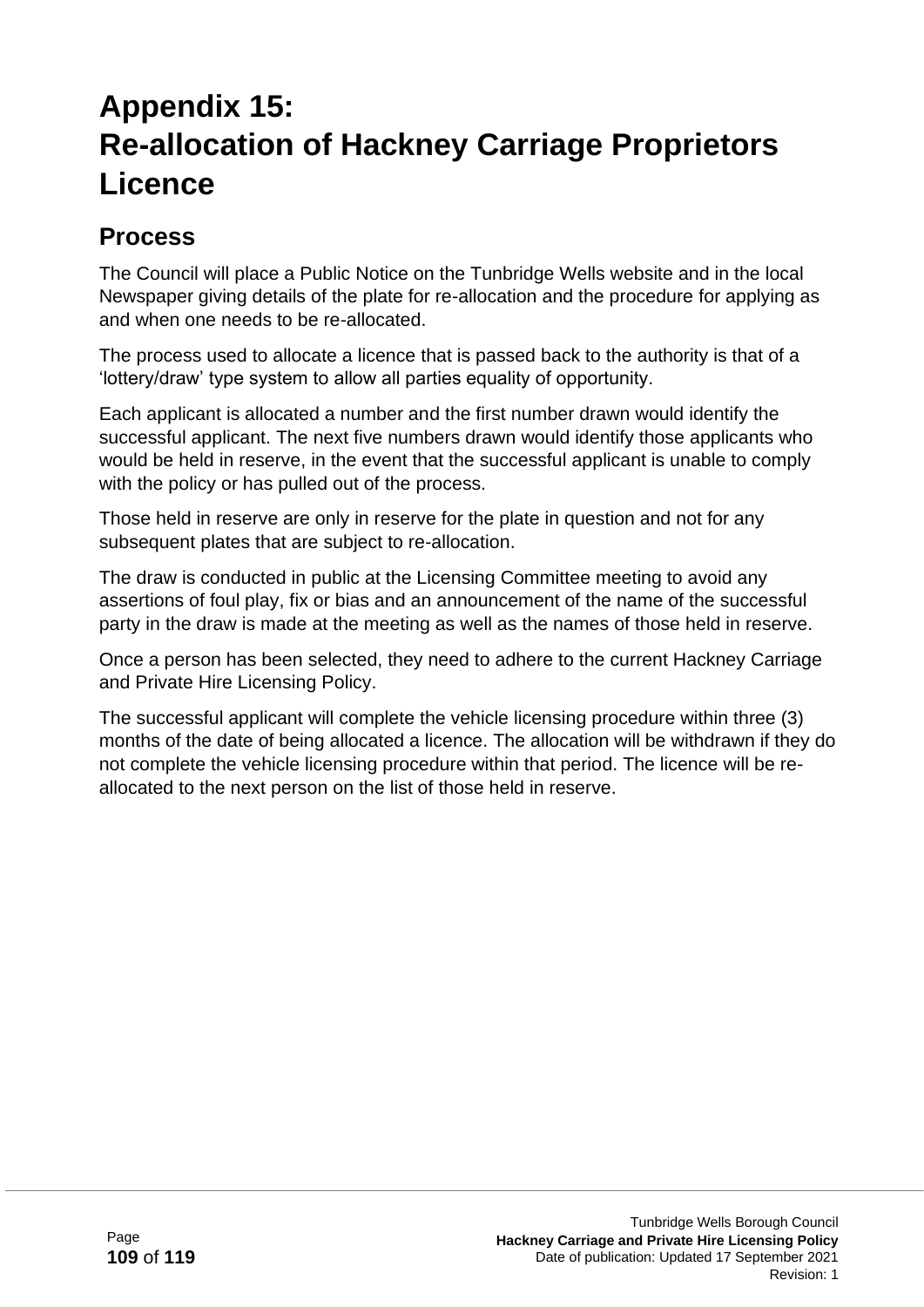# Appendix 15: Re-allocation of Hackney Carriage Proprietors Licence

## Process

The Council will place a Public Notice on the Tunbridge Wells website and in the local Newspaper giving details of the plate for re-allocation and the procedure for applying as and when one needs to be re-allocated.

The process used to allocate a licence that is passed back to the authority is that of a 'lottery/draw' type system to allow all parties equality of opportunity.

Each applicant is allocated a number and the first number drawn would identify the successful applicant. The next five numbers drawn would identify those applicants who would be held in reserve, in the event that the successful applicant is unable to comply with the policy or has pulled out of the process.

Those held in reserve are only in reserve for the plate in question and not for any subsequent plates that are subject to re-allocation.

The draw is conducted in public at the Licensing Committee meeting to avoid any assertions of foul play, fix or bias and an announcement of the name of the successful party in the draw is made at the meeting as well as the names of those held in reserve.

Once a person has been selected, they need to adhere to the current Hackney Carriage and Private Hire Licensing Policy.

The successful applicant will complete the vehicle licensing procedure within three (3) months of the date of being allocated a licence. The allocation will be withdrawn if they do not complete the vehicle licensing procedure within that period. The licence will be re-allocated to the next person on the list of those held in reserve.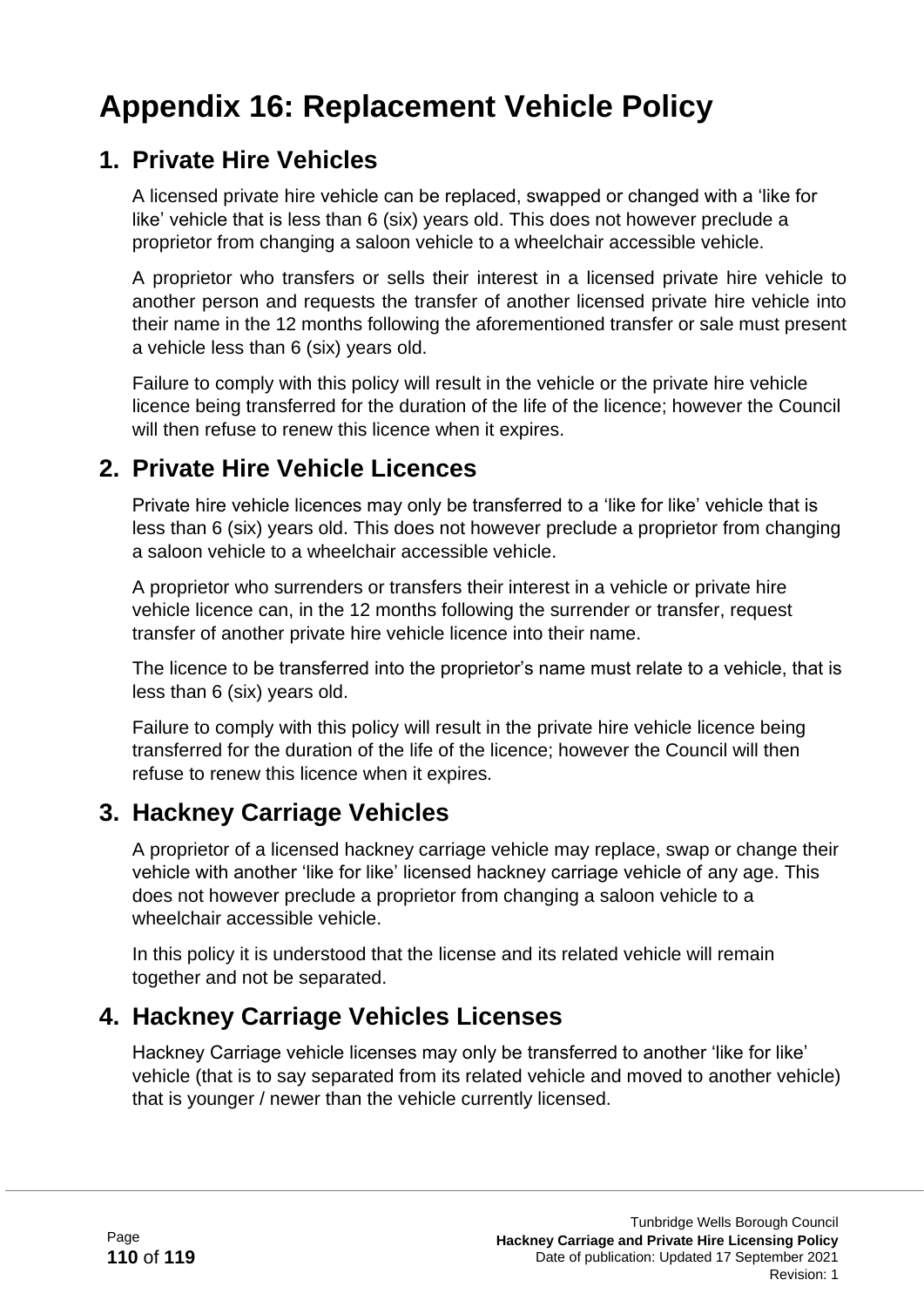# Appendix 16: Replacement Vehicle Policy

## 1. Private Hire Vehicles

A licensed private hire vehicle can be replaced, swapped or changed with a 'like for like' vehicle that is less than 6 (six) years old. This does not however preclude a proprietor from changing a saloon vehicle to a wheelchair accessible vehicle.

A proprietor who transfers or sells their interest in a licensed private hire vehicle to another person and requests the transfer of another licensed private hire vehicle into their name in the 12 months following the aforementioned transfer or sale must present a vehicle less than 6 (six) years old.

Failure to comply with this policy will result in the vehicle or the private hire vehicle licence being transferred for the duration of the life of the licence; however the Council will then refuse to renew this licence when it expires.

## 2. Private Hire Vehicle Licences

Private hire vehicle licences may only be transferred to a 'like for like' vehicle that is less than 6 (six) years old. This does not however preclude a proprietor from changing a saloon vehicle to a wheelchair accessible vehicle.

A proprietor who surrenders or transfers their interest in a vehicle or private hire vehicle licence can, in the 12 months following the surrender or transfer, request transfer of another private hire vehicle licence into their name.

The licence to be transferred into the proprietor's name must relate to a vehicle, that is less than 6 (six) years old.

Failure to comply with this policy will result in the private hire vehicle licence being transferred for the duration of the life of the licence; however the Council will then refuse to renew this licence when it expires.

## 3. Hackney Carriage Vehicles

A proprietor of a licensed hackney carriage vehicle may replace, swap or change their vehicle with another 'like for like' licensed hackney carriage vehicle of any age. This does not however preclude a proprietor from changing a saloon vehicle to a wheelchair accessible vehicle.

In this policy it is understood that the license and its related vehicle will remain together and not be separated.

## 4. Hackney Carriage Vehicles Licenses

Hackney Carriage vehicle licenses may only be transferred to another 'like for like' vehicle (that is to say separated from its related vehicle and moved to another vehicle) that is younger / newer than the vehicle currently licensed.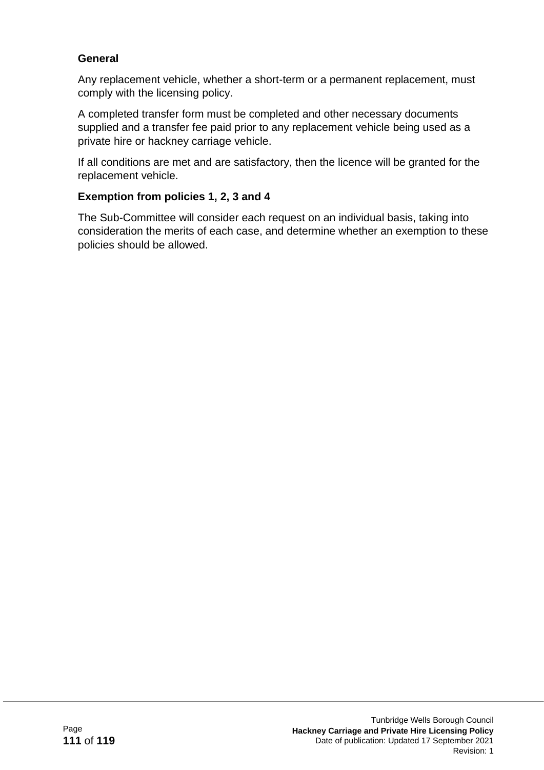**General**

Any replacement vehicle, whether a short-term or a permanent replacement, must comply with the licensing policy.

A completed transfer form must be completed and other necessary documents supplied and a transfer fee paid prior to any replacement vehicle being used as a private hire or hackney carriage vehicle.

If all conditions are met and are satisfactory, then the licence will be granted for the replacement vehicle.

**Exemption from policies 1, 2, 3 and 4**

The Sub-Committee will consider each request on an individual basis, taking into consideration the merits of each case, and determine whether an exemption to these policies should be allowed.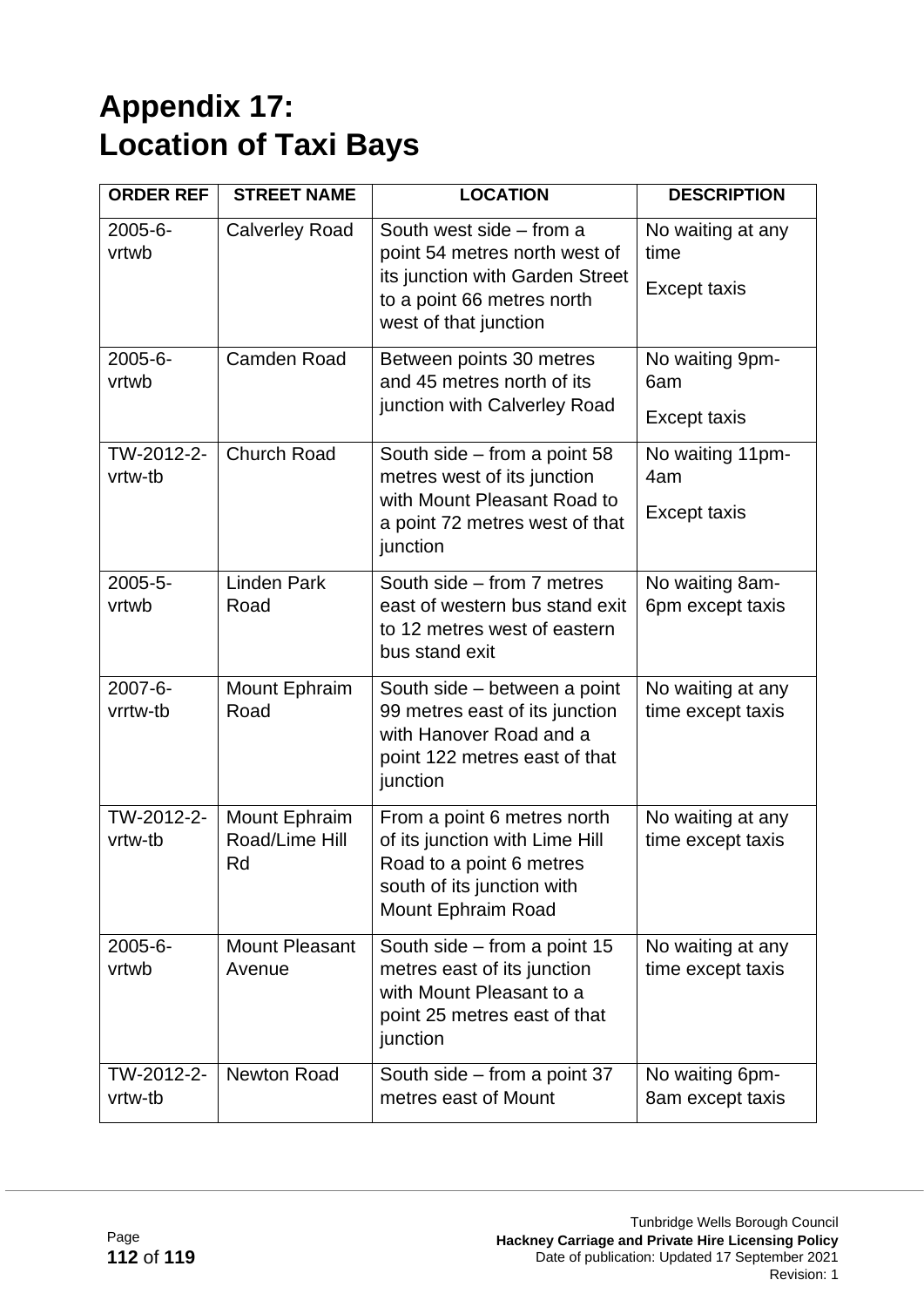# Appendix 17:
# Location of Taxi Bays

| ORDER REF | STREET NAME | LOCATION | DESCRIPTION |
|---|---|---|---|
| 2005-6-vrtwb | Calverley Road | South west side – from a point 54 metres north west of its junction with Garden Street to a point 66 metres north west of that junction | No waiting at any time<br>Except taxis |
| 2005-6-vrtwb | Camden Road | Between points 30 metres and 45 metres north of its junction with Calverley Road | No waiting 9pm-6am<br>Except taxis |
| TW-2012-2-vrtw-tb | Church Road | South side – from a point 58 metres west of its junction with Mount Pleasant Road to a point 72 metres west of that junction | No waiting 11pm-4am<br>Except taxis |
| 2005-5-vrtwb | Linden Park Road | South side – from 7 metres east of western bus stand exit to 12 metres west of eastern bus stand exit | No waiting 8am-6pm except taxis |
| 2007-6-vrrtw-tb | Mount Ephraim Road | South side – between a point 99 metres east of its junction with Hanover Road and a point 122 metres east of that junction | No waiting at any time except taxis |
| TW-2012-2-vrtw-tb | Mount Ephraim Road/Lime Hill Rd | From a point 6 metres north of its junction with Lime Hill Road to a point 6 metres south of its junction with Mount Ephraim Road | No waiting at any time except taxis |
| 2005-6-vrtwb | Mount Pleasant Avenue | South side – from a point 15 metres east of its junction with Mount Pleasant to a point 25 metres east of that junction | No waiting at any time except taxis |
| TW-2012-2-vrtw-tb | Newton Road | South side – from a point 37 metres east of Mount | No waiting 6pm-8am except taxis |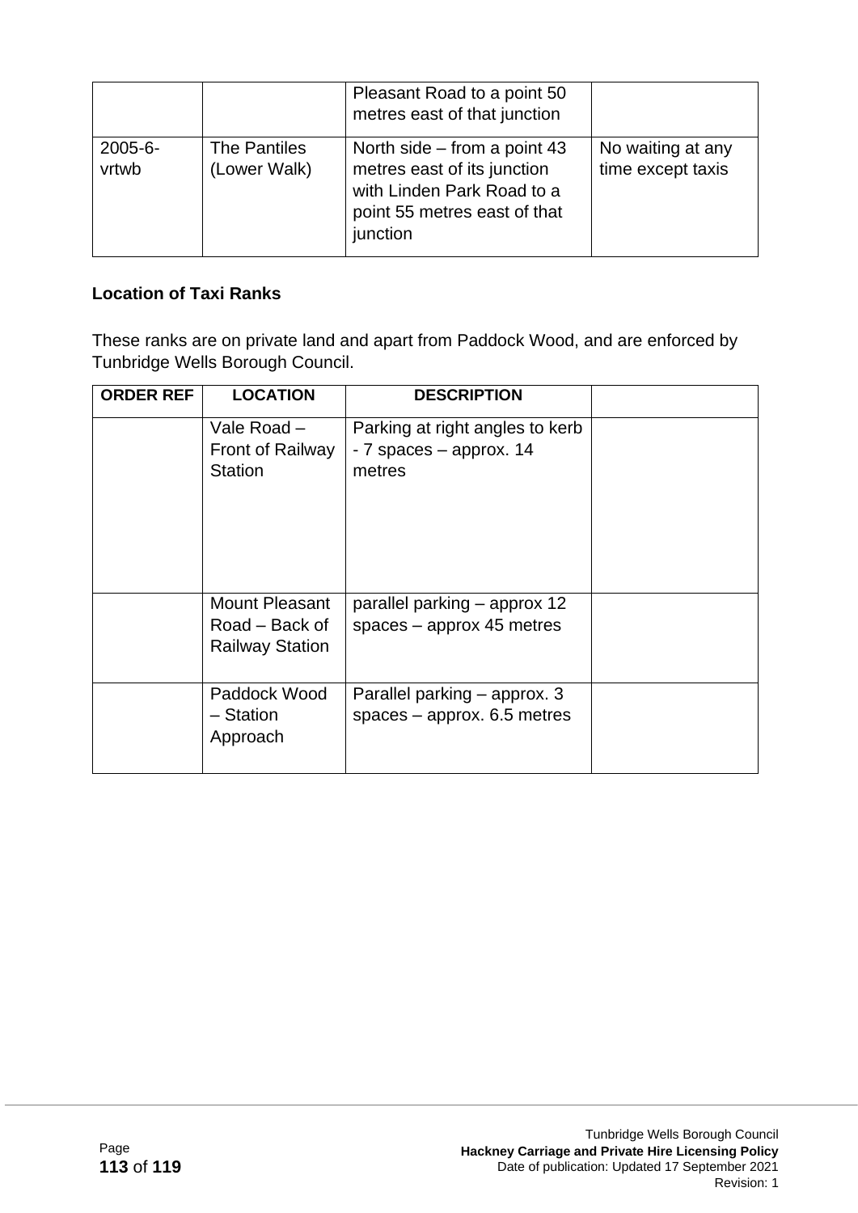|  |  | Pleasant Road to a point 50 metres east of that junction |  |
| --- | --- | --- | --- |
| 2005-6-vrtwb | The Pantiles (Lower Walk) | North side – from a point 43 metres east of its junction with Linden Park Road to a point 55 metres east of that junction | No waiting at any time except taxis |

**Location of Taxi Ranks**

These ranks are on private land and apart from Paddock Wood, and are enforced by Tunbridge Wells Borough Council.

| ORDER REF | LOCATION | DESCRIPTION |  |
| --- | --- | --- | --- |
|  | Vale Road – Front of Railway Station | Parking at right angles to kerb - 7 spaces – approx. 14 metres |  |
|  | Mount Pleasant Road – Back of Railway Station | parallel parking – approx 12 spaces – approx 45 metres |  |
|  | Paddock Wood – Station Approach | Parallel parking – approx. 3 spaces – approx. 6.5 metres |  |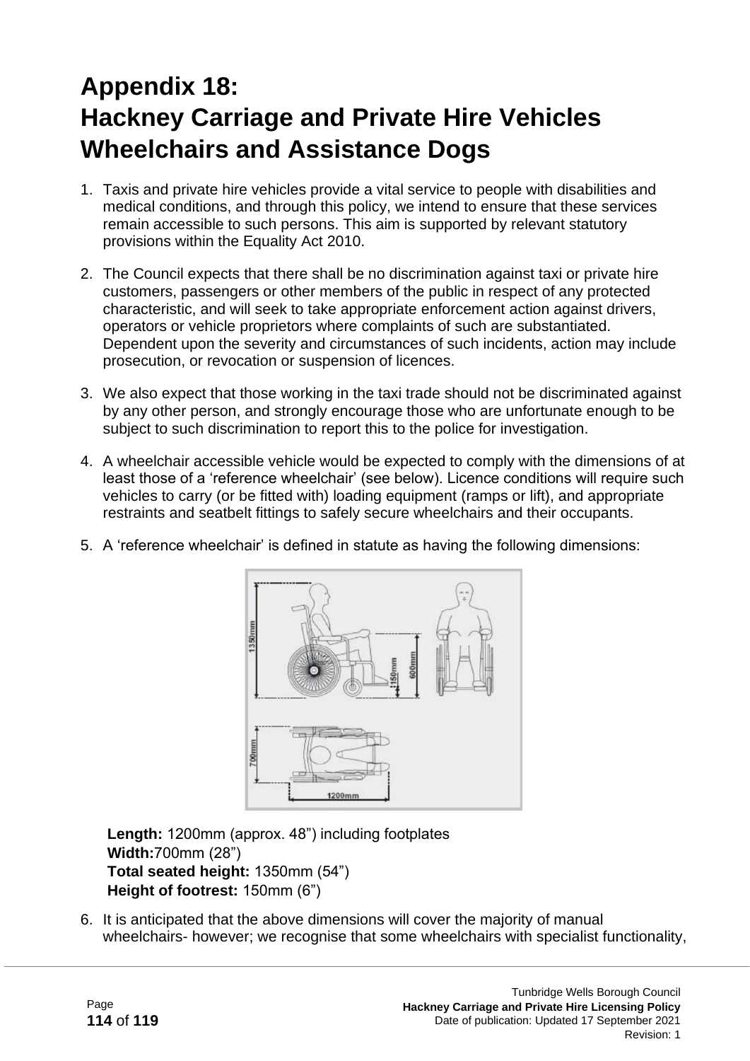# Appendix 18:
# Hackney Carriage and Private Hire Vehicles Wheelchairs and Assistance Dogs

1. Taxis and private hire vehicles provide a vital service to people with disabilities and medical conditions, and through this policy, we intend to ensure that these services remain accessible to such persons. This aim is supported by relevant statutory provisions within the Equality Act 2010.

2. The Council expects that there shall be no discrimination against taxi or private hire customers, passengers or other members of the public in respect of any protected characteristic, and will seek to take appropriate enforcement action against drivers, operators or vehicle proprietors where complaints of such are substantiated. Dependent upon the severity and circumstances of such incidents, action may include prosecution, or revocation or suspension of licences.

3. We also expect that those working in the taxi trade should not be discriminated against by any other person, and strongly encourage those who are unfortunate enough to be subject to such discrimination to report this to the police for investigation.

4. A wheelchair accessible vehicle would be expected to comply with the dimensions of at least those of a 'reference wheelchair' (see below). Licence conditions will require such vehicles to carry (or be fitted with) loading equipment (ramps or lift), and appropriate restraints and seatbelt fittings to safely secure wheelchairs and their occupants.

5. A 'reference wheelchair' is defined in statute as having the following dimensions:

   **Length:** 1200mm (approx. 48") including footplates
   **Width:**700mm (28")
   **Total seated height:** 1350mm (54")
   **Height of footrest:** 150mm (6")

6. It is anticipated that the above dimensions will cover the majority of manual wheelchairs- however; we recognise that some wheelchairs with specialist functionality,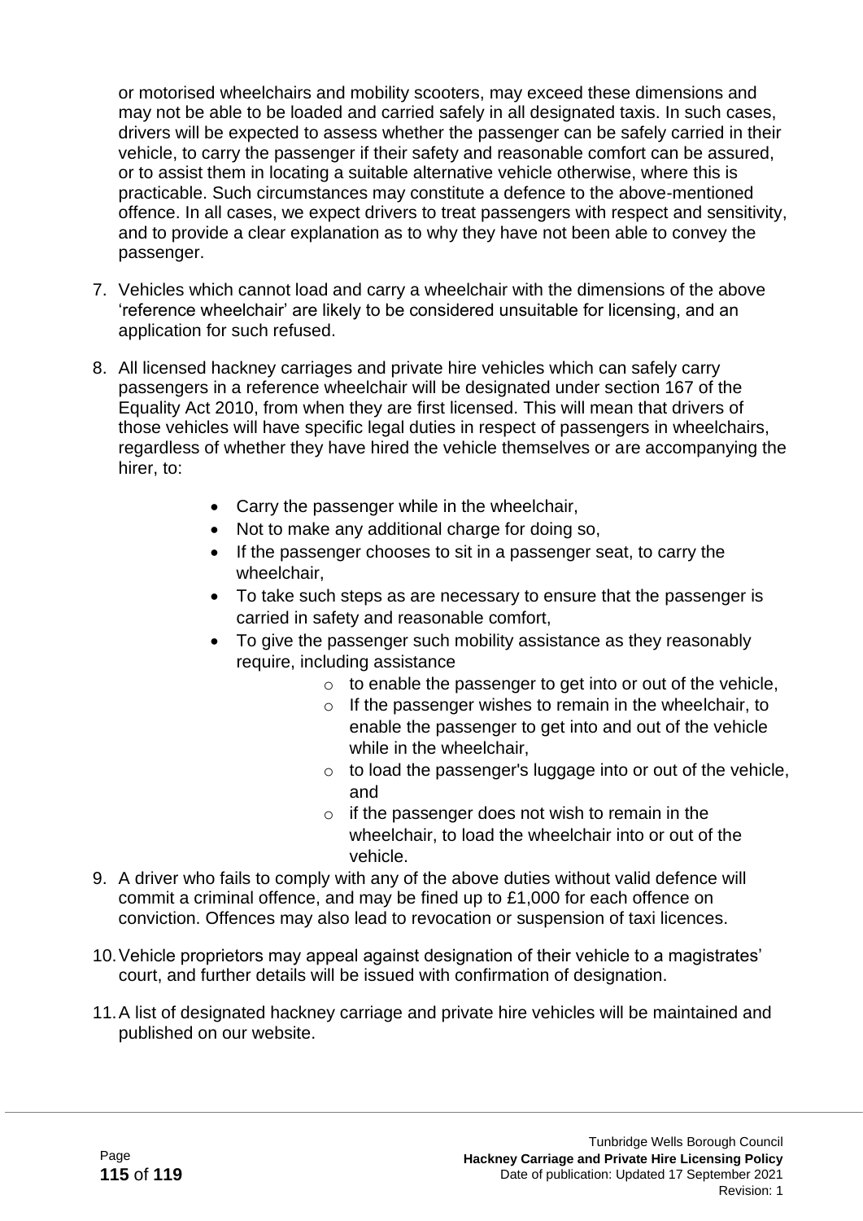or motorised wheelchairs and mobility scooters, may exceed these dimensions and may not be able to be loaded and carried safely in all designated taxis. In such cases, drivers will be expected to assess whether the passenger can be safely carried in their vehicle, to carry the passenger if their safety and reasonable comfort can be assured, or to assist them in locating a suitable alternative vehicle otherwise, where this is practicable. Such circumstances may constitute a defence to the above-mentioned offence. In all cases, we expect drivers to treat passengers with respect and sensitivity, and to provide a clear explanation as to why they have not been able to convey the passenger.

7. Vehicles which cannot load and carry a wheelchair with the dimensions of the above 'reference wheelchair' are likely to be considered unsuitable for licensing, and an application for such refused.

8. All licensed hackney carriages and private hire vehicles which can safely carry passengers in a reference wheelchair will be designated under section 167 of the Equality Act 2010, from when they are first licensed. This will mean that drivers of those vehicles will have specific legal duties in respect of passengers in wheelchairs, regardless of whether they have hired the vehicle themselves or are accompanying the hirer, to:

    - Carry the passenger while in the wheelchair,
    - Not to make any additional charge for doing so,
    - If the passenger chooses to sit in a passenger seat, to carry the wheelchair,
    - To take such steps as are necessary to ensure that the passenger is carried in safety and reasonable comfort,
    - To give the passenger such mobility assistance as they reasonably require, including assistance
        - to enable the passenger to get into or out of the vehicle,
        - If the passenger wishes to remain in the wheelchair, to enable the passenger to get into and out of the vehicle while in the wheelchair,
        - to load the passenger's luggage into or out of the vehicle, and
        - if the passenger does not wish to remain in the wheelchair, to load the wheelchair into or out of the vehicle.

9. A driver who fails to comply with any of the above duties without valid defence will commit a criminal offence, and may be fined up to £1,000 for each offence on conviction. Offences may also lead to revocation or suspension of taxi licences.

10. Vehicle proprietors may appeal against designation of their vehicle to a magistrates' court, and further details will be issued with confirmation of designation.

11. A list of designated hackney carriage and private hire vehicles will be maintained and published on our website.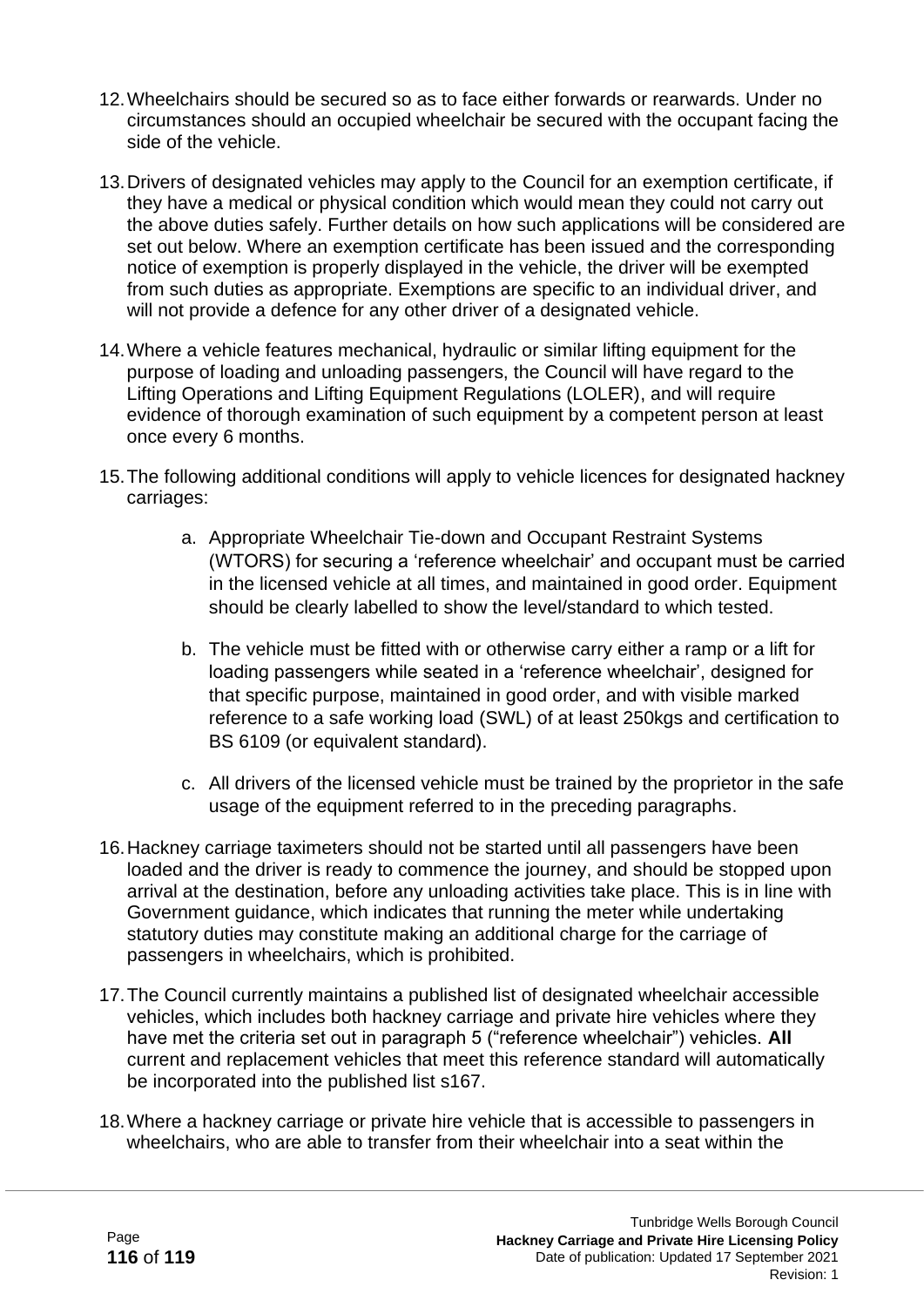12. Wheelchairs should be secured so as to face either forwards or rearwards. Under no circumstances should an occupied wheelchair be secured with the occupant facing the side of the vehicle.

13. Drivers of designated vehicles may apply to the Council for an exemption certificate, if they have a medical or physical condition which would mean they could not carry out the above duties safely. Further details on how such applications will be considered are set out below. Where an exemption certificate has been issued and the corresponding notice of exemption is properly displayed in the vehicle, the driver will be exempted from such duties as appropriate. Exemptions are specific to an individual driver, and will not provide a defence for any other driver of a designated vehicle.

14. Where a vehicle features mechanical, hydraulic or similar lifting equipment for the purpose of loading and unloading passengers, the Council will have regard to the Lifting Operations and Lifting Equipment Regulations (LOLER), and will require evidence of thorough examination of such equipment by a competent person at least once every 6 months.

15. The following additional conditions will apply to vehicle licences for designated hackney carriages:

    a. Appropriate Wheelchair Tie-down and Occupant Restraint Systems (WTORS) for securing a 'reference wheelchair' and occupant must be carried in the licensed vehicle at all times, and maintained in good order. Equipment should be clearly labelled to show the level/standard to which tested.

    b. The vehicle must be fitted with or otherwise carry either a ramp or a lift for loading passengers while seated in a 'reference wheelchair', designed for that specific purpose, maintained in good order, and with visible marked reference to a safe working load (SWL) of at least 250kgs and certification to BS 6109 (or equivalent standard).

    c. All drivers of the licensed vehicle must be trained by the proprietor in the safe usage of the equipment referred to in the preceding paragraphs.

16. Hackney carriage taximeters should not be started until all passengers have been loaded and the driver is ready to commence the journey, and should be stopped upon arrival at the destination, before any unloading activities take place. This is in line with Government guidance, which indicates that running the meter while undertaking statutory duties may constitute making an additional charge for the carriage of passengers in wheelchairs, which is prohibited.

17. The Council currently maintains a published list of designated wheelchair accessible vehicles, which includes both hackney carriage and private hire vehicles where they have met the criteria set out in paragraph 5 ("reference wheelchair") vehicles. **All** current and replacement vehicles that meet this reference standard will automatically be incorporated into the published list s167.

18. Where a hackney carriage or private hire vehicle that is accessible to passengers in wheelchairs, who are able to transfer from their wheelchair into a seat within the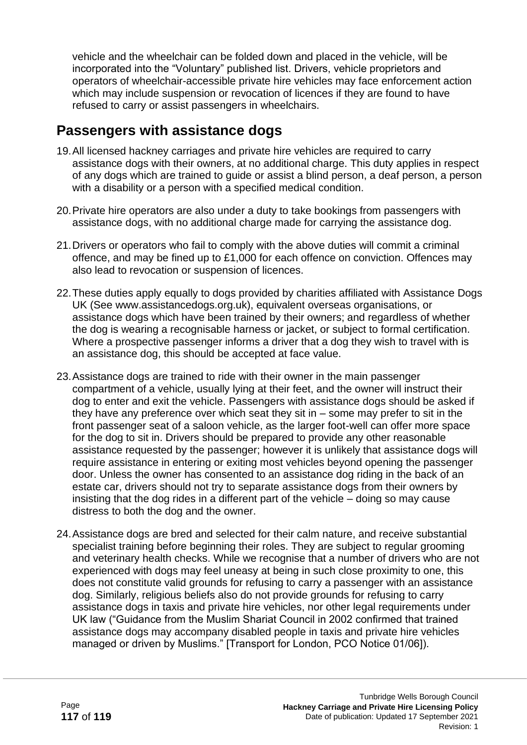vehicle and the wheelchair can be folded down and placed in the vehicle, will be incorporated into the "Voluntary" published list. Drivers, vehicle proprietors and operators of wheelchair-accessible private hire vehicles may face enforcement action which may include suspension or revocation of licences if they are found to have refused to carry or assist passengers in wheelchairs.

## Passengers with assistance dogs

19. All licensed hackney carriages and private hire vehicles are required to carry assistance dogs with their owners, at no additional charge. This duty applies in respect of any dogs which are trained to guide or assist a blind person, a deaf person, a person with a disability or a person with a specified medical condition.

20. Private hire operators are also under a duty to take bookings from passengers with assistance dogs, with no additional charge made for carrying the assistance dog.

21. Drivers or operators who fail to comply with the above duties will commit a criminal offence, and may be fined up to £1,000 for each offence on conviction. Offences may also lead to revocation or suspension of licences.

22. These duties apply equally to dogs provided by charities affiliated with Assistance Dogs UK (See www.assistancedogs.org.uk), equivalent overseas organisations, or assistance dogs which have been trained by their owners; and regardless of whether the dog is wearing a recognisable harness or jacket, or subject to formal certification. Where a prospective passenger informs a driver that a dog they wish to travel with is an assistance dog, this should be accepted at face value.

23. Assistance dogs are trained to ride with their owner in the main passenger compartment of a vehicle, usually lying at their feet, and the owner will instruct their dog to enter and exit the vehicle. Passengers with assistance dogs should be asked if they have any preference over which seat they sit in – some may prefer to sit in the front passenger seat of a saloon vehicle, as the larger foot-well can offer more space for the dog to sit in. Drivers should be prepared to provide any other reasonable assistance requested by the passenger; however it is unlikely that assistance dogs will require assistance in entering or exiting most vehicles beyond opening the passenger door. Unless the owner has consented to an assistance dog riding in the back of an estate car, drivers should not try to separate assistance dogs from their owners by insisting that the dog rides in a different part of the vehicle – doing so may cause distress to both the dog and the owner.

24. Assistance dogs are bred and selected for their calm nature, and receive substantial specialist training before beginning their roles. They are subject to regular grooming and veterinary health checks. While we recognise that a number of drivers who are not experienced with dogs may feel uneasy at being in such close proximity to one, this does not constitute valid grounds for refusing to carry a passenger with an assistance dog. Similarly, religious beliefs also do not provide grounds for refusing to carry assistance dogs in taxis and private hire vehicles, nor other legal requirements under UK law ("Guidance from the Muslim Shariat Council in 2002 confirmed that trained assistance dogs may accompany disabled people in taxis and private hire vehicles managed or driven by Muslims." [Transport for London, PCO Notice 01/06]).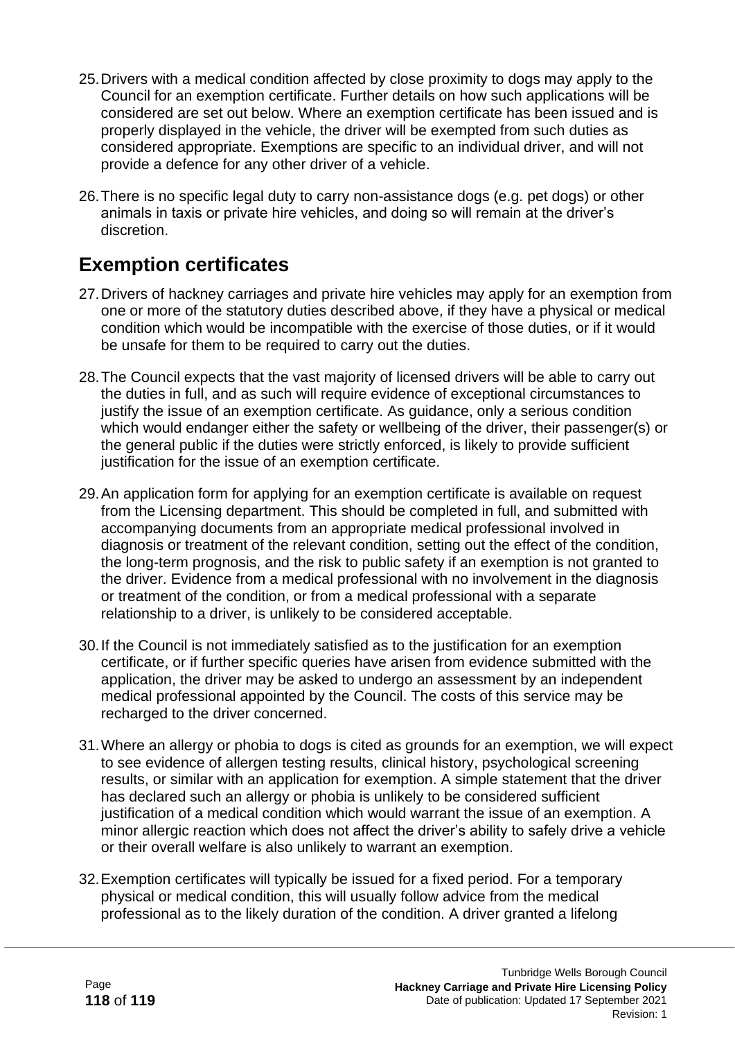25. Drivers with a medical condition affected by close proximity to dogs may apply to the Council for an exemption certificate. Further details on how such applications will be considered are set out below. Where an exemption certificate has been issued and is properly displayed in the vehicle, the driver will be exempted from such duties as considered appropriate. Exemptions are specific to an individual driver, and will not provide a defence for any other driver of a vehicle.

26. There is no specific legal duty to carry non-assistance dogs (e.g. pet dogs) or other animals in taxis or private hire vehicles, and doing so will remain at the driver's discretion.

## Exemption certificates

27. Drivers of hackney carriages and private hire vehicles may apply for an exemption from one or more of the statutory duties described above, if they have a physical or medical condition which would be incompatible with the exercise of those duties, or if it would be unsafe for them to be required to carry out the duties.

28. The Council expects that the vast majority of licensed drivers will be able to carry out the duties in full, and as such will require evidence of exceptional circumstances to justify the issue of an exemption certificate. As guidance, only a serious condition which would endanger either the safety or wellbeing of the driver, their passenger(s) or the general public if the duties were strictly enforced, is likely to provide sufficient justification for the issue of an exemption certificate.

29. An application form for applying for an exemption certificate is available on request from the Licensing department. This should be completed in full, and submitted with accompanying documents from an appropriate medical professional involved in diagnosis or treatment of the relevant condition, setting out the effect of the condition, the long-term prognosis, and the risk to public safety if an exemption is not granted to the driver. Evidence from a medical professional with no involvement in the diagnosis or treatment of the condition, or from a medical professional with a separate relationship to a driver, is unlikely to be considered acceptable.

30. If the Council is not immediately satisfied as to the justification for an exemption certificate, or if further specific queries have arisen from evidence submitted with the application, the driver may be asked to undergo an assessment by an independent medical professional appointed by the Council. The costs of this service may be recharged to the driver concerned.

31. Where an allergy or phobia to dogs is cited as grounds for an exemption, we will expect to see evidence of allergen testing results, clinical history, psychological screening results, or similar with an application for exemption. A simple statement that the driver has declared such an allergy or phobia is unlikely to be considered sufficient justification of a medical condition which would warrant the issue of an exemption. A minor allergic reaction which does not affect the driver's ability to safely drive a vehicle or their overall welfare is also unlikely to warrant an exemption.

32. Exemption certificates will typically be issued for a fixed period. For a temporary physical or medical condition, this will usually follow advice from the medical professional as to the likely duration of the condition. A driver granted a lifelong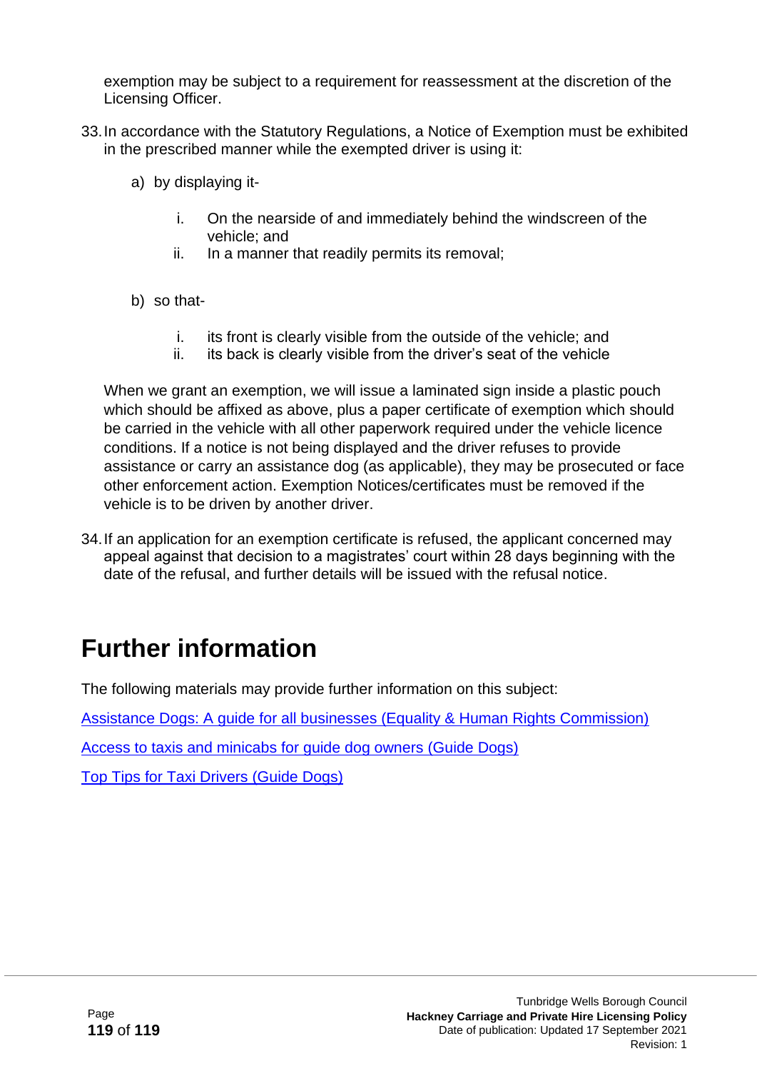exemption may be subject to a requirement for reassessment at the discretion of the Licensing Officer.

33. In accordance with the Statutory Regulations, a Notice of Exemption must be exhibited in the prescribed manner while the exempted driver is using it:

    a) by displaying it-

        i. On the nearside of and immediately behind the windscreen of the vehicle; and
        ii. In a manner that readily permits its removal;

    b) so that-

        i. its front is clearly visible from the outside of the vehicle; and
        ii. its back is clearly visible from the driver's seat of the vehicle

    When we grant an exemption, we will issue a laminated sign inside a plastic pouch which should be affixed as above, plus a paper certificate of exemption which should be carried in the vehicle with all other paperwork required under the vehicle licence conditions. If a notice is not being displayed and the driver refuses to provide assistance or carry an assistance dog (as applicable), they may be prosecuted or face other enforcement action. Exemption Notices/certificates must be removed if the vehicle is to be driven by another driver.

34. If an application for an exemption certificate is refused, the applicant concerned may appeal against that decision to a magistrates' court within 28 days beginning with the date of the refusal, and further details will be issued with the refusal notice.

# Further information

The following materials may provide further information on this subject:

Assistance Dogs: A guide for all businesses (Equality & Human Rights Commission)

Access to taxis and minicabs for guide dog owners (Guide Dogs)

Top Tips for Taxi Drivers (Guide Dogs)